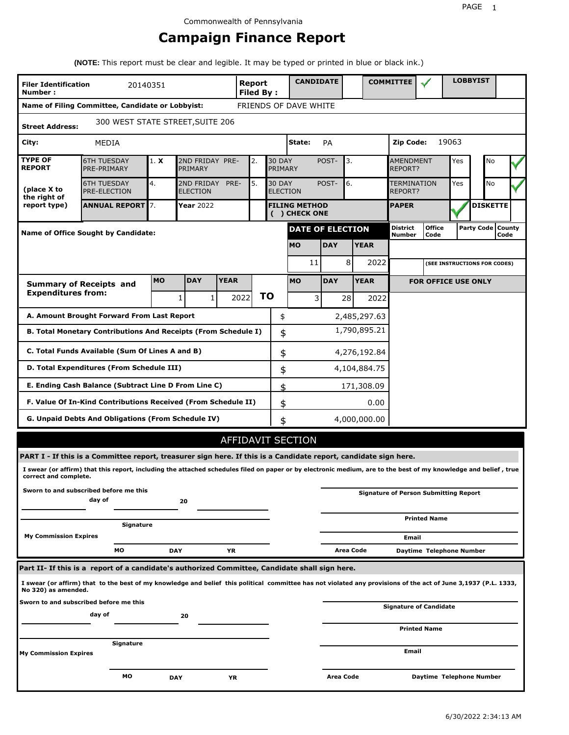Commonwealth of Pennsylvania

# Campaign Finance Report

**(NOTE:** This report must be clear and legible. It may be typed or printed in blue or black ink.)

| **Filer Identification Number :** | 20140351 | **Report Filed By :** | **CANDIDATE** | | **COMMITTEE** | ✓ | **LOBBYIST** | |
|---|---|---|---|---|---|---|---|---|

**Name of Filing Committee, Candidate or Lobbyist:** FRIENDS OF DAVE WHITE

**Street Address:** 300 WEST STATE STREET,SUITE 206

**City:** MEDIA **State:** PA **Zip Code:** 19063

| **TYPE OF REPORT** (place X to the right of report type) | | | | | | | | |
|---|---|---|---|---|---|---|---|---|
| 6TH TUESDAY PRE-PRIMARY | 1. **X** | 2ND FRIDAY PRE-PRIMARY | 2. | 30 DAY POST-PRIMARY | 3. | AMENDMENT REPORT? | Yes | No ✓ |
| 6TH TUESDAY PRE-ELECTION | 4. | 2ND FRIDAY PRE-ELECTION | 5. | 30 DAY POST-ELECTION | 6. | TERMINATION REPORT? | Yes | No ✓ |
| **ANNUAL REPORT** | 7. | **Year** 2022 | | **FILING METHOD ( ) CHECK ONE** | | **PAPER** ✓ | **DISKETTE** | |

**Name of Office Sought by Candidate:**

| **DATE OF ELECTION** | | | **District Number** | **Office Code** | **Party Code** | **County Code** |
|---|---|---|---|---|---|---|
| **MO** | **DAY** | **YEAR** | | | | |
| 11 | 8 | 2022 | | (SEE INSTRUCTIONS FOR CODES) | | |

| **Summary of Receipts and Expenditures from:** | **MO** | **DAY** | **YEAR** | | **MO** | **DAY** | **YEAR** |
|---|---|---|---|---|---|---|---|
| | 1 | 1 | 2022 | **TO** | 3 | 28 | 2022 |

**FOR OFFICE USE ONLY**

| | | |
|---|---|---|
| **A. Amount Brought Forward From Last Report** | $ | 2,485,297.63 |
| **B. Total Monetary Contributions And Receipts (From Schedule I)** | $ | 1,790,895.21 |
| **C. Total Funds Available (Sum Of Lines A and B)** | $ | 4,276,192.84 |
| **D. Total Expenditures (From Schedule III)** | $ | 4,104,884.75 |
| **E. Ending Cash Balance (Subtract Line D From Line C)** | $ | 171,308.09 |
| **F. Value Of In-Kind Contributions Received (From Schedule II)** | $ | 0.00 |
| **G. Unpaid Debts And Obligations (From Schedule IV)** | $ | 4,000,000.00 |

## AFFIDAVIT SECTION

**PART I - If this is a Committee report, treasurer sign here. If this is a Candidate report, candidate sign here.**

**I swear (or affirm) that this report, including the attached schedules filed on paper or by electronic medium, are to the best of my knowledge and belief , true correct and complete.**

**Sworn to and subscribed before me this** ______ **day of** ______ **20** ______

______
**Signature**

**My Commission Expires** ______ **MO** ______ **DAY** ______ **YR**

______
**Signature of Person Submitting Report**

______
**Printed Name**

______
**Email**

______
**Area Code** **Daytime Telephone Number**

**Part II- If this is a report of a candidate's authorized Committee, Candidate shall sign here.**

**I swear (or affirm) that to the best of my knowledge and belief this political committee has not violated any provisions of the act of June 3,1937 (P.L. 1333, No 320) as amended.**

**Sworn to and subscribed before me this** ______ **day of** ______ **20** ______

______
**Signature**

**My Commission Expires** ______ **MO** ______ **DAY** ______ **YR**

______
**Signature of Candidate**

______
**Printed Name**

______
**Email**

______
**Area Code** **Daytime Telephone Number**

6/30/2022 2:34:13 AM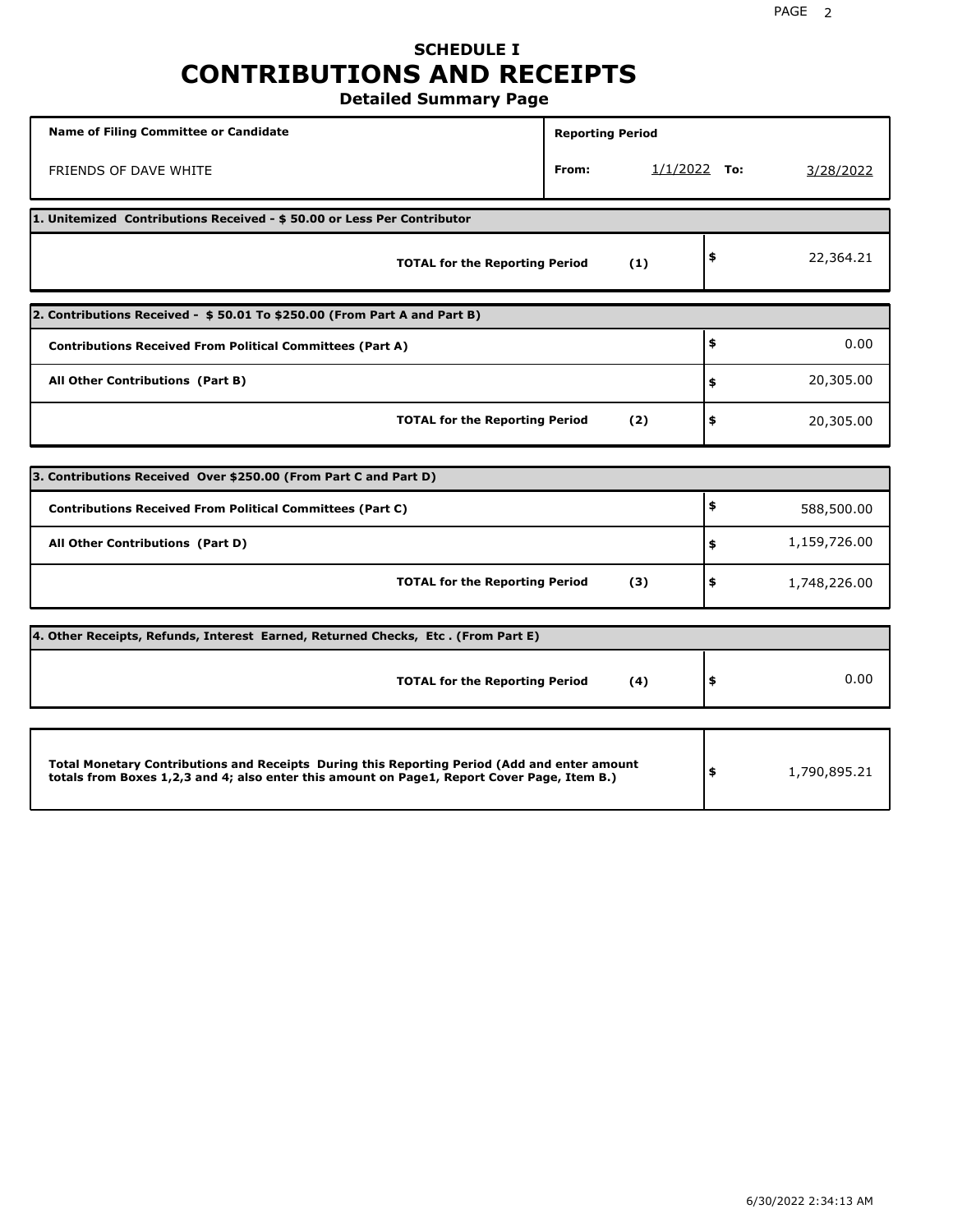# SCHEDULE I
# CONTRIBUTIONS AND RECEIPTS
### Detailed Summary Page

| Name of Filing Committee or Candidate | Reporting Period | |
|---|---|---|
| FRIENDS OF DAVE WHITE | From: 1/1/2022 | To: 3/28/2022 |

| 1. Unitemized Contributions Received - $ 50.00 or Less Per Contributor | |
|---|---|
| **TOTAL for the Reporting Period (1)** | $ 22,364.21 |

| 2. Contributions Received - $ 50.01 To $250.00 (From Part A and Part B) | |
|---|---|
| **Contributions Received From Political Committees (Part A)** | $ 0.00 |
| **All Other Contributions (Part B)** | $ 20,305.00 |
| **TOTAL for the Reporting Period (2)** | $ 20,305.00 |

| 3. Contributions Received Over $250.00 (From Part C and Part D) | |
|---|---|
| **Contributions Received From Political Committees (Part C)** | $ 588,500.00 |
| **All Other Contributions (Part D)** | $ 1,159,726.00 |
| **TOTAL for the Reporting Period (3)** | $ 1,748,226.00 |

| 4. Other Receipts, Refunds, Interest Earned, Returned Checks, Etc . (From Part E) | |
|---|---|
| **TOTAL for the Reporting Period (4)** | $ 0.00 |

| | |
|---|---|
| **Total Monetary Contributions and Receipts During this Reporting Period (Add and enter amount totals from Boxes 1,2,3 and 4; also enter this amount on Page1, Report Cover Page, Item B.)** | $ 1,790,895.21 |

6/30/2022 2:34:13 AM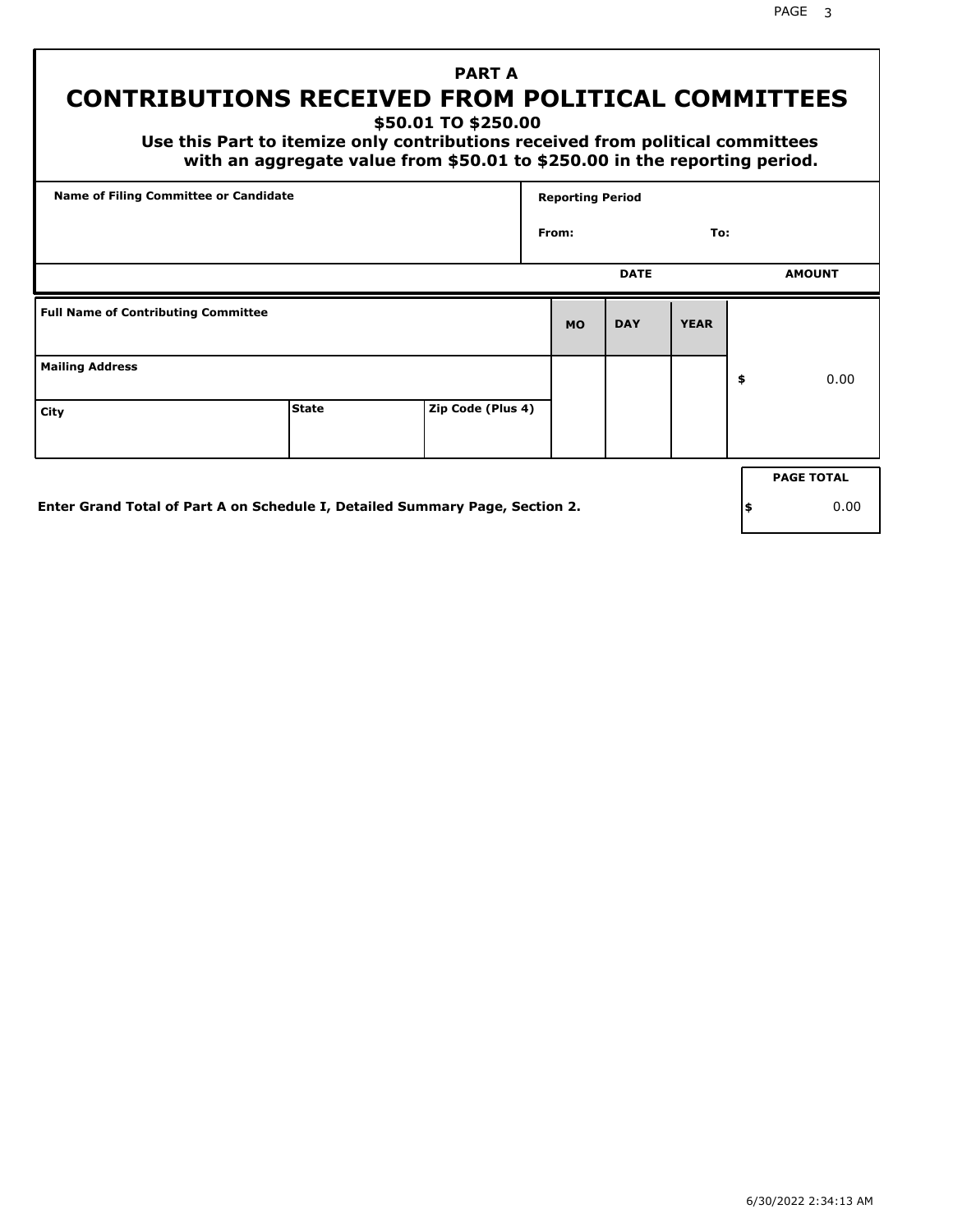# PART A

# CONTRIBUTIONS RECEIVED FROM POLITICAL COMMITTEES

### $50.01 TO $250.00

**Use this Part to itemize only contributions received from political committees with an aggregate value from $50.01 to $250.00 in the reporting period.**

| Name of Filing Committee or Candidate | Reporting Period | |
|---|---|---|
| | From: | To: |

| Full Name of Contributing Committee | | | DATE MO | DATE DAY | DATE YEAR | AMOUNT |
|---|---|---|---|---|---|---|
| Mailing Address | | | | | | $ 0.00 |
| City | State | Zip Code (Plus 4) | | | | |

**Enter Grand Total of Part A on Schedule I, Detailed Summary Page, Section 2.**

| PAGE TOTAL |
|---|
| $ 0.00 |

6/30/2022 2:34:13 AM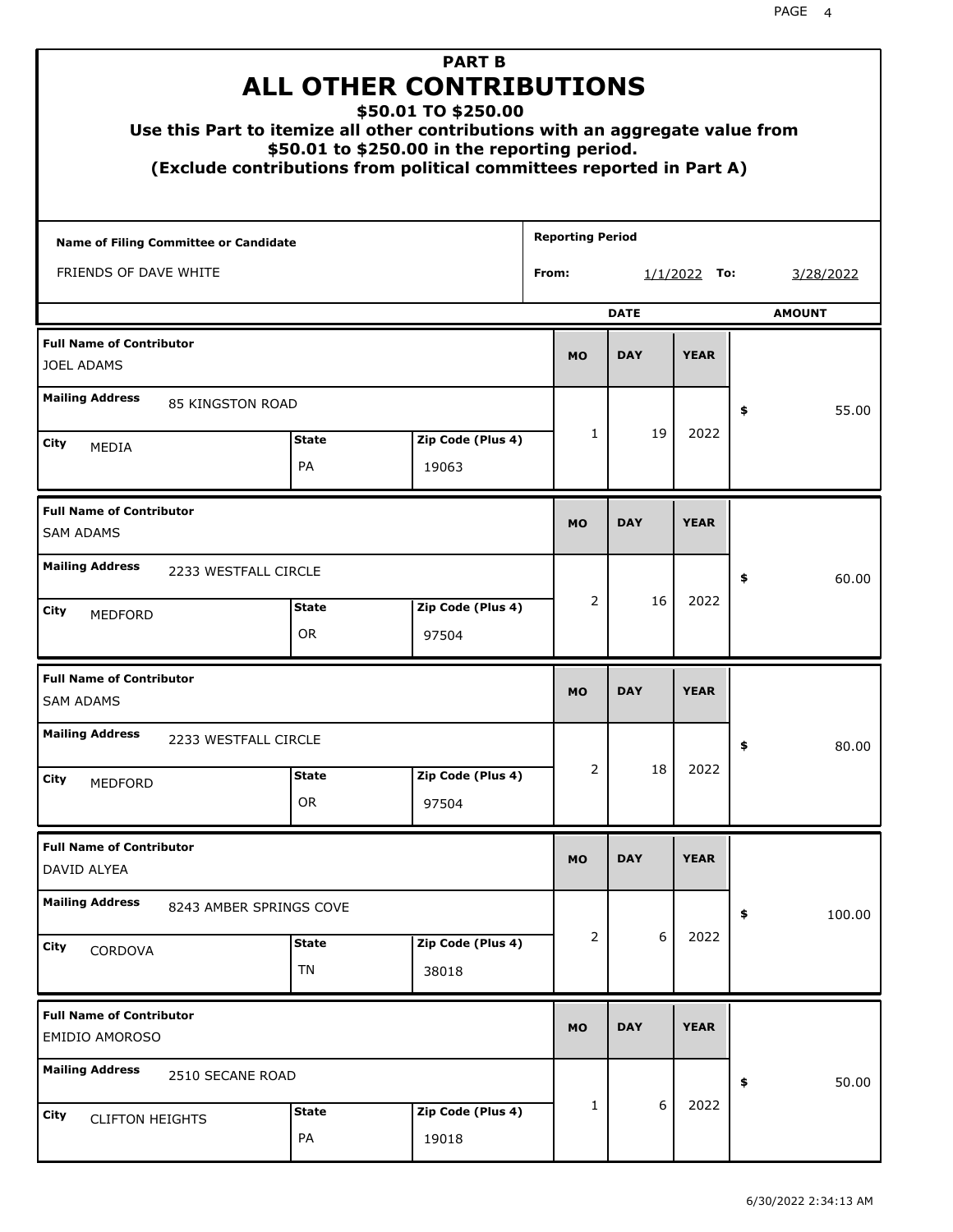# PART B
# ALL OTHER CONTRIBUTIONS
## $50.01 TO $250.00

**Use this Part to itemize all other contributions with an aggregate value from $50.01 to $250.00 in the reporting period.**
**(Exclude contributions from political committees reported in Part A)**

| Name of Filing Committee or Candidate | Reporting Period |
|---|---|
| FRIENDS OF DAVE WHITE | From: 1/1/2022 To: 3/28/2022 |

| Full Name of Contributor | Mailing Address | City | State | Zip Code (Plus 4) | MO | DAY | YEAR | AMOUNT |
|---|---|---|---|---|---|---|---|---|
| JOEL ADAMS | 85 KINGSTON ROAD | MEDIA | PA | 19063 | 1 | 19 | 2022 | $ 55.00 |
| SAM ADAMS | 2233 WESTFALL CIRCLE | MEDFORD | OR | 97504 | 2 | 16 | 2022 | $ 60.00 |
| SAM ADAMS | 2233 WESTFALL CIRCLE | MEDFORD | OR | 97504 | 2 | 18 | 2022 | $ 80.00 |
| DAVID ALYEA | 8243 AMBER SPRINGS COVE | CORDOVA | TN | 38018 | 2 | 6 | 2022 | $ 100.00 |
| EMIDIO AMOROSO | 2510 SECANE ROAD | CLIFTON HEIGHTS | PA | 19018 | 1 | 6 | 2022 | $ 50.00 |

6/30/2022 2:34:13 AM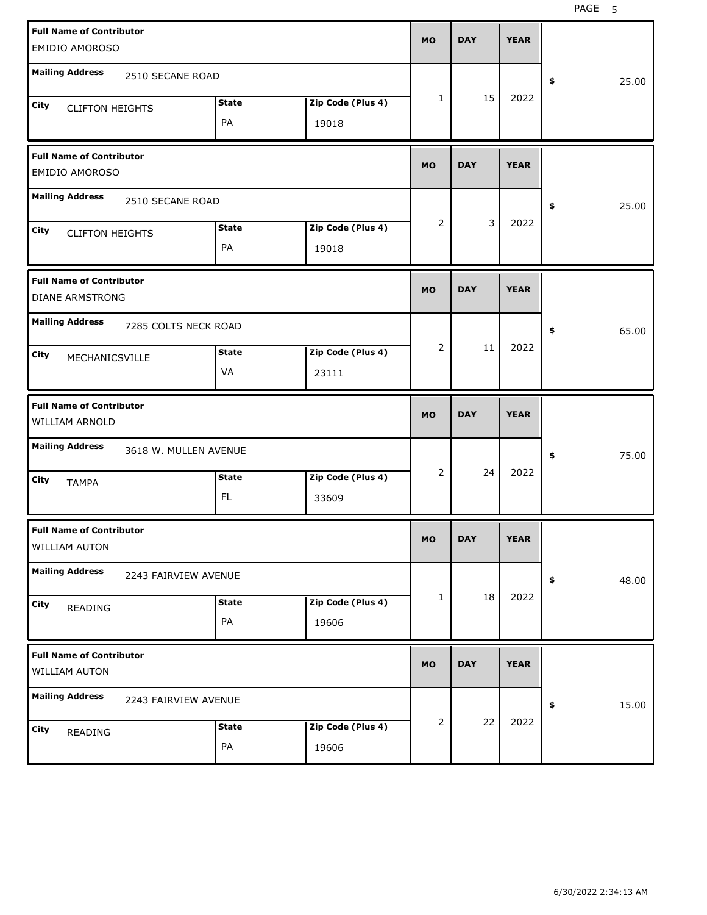| Full Name of Contributor | Mailing Address | City | State | Zip Code (Plus 4) | MO | DAY | YEAR | $ |
|---|---|---|---|---|---|---|---|---|
| EMIDIO AMOROSO | 2510 SECANE ROAD | CLIFTON HEIGHTS | PA | 19018 | 1 | 15 | 2022 | 25.00 |
| EMIDIO AMOROSO | 2510 SECANE ROAD | CLIFTON HEIGHTS | PA | 19018 | 2 | 3 | 2022 | 25.00 |
| DIANE ARMSTRONG | 7285 COLTS NECK ROAD | MECHANICSVILLE | VA | 23111 | 2 | 11 | 2022 | 65.00 |
| WILLIAM ARNOLD | 3618 W. MULLEN AVENUE | TAMPA | FL | 33609 | 2 | 24 | 2022 | 75.00 |
| WILLIAM AUTON | 2243 FAIRVIEW AVENUE | READING | PA | 19606 | 1 | 18 | 2022 | 48.00 |
| WILLIAM AUTON | 2243 FAIRVIEW AVENUE | READING | PA | 19606 | 2 | 22 | 2022 | 15.00 |

6/30/2022 2:34:13 AM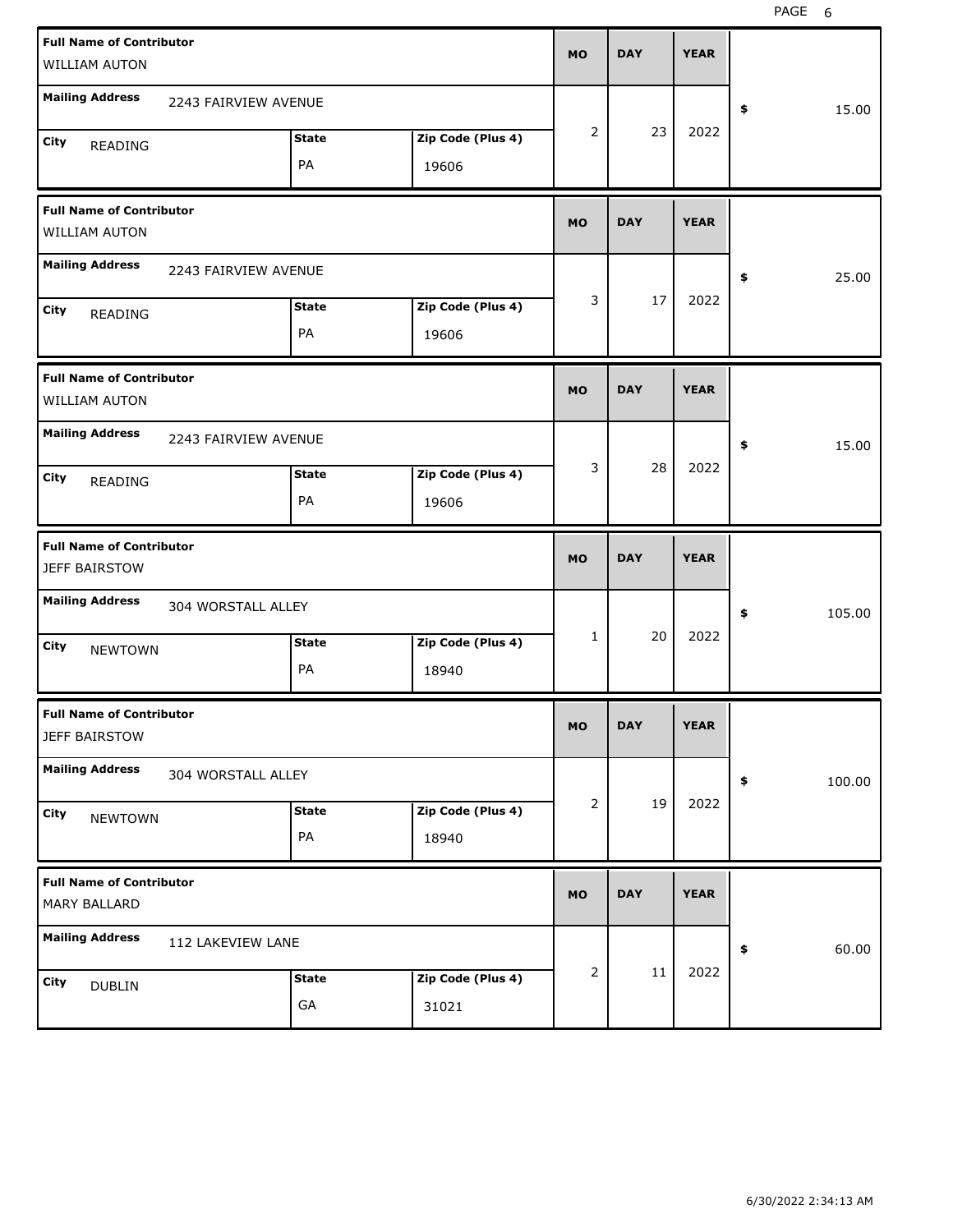| Full Name of Contributor | Mailing Address | City | State | Zip Code (Plus 4) | MO | DAY | YEAR | $ |
|---|---|---|---|---|---|---|---|---|
| WILLIAM AUTON | 2243 FAIRVIEW AVENUE | READING | PA | 19606 | 2 | 23 | 2022 | 15.00 |
| WILLIAM AUTON | 2243 FAIRVIEW AVENUE | READING | PA | 19606 | 3 | 17 | 2022 | 25.00 |
| WILLIAM AUTON | 2243 FAIRVIEW AVENUE | READING | PA | 19606 | 3 | 28 | 2022 | 15.00 |
| JEFF BAIRSTOW | 304 WORSTALL ALLEY | NEWTOWN | PA | 18940 | 1 | 20 | 2022 | 105.00 |
| JEFF BAIRSTOW | 304 WORSTALL ALLEY | NEWTOWN | PA | 18940 | 2 | 19 | 2022 | 100.00 |
| MARY BALLARD | 112 LAKEVIEW LANE | DUBLIN | GA | 31021 | 2 | 11 | 2022 | 60.00 |

6/30/2022 2:34:13 AM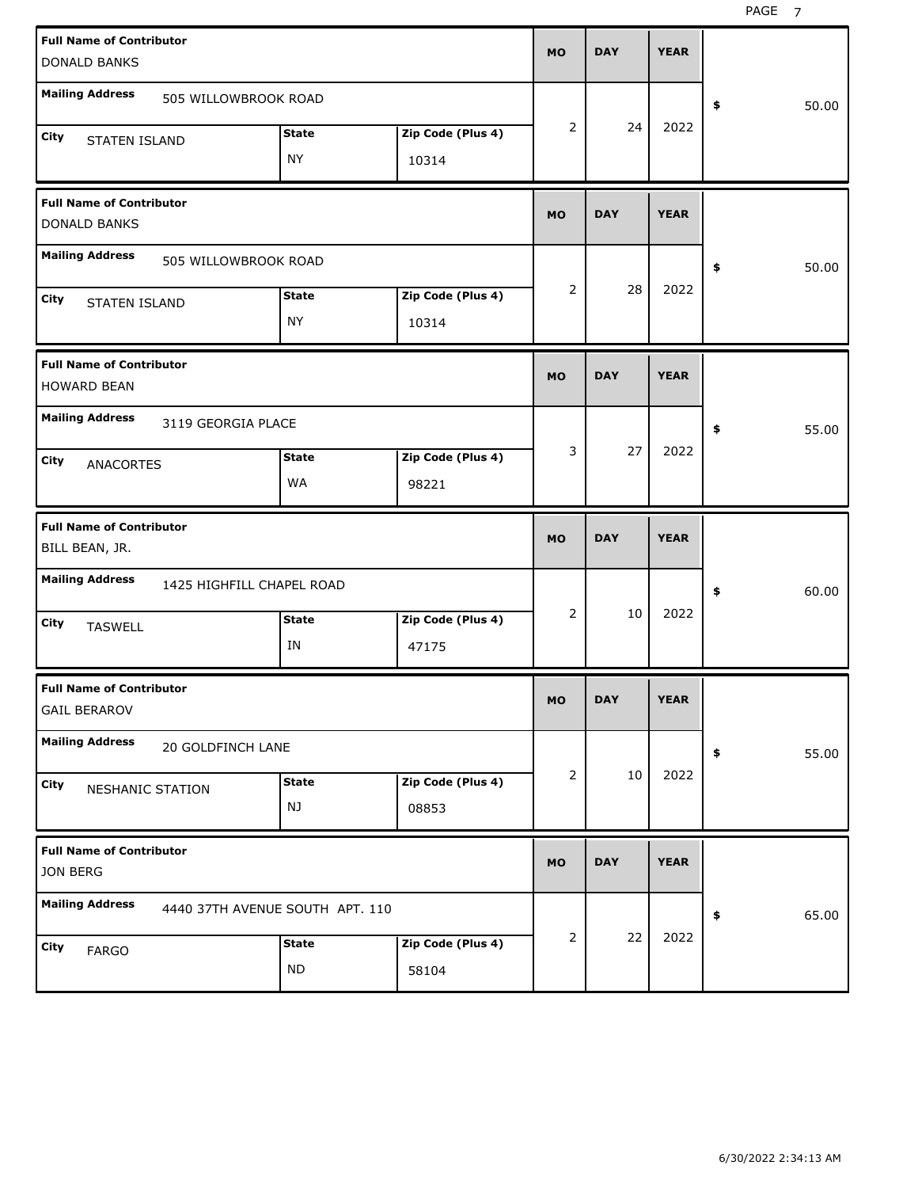| Full Name of Contributor | Mailing Address | City | State | Zip Code (Plus 4) | MO | DAY | YEAR | $ |
|---|---|---|---|---|---|---|---|---|
| DONALD BANKS | 505 WILLOWBROOK ROAD | STATEN ISLAND | NY | 10314 | 2 | 24 | 2022 | 50.00 |
| DONALD BANKS | 505 WILLOWBROOK ROAD | STATEN ISLAND | NY | 10314 | 2 | 28 | 2022 | 50.00 |
| HOWARD BEAN | 3119 GEORGIA PLACE | ANACORTES | WA | 98221 | 3 | 27 | 2022 | 55.00 |
| BILL BEAN, JR. | 1425 HIGHFILL CHAPEL ROAD | TASWELL | IN | 47175 | 2 | 10 | 2022 | 60.00 |
| GAIL BERAROV | 20 GOLDFINCH LANE | NESHANIC STATION | NJ | 08853 | 2 | 10 | 2022 | 55.00 |
| JON BERG | 4440 37TH AVENUE SOUTH APT. 110 | FARGO | ND | 58104 | 2 | 22 | 2022 | 65.00 |

6/30/2022 2:34:13 AM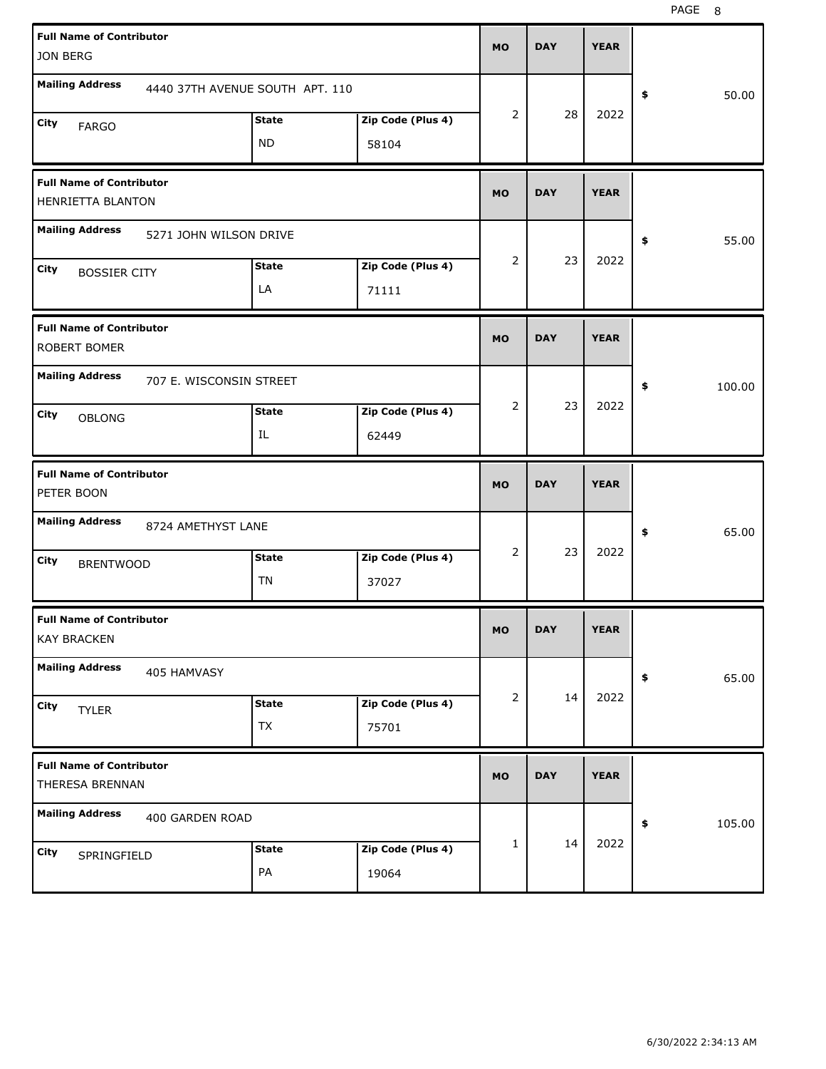| Full Name of Contributor | Mailing Address | City | State | Zip Code (Plus 4) | MO | DAY | YEAR | $ |
|---|---|---|---|---|---|---|---|---|
| JON BERG | 4440 37TH AVENUE SOUTH APT. 110 | FARGO | ND | 58104 | 2 | 28 | 2022 | 50.00 |
| HENRIETTA BLANTON | 5271 JOHN WILSON DRIVE | BOSSIER CITY | LA | 71111 | 2 | 23 | 2022 | 55.00 |
| ROBERT BOMER | 707 E. WISCONSIN STREET | OBLONG | IL | 62449 | 2 | 23 | 2022 | 100.00 |
| PETER BOON | 8724 AMETHYST LANE | BRENTWOOD | TN | 37027 | 2 | 23 | 2022 | 65.00 |
| KAY BRACKEN | 405 HAMVASY | TYLER | TX | 75701 | 2 | 14 | 2022 | 65.00 |
| THERESA BRENNAN | 400 GARDEN ROAD | SPRINGFIELD | PA | 19064 | 1 | 14 | 2022 | 105.00 |

6/30/2022 2:34:13 AM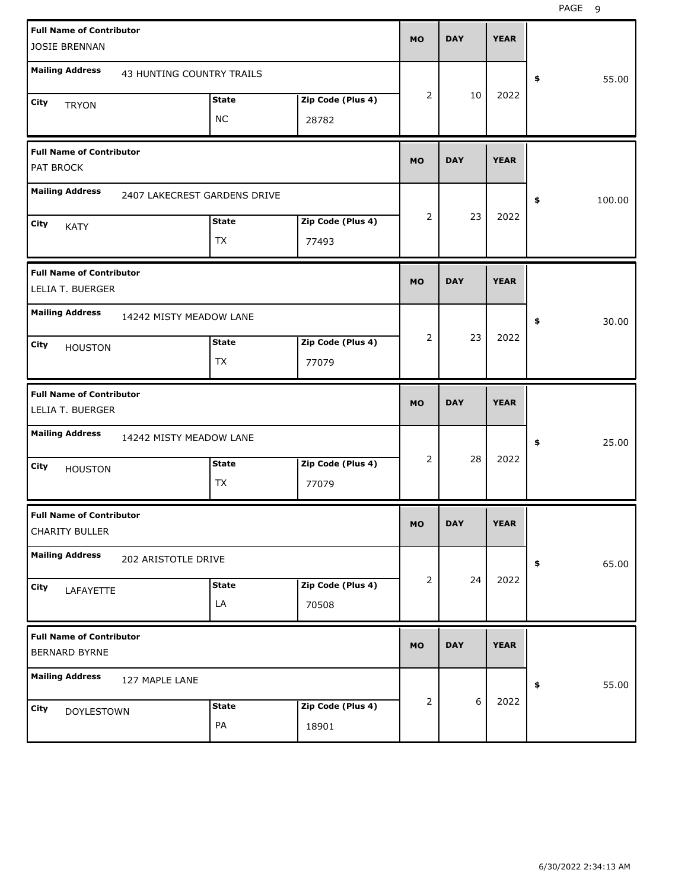| Full Name of Contributor | Mailing Address | City | State | Zip Code (Plus 4) | MO | DAY | YEAR | $ |
|---|---|---|---|---|---|---|---|---|
| JOSIE BRENNAN | 43 HUNTING COUNTRY TRAILS | TRYON | NC | 28782 | 2 | 10 | 2022 | 55.00 |
| PAT BROCK | 2407 LAKECREST GARDENS DRIVE | KATY | TX | 77493 | 2 | 23 | 2022 | 100.00 |
| LELIA T. BUERGER | 14242 MISTY MEADOW LANE | HOUSTON | TX | 77079 | 2 | 23 | 2022 | 30.00 |
| LELIA T. BUERGER | 14242 MISTY MEADOW LANE | HOUSTON | TX | 77079 | 2 | 28 | 2022 | 25.00 |
| CHARITY BULLER | 202 ARISTOTLE DRIVE | LAFAYETTE | LA | 70508 | 2 | 24 | 2022 | 65.00 |
| BERNARD BYRNE | 127 MAPLE LANE | DOYLESTOWN | PA | 18901 | 2 | 6 | 2022 | 55.00 |

6/30/2022 2:34:13 AM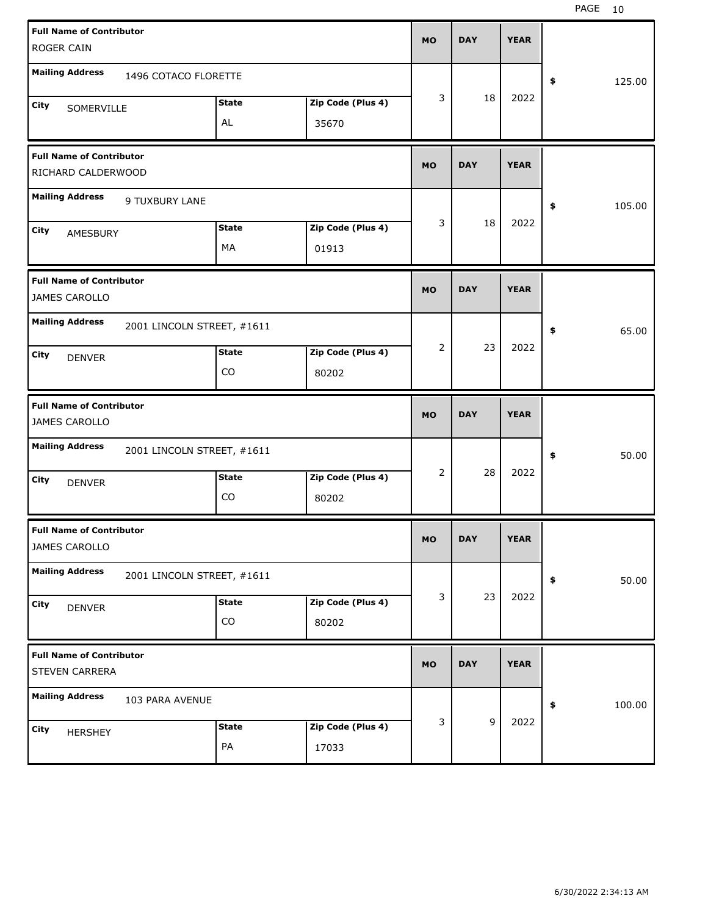| Full Name of Contributor | Mailing Address | City | State | Zip Code (Plus 4) | MO | DAY | YEAR | $ |
|---|---|---|---|---|---|---|---|---|
| ROGER CAIN | 1496 COTACO FLORETTE | SOMERVILLE | AL | 35670 | 3 | 18 | 2022 | 125.00 |
| RICHARD CALDERWOOD | 9 TUXBURY LANE | AMESBURY | MA | 01913 | 3 | 18 | 2022 | 105.00 |
| JAMES CAROLLO | 2001 LINCOLN STREET, #1611 | DENVER | CO | 80202 | 2 | 23 | 2022 | 65.00 |
| JAMES CAROLLO | 2001 LINCOLN STREET, #1611 | DENVER | CO | 80202 | 2 | 28 | 2022 | 50.00 |
| JAMES CAROLLO | 2001 LINCOLN STREET, #1611 | DENVER | CO | 80202 | 3 | 23 | 2022 | 50.00 |
| STEVEN CARRERA | 103 PARA AVENUE | HERSHEY | PA | 17033 | 3 | 9 | 2022 | 100.00 |

6/30/2022 2:34:13 AM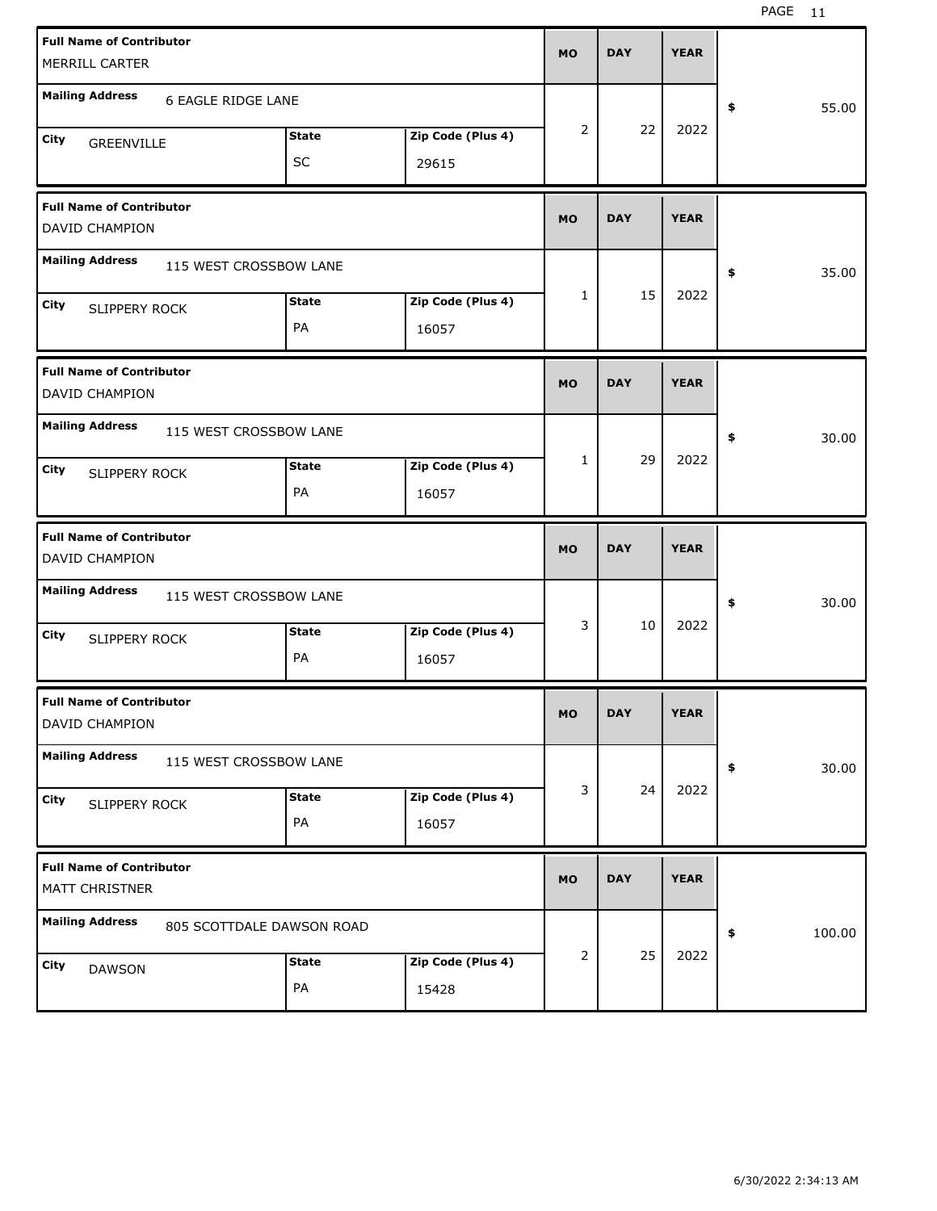| Full Name of Contributor | Mailing Address | City | State | Zip Code (Plus 4) | MO | DAY | YEAR | $ |
|---|---|---|---|---|---|---|---|---|
| MERRILL CARTER | 6 EAGLE RIDGE LANE | GREENVILLE | SC | 29615 | 2 | 22 | 2022 | 55.00 |
| DAVID CHAMPION | 115 WEST CROSSBOW LANE | SLIPPERY ROCK | PA | 16057 | 1 | 15 | 2022 | 35.00 |
| DAVID CHAMPION | 115 WEST CROSSBOW LANE | SLIPPERY ROCK | PA | 16057 | 1 | 29 | 2022 | 30.00 |
| DAVID CHAMPION | 115 WEST CROSSBOW LANE | SLIPPERY ROCK | PA | 16057 | 3 | 10 | 2022 | 30.00 |
| DAVID CHAMPION | 115 WEST CROSSBOW LANE | SLIPPERY ROCK | PA | 16057 | 3 | 24 | 2022 | 30.00 |
| MATT CHRISTNER | 805 SCOTTDALE DAWSON ROAD | DAWSON | PA | 15428 | 2 | 25 | 2022 | 100.00 |

6/30/2022 2:34:13 AM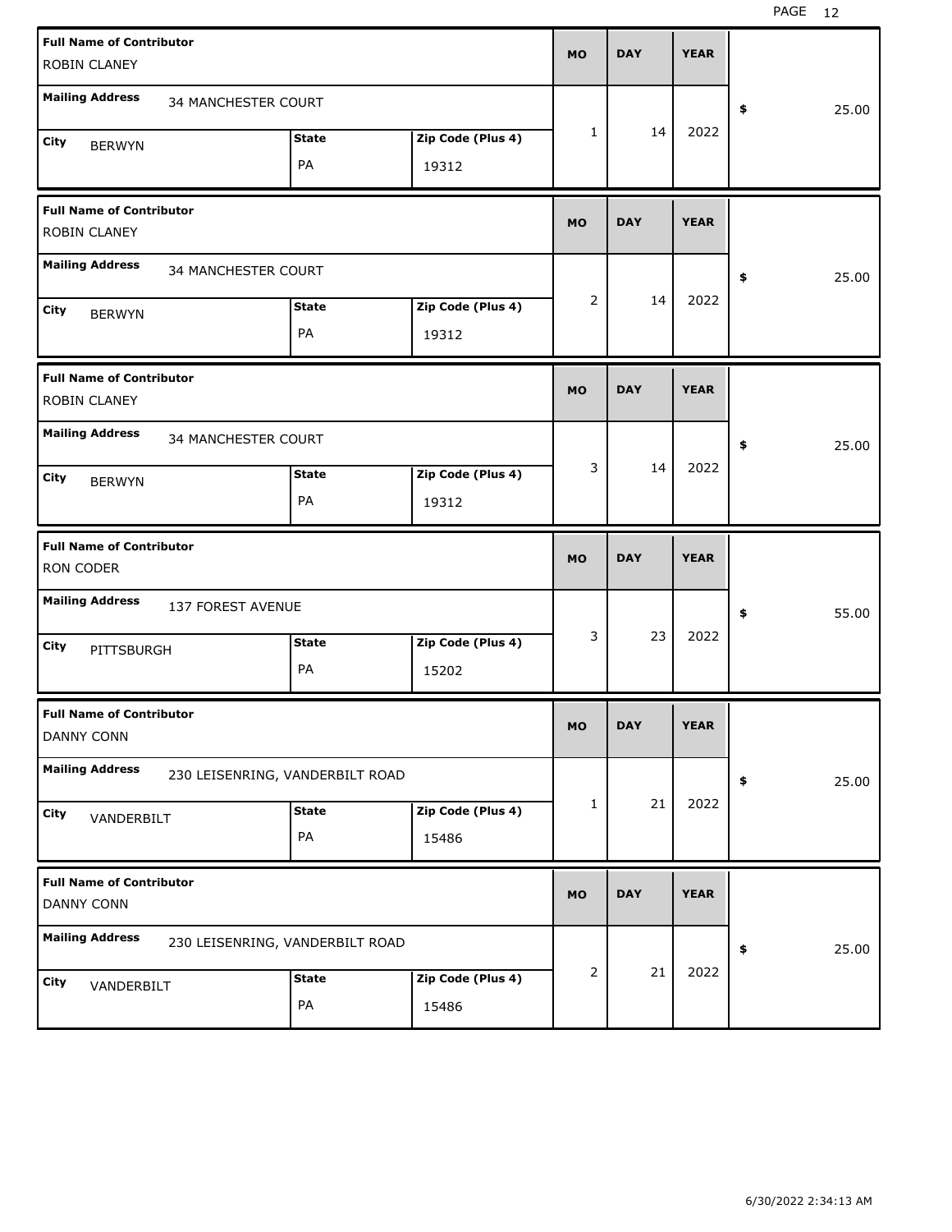| Full Name of Contributor | Mailing Address | City | State | Zip Code (Plus 4) | MO | DAY | YEAR | $ |
|---|---|---|---|---|---|---|---|---|
| ROBIN CLANEY | 34 MANCHESTER COURT | BERWYN | PA | 19312 | 1 | 14 | 2022 | 25.00 |
| ROBIN CLANEY | 34 MANCHESTER COURT | BERWYN | PA | 19312 | 2 | 14 | 2022 | 25.00 |
| ROBIN CLANEY | 34 MANCHESTER COURT | BERWYN | PA | 19312 | 3 | 14 | 2022 | 25.00 |
| RON CODER | 137 FOREST AVENUE | PITTSBURGH | PA | 15202 | 3 | 23 | 2022 | 55.00 |
| DANNY CONN | 230 LEISENRING, VANDERBILT ROAD | VANDERBILT | PA | 15486 | 1 | 21 | 2022 | 25.00 |
| DANNY CONN | 230 LEISENRING, VANDERBILT ROAD | VANDERBILT | PA | 15486 | 2 | 21 | 2022 | 25.00 |

6/30/2022 2:34:13 AM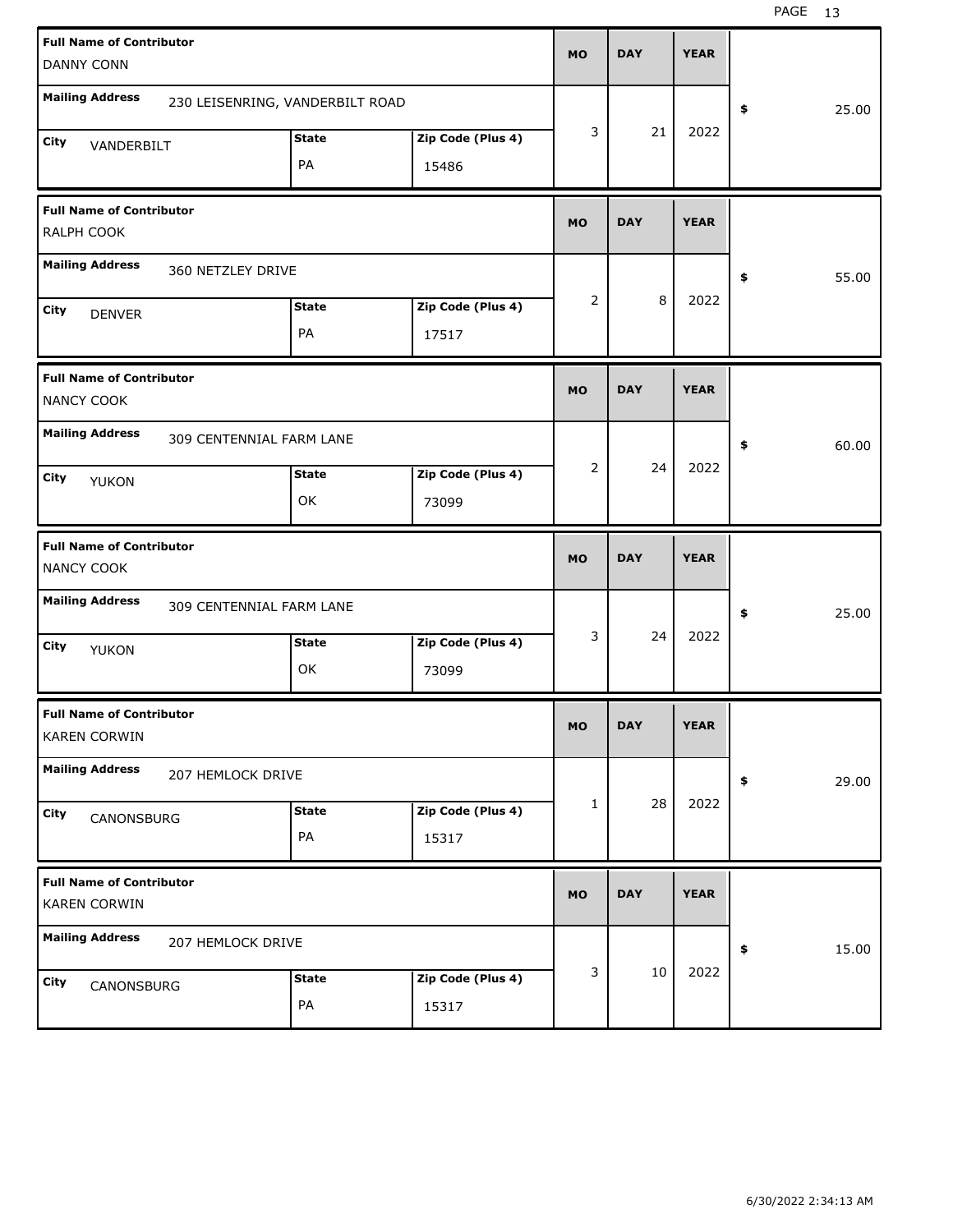| Full Name of Contributor | Mailing Address | City | State | Zip Code (Plus 4) | MO | DAY | YEAR | $ |
|---|---|---|---|---|---|---|---|---|
| DANNY CONN | 230 LEISENRING, VANDERBILT ROAD | VANDERBILT | PA | 15486 | 3 | 21 | 2022 | 25.00 |
| RALPH COOK | 360 NETZLEY DRIVE | DENVER | PA | 17517 | 2 | 8 | 2022 | 55.00 |
| NANCY COOK | 309 CENTENNIAL FARM LANE | YUKON | OK | 73099 | 2 | 24 | 2022 | 60.00 |
| NANCY COOK | 309 CENTENNIAL FARM LANE | YUKON | OK | 73099 | 3 | 24 | 2022 | 25.00 |
| KAREN CORWIN | 207 HEMLOCK DRIVE | CANONSBURG | PA | 15317 | 1 | 28 | 2022 | 29.00 |
| KAREN CORWIN | 207 HEMLOCK DRIVE | CANONSBURG | PA | 15317 | 3 | 10 | 2022 | 15.00 |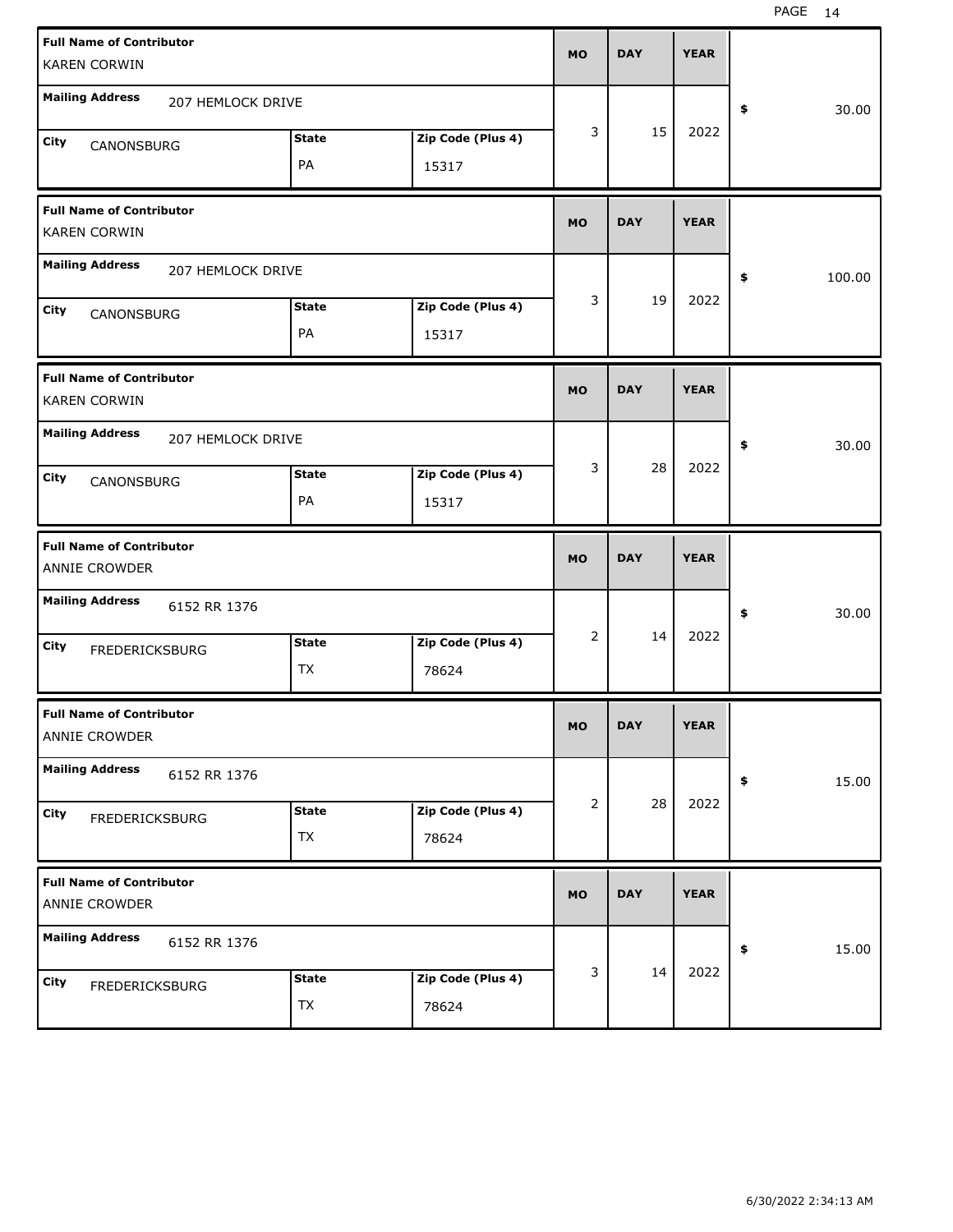| Full Name of Contributor | Mailing Address | City | State | Zip Code (Plus 4) | MO | DAY | YEAR | $ |
|---|---|---|---|---|---|---|---|---|
| KAREN CORWIN | 207 HEMLOCK DRIVE | CANONSBURG | PA | 15317 | 3 | 15 | 2022 | 30.00 |
| KAREN CORWIN | 207 HEMLOCK DRIVE | CANONSBURG | PA | 15317 | 3 | 19 | 2022 | 100.00 |
| KAREN CORWIN | 207 HEMLOCK DRIVE | CANONSBURG | PA | 15317 | 3 | 28 | 2022 | 30.00 |
| ANNIE CROWDER | 6152 RR 1376 | FREDERICKSBURG | TX | 78624 | 2 | 14 | 2022 | 30.00 |
| ANNIE CROWDER | 6152 RR 1376 | FREDERICKSBURG | TX | 78624 | 2 | 28 | 2022 | 15.00 |
| ANNIE CROWDER | 6152 RR 1376 | FREDERICKSBURG | TX | 78624 | 3 | 14 | 2022 | 15.00 |

6/30/2022 2:34:13 AM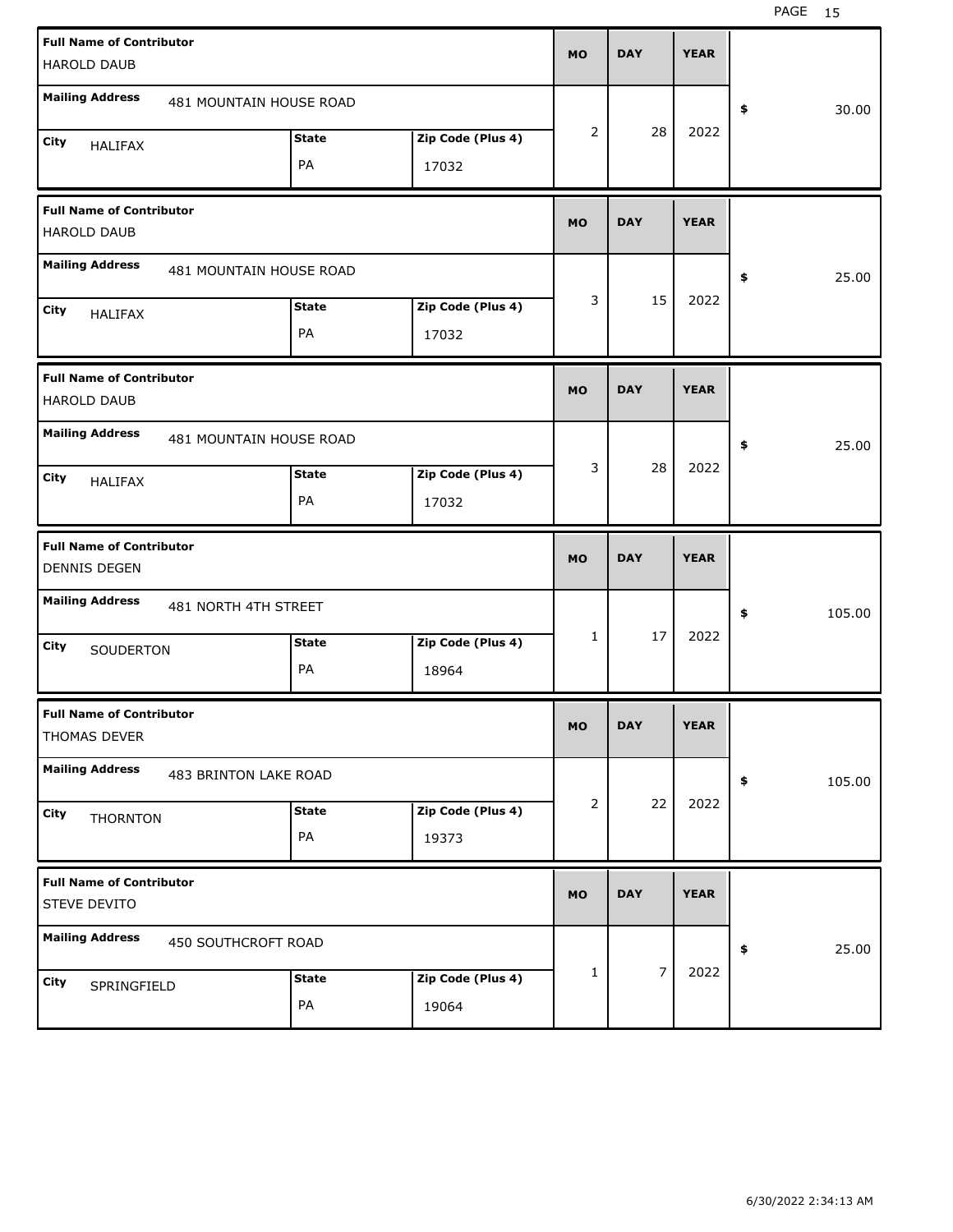| Full Name of Contributor | Mailing Address | City | State | Zip Code (Plus 4) | MO | DAY | YEAR | $ |
|---|---|---|---|---|---|---|---|---|
| HAROLD DAUB | 481 MOUNTAIN HOUSE ROAD | HALIFAX | PA | 17032 | 2 | 28 | 2022 | 30.00 |
| HAROLD DAUB | 481 MOUNTAIN HOUSE ROAD | HALIFAX | PA | 17032 | 3 | 15 | 2022 | 25.00 |
| HAROLD DAUB | 481 MOUNTAIN HOUSE ROAD | HALIFAX | PA | 17032 | 3 | 28 | 2022 | 25.00 |
| DENNIS DEGEN | 481 NORTH 4TH STREET | SOUDERTON | PA | 18964 | 1 | 17 | 2022 | 105.00 |
| THOMAS DEVER | 483 BRINTON LAKE ROAD | THORNTON | PA | 19373 | 2 | 22 | 2022 | 105.00 |
| STEVE DEVITO | 450 SOUTHCROFT ROAD | SPRINGFIELD | PA | 19064 | 1 | 7 | 2022 | 25.00 |

6/30/2022 2:34:13 AM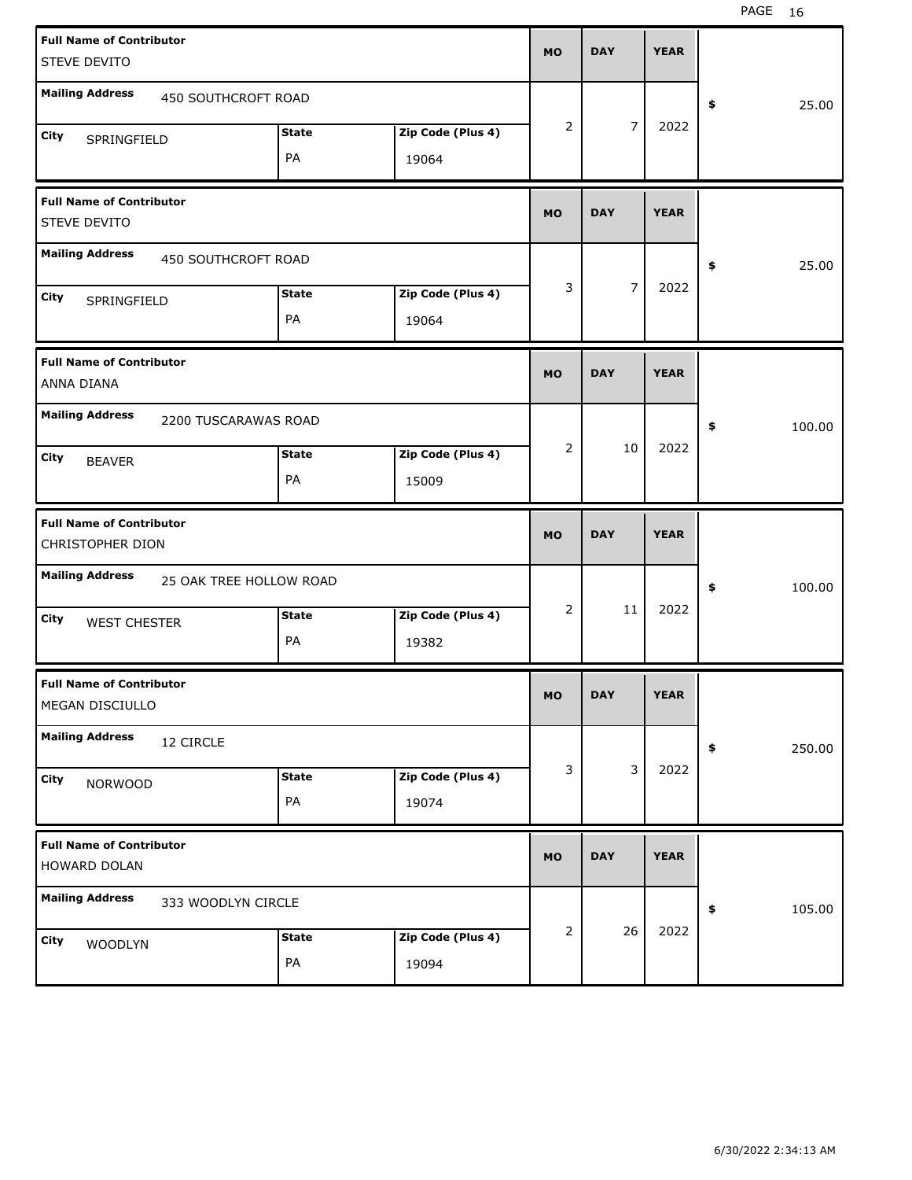| Full Name of Contributor | Mailing Address | City | State | Zip Code (Plus 4) | MO | DAY | YEAR | $ |
|---|---|---|---|---|---|---|---|---|
| STEVE DEVITO | 450 SOUTHCROFT ROAD | SPRINGFIELD | PA | 19064 | 2 | 7 | 2022 | 25.00 |
| STEVE DEVITO | 450 SOUTHCROFT ROAD | SPRINGFIELD | PA | 19064 | 3 | 7 | 2022 | 25.00 |
| ANNA DIANA | 2200 TUSCARAWAS ROAD | BEAVER | PA | 15009 | 2 | 10 | 2022 | 100.00 |
| CHRISTOPHER DION | 25 OAK TREE HOLLOW ROAD | WEST CHESTER | PA | 19382 | 2 | 11 | 2022 | 100.00 |
| MEGAN DISCIULLO | 12 CIRCLE | NORWOOD | PA | 19074 | 3 | 3 | 2022 | 250.00 |
| HOWARD DOLAN | 333 WOODLYN CIRCLE | WOODLYN | PA | 19094 | 2 | 26 | 2022 | 105.00 |

6/30/2022 2:34:13 AM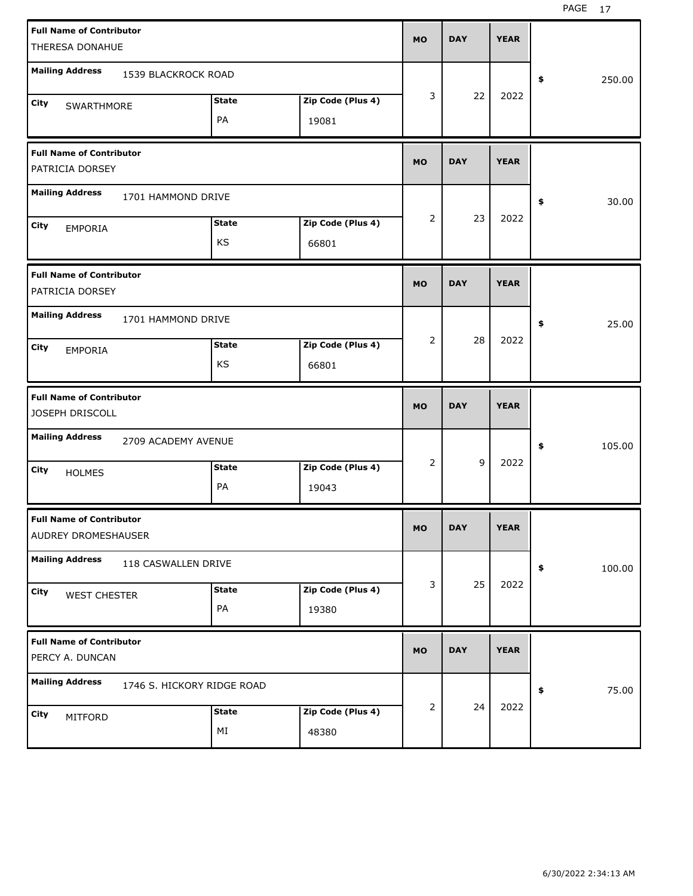| Full Name of Contributor | Mailing Address | City | State | Zip Code (Plus 4) | MO | DAY | YEAR | $ |
|---|---|---|---|---|---|---|---|---|
| THERESA DONAHUE | 1539 BLACKROCK ROAD | SWARTHMORE | PA | 19081 | 3 | 22 | 2022 | 250.00 |
| PATRICIA DORSEY | 1701 HAMMOND DRIVE | EMPORIA | KS | 66801 | 2 | 23 | 2022 | 30.00 |
| PATRICIA DORSEY | 1701 HAMMOND DRIVE | EMPORIA | KS | 66801 | 2 | 28 | 2022 | 25.00 |
| JOSEPH DRISCOLL | 2709 ACADEMY AVENUE | HOLMES | PA | 19043 | 2 | 9 | 2022 | 105.00 |
| AUDREY DROMESHAUSER | 118 CASWALLEN DRIVE | WEST CHESTER | PA | 19380 | 3 | 25 | 2022 | 100.00 |
| PERCY A. DUNCAN | 1746 S. HICKORY RIDGE ROAD | MITFORD | MI | 48380 | 2 | 24 | 2022 | 75.00 |

6/30/2022 2:34:13 AM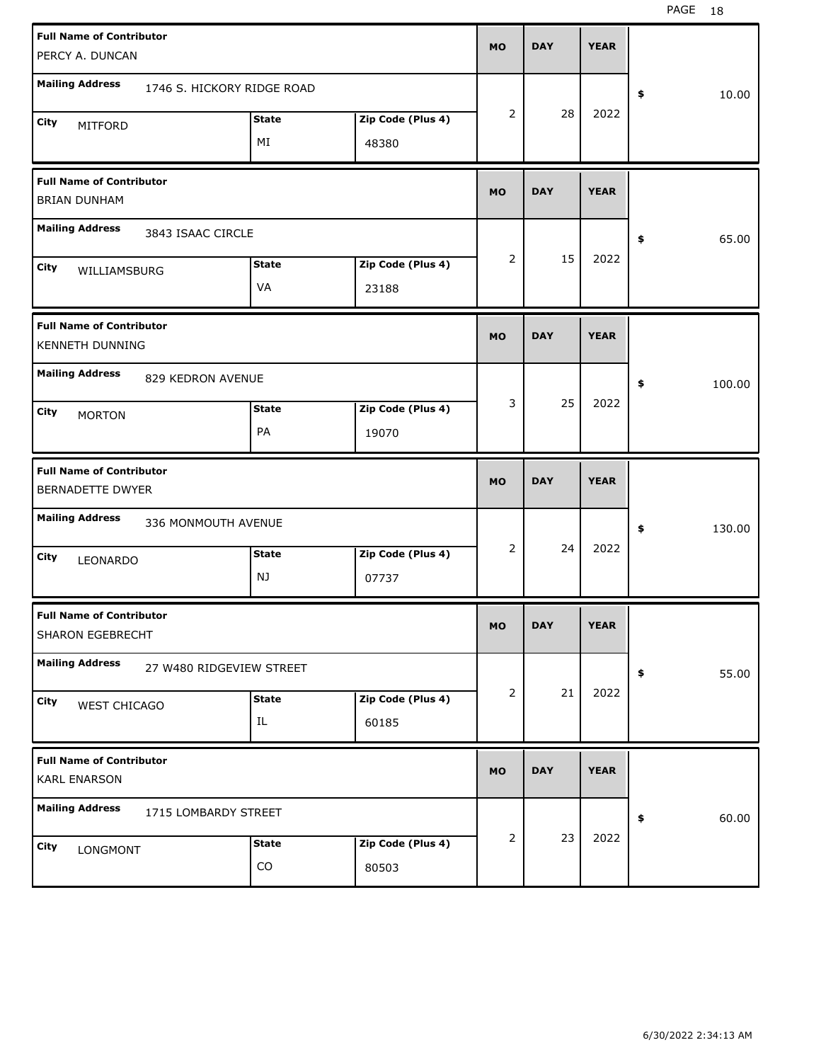| Full Name of Contributor | Mailing Address | City | State | Zip Code (Plus 4) | MO | DAY | YEAR | $ |
|---|---|---|---|---|---|---|---|---|
| PERCY A. DUNCAN | 1746 S. HICKORY RIDGE ROAD | MITFORD | MI | 48380 | 2 | 28 | 2022 | 10.00 |
| BRIAN DUNHAM | 3843 ISAAC CIRCLE | WILLIAMSBURG | VA | 23188 | 2 | 15 | 2022 | 65.00 |
| KENNETH DUNNING | 829 KEDRON AVENUE | MORTON | PA | 19070 | 3 | 25 | 2022 | 100.00 |
| BERNADETTE DWYER | 336 MONMOUTH AVENUE | LEONARDO | NJ | 07737 | 2 | 24 | 2022 | 130.00 |
| SHARON EGEBRECHT | 27 W480 RIDGEVIEW STREET | WEST CHICAGO | IL | 60185 | 2 | 21 | 2022 | 55.00 |
| KARL ENARSON | 1715 LOMBARDY STREET | LONGMONT | CO | 80503 | 2 | 23 | 2022 | 60.00 |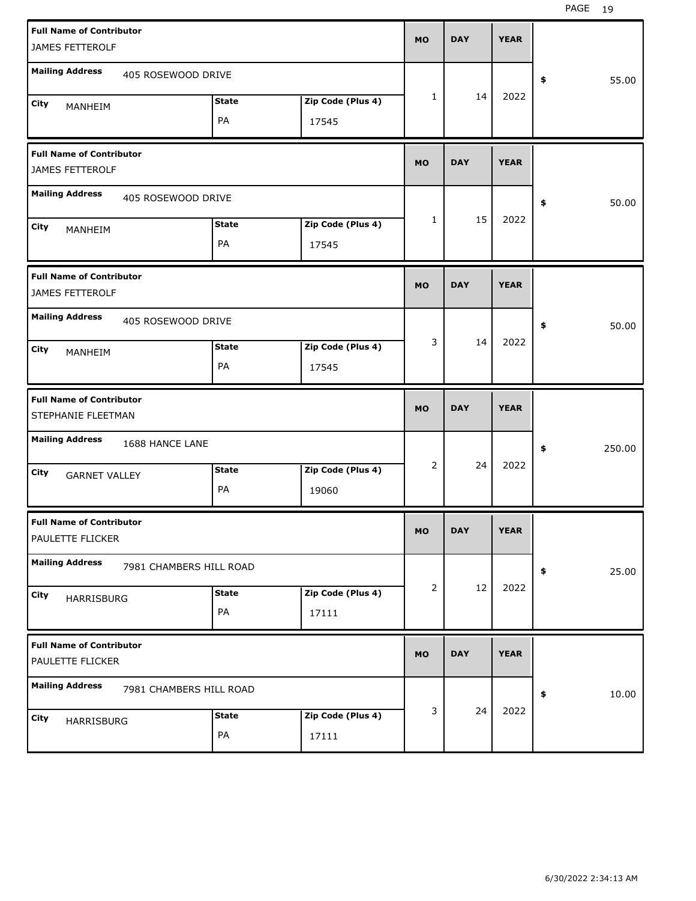| Full Name of Contributor | Mailing Address | City | State | Zip Code (Plus 4) | MO | DAY | YEAR | $ |
|---|---|---|---|---|---|---|---|---|
| JAMES FETTEROLF | 405 ROSEWOOD DRIVE | MANHEIM | PA | 17545 | 1 | 14 | 2022 | 55.00 |
| JAMES FETTEROLF | 405 ROSEWOOD DRIVE | MANHEIM | PA | 17545 | 1 | 15 | 2022 | 50.00 |
| JAMES FETTEROLF | 405 ROSEWOOD DRIVE | MANHEIM | PA | 17545 | 3 | 14 | 2022 | 50.00 |
| STEPHANIE FLEETMAN | 1688 HANCE LANE | GARNET VALLEY | PA | 19060 | 2 | 24 | 2022 | 250.00 |
| PAULETTE FLICKER | 7981 CHAMBERS HILL ROAD | HARRISBURG | PA | 17111 | 2 | 12 | 2022 | 25.00 |
| PAULETTE FLICKER | 7981 CHAMBERS HILL ROAD | HARRISBURG | PA | 17111 | 3 | 24 | 2022 | 10.00 |

6/30/2022 2:34:13 AM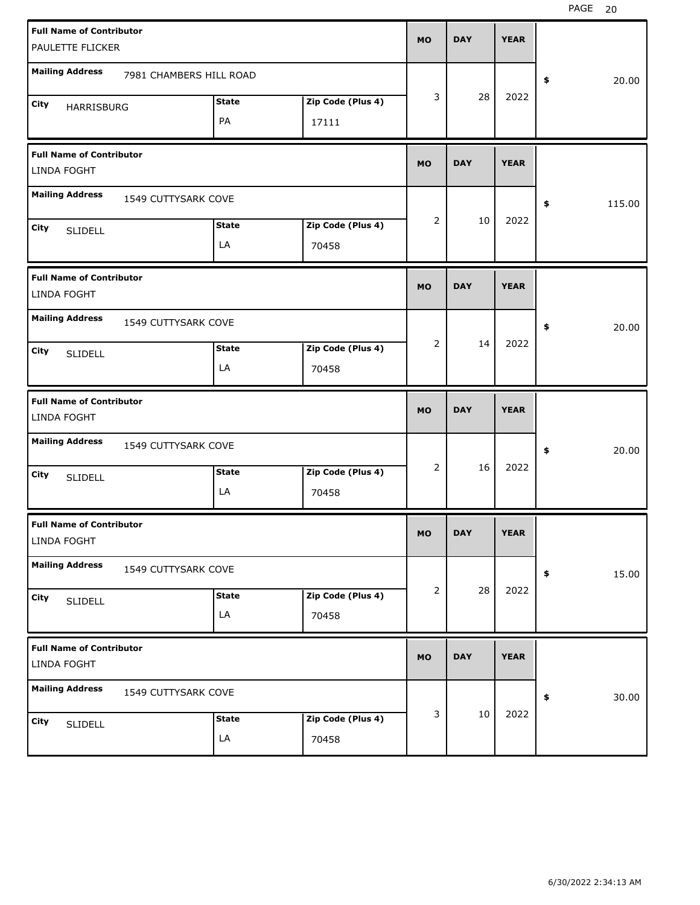| Full Name of Contributor | Mailing Address | City | State | Zip Code (Plus 4) | MO | DAY | YEAR | $ |
|---|---|---|---|---|---|---|---|---|
| PAULETTE FLICKER | 7981 CHAMBERS HILL ROAD | HARRISBURG | PA | 17111 | 3 | 28 | 2022 | 20.00 |
| LINDA FOGHT | 1549 CUTTYSARK COVE | SLIDELL | LA | 70458 | 2 | 10 | 2022 | 115.00 |
| LINDA FOGHT | 1549 CUTTYSARK COVE | SLIDELL | LA | 70458 | 2 | 14 | 2022 | 20.00 |
| LINDA FOGHT | 1549 CUTTYSARK COVE | SLIDELL | LA | 70458 | 2 | 16 | 2022 | 20.00 |
| LINDA FOGHT | 1549 CUTTYSARK COVE | SLIDELL | LA | 70458 | 2 | 28 | 2022 | 15.00 |
| LINDA FOGHT | 1549 CUTTYSARK COVE | SLIDELL | LA | 70458 | 3 | 10 | 2022 | 30.00 |

6/30/2022 2:34:13 AM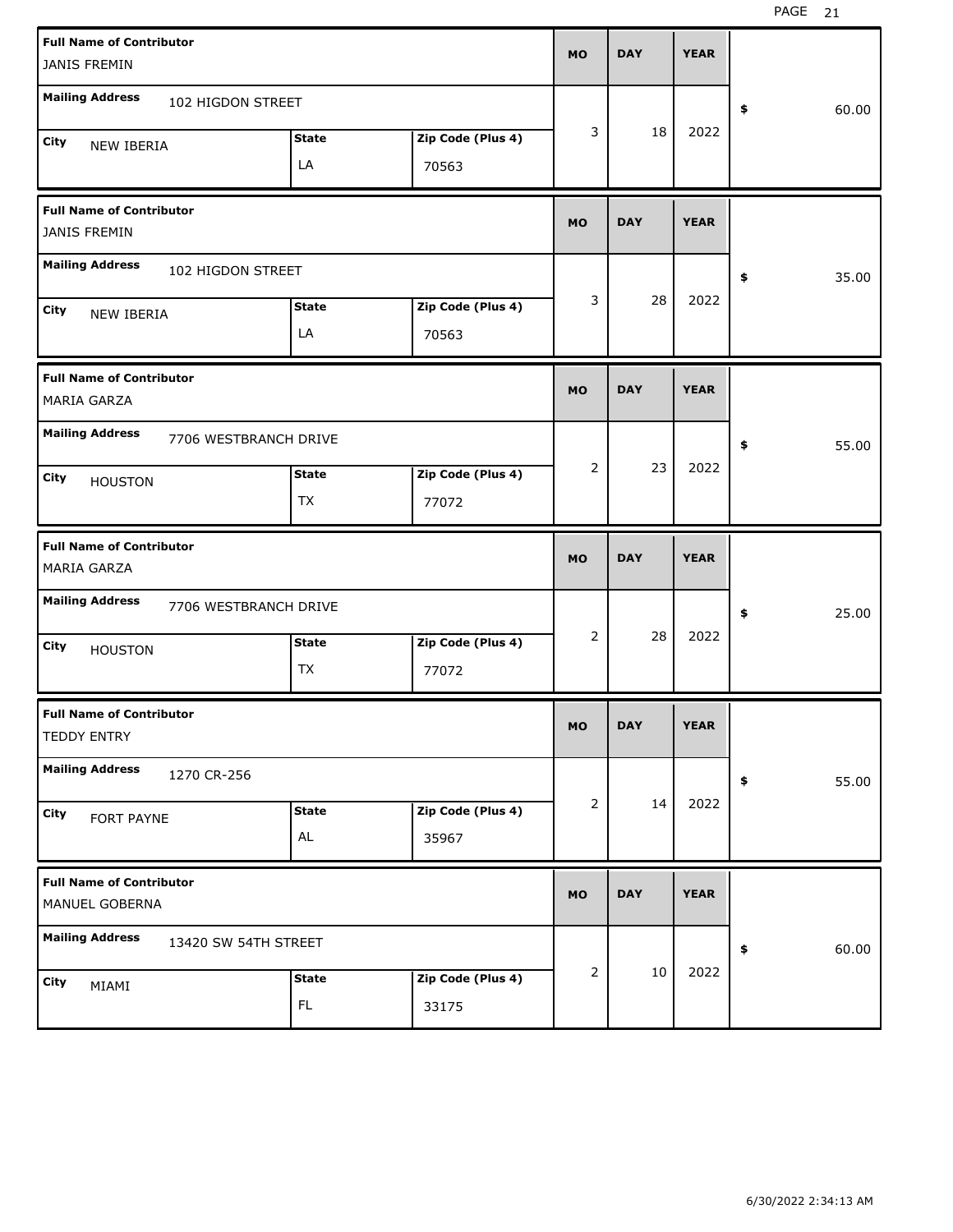| Full Name of Contributor | Mailing Address | City | State | Zip Code (Plus 4) | MO | DAY | YEAR | $ |
|---|---|---|---|---|---|---|---|---|
| JANIS FREMIN | 102 HIGDON STREET | NEW IBERIA | LA | 70563 | 3 | 18 | 2022 | 60.00 |
| JANIS FREMIN | 102 HIGDON STREET | NEW IBERIA | LA | 70563 | 3 | 28 | 2022 | 35.00 |
| MARIA GARZA | 7706 WESTBRANCH DRIVE | HOUSTON | TX | 77072 | 2 | 23 | 2022 | 55.00 |
| MARIA GARZA | 7706 WESTBRANCH DRIVE | HOUSTON | TX | 77072 | 2 | 28 | 2022 | 25.00 |
| TEDDY ENTRY | 1270 CR-256 | FORT PAYNE | AL | 35967 | 2 | 14 | 2022 | 55.00 |
| MANUEL GOBERNA | 13420 SW 54TH STREET | MIAMI | FL | 33175 | 2 | 10 | 2022 | 60.00 |

6/30/2022 2:34:13 AM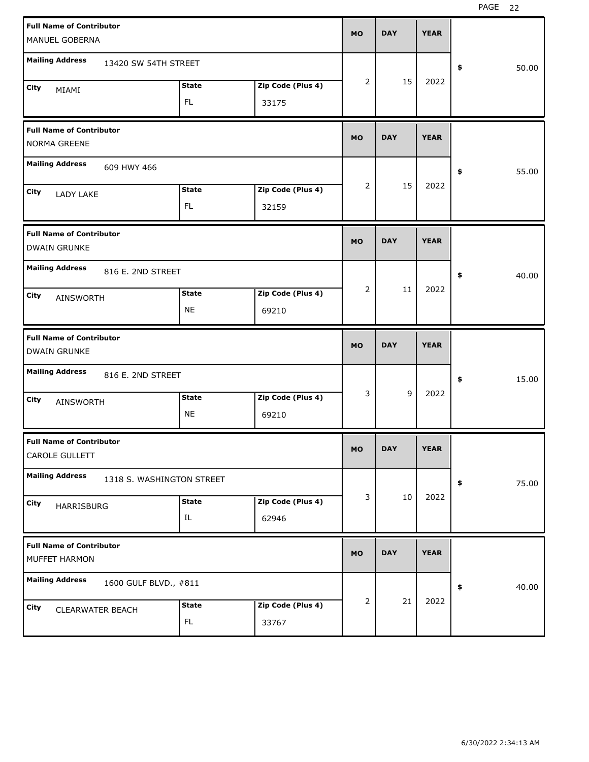| Full Name of Contributor | Mailing Address | City | State | Zip Code (Plus 4) | MO | DAY | YEAR | $ |
|---|---|---|---|---|---|---|---|---|
| MANUEL GOBERNA | 13420 SW 54TH STREET | MIAMI | FL | 33175 | 2 | 15 | 2022 | 50.00 |
| NORMA GREENE | 609 HWY 466 | LADY LAKE | FL | 32159 | 2 | 15 | 2022 | 55.00 |
| DWAIN GRUNKE | 816 E. 2ND STREET | AINSWORTH | NE | 69210 | 2 | 11 | 2022 | 40.00 |
| DWAIN GRUNKE | 816 E. 2ND STREET | AINSWORTH | NE | 69210 | 3 | 9 | 2022 | 15.00 |
| CAROLE GULLETT | 1318 S. WASHINGTON STREET | HARRISBURG | IL | 62946 | 3 | 10 | 2022 | 75.00 |
| MUFFET HARMON | 1600 GULF BLVD., #811 | CLEARWATER BEACH | FL | 33767 | 2 | 21 | 2022 | 40.00 |

6/30/2022 2:34:13 AM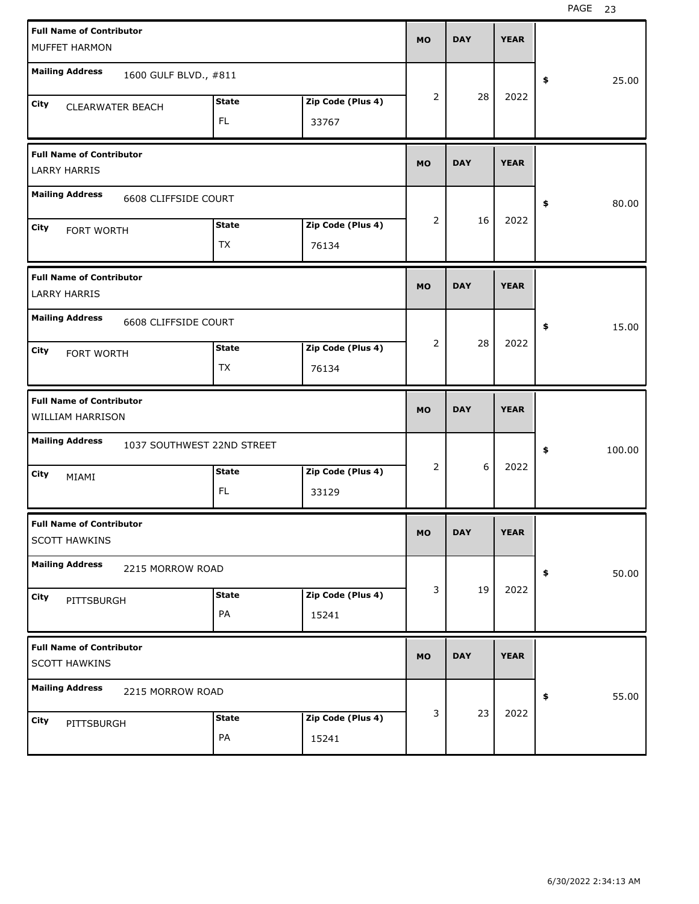| Full Name of Contributor | Mailing Address | City | State | Zip Code (Plus 4) | MO | DAY | YEAR | $ |
|---|---|---|---|---|---|---|---|---|
| MUFFET HARMON | 1600 GULF BLVD., #811 | CLEARWATER BEACH | FL | 33767 | 2 | 28 | 2022 | 25.00 |
| LARRY HARRIS | 6608 CLIFFSIDE COURT | FORT WORTH | TX | 76134 | 2 | 16 | 2022 | 80.00 |
| LARRY HARRIS | 6608 CLIFFSIDE COURT | FORT WORTH | TX | 76134 | 2 | 28 | 2022 | 15.00 |
| WILLIAM HARRISON | 1037 SOUTHWEST 22ND STREET | MIAMI | FL | 33129 | 2 | 6 | 2022 | 100.00 |
| SCOTT HAWKINS | 2215 MORROW ROAD | PITTSBURGH | PA | 15241 | 3 | 19 | 2022 | 50.00 |
| SCOTT HAWKINS | 2215 MORROW ROAD | PITTSBURGH | PA | 15241 | 3 | 23 | 2022 | 55.00 |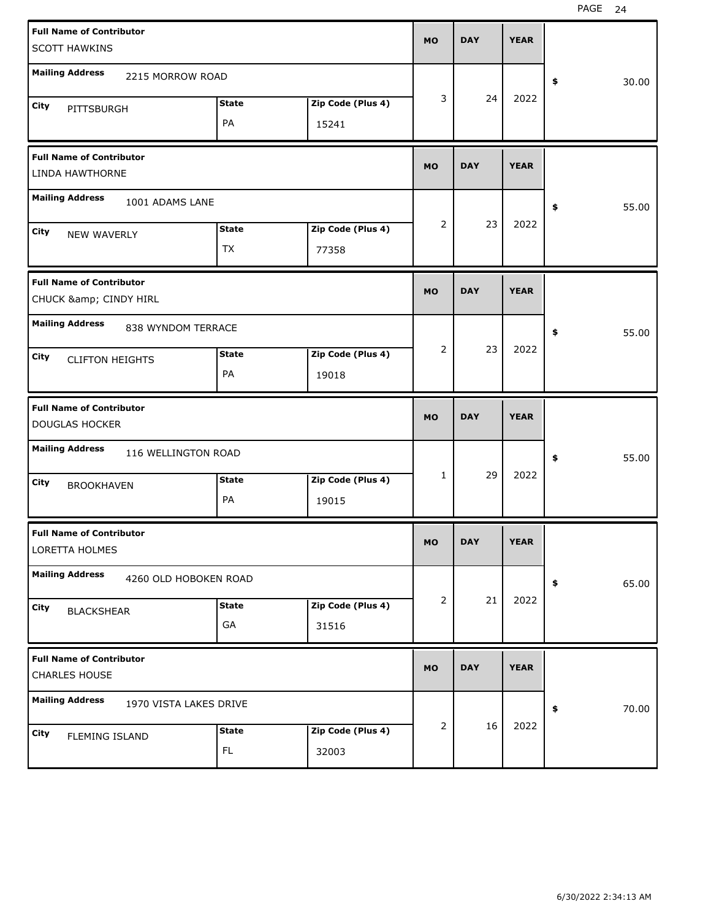| Full Name of Contributor | Mailing Address | City | State | Zip Code (Plus 4) | MO | DAY | YEAR | $ |
|---|---|---|---|---|---|---|---|---|
| SCOTT HAWKINS | 2215 MORROW ROAD | PITTSBURGH | PA | 15241 | 3 | 24 | 2022 | 30.00 |
| LINDA HAWTHORNE | 1001 ADAMS LANE | NEW WAVERLY | TX | 77358 | 2 | 23 | 2022 | 55.00 |
| CHUCK &amp; CINDY HIRL | 838 WYNDOM TERRACE | CLIFTON HEIGHTS | PA | 19018 | 2 | 23 | 2022 | 55.00 |
| DOUGLAS HOCKER | 116 WELLINGTON ROAD | BROOKHAVEN | PA | 19015 | 1 | 29 | 2022 | 55.00 |
| LORETTA HOLMES | 4260 OLD HOBOKEN ROAD | BLACKSHEAR | GA | 31516 | 2 | 21 | 2022 | 65.00 |
| CHARLES HOUSE | 1970 VISTA LAKES DRIVE | FLEMING ISLAND | FL | 32003 | 2 | 16 | 2022 | 70.00 |

6/30/2022 2:34:13 AM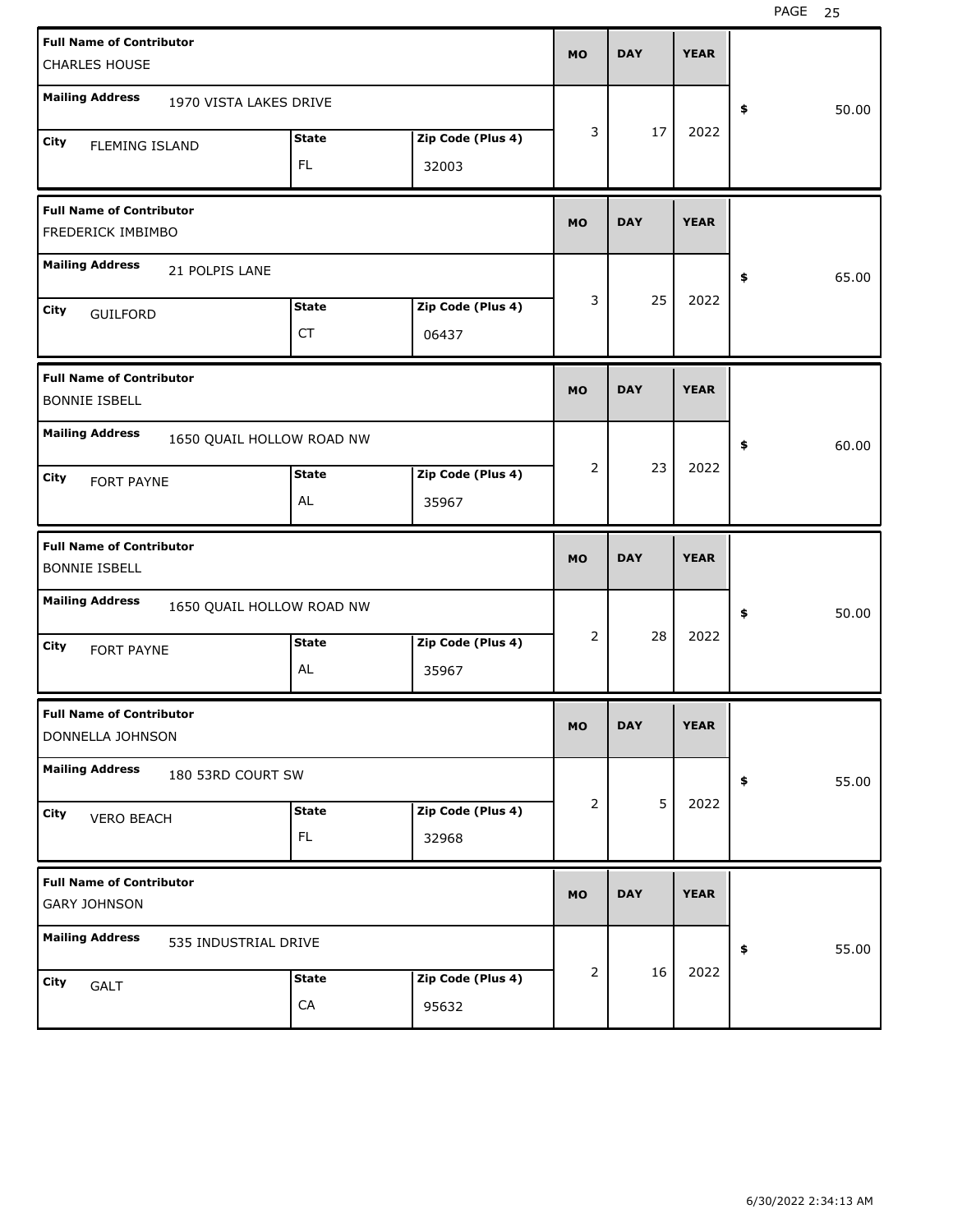| Full Name of Contributor | Mailing Address | City | State | Zip Code (Plus 4) | MO | DAY | YEAR | Amount |
| --- | --- | --- | --- | --- | --- | --- | --- | --- |
| CHARLES HOUSE | 1970 VISTA LAKES DRIVE | FLEMING ISLAND | FL | 32003 | 3 | 17 | 2022 | $ 50.00 |
| FREDERICK IMBIMBO | 21 POLPIS LANE | GUILFORD | CT | 06437 | 3 | 25 | 2022 | $ 65.00 |
| BONNIE ISBELL | 1650 QUAIL HOLLOW ROAD NW | FORT PAYNE | AL | 35967 | 2 | 23 | 2022 | $ 60.00 |
| BONNIE ISBELL | 1650 QUAIL HOLLOW ROAD NW | FORT PAYNE | AL | 35967 | 2 | 28 | 2022 | $ 50.00 |
| DONNELLA JOHNSON | 180 53RD COURT SW | VERO BEACH | FL | 32968 | 2 | 5 | 2022 | $ 55.00 |
| GARY JOHNSON | 535 INDUSTRIAL DRIVE | GALT | CA | 95632 | 2 | 16 | 2022 | $ 55.00 |

6/30/2022 2:34:13 AM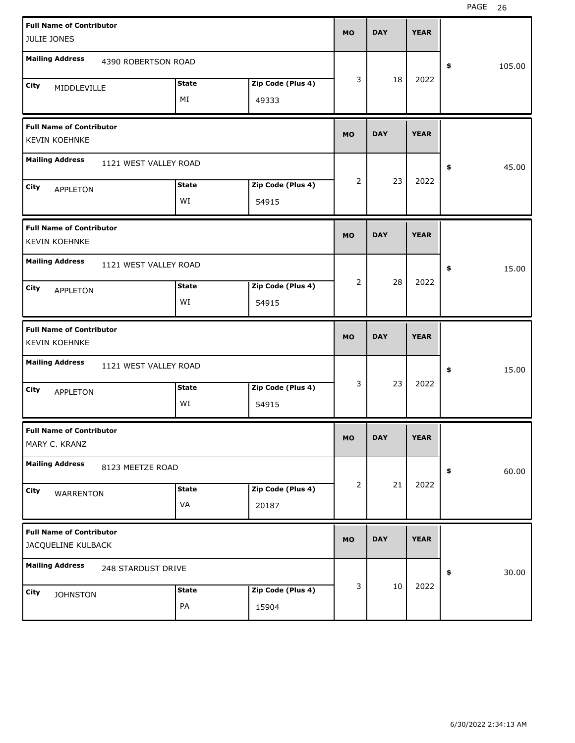| Full Name of Contributor | Mailing Address | City | State | Zip Code (Plus 4) | MO | DAY | YEAR | $ |
|---|---|---|---|---|---|---|---|---|
| JULIE JONES | 4390 ROBERTSON ROAD | MIDDLEVILLE | MI | 49333 | 3 | 18 | 2022 | 105.00 |
| KEVIN KOEHNKE | 1121 WEST VALLEY ROAD | APPLETON | WI | 54915 | 2 | 23 | 2022 | 45.00 |
| KEVIN KOEHNKE | 1121 WEST VALLEY ROAD | APPLETON | WI | 54915 | 2 | 28 | 2022 | 15.00 |
| KEVIN KOEHNKE | 1121 WEST VALLEY ROAD | APPLETON | WI | 54915 | 3 | 23 | 2022 | 15.00 |
| MARY C. KRANZ | 8123 MEETZE ROAD | WARRENTON | VA | 20187 | 2 | 21 | 2022 | 60.00 |
| JACQUELINE KULBACK | 248 STARDUST DRIVE | JOHNSTON | PA | 15904 | 3 | 10 | 2022 | 30.00 |

6/30/2022 2:34:13 AM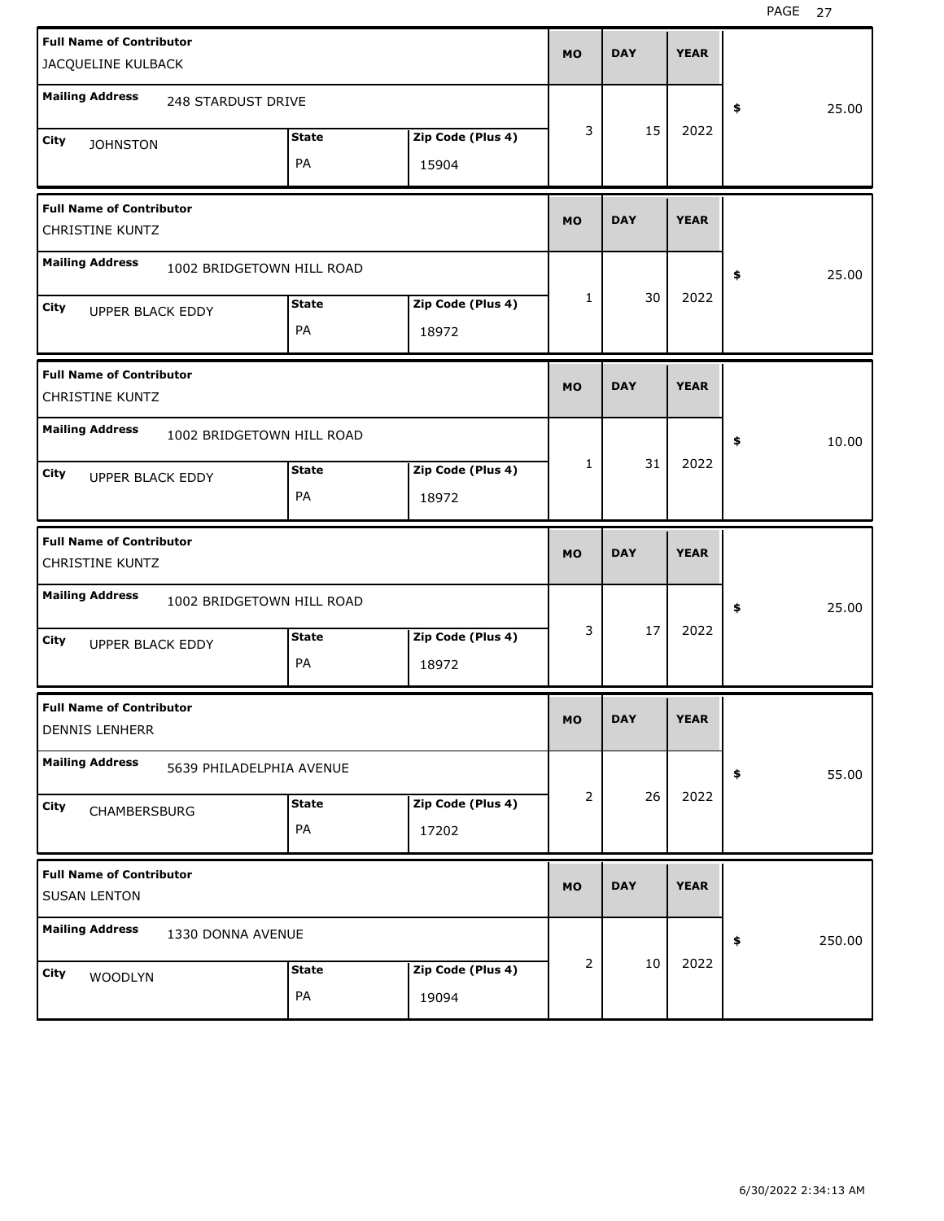| Full Name of Contributor | Mailing Address | City | State | Zip Code (Plus 4) | MO | DAY | YEAR | $ |
|---|---|---|---|---|---|---|---|---|
| JACQUELINE KULBACK | 248 STARDUST DRIVE | JOHNSTON | PA | 15904 | 3 | 15 | 2022 | 25.00 |
| CHRISTINE KUNTZ | 1002 BRIDGETOWN HILL ROAD | UPPER BLACK EDDY | PA | 18972 | 1 | 30 | 2022 | 25.00 |
| CHRISTINE KUNTZ | 1002 BRIDGETOWN HILL ROAD | UPPER BLACK EDDY | PA | 18972 | 1 | 31 | 2022 | 10.00 |
| CHRISTINE KUNTZ | 1002 BRIDGETOWN HILL ROAD | UPPER BLACK EDDY | PA | 18972 | 3 | 17 | 2022 | 25.00 |
| DENNIS LENHERR | 5639 PHILADELPHIA AVENUE | CHAMBERSBURG | PA | 17202 | 2 | 26 | 2022 | 55.00 |
| SUSAN LENTON | 1330 DONNA AVENUE | WOODLYN | PA | 19094 | 2 | 10 | 2022 | 250.00 |

6/30/2022 2:34:13 AM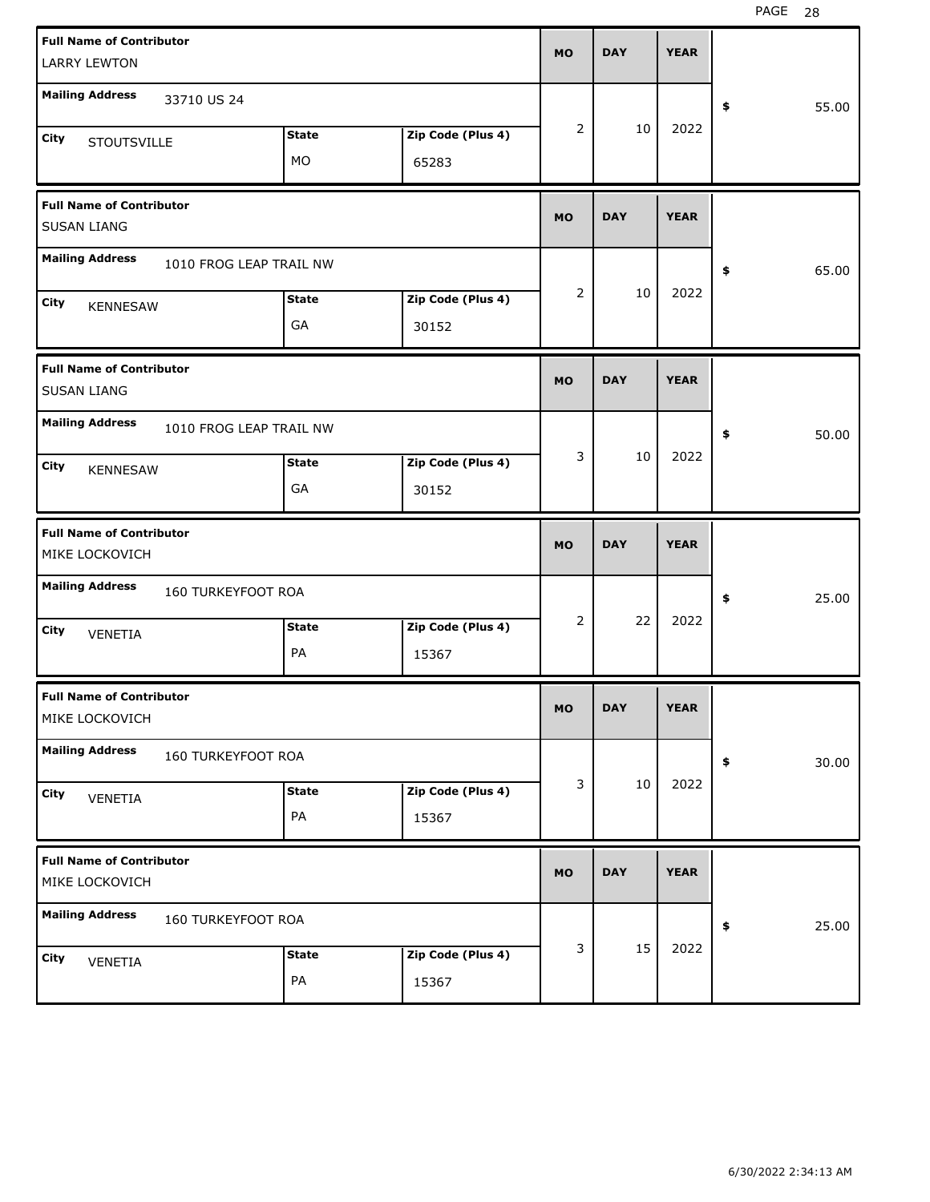| Full Name of Contributor | Mailing Address | City | State | Zip Code (Plus 4) | MO | DAY | YEAR | $ |
|---|---|---|---|---|---|---|---|---|
| LARRY LEWTON | 33710 US 24 | STOUTSVILLE | MO | 65283 | 2 | 10 | 2022 | 55.00 |
| SUSAN LIANG | 1010 FROG LEAP TRAIL NW | KENNESAW | GA | 30152 | 2 | 10 | 2022 | 65.00 |
| SUSAN LIANG | 1010 FROG LEAP TRAIL NW | KENNESAW | GA | 30152 | 3 | 10 | 2022 | 50.00 |
| MIKE LOCKOVICH | 160 TURKEYFOOT ROA | VENETIA | PA | 15367 | 2 | 22 | 2022 | 25.00 |
| MIKE LOCKOVICH | 160 TURKEYFOOT ROA | VENETIA | PA | 15367 | 3 | 10 | 2022 | 30.00 |
| MIKE LOCKOVICH | 160 TURKEYFOOT ROA | VENETIA | PA | 15367 | 3 | 15 | 2022 | 25.00 |

6/30/2022 2:34:13 AM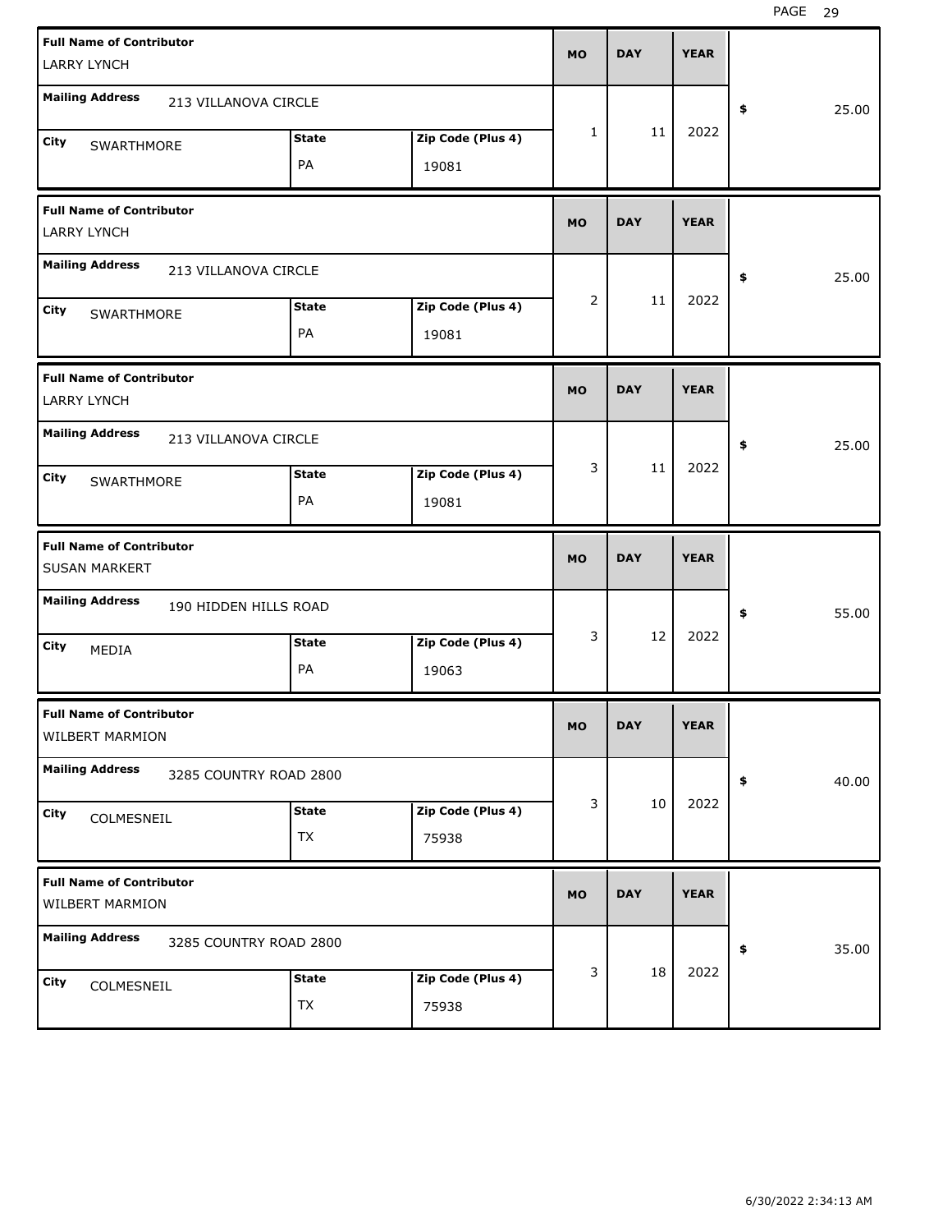| Full Name of Contributor | Mailing Address | City | State | Zip Code (Plus 4) | MO | DAY | YEAR | $ |
|---|---|---|---|---|---|---|---|---|
| LARRY LYNCH | 213 VILLANOVA CIRCLE | SWARTHMORE | PA | 19081 | 1 | 11 | 2022 | 25.00 |
| LARRY LYNCH | 213 VILLANOVA CIRCLE | SWARTHMORE | PA | 19081 | 2 | 11 | 2022 | 25.00 |
| LARRY LYNCH | 213 VILLANOVA CIRCLE | SWARTHMORE | PA | 19081 | 3 | 11 | 2022 | 25.00 |
| SUSAN MARKERT | 190 HIDDEN HILLS ROAD | MEDIA | PA | 19063 | 3 | 12 | 2022 | 55.00 |
| WILBERT MARMION | 3285 COUNTRY ROAD 2800 | COLMESNEIL | TX | 75938 | 3 | 10 | 2022 | 40.00 |
| WILBERT MARMION | 3285 COUNTRY ROAD 2800 | COLMESNEIL | TX | 75938 | 3 | 18 | 2022 | 35.00 |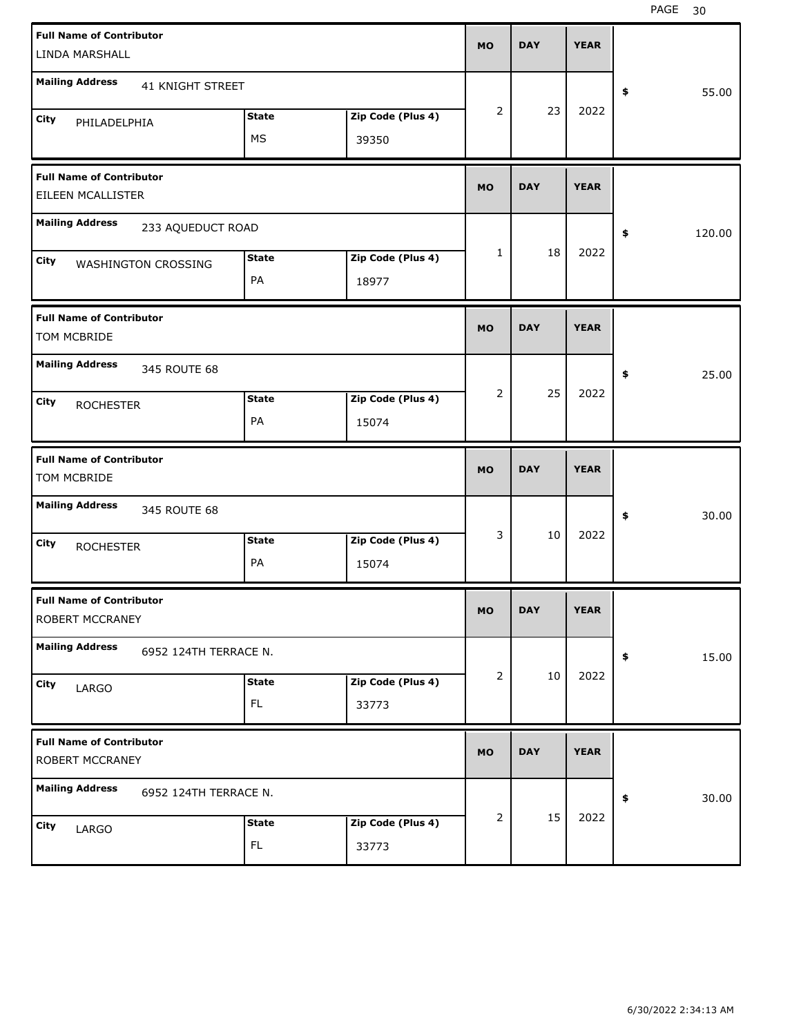| Full Name of Contributor | Mailing Address | City | State | Zip Code (Plus 4) | MO | DAY | YEAR | $ |
|---|---|---|---|---|---|---|---|---|
| LINDA MARSHALL | 41 KNIGHT STREET | PHILADELPHIA | MS | 39350 | 2 | 23 | 2022 | 55.00 |
| EILEEN MCALLISTER | 233 AQUEDUCT ROAD | WASHINGTON CROSSING | PA | 18977 | 1 | 18 | 2022 | 120.00 |
| TOM MCBRIDE | 345 ROUTE 68 | ROCHESTER | PA | 15074 | 2 | 25 | 2022 | 25.00 |
| TOM MCBRIDE | 345 ROUTE 68 | ROCHESTER | PA | 15074 | 3 | 10 | 2022 | 30.00 |
| ROBERT MCCRANEY | 6952 124TH TERRACE N. | LARGO | FL | 33773 | 2 | 10 | 2022 | 15.00 |
| ROBERT MCCRANEY | 6952 124TH TERRACE N. | LARGO | FL | 33773 | 2 | 15 | 2022 | 30.00 |

6/30/2022 2:34:13 AM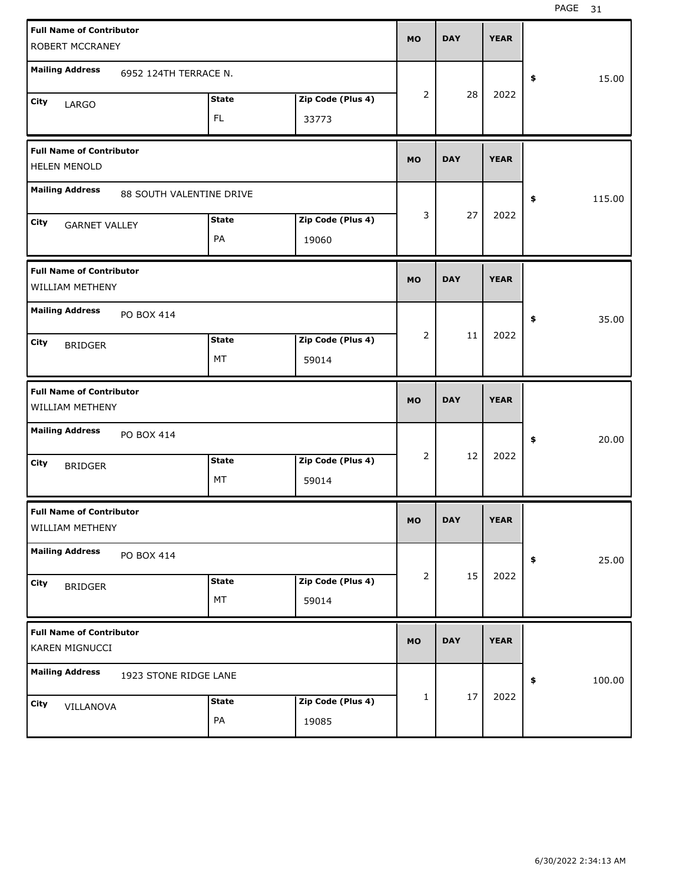| Full Name of Contributor | Mailing Address | City | State | Zip Code (Plus 4) | MO | DAY | YEAR | $ |
|---|---|---|---|---|---|---|---|---|
| ROBERT MCCRANEY | 6952 124TH TERRACE N. | LARGO | FL | 33773 | 2 | 28 | 2022 | 15.00 |
| HELEN MENOLD | 88 SOUTH VALENTINE DRIVE | GARNET VALLEY | PA | 19060 | 3 | 27 | 2022 | 115.00 |
| WILLIAM METHENY | PO BOX 414 | BRIDGER | MT | 59014 | 2 | 11 | 2022 | 35.00 |
| WILLIAM METHENY | PO BOX 414 | BRIDGER | MT | 59014 | 2 | 12 | 2022 | 20.00 |
| WILLIAM METHENY | PO BOX 414 | BRIDGER | MT | 59014 | 2 | 15 | 2022 | 25.00 |
| KAREN MIGNUCCI | 1923 STONE RIDGE LANE | VILLANOVA | PA | 19085 | 1 | 17 | 2022 | 100.00 |

6/30/2022 2:34:13 AM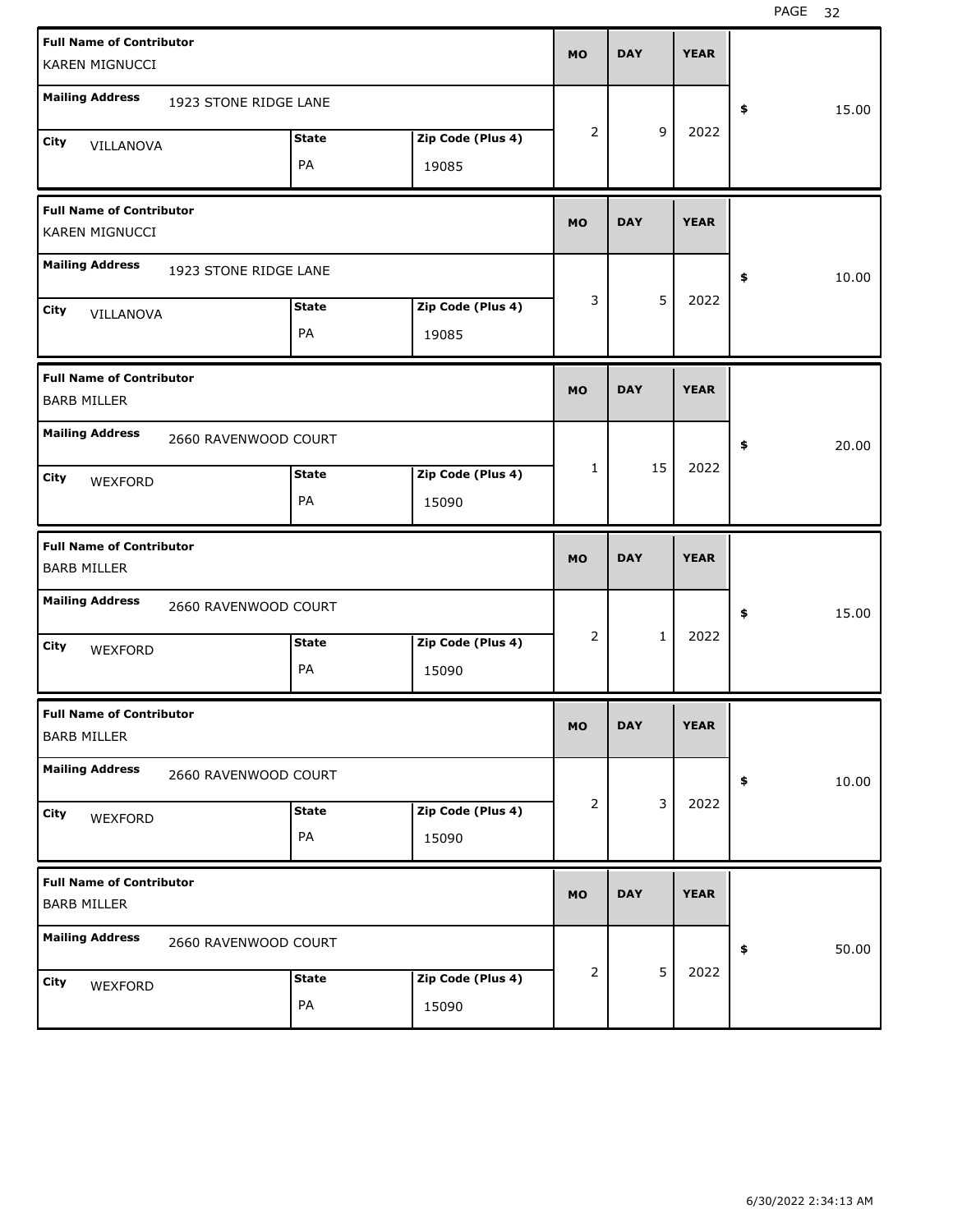| Full Name of Contributor | Mailing Address | City | State | Zip Code (Plus 4) | MO | DAY | YEAR | $ |
|---|---|---|---|---|---|---|---|---|
| KAREN MIGNUCCI | 1923 STONE RIDGE LANE | VILLANOVA | PA | 19085 | 2 | 9 | 2022 | 15.00 |
| KAREN MIGNUCCI | 1923 STONE RIDGE LANE | VILLANOVA | PA | 19085 | 3 | 5 | 2022 | 10.00 |
| BARB MILLER | 2660 RAVENWOOD COURT | WEXFORD | PA | 15090 | 1 | 15 | 2022 | 20.00 |
| BARB MILLER | 2660 RAVENWOOD COURT | WEXFORD | PA | 15090 | 2 | 1 | 2022 | 15.00 |
| BARB MILLER | 2660 RAVENWOOD COURT | WEXFORD | PA | 15090 | 2 | 3 | 2022 | 10.00 |
| BARB MILLER | 2660 RAVENWOOD COURT | WEXFORD | PA | 15090 | 2 | 5 | 2022 | 50.00 |

6/30/2022 2:34:13 AM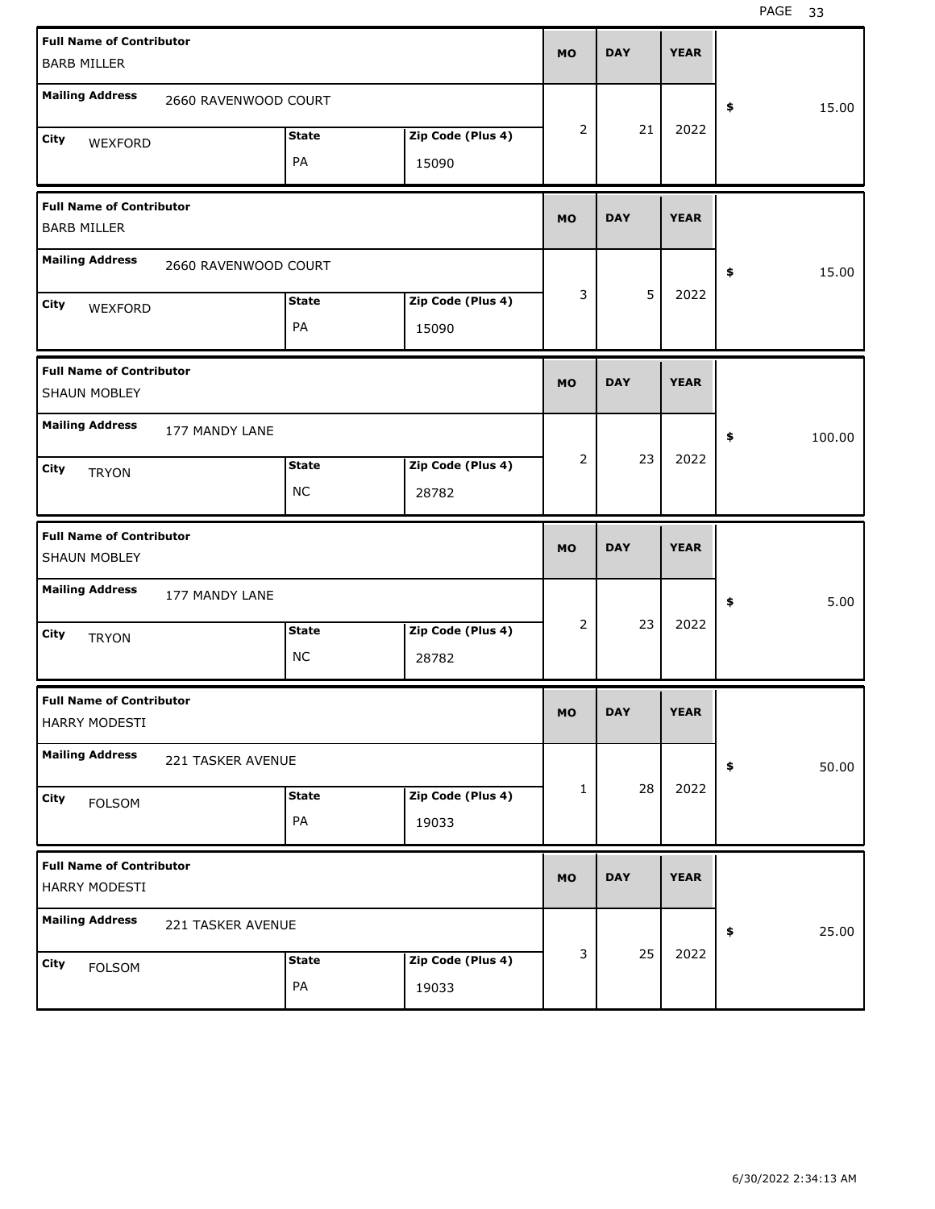| Full Name of Contributor | Mailing Address | City | State | Zip Code (Plus 4) | MO | DAY | YEAR | $ |
|---|---|---|---|---|---|---|---|---|
| BARB MILLER | 2660 RAVENWOOD COURT | WEXFORD | PA | 15090 | 2 | 21 | 2022 | 15.00 |
| BARB MILLER | 2660 RAVENWOOD COURT | WEXFORD | PA | 15090 | 3 | 5 | 2022 | 15.00 |
| SHAUN MOBLEY | 177 MANDY LANE | TRYON | NC | 28782 | 2 | 23 | 2022 | 100.00 |
| SHAUN MOBLEY | 177 MANDY LANE | TRYON | NC | 28782 | 2 | 23 | 2022 | 5.00 |
| HARRY MODESTI | 221 TASKER AVENUE | FOLSOM | PA | 19033 | 1 | 28 | 2022 | 50.00 |
| HARRY MODESTI | 221 TASKER AVENUE | FOLSOM | PA | 19033 | 3 | 25 | 2022 | 25.00 |

6/30/2022 2:34:13 AM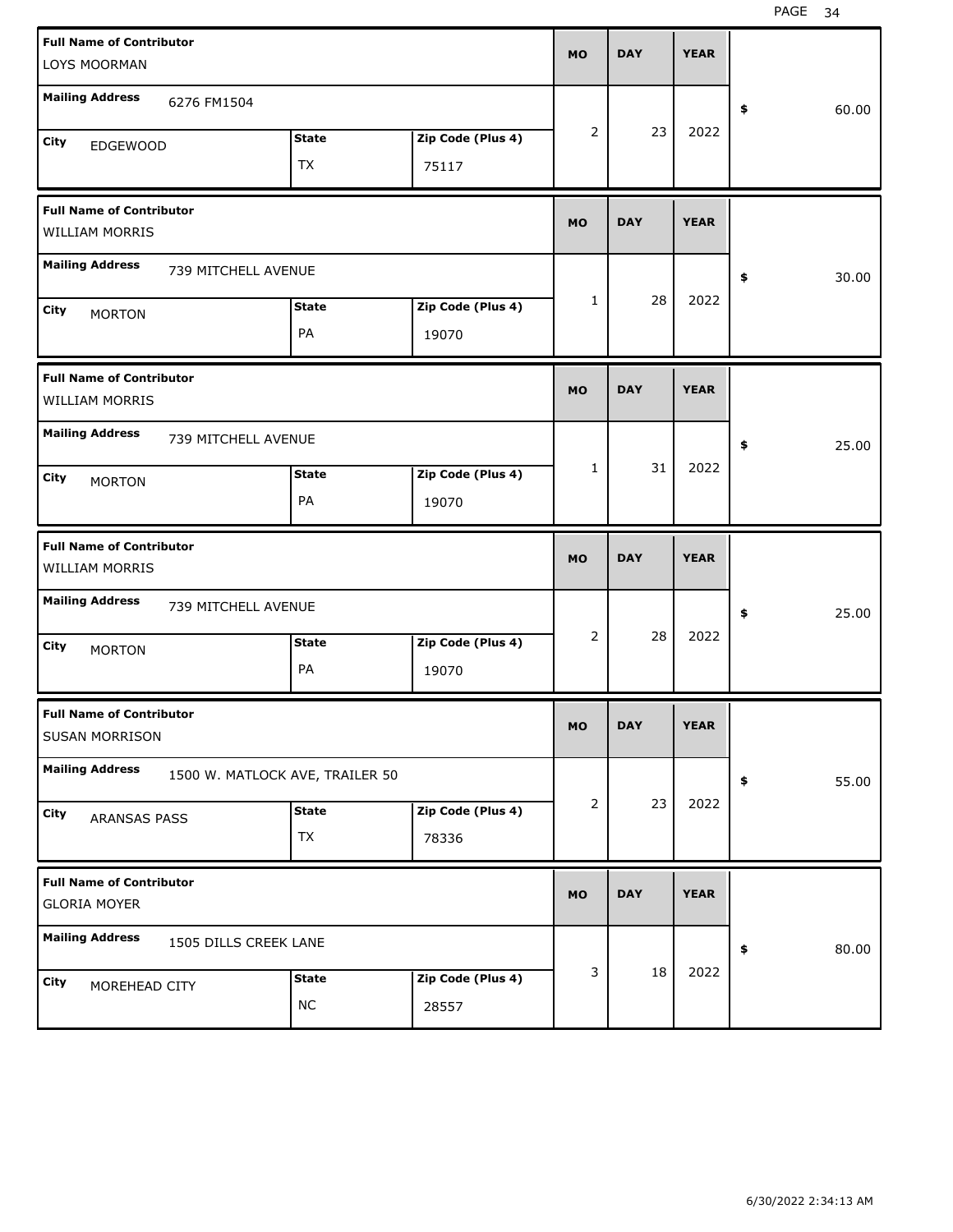| Full Name of Contributor | Mailing Address | City | State | Zip Code (Plus 4) | MO | DAY | YEAR | $ |
|---|---|---|---|---|---|---|---|---|
| LOYS MOORMAN | 6276 FM1504 | EDGEWOOD | TX | 75117 | 2 | 23 | 2022 | 60.00 |
| WILLIAM MORRIS | 739 MITCHELL AVENUE | MORTON | PA | 19070 | 1 | 28 | 2022 | 30.00 |
| WILLIAM MORRIS | 739 MITCHELL AVENUE | MORTON | PA | 19070 | 1 | 31 | 2022 | 25.00 |
| WILLIAM MORRIS | 739 MITCHELL AVENUE | MORTON | PA | 19070 | 2 | 28 | 2022 | 25.00 |
| SUSAN MORRISON | 1500 W. MATLOCK AVE, TRAILER 50 | ARANSAS PASS | TX | 78336 | 2 | 23 | 2022 | 55.00 |
| GLORIA MOYER | 1505 DILLS CREEK LANE | MOREHEAD CITY | NC | 28557 | 3 | 18 | 2022 | 80.00 |

6/30/2022 2:34:13 AM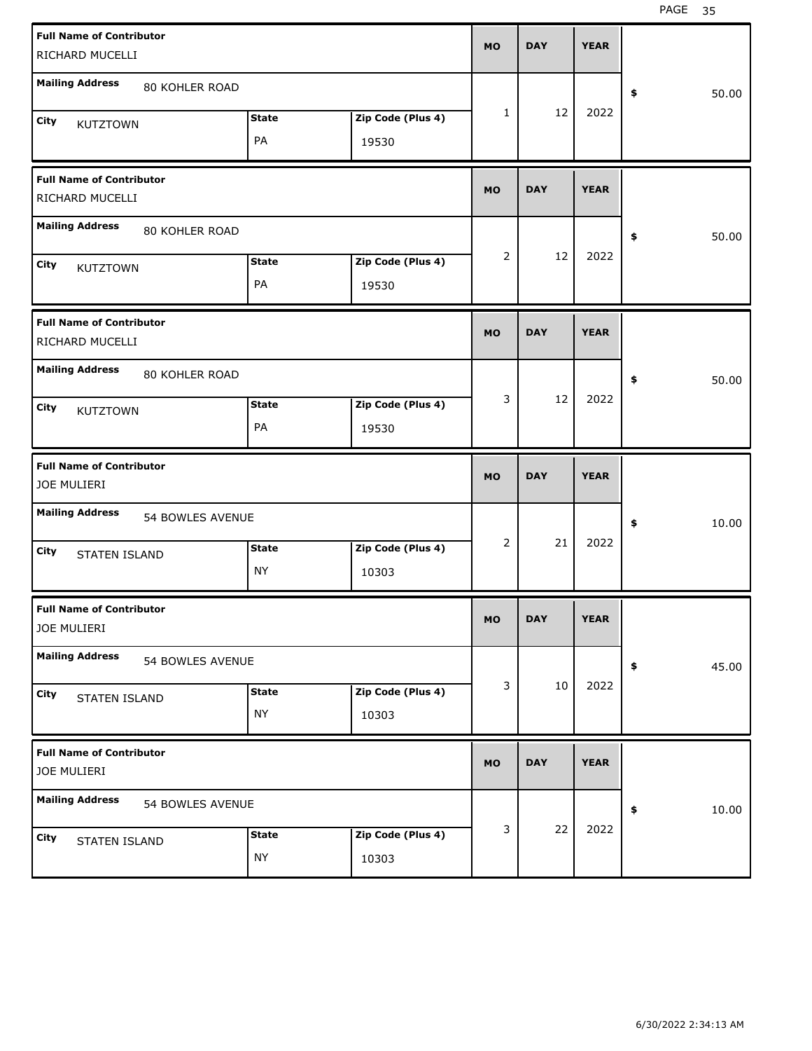| Full Name of Contributor | Mailing Address | City | State | Zip Code (Plus 4) | MO | DAY | YEAR | $ |
|---|---|---|---|---|---|---|---|---|
| RICHARD MUCELLI | 80 KOHLER ROAD | KUTZTOWN | PA | 19530 | 1 | 12 | 2022 | 50.00 |
| RICHARD MUCELLI | 80 KOHLER ROAD | KUTZTOWN | PA | 19530 | 2 | 12 | 2022 | 50.00 |
| RICHARD MUCELLI | 80 KOHLER ROAD | KUTZTOWN | PA | 19530 | 3 | 12 | 2022 | 50.00 |
| JOE MULIERI | 54 BOWLES AVENUE | STATEN ISLAND | NY | 10303 | 2 | 21 | 2022 | 10.00 |
| JOE MULIERI | 54 BOWLES AVENUE | STATEN ISLAND | NY | 10303 | 3 | 10 | 2022 | 45.00 |
| JOE MULIERI | 54 BOWLES AVENUE | STATEN ISLAND | NY | 10303 | 3 | 22 | 2022 | 10.00 |

6/30/2022 2:34:13 AM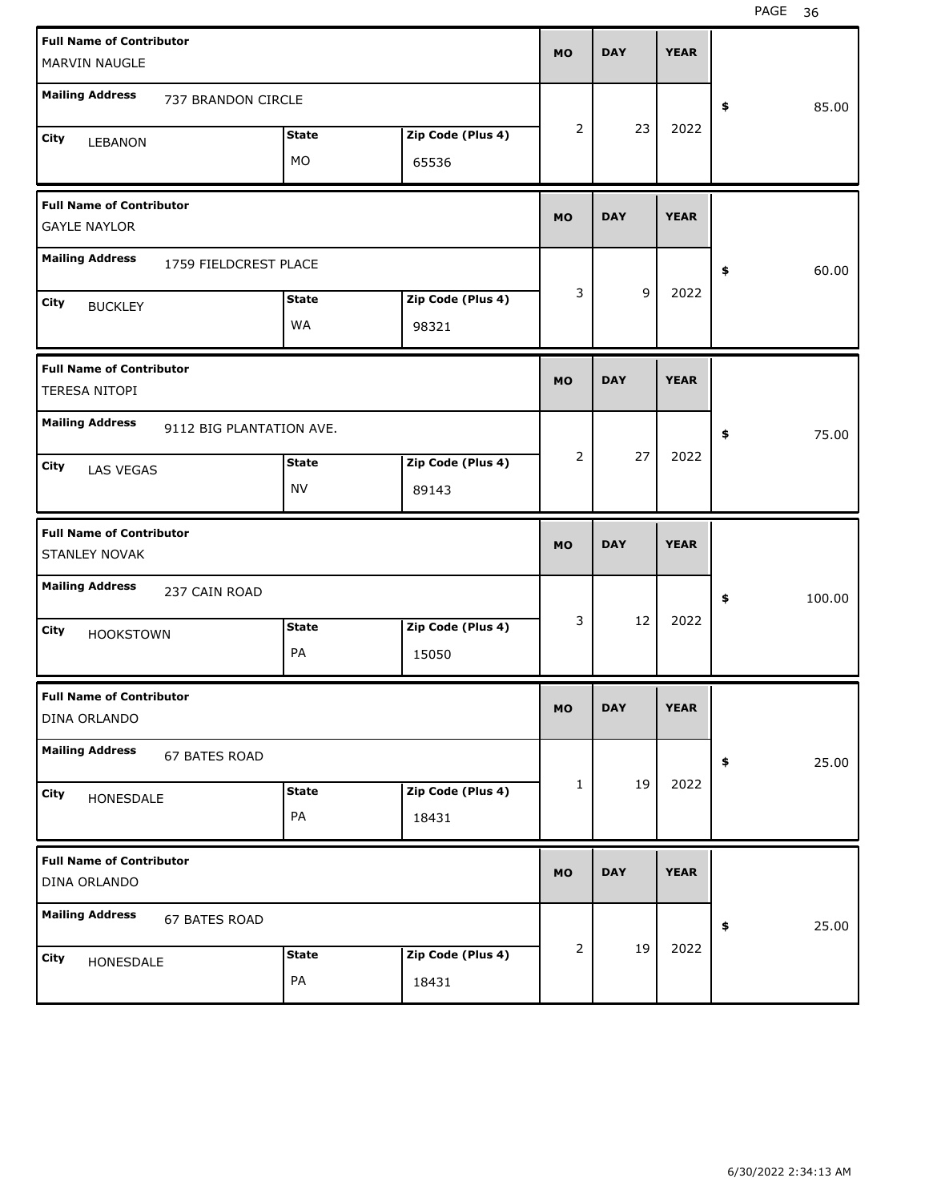| Full Name of Contributor | Mailing Address | City | State | Zip Code (Plus 4) | MO | DAY | YEAR | $ |
|---|---|---|---|---|---|---|---|---|
| MARVIN NAUGLE | 737 BRANDON CIRCLE | LEBANON | MO | 65536 | 2 | 23 | 2022 | 85.00 |
| GAYLE NAYLOR | 1759 FIELDCREST PLACE | BUCKLEY | WA | 98321 | 3 | 9 | 2022 | 60.00 |
| TERESA NITOPI | 9112 BIG PLANTATION AVE. | LAS VEGAS | NV | 89143 | 2 | 27 | 2022 | 75.00 |
| STANLEY NOVAK | 237 CAIN ROAD | HOOKSTOWN | PA | 15050 | 3 | 12 | 2022 | 100.00 |
| DINA ORLANDO | 67 BATES ROAD | HONESDALE | PA | 18431 | 1 | 19 | 2022 | 25.00 |
| DINA ORLANDO | 67 BATES ROAD | HONESDALE | PA | 18431 | 2 | 19 | 2022 | 25.00 |

6/30/2022 2:34:13 AM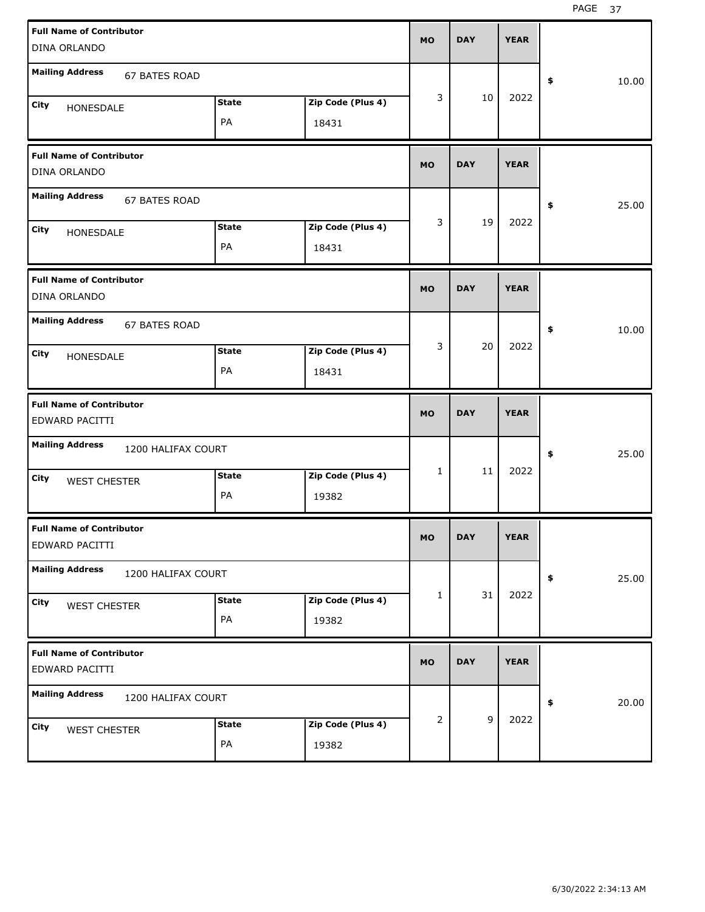| Full Name of Contributor | Mailing Address | City | State | Zip Code (Plus 4) | MO | DAY | YEAR | $ |
|---|---|---|---|---|---|---|---|---|
| DINA ORLANDO | 67 BATES ROAD | HONESDALE | PA | 18431 | 3 | 10 | 2022 | 10.00 |
| DINA ORLANDO | 67 BATES ROAD | HONESDALE | PA | 18431 | 3 | 19 | 2022 | 25.00 |
| DINA ORLANDO | 67 BATES ROAD | HONESDALE | PA | 18431 | 3 | 20 | 2022 | 10.00 |
| EDWARD PACITTI | 1200 HALIFAX COURT | WEST CHESTER | PA | 19382 | 1 | 11 | 2022 | 25.00 |
| EDWARD PACITTI | 1200 HALIFAX COURT | WEST CHESTER | PA | 19382 | 1 | 31 | 2022 | 25.00 |
| EDWARD PACITTI | 1200 HALIFAX COURT | WEST CHESTER | PA | 19382 | 2 | 9 | 2022 | 20.00 |

6/30/2022 2:34:13 AM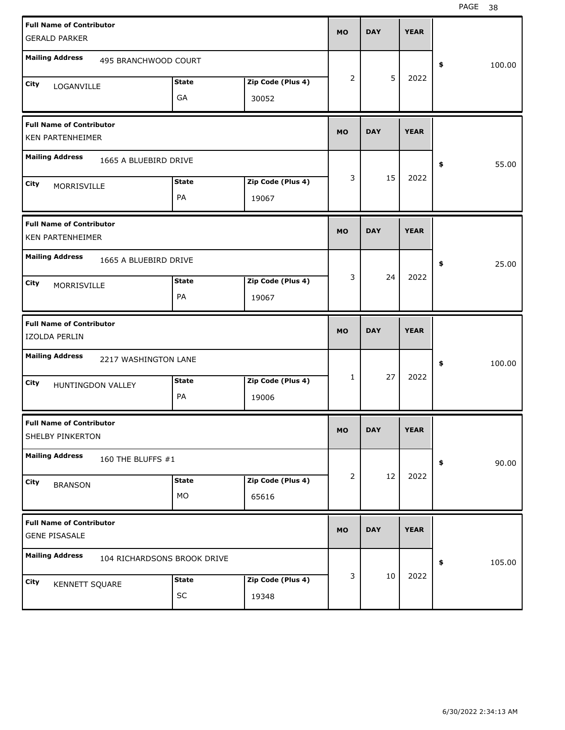| Full Name of Contributor | Mailing Address | City | State | Zip Code (Plus 4) | MO | DAY | YEAR | $ |
|---|---|---|---|---|---|---|---|---|
| GERALD PARKER | 495 BRANCHWOOD COURT | LOGANVILLE | GA | 30052 | 2 | 5 | 2022 | 100.00 |
| KEN PARTENHEIMER | 1665 A BLUEBIRD DRIVE | MORRISVILLE | PA | 19067 | 3 | 15 | 2022 | 55.00 |
| KEN PARTENHEIMER | 1665 A BLUEBIRD DRIVE | MORRISVILLE | PA | 19067 | 3 | 24 | 2022 | 25.00 |
| IZOLDA PERLIN | 2217 WASHINGTON LANE | HUNTINGDON VALLEY | PA | 19006 | 1 | 27 | 2022 | 100.00 |
| SHELBY PINKERTON | 160 THE BLUFFS #1 | BRANSON | MO | 65616 | 2 | 12 | 2022 | 90.00 |
| GENE PISASALE | 104 RICHARDSONS BROOK DRIVE | KENNETT SQUARE | SC | 19348 | 3 | 10 | 2022 | 105.00 |

6/30/2022 2:34:13 AM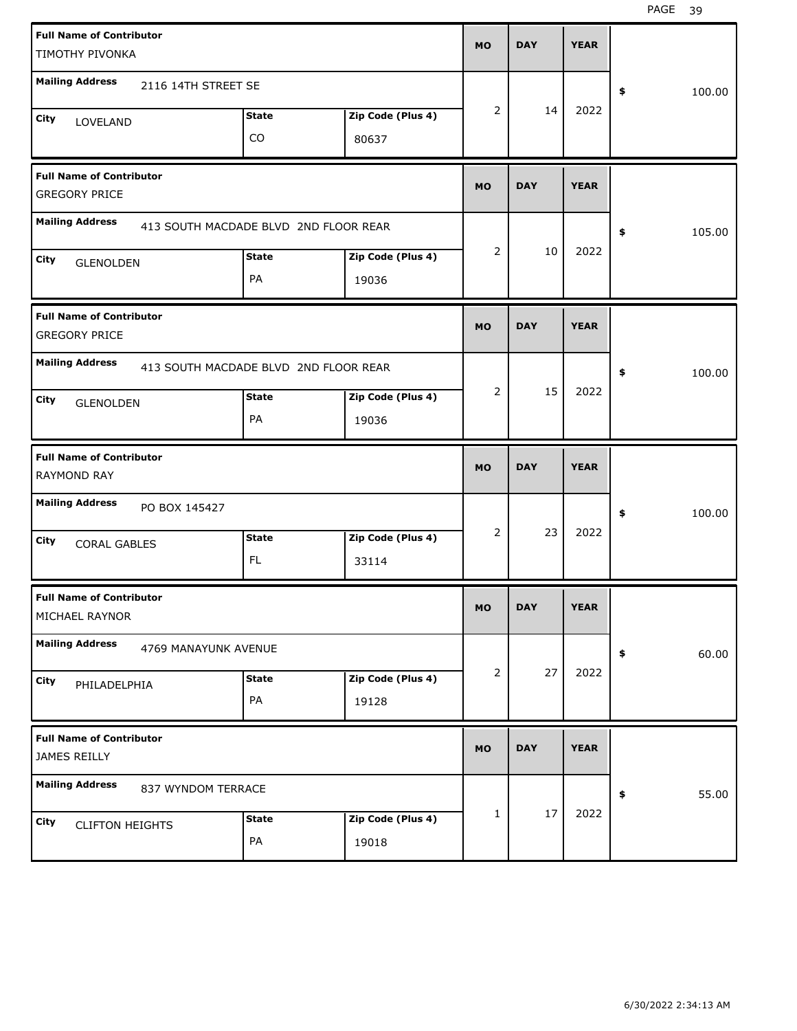| Full Name of Contributor | Mailing Address | City | State | Zip Code (Plus 4) | MO | DAY | YEAR | $ |
|---|---|---|---|---|---|---|---|---|
| TIMOTHY PIVONKA | 2116 14TH STREET SE | LOVELAND | CO | 80637 | 2 | 14 | 2022 | 100.00 |
| GREGORY PRICE | 413 SOUTH MACDADE BLVD 2ND FLOOR REAR | GLENOLDEN | PA | 19036 | 2 | 10 | 2022 | 105.00 |
| GREGORY PRICE | 413 SOUTH MACDADE BLVD 2ND FLOOR REAR | GLENOLDEN | PA | 19036 | 2 | 15 | 2022 | 100.00 |
| RAYMOND RAY | PO BOX 145427 | CORAL GABLES | FL | 33114 | 2 | 23 | 2022 | 100.00 |
| MICHAEL RAYNOR | 4769 MANAYUNK AVENUE | PHILADELPHIA | PA | 19128 | 2 | 27 | 2022 | 60.00 |
| JAMES REILLY | 837 WYNDOM TERRACE | CLIFTON HEIGHTS | PA | 19018 | 1 | 17 | 2022 | 55.00 |

6/30/2022 2:34:13 AM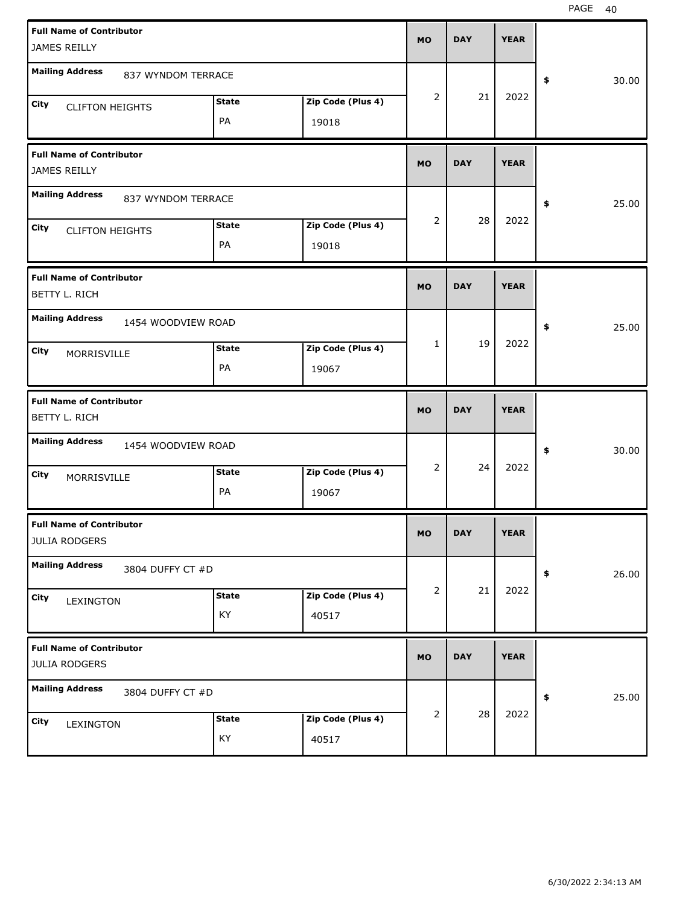| Full Name of Contributor | Mailing Address | City | State | Zip Code (Plus 4) | MO | DAY | YEAR | $ |
|---|---|---|---|---|---|---|---|---|
| JAMES REILLY | 837 WYNDOM TERRACE | CLIFTON HEIGHTS | PA | 19018 | 2 | 21 | 2022 | 30.00 |
| JAMES REILLY | 837 WYNDOM TERRACE | CLIFTON HEIGHTS | PA | 19018 | 2 | 28 | 2022 | 25.00 |
| BETTY L. RICH | 1454 WOODVIEW ROAD | MORRISVILLE | PA | 19067 | 1 | 19 | 2022 | 25.00 |
| BETTY L. RICH | 1454 WOODVIEW ROAD | MORRISVILLE | PA | 19067 | 2 | 24 | 2022 | 30.00 |
| JULIA RODGERS | 3804 DUFFY CT #D | LEXINGTON | KY | 40517 | 2 | 21 | 2022 | 26.00 |
| JULIA RODGERS | 3804 DUFFY CT #D | LEXINGTON | KY | 40517 | 2 | 28 | 2022 | 25.00 |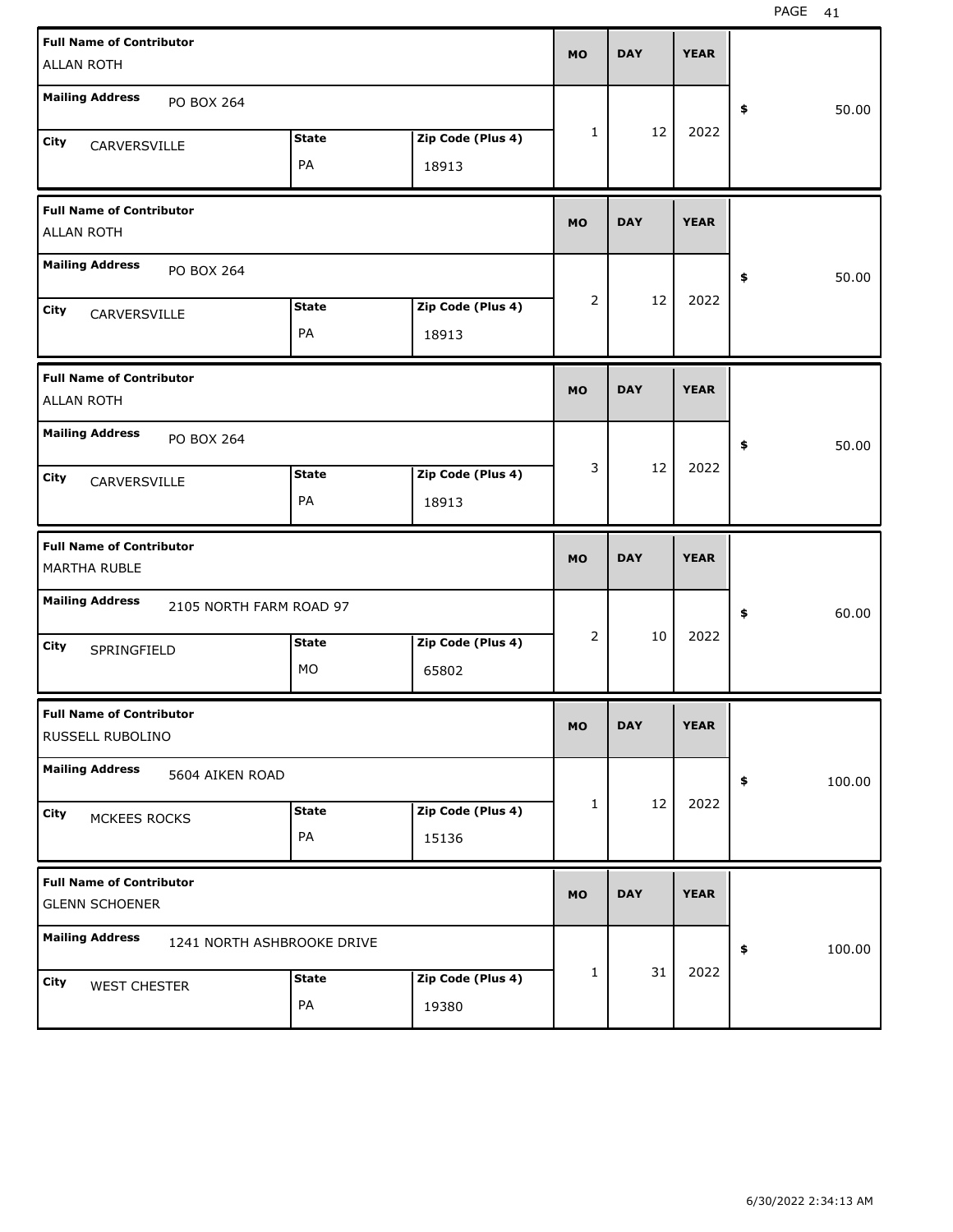| Full Name of Contributor | Mailing Address | City | State | Zip Code (Plus 4) | MO | DAY | YEAR | $ |
|---|---|---|---|---|---|---|---|---|
| ALLAN ROTH | PO BOX 264 | CARVERSVILLE | PA | 18913 | 1 | 12 | 2022 | 50.00 |
| ALLAN ROTH | PO BOX 264 | CARVERSVILLE | PA | 18913 | 2 | 12 | 2022 | 50.00 |
| ALLAN ROTH | PO BOX 264 | CARVERSVILLE | PA | 18913 | 3 | 12 | 2022 | 50.00 |
| MARTHA RUBLE | 2105 NORTH FARM ROAD 97 | SPRINGFIELD | MO | 65802 | 2 | 10 | 2022 | 60.00 |
| RUSSELL RUBOLINO | 5604 AIKEN ROAD | MCKEES ROCKS | PA | 15136 | 1 | 12 | 2022 | 100.00 |
| GLENN SCHOENER | 1241 NORTH ASHBROOKE DRIVE | WEST CHESTER | PA | 19380 | 1 | 31 | 2022 | 100.00 |

6/30/2022 2:34:13 AM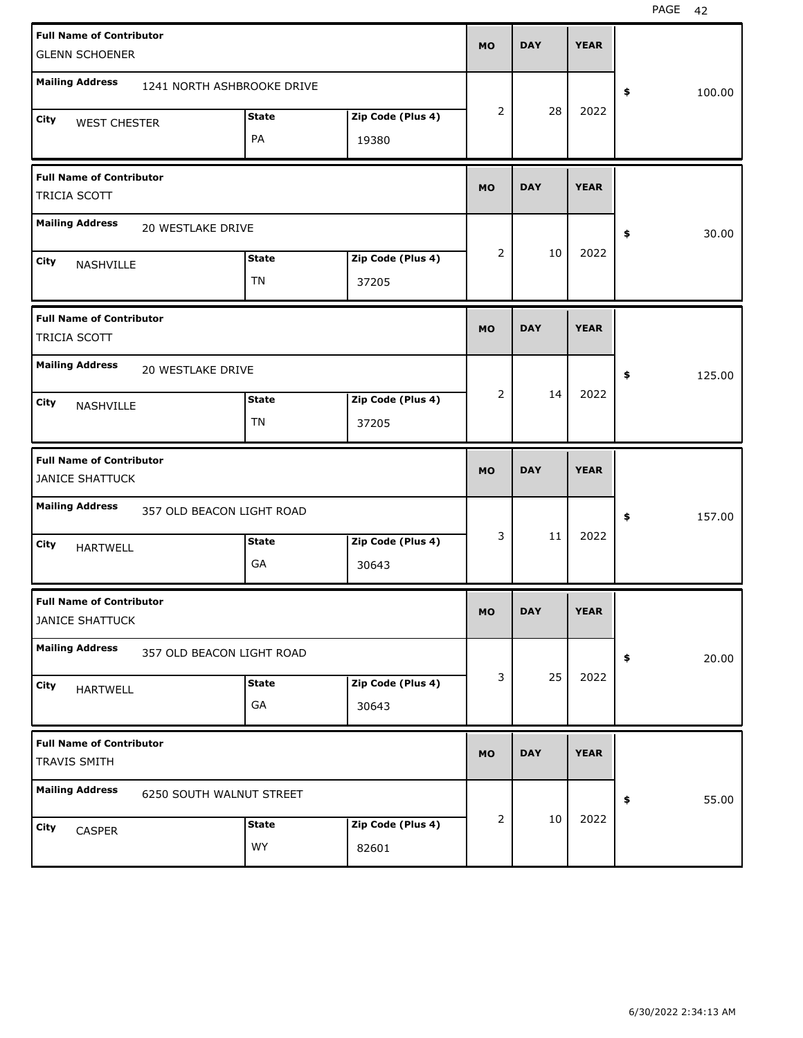| Full Name of Contributor | Mailing Address | City | State | Zip Code (Plus 4) | MO | DAY | YEAR | $ |
|---|---|---|---|---|---|---|---|---|
| GLENN SCHOENER | 1241 NORTH ASHBROOKE DRIVE | WEST CHESTER | PA | 19380 | 2 | 28 | 2022 | 100.00 |
| TRICIA SCOTT | 20 WESTLAKE DRIVE | NASHVILLE | TN | 37205 | 2 | 10 | 2022 | 30.00 |
| TRICIA SCOTT | 20 WESTLAKE DRIVE | NASHVILLE | TN | 37205 | 2 | 14 | 2022 | 125.00 |
| JANICE SHATTUCK | 357 OLD BEACON LIGHT ROAD | HARTWELL | GA | 30643 | 3 | 11 | 2022 | 157.00 |
| JANICE SHATTUCK | 357 OLD BEACON LIGHT ROAD | HARTWELL | GA | 30643 | 3 | 25 | 2022 | 20.00 |
| TRAVIS SMITH | 6250 SOUTH WALNUT STREET | CASPER | WY | 82601 | 2 | 10 | 2022 | 55.00 |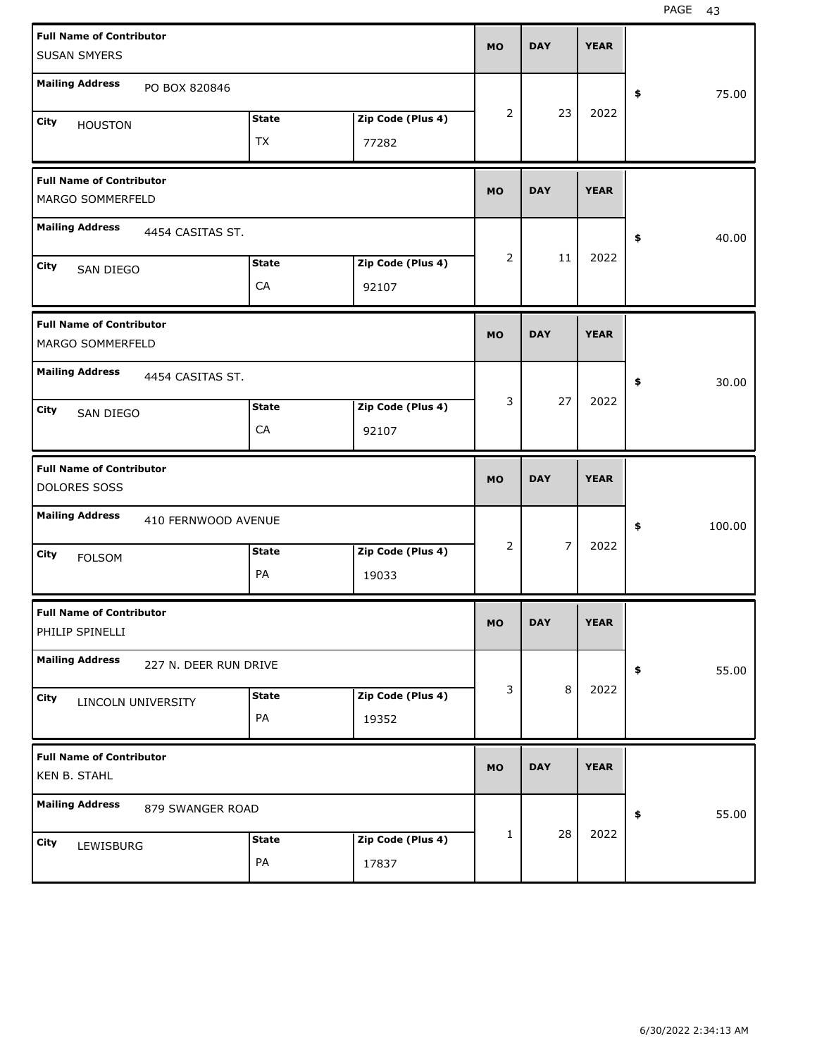| Full Name of Contributor | Mailing Address | City | State | Zip Code (Plus 4) | MO | DAY | YEAR | $ |
|---|---|---|---|---|---|---|---|---|
| SUSAN SMYERS | PO BOX 820846 | HOUSTON | TX | 77282 | 2 | 23 | 2022 | 75.00 |
| MARGO SOMMERFELD | 4454 CASITAS ST. | SAN DIEGO | CA | 92107 | 2 | 11 | 2022 | 40.00 |
| MARGO SOMMERFELD | 4454 CASITAS ST. | SAN DIEGO | CA | 92107 | 3 | 27 | 2022 | 30.00 |
| DOLORES SOSS | 410 FERNWOOD AVENUE | FOLSOM | PA | 19033 | 2 | 7 | 2022 | 100.00 |
| PHILIP SPINELLI | 227 N. DEER RUN DRIVE | LINCOLN UNIVERSITY | PA | 19352 | 3 | 8 | 2022 | 55.00 |
| KEN B. STAHL | 879 SWANGER ROAD | LEWISBURG | PA | 17837 | 1 | 28 | 2022 | 55.00 |

6/30/2022 2:34:13 AM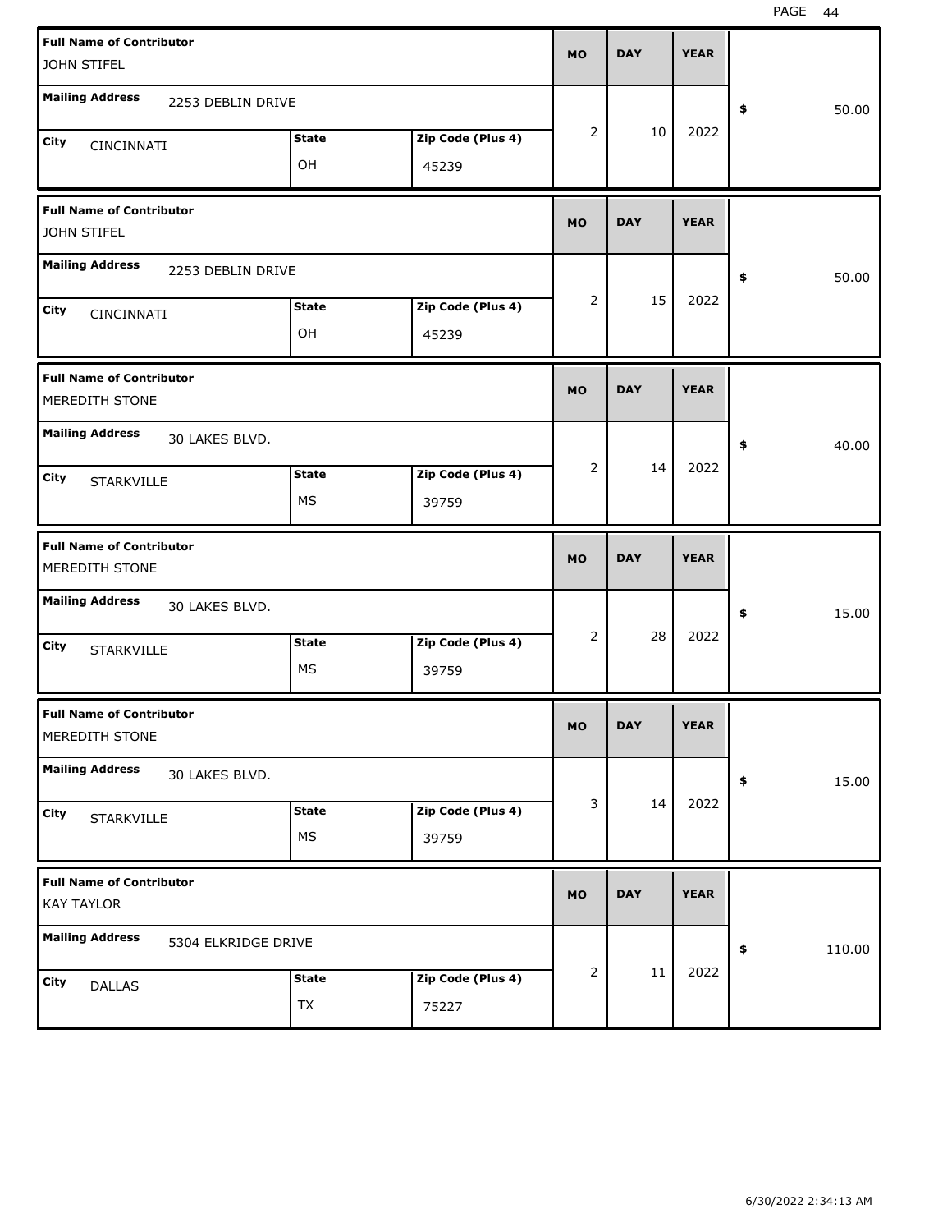| Full Name of Contributor | Mailing Address | City | State | Zip Code (Plus 4) | MO | DAY | YEAR | $ |
|---|---|---|---|---|---|---|---|---|
| JOHN STIFEL | 2253 DEBLIN DRIVE | CINCINNATI | OH | 45239 | 2 | 10 | 2022 | 50.00 |
| JOHN STIFEL | 2253 DEBLIN DRIVE | CINCINNATI | OH | 45239 | 2 | 15 | 2022 | 50.00 |
| MEREDITH STONE | 30 LAKES BLVD. | STARKVILLE | MS | 39759 | 2 | 14 | 2022 | 40.00 |
| MEREDITH STONE | 30 LAKES BLVD. | STARKVILLE | MS | 39759 | 2 | 28 | 2022 | 15.00 |
| MEREDITH STONE | 30 LAKES BLVD. | STARKVILLE | MS | 39759 | 3 | 14 | 2022 | 15.00 |
| KAY TAYLOR | 5304 ELKRIDGE DRIVE | DALLAS | TX | 75227 | 2 | 11 | 2022 | 110.00 |

6/30/2022 2:34:13 AM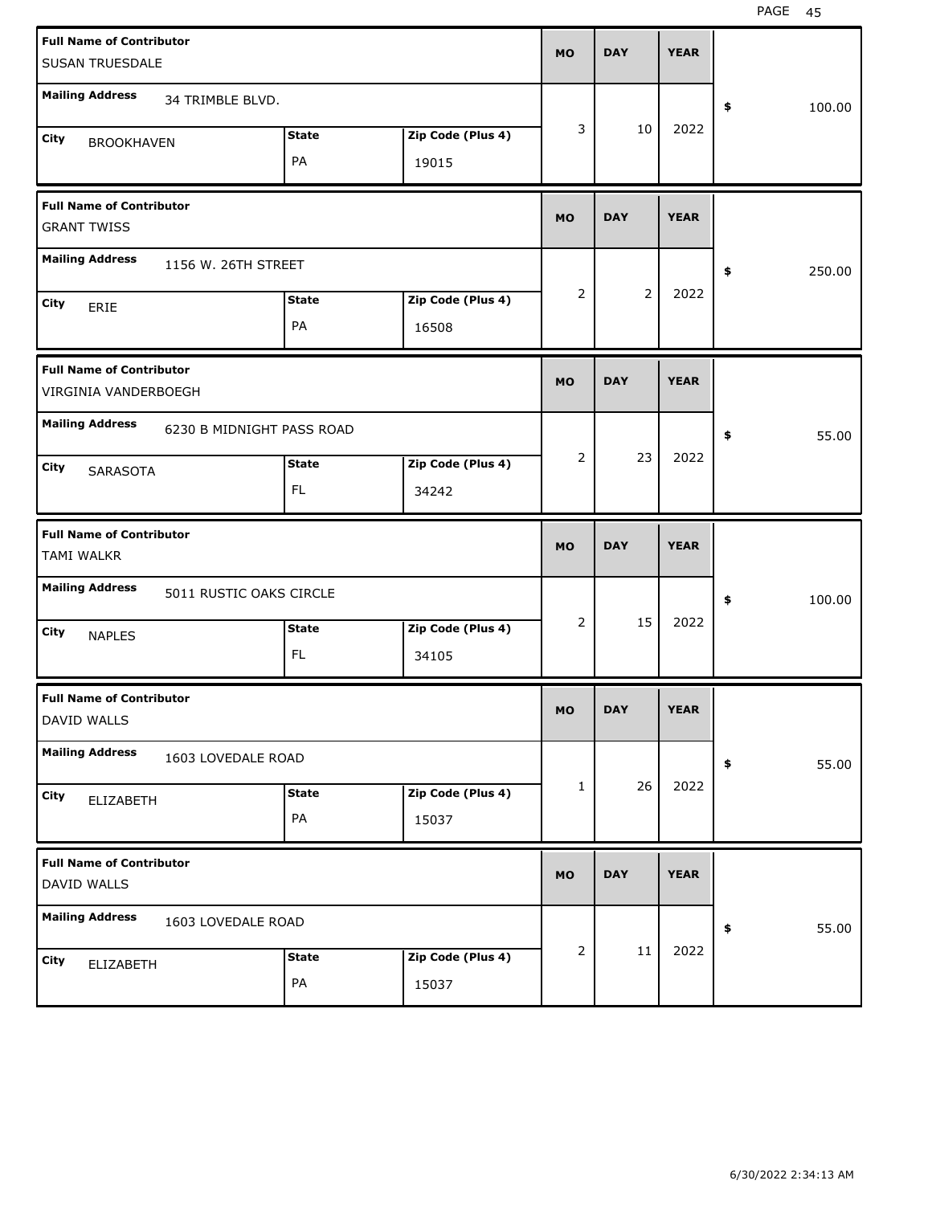| Full Name of Contributor | Mailing Address | City | State | Zip Code (Plus 4) | MO | DAY | YEAR | $ |
|---|---|---|---|---|---|---|---|---|
| SUSAN TRUESDALE | 34 TRIMBLE BLVD. | BROOKHAVEN | PA | 19015 | 3 | 10 | 2022 | 100.00 |
| GRANT TWISS | 1156 W. 26TH STREET | ERIE | PA | 16508 | 2 | 2 | 2022 | 250.00 |
| VIRGINIA VANDERBOEGH | 6230 B MIDNIGHT PASS ROAD | SARASOTA | FL | 34242 | 2 | 23 | 2022 | 55.00 |
| TAMI WALKR | 5011 RUSTIC OAKS CIRCLE | NAPLES | FL | 34105 | 2 | 15 | 2022 | 100.00 |
| DAVID WALLS | 1603 LOVEDALE ROAD | ELIZABETH | PA | 15037 | 1 | 26 | 2022 | 55.00 |
| DAVID WALLS | 1603 LOVEDALE ROAD | ELIZABETH | PA | 15037 | 2 | 11 | 2022 | 55.00 |

6/30/2022 2:34:13 AM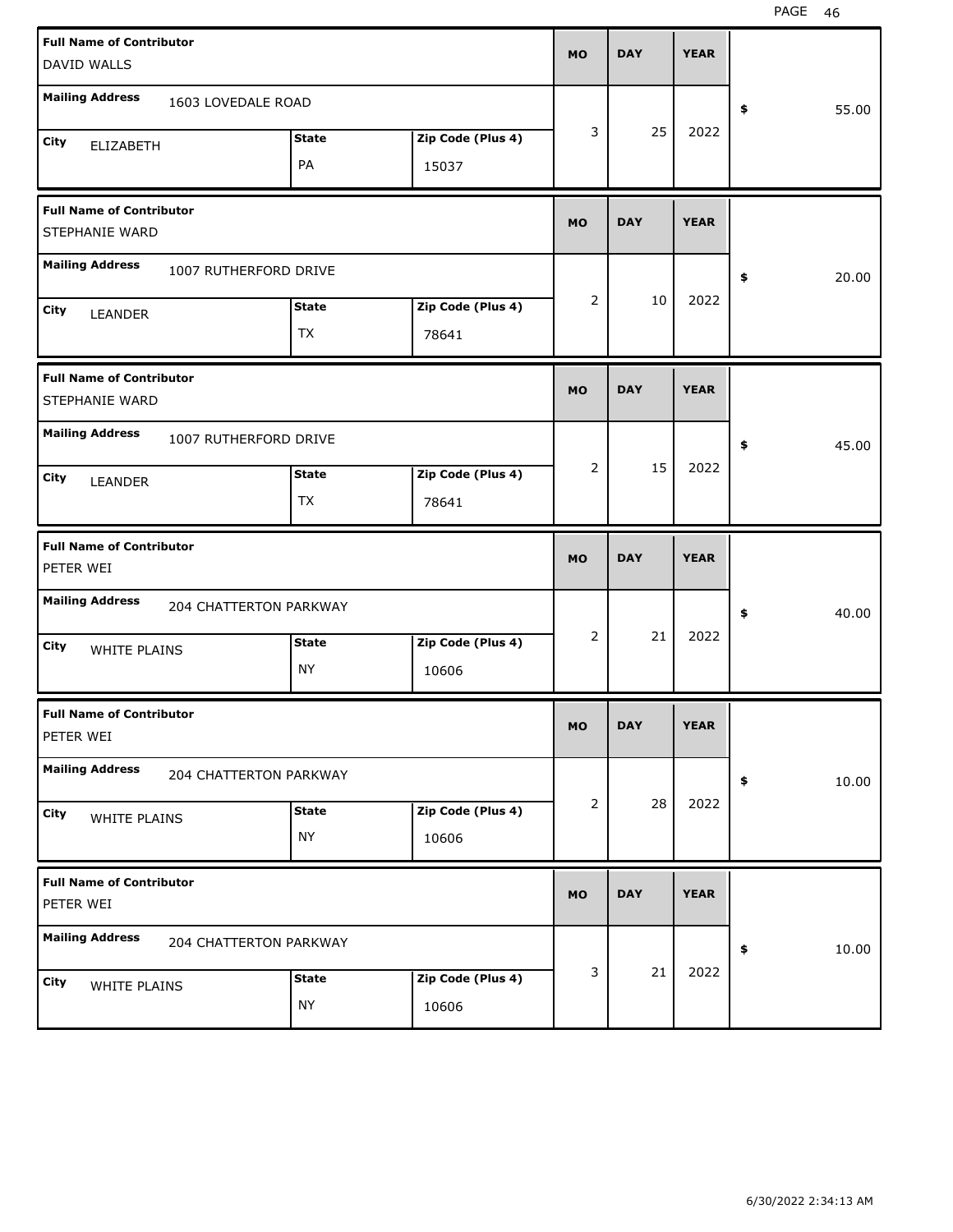| Full Name of Contributor | Mailing Address | City | State | Zip Code (Plus 4) | MO | DAY | YEAR | $ |
|---|---|---|---|---|---|---|---|---|
| DAVID WALLS | 1603 LOVEDALE ROAD | ELIZABETH | PA | 15037 | 3 | 25 | 2022 | 55.00 |
| STEPHANIE WARD | 1007 RUTHERFORD DRIVE | LEANDER | TX | 78641 | 2 | 10 | 2022 | 20.00 |
| STEPHANIE WARD | 1007 RUTHERFORD DRIVE | LEANDER | TX | 78641 | 2 | 15 | 2022 | 45.00 |
| PETER WEI | 204 CHATTERTON PARKWAY | WHITE PLAINS | NY | 10606 | 2 | 21 | 2022 | 40.00 |
| PETER WEI | 204 CHATTERTON PARKWAY | WHITE PLAINS | NY | 10606 | 2 | 28 | 2022 | 10.00 |
| PETER WEI | 204 CHATTERTON PARKWAY | WHITE PLAINS | NY | 10606 | 3 | 21 | 2022 | 10.00 |

6/30/2022 2:34:13 AM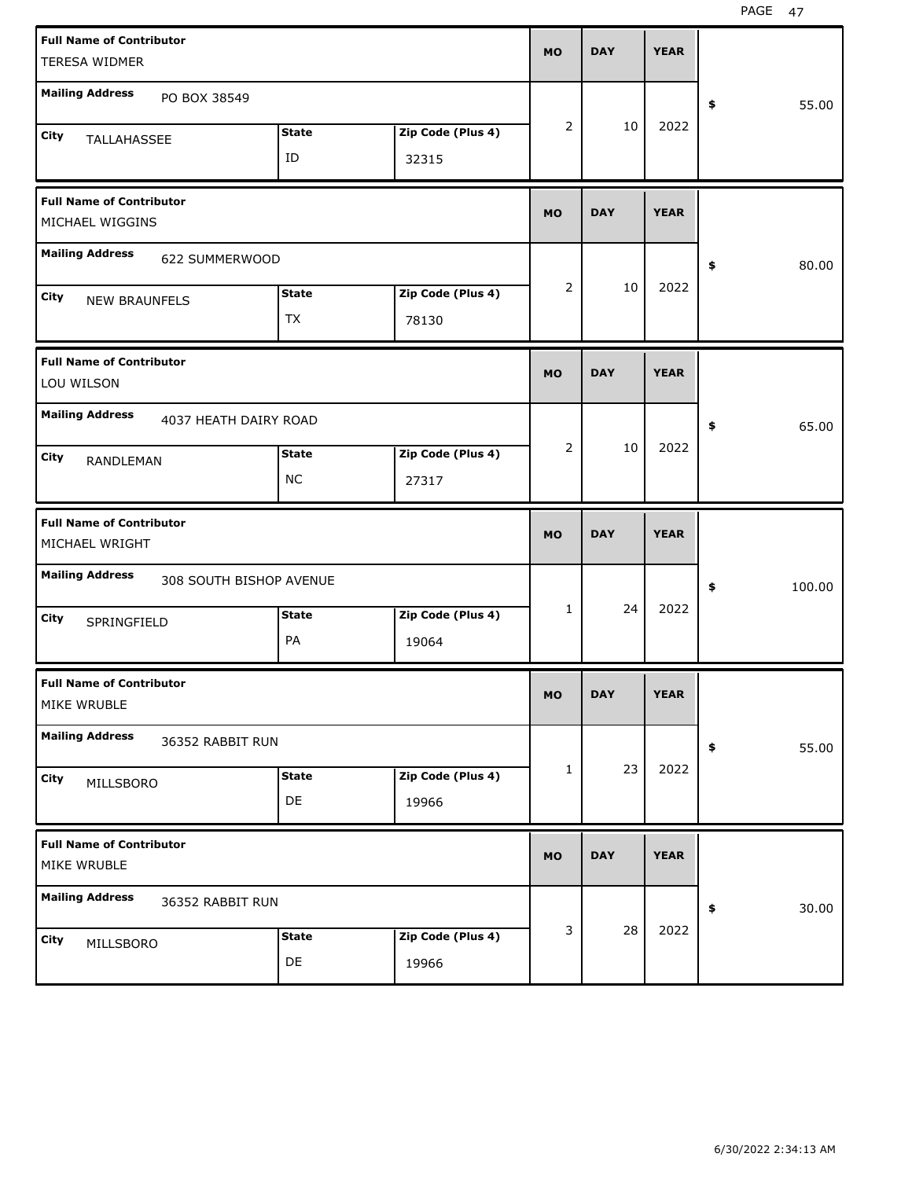| Full Name of Contributor | Mailing Address | City | State | Zip Code (Plus 4) | MO | DAY | YEAR | $ |
| --- | --- | --- | --- | --- | --- | --- | --- | --- |
| TERESA WIDMER | PO BOX 38549 | TALLAHASSEE | ID | 32315 | 2 | 10 | 2022 | 55.00 |
| MICHAEL WIGGINS | 622 SUMMERWOOD | NEW BRAUNFELS | TX | 78130 | 2 | 10 | 2022 | 80.00 |
| LOU WILSON | 4037 HEATH DAIRY ROAD | RANDLEMAN | NC | 27317 | 2 | 10 | 2022 | 65.00 |
| MICHAEL WRIGHT | 308 SOUTH BISHOP AVENUE | SPRINGFIELD | PA | 19064 | 1 | 24 | 2022 | 100.00 |
| MIKE WRUBLE | 36352 RABBIT RUN | MILLSBORO | DE | 19966 | 1 | 23 | 2022 | 55.00 |
| MIKE WRUBLE | 36352 RABBIT RUN | MILLSBORO | DE | 19966 | 3 | 28 | 2022 | 30.00 |

6/30/2022 2:34:13 AM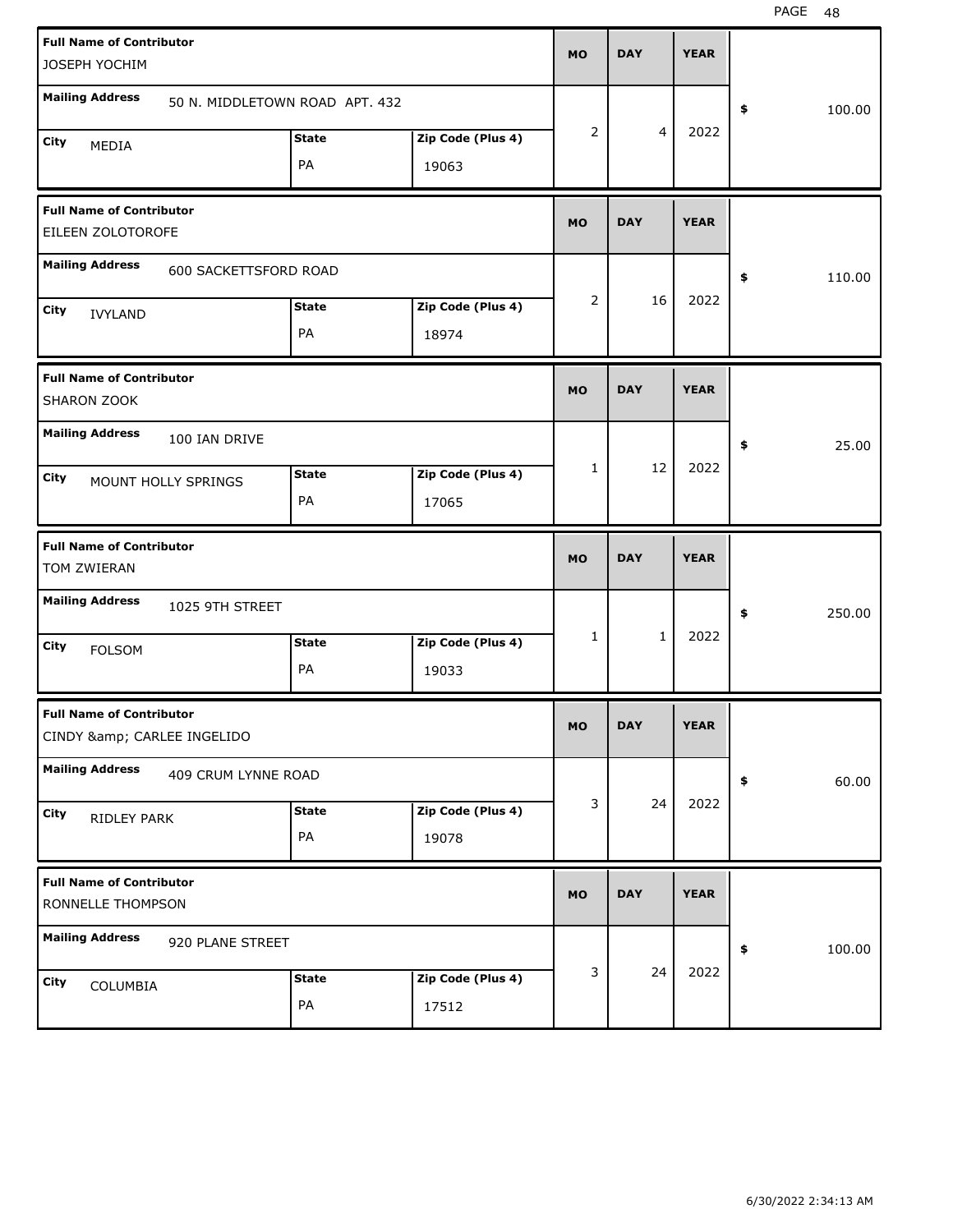| Full Name of Contributor | Mailing Address | City | State | Zip Code (Plus 4) | MO | DAY | YEAR | Amount |
|---|---|---|---|---|---|---|---|---|
| JOSEPH YOCHIM | 50 N. MIDDLETOWN ROAD APT. 432 | MEDIA | PA | 19063 | 2 | 4 | 2022 | $ 100.00 |
| EILEEN ZOLOTOROFE | 600 SACKETTSFORD ROAD | IVYLAND | PA | 18974 | 2 | 16 | 2022 | $ 110.00 |
| SHARON ZOOK | 100 IAN DRIVE | MOUNT HOLLY SPRINGS | PA | 17065 | 1 | 12 | 2022 | $ 25.00 |
| TOM ZWIERAN | 1025 9TH STREET | FOLSOM | PA | 19033 | 1 | 1 | 2022 | $ 250.00 |
| CINDY &amp; CARLEE INGELIDO | 409 CRUM LYNNE ROAD | RIDLEY PARK | PA | 19078 | 3 | 24 | 2022 | $ 60.00 |
| RONNELLE THOMPSON | 920 PLANE STREET | COLUMBIA | PA | 17512 | 3 | 24 | 2022 | $ 100.00 |

6/30/2022 2:34:13 AM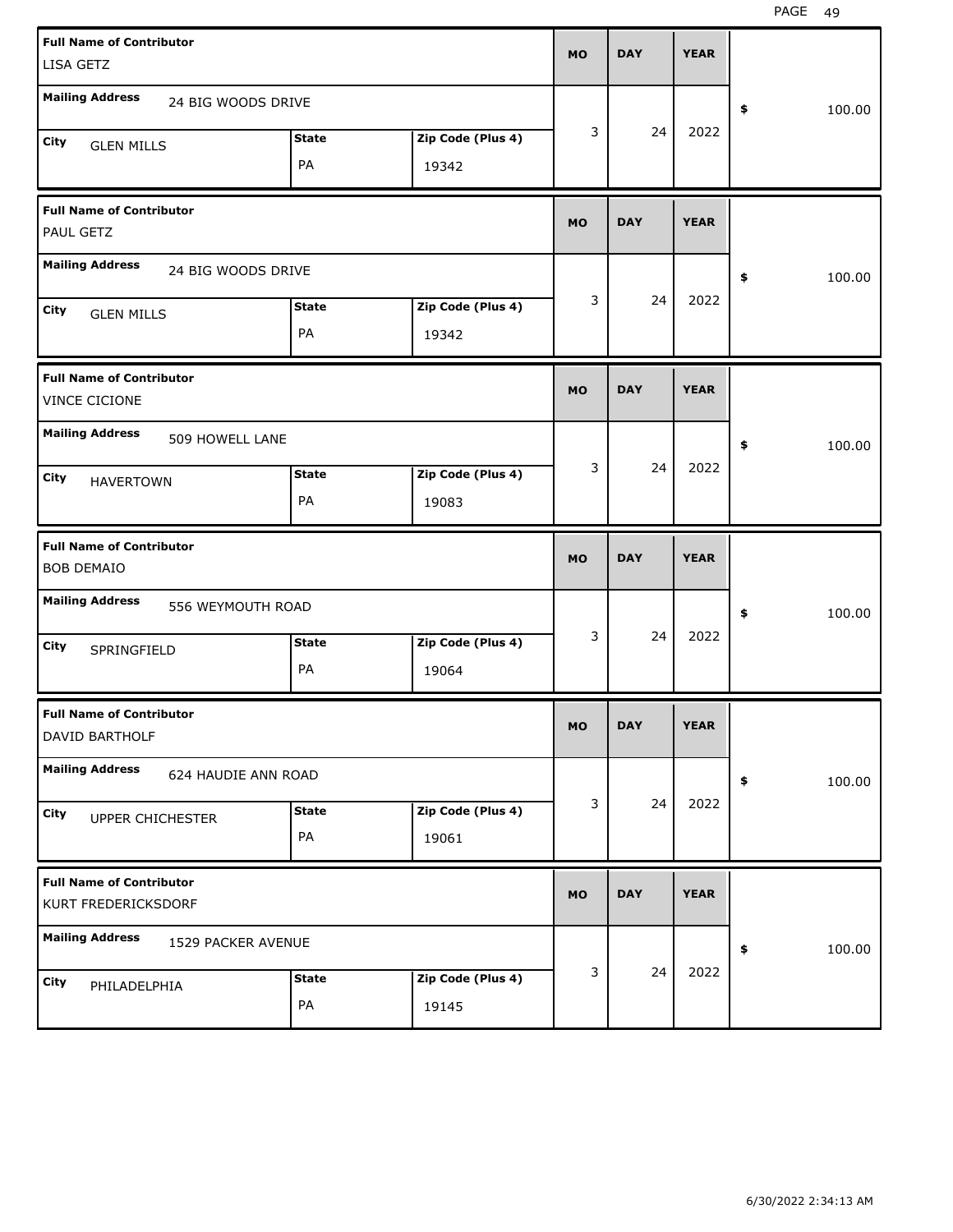| Full Name of Contributor | Mailing Address | City | State | Zip Code (Plus 4) | MO | DAY | YEAR | $ |
|---|---|---|---|---|---|---|---|---|
| LISA GETZ | 24 BIG WOODS DRIVE | GLEN MILLS | PA | 19342 | 3 | 24 | 2022 | 100.00 |
| PAUL GETZ | 24 BIG WOODS DRIVE | GLEN MILLS | PA | 19342 | 3 | 24 | 2022 | 100.00 |
| VINCE CICIONE | 509 HOWELL LANE | HAVERTOWN | PA | 19083 | 3 | 24 | 2022 | 100.00 |
| BOB DEMAIO | 556 WEYMOUTH ROAD | SPRINGFIELD | PA | 19064 | 3 | 24 | 2022 | 100.00 |
| DAVID BARTHOLF | 624 HAUDIE ANN ROAD | UPPER CHICHESTER | PA | 19061 | 3 | 24 | 2022 | 100.00 |
| KURT FREDERICKSDORF | 1529 PACKER AVENUE | PHILADELPHIA | PA | 19145 | 3 | 24 | 2022 | 100.00 |

6/30/2022 2:34:13 AM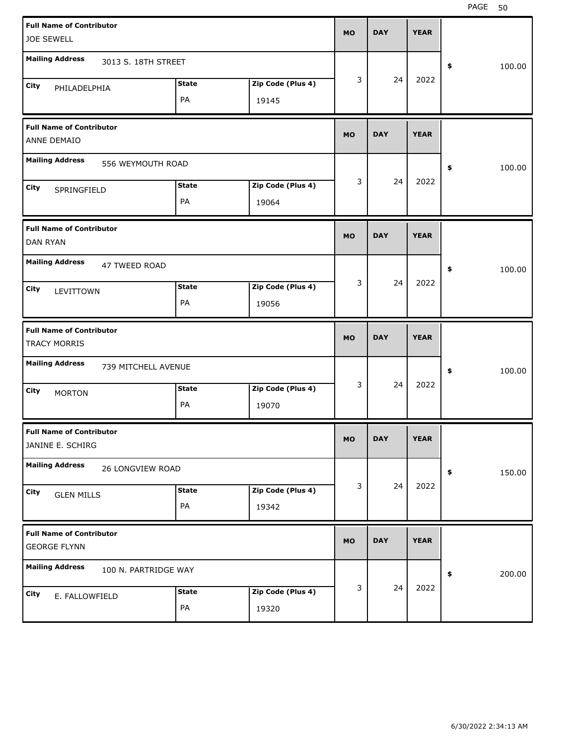| Full Name of Contributor | Mailing Address | City | State | Zip Code (Plus 4) | MO | DAY | YEAR | $ |
|---|---|---|---|---|---|---|---|---|
| JOE SEWELL | 3013 S. 18TH STREET | PHILADELPHIA | PA | 19145 | 3 | 24 | 2022 | 100.00 |
| ANNE DEMAIO | 556 WEYMOUTH ROAD | SPRINGFIELD | PA | 19064 | 3 | 24 | 2022 | 100.00 |
| DAN RYAN | 47 TWEED ROAD | LEVITTOWN | PA | 19056 | 3 | 24 | 2022 | 100.00 |
| TRACY MORRIS | 739 MITCHELL AVENUE | MORTON | PA | 19070 | 3 | 24 | 2022 | 100.00 |
| JANINE E. SCHIRG | 26 LONGVIEW ROAD | GLEN MILLS | PA | 19342 | 3 | 24 | 2022 | 150.00 |
| GEORGE FLYNN | 100 N. PARTRIDGE WAY | E. FALLOWFIELD | PA | 19320 | 3 | 24 | 2022 | 200.00 |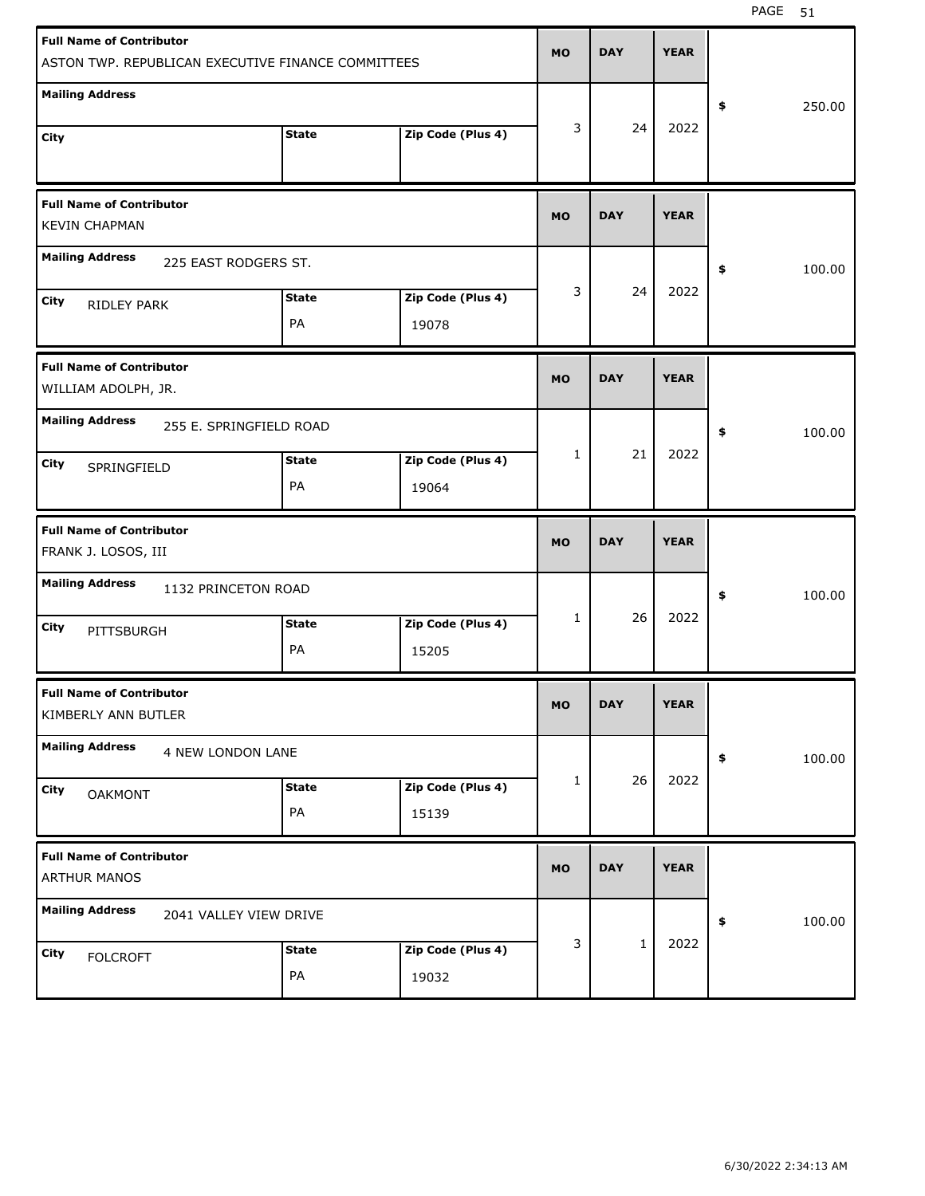| Full Name of Contributor | Mailing Address | City | State | Zip Code (Plus 4) | MO | DAY | YEAR | $ |
|---|---|---|---|---|---|---|---|---|
| ASTON TWP. REPUBLICAN EXECUTIVE FINANCE COMMITTEES | | | | | 3 | 24 | 2022 | 250.00 |
| KEVIN CHAPMAN | 225 EAST RODGERS ST. | RIDLEY PARK | PA | 19078 | 3 | 24 | 2022 | 100.00 |
| WILLIAM ADOLPH, JR. | 255 E. SPRINGFIELD ROAD | SPRINGFIELD | PA | 19064 | 1 | 21 | 2022 | 100.00 |
| FRANK J. LOSOS, III | 1132 PRINCETON ROAD | PITTSBURGH | PA | 15205 | 1 | 26 | 2022 | 100.00 |
| KIMBERLY ANN BUTLER | 4 NEW LONDON LANE | OAKMONT | PA | 15139 | 1 | 26 | 2022 | 100.00 |
| ARTHUR MANOS | 2041 VALLEY VIEW DRIVE | FOLCROFT | PA | 19032 | 3 | 1 | 2022 | 100.00 |

6/30/2022 2:34:13 AM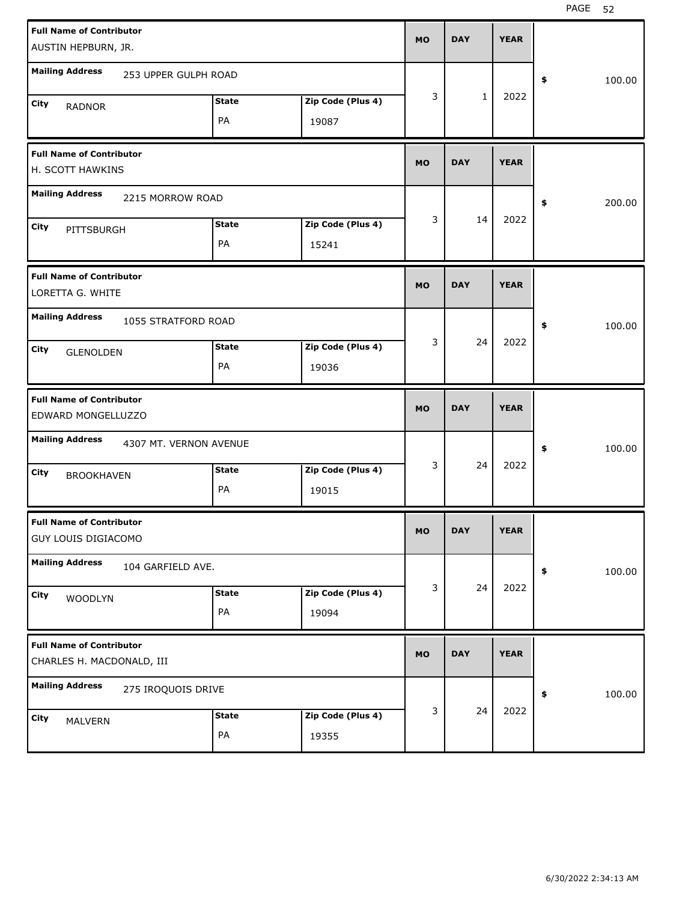| Full Name of Contributor | Mailing Address | City | State | Zip Code (Plus 4) | MO | DAY | YEAR | $ |
|---|---|---|---|---|---|---|---|---|
| AUSTIN HEPBURN, JR. | 253 UPPER GULPH ROAD | RADNOR | PA | 19087 | 3 | 1 | 2022 | 100.00 |
| H. SCOTT HAWKINS | 2215 MORROW ROAD | PITTSBURGH | PA | 15241 | 3 | 14 | 2022 | 200.00 |
| LORETTA G. WHITE | 1055 STRATFORD ROAD | GLENOLDEN | PA | 19036 | 3 | 24 | 2022 | 100.00 |
| EDWARD MONGELLUZZO | 4307 MT. VERNON AVENUE | BROOKHAVEN | PA | 19015 | 3 | 24 | 2022 | 100.00 |
| GUY LOUIS DIGIACOMO | 104 GARFIELD AVE. | WOODLYN | PA | 19094 | 3 | 24 | 2022 | 100.00 |
| CHARLES H. MACDONALD, III | 275 IROQUOIS DRIVE | MALVERN | PA | 19355 | 3 | 24 | 2022 | 100.00 |

6/30/2022 2:34:13 AM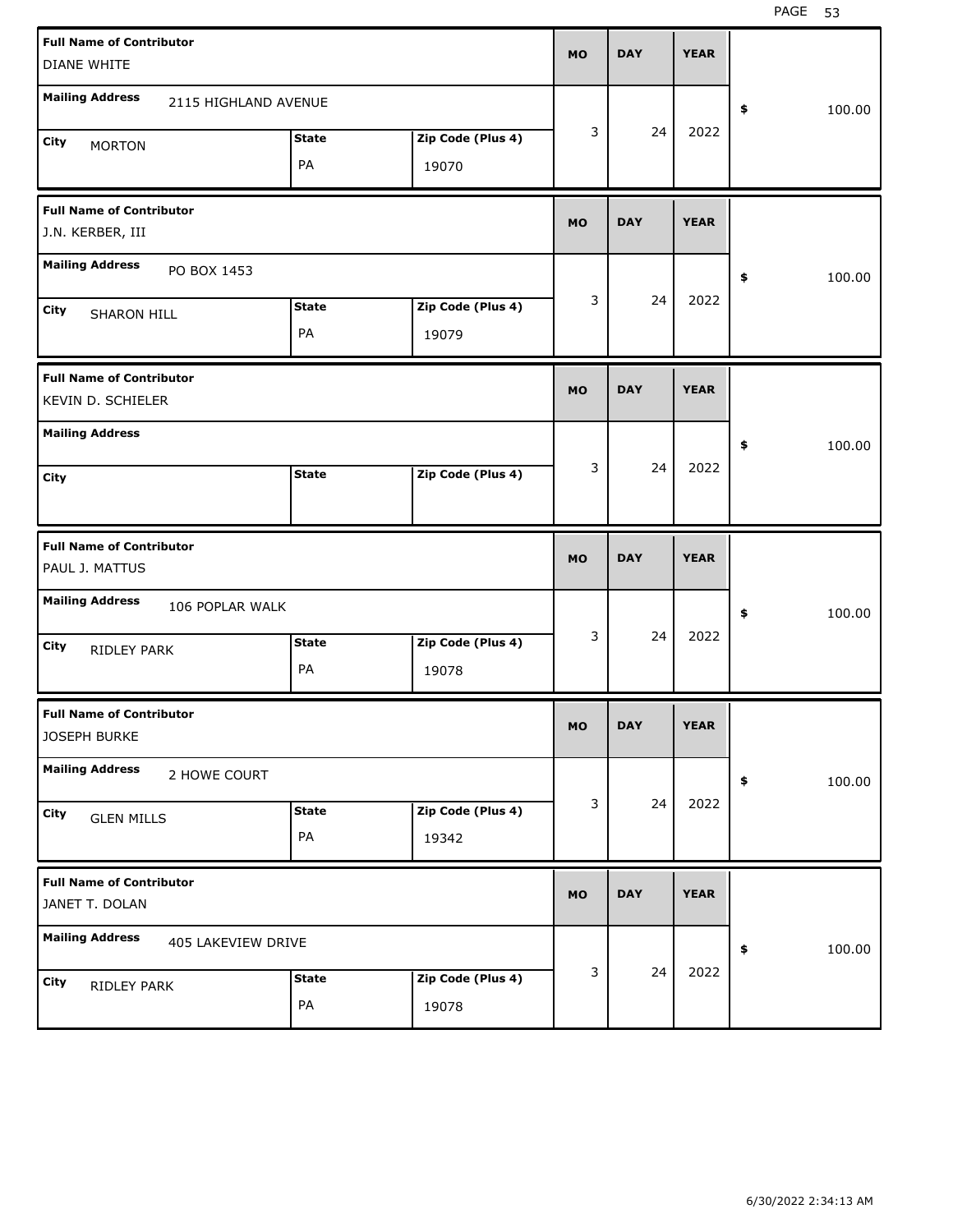| Full Name of Contributor | Mailing Address | City | State | Zip Code (Plus 4) | MO | DAY | YEAR | $ |
|---|---|---|---|---|---|---|---|---|
| DIANE WHITE | 2115 HIGHLAND AVENUE | MORTON | PA | 19070 | 3 | 24 | 2022 | 100.00 |
| J.N. KERBER, III | PO BOX 1453 | SHARON HILL | PA | 19079 | 3 | 24 | 2022 | 100.00 |
| KEVIN D. SCHIELER | | | | | 3 | 24 | 2022 | 100.00 |
| PAUL J. MATTUS | 106 POPLAR WALK | RIDLEY PARK | PA | 19078 | 3 | 24 | 2022 | 100.00 |
| JOSEPH BURKE | 2 HOWE COURT | GLEN MILLS | PA | 19342 | 3 | 24 | 2022 | 100.00 |
| JANET T. DOLAN | 405 LAKEVIEW DRIVE | RIDLEY PARK | PA | 19078 | 3 | 24 | 2022 | 100.00 |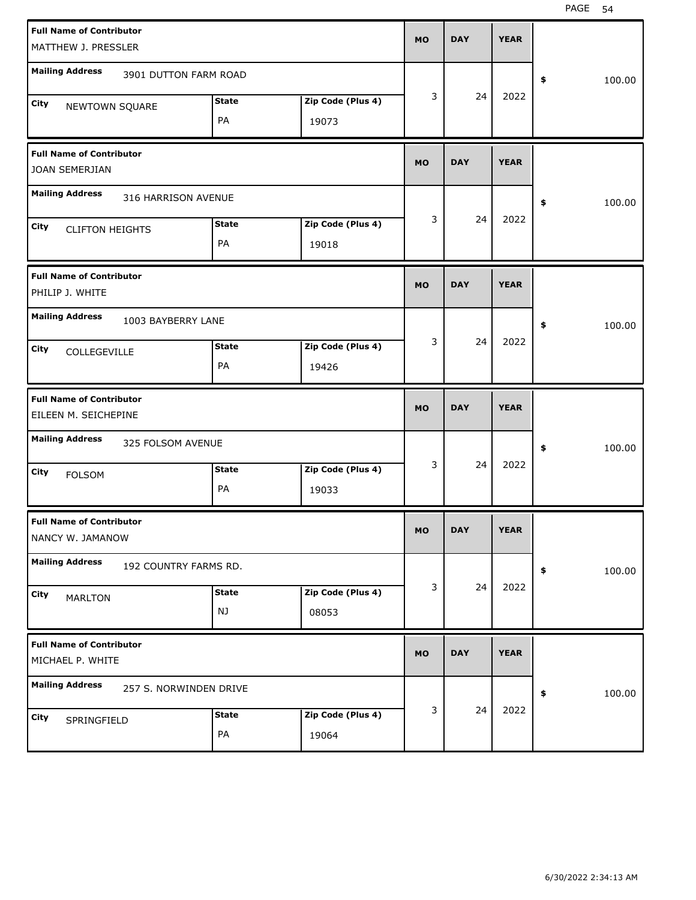| Full Name of Contributor | Mailing Address | City | State | Zip Code (Plus 4) | MO | DAY | YEAR | $ |
|---|---|---|---|---|---|---|---|---|
| MATTHEW J. PRESSLER | 3901 DUTTON FARM ROAD | NEWTOWN SQUARE | PA | 19073 | 3 | 24 | 2022 | 100.00 |
| JOAN SEMERJIAN | 316 HARRISON AVENUE | CLIFTON HEIGHTS | PA | 19018 | 3 | 24 | 2022 | 100.00 |
| PHILIP J. WHITE | 1003 BAYBERRY LANE | COLLEGEVILLE | PA | 19426 | 3 | 24 | 2022 | 100.00 |
| EILEEN M. SEICHEPINE | 325 FOLSOM AVENUE | FOLSOM | PA | 19033 | 3 | 24 | 2022 | 100.00 |
| NANCY W. JAMANOW | 192 COUNTRY FARMS RD. | MARLTON | NJ | 08053 | 3 | 24 | 2022 | 100.00 |
| MICHAEL P. WHITE | 257 S. NORWINDEN DRIVE | SPRINGFIELD | PA | 19064 | 3 | 24 | 2022 | 100.00 |

6/30/2022 2:34:13 AM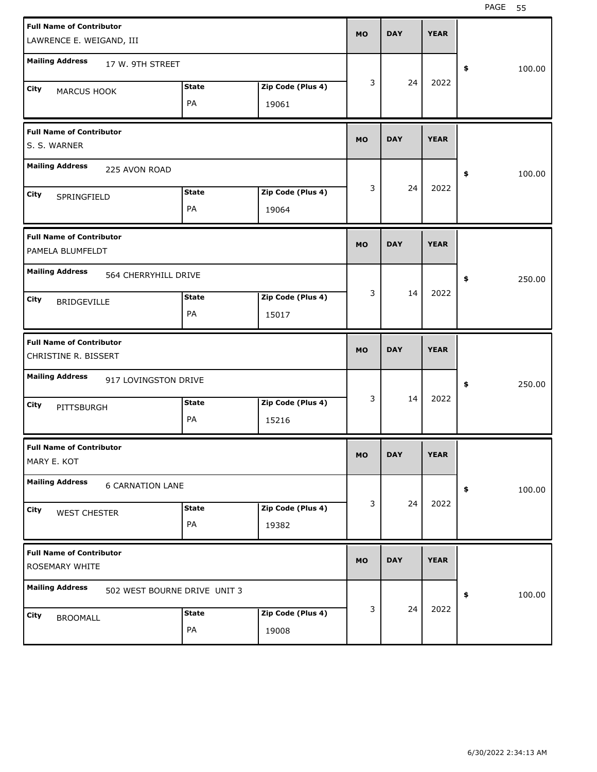| Full Name of Contributor | Mailing Address | City | State | Zip Code (Plus 4) | MO | DAY | YEAR | $ |
|---|---|---|---|---|---|---|---|---|
| LAWRENCE E. WEIGAND, III | 17 W. 9TH STREET | MARCUS HOOK | PA | 19061 | 3 | 24 | 2022 | 100.00 |
| S. S. WARNER | 225 AVON ROAD | SPRINGFIELD | PA | 19064 | 3 | 24 | 2022 | 100.00 |
| PAMELA BLUMFELDT | 564 CHERRYHILL DRIVE | BRIDGEVILLE | PA | 15017 | 3 | 14 | 2022 | 250.00 |
| CHRISTINE R. BISSERT | 917 LOVINGSTON DRIVE | PITTSBURGH | PA | 15216 | 3 | 14 | 2022 | 250.00 |
| MARY E. KOT | 6 CARNATION LANE | WEST CHESTER | PA | 19382 | 3 | 24 | 2022 | 100.00 |
| ROSEMARY WHITE | 502 WEST BOURNE DRIVE UNIT 3 | BROOMALL | PA | 19008 | 3 | 24 | 2022 | 100.00 |

6/30/2022 2:34:13 AM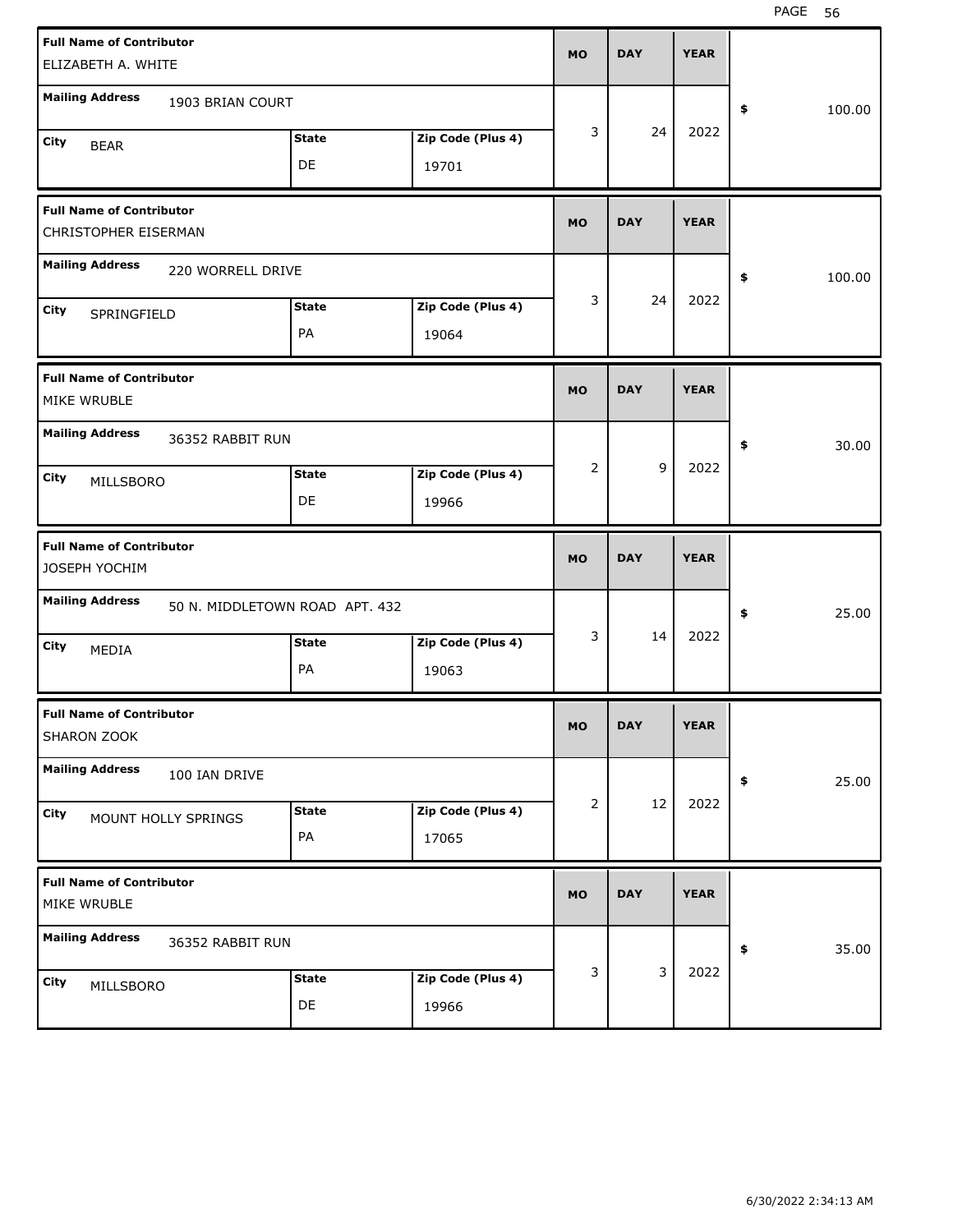| Full Name of Contributor | Mailing Address | City | State | Zip Code (Plus 4) | MO | DAY | YEAR | $ |
|---|---|---|---|---|---|---|---|---|
| ELIZABETH A. WHITE | 1903 BRIAN COURT | BEAR | DE | 19701 | 3 | 24 | 2022 | 100.00 |
| CHRISTOPHER EISERMAN | 220 WORRELL DRIVE | SPRINGFIELD | PA | 19064 | 3 | 24 | 2022 | 100.00 |
| MIKE WRUBLE | 36352 RABBIT RUN | MILLSBORO | DE | 19966 | 2 | 9 | 2022 | 30.00 |
| JOSEPH YOCHIM | 50 N. MIDDLETOWN ROAD APT. 432 | MEDIA | PA | 19063 | 3 | 14 | 2022 | 25.00 |
| SHARON ZOOK | 100 IAN DRIVE | MOUNT HOLLY SPRINGS | PA | 17065 | 2 | 12 | 2022 | 25.00 |
| MIKE WRUBLE | 36352 RABBIT RUN | MILLSBORO | DE | 19966 | 3 | 3 | 2022 | 35.00 |

6/30/2022 2:34:13 AM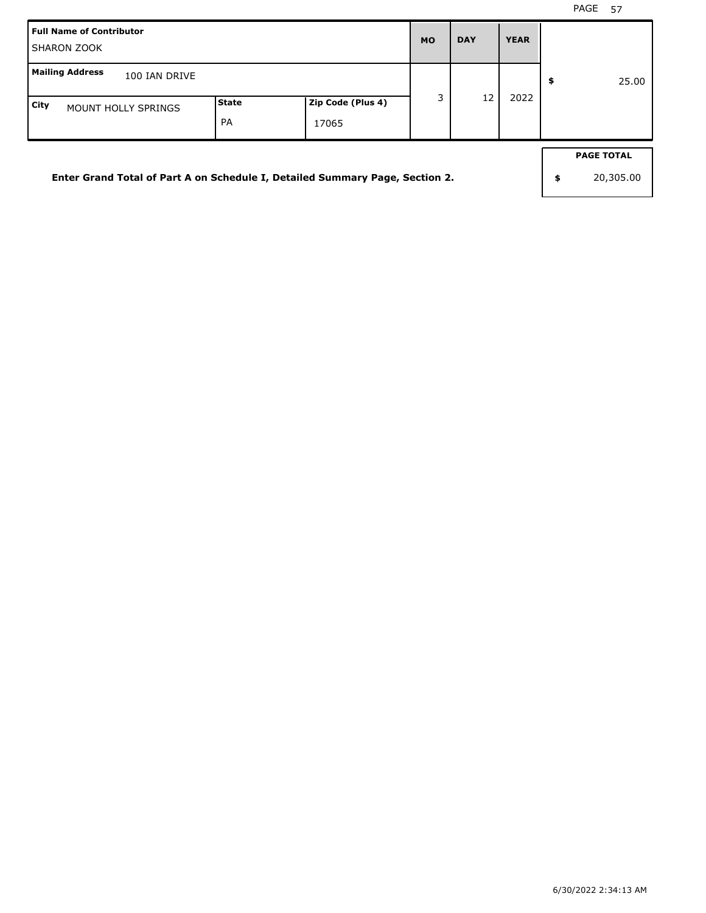| Full Name of Contributor | | | MO | DAY | YEAR | |
|---|---|---|---|---|---|---|
| SHARON ZOOK | | | | | | |
| **Mailing Address** 100 IAN DRIVE | | | 3 | 12 | 2022 | $ 25.00 |
| **City** MOUNT HOLLY SPRINGS | **State** PA | **Zip Code (Plus 4)** 17065 | | | | |

**Enter Grand Total of Part A on Schedule I, Detailed Summary Page, Section 2.**

| PAGE TOTAL |
|---|
| $ 20,305.00 |

6/30/2022 2:34:13 AM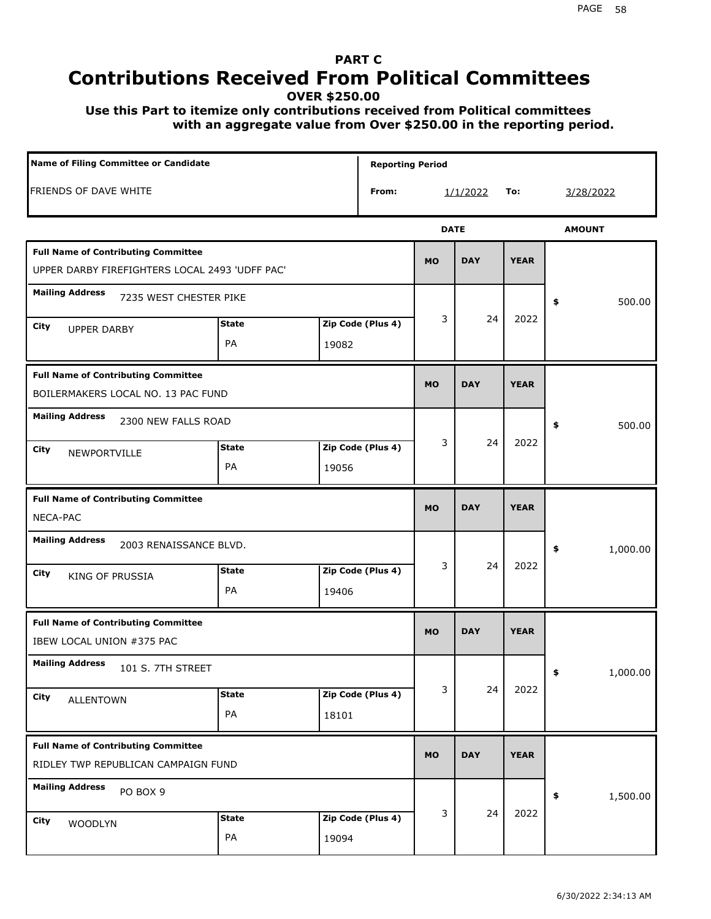# PART C

# Contributions Received From Political Committees

**OVER $250.00**

**Use this Part to itemize only contributions received from Political committees with an aggregate value from Over $250.00 in the reporting period.**

| Name of Filing Committee or Candidate | Reporting Period | | |
|---|---|---|---|
| FRIENDS OF DAVE WHITE | From: 1/1/2022 | To: | 3/28/2022 |

| Full Name of Contributing Committee | Mailing Address | City | State | Zip Code (Plus 4) | MO | DAY | YEAR | AMOUNT |
|---|---|---|---|---|---|---|---|---|
| UPPER DARBY FIREFIGHTERS LOCAL 2493 'UDFF PAC' | 7235 WEST CHESTER PIKE | UPPER DARBY | PA | 19082 | 3 | 24 | 2022 | $ 500.00 |
| BOILERMAKERS LOCAL NO. 13 PAC FUND | 2300 NEW FALLS ROAD | NEWPORTVILLE | PA | 19056 | 3 | 24 | 2022 | $ 500.00 |
| NECA-PAC | 2003 RENAISSANCE BLVD. | KING OF PRUSSIA | PA | 19406 | 3 | 24 | 2022 | $ 1,000.00 |
| IBEW LOCAL UNION #375 PAC | 101 S. 7TH STREET | ALLENTOWN | PA | 18101 | 3 | 24 | 2022 | $ 1,000.00 |
| RIDLEY TWP REPUBLICAN CAMPAIGN FUND | PO BOX 9 | WOODLYN | PA | 19094 | 3 | 24 | 2022 | $ 1,500.00 |

6/30/2022 2:34:13 AM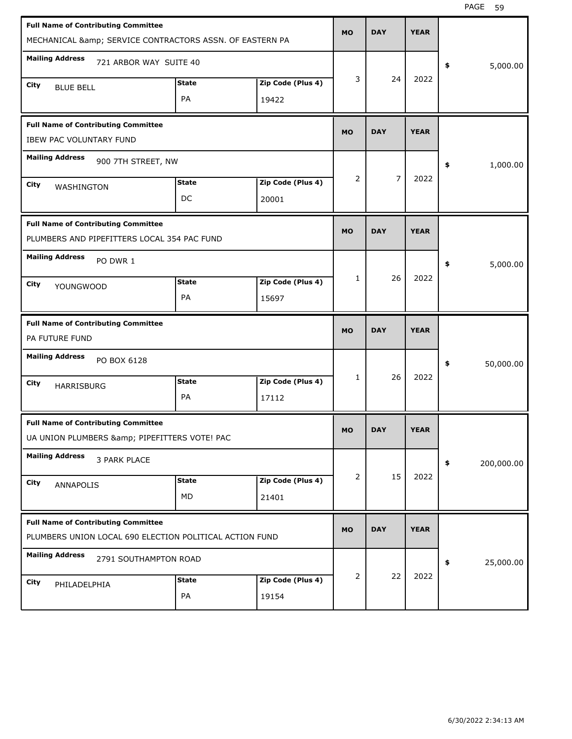| Full Name of Contributing Committee | Mailing Address | City | State | Zip Code (Plus 4) | MO | DAY | YEAR | Amount |
|---|---|---|---|---|---|---|---|---|
| MECHANICAL &amp; SERVICE CONTRACTORS ASSN. OF EASTERN PA | 721 ARBOR WAY SUITE 40 | BLUE BELL | PA | 19422 | 3 | 24 | 2022 | $ 5,000.00 |
| IBEW PAC VOLUNTARY FUND | 900 7TH STREET, NW | WASHINGTON | DC | 20001 | 2 | 7 | 2022 | $ 1,000.00 |
| PLUMBERS AND PIPEFITTERS LOCAL 354 PAC FUND | PO DWR 1 | YOUNGWOOD | PA | 15697 | 1 | 26 | 2022 | $ 5,000.00 |
| PA FUTURE FUND | PO BOX 6128 | HARRISBURG | PA | 17112 | 1 | 26 | 2022 | $ 50,000.00 |
| UA UNION PLUMBERS &amp; PIPEFITTERS VOTE! PAC | 3 PARK PLACE | ANNAPOLIS | MD | 21401 | 2 | 15 | 2022 | $ 200,000.00 |
| PLUMBERS UNION LOCAL 690 ELECTION POLITICAL ACTION FUND | 2791 SOUTHAMPTON ROAD | PHILADELPHIA | PA | 19154 | 2 | 22 | 2022 | $ 25,000.00 |

6/30/2022 2:34:13 AM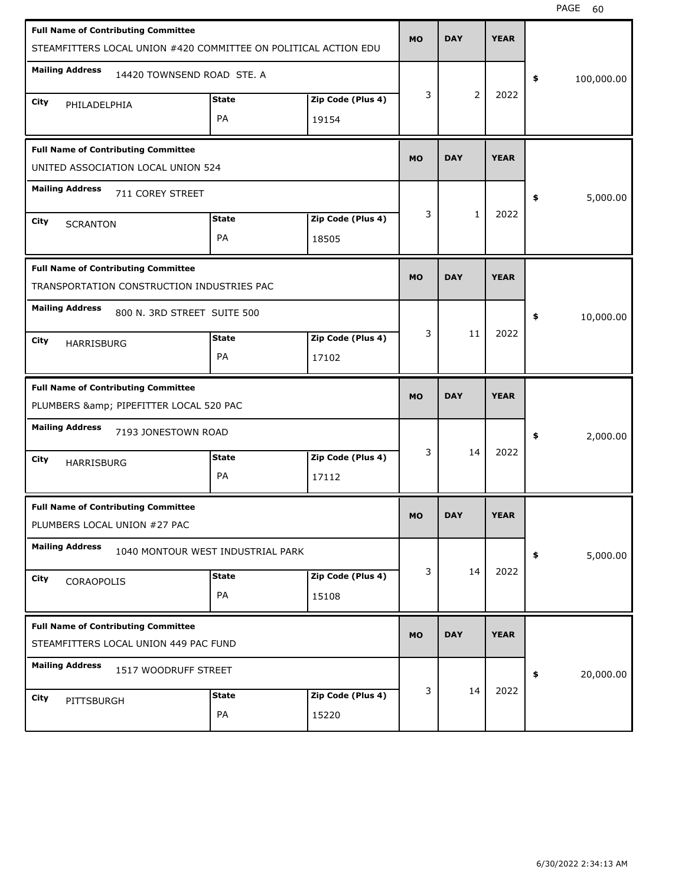| Full Name of Contributing Committee | Mailing Address | City | State | Zip Code (Plus 4) | MO | DAY | YEAR | Amount |
|---|---|---|---|---|---|---|---|---|
| STEAMFITTERS LOCAL UNION #420 COMMITTEE ON POLITICAL ACTION EDU | 14420 TOWNSEND ROAD STE. A | PHILADELPHIA | PA | 19154 | 3 | 2 | 2022 | $ 100,000.00 |
| UNITED ASSOCIATION LOCAL UNION 524 | 711 COREY STREET | SCRANTON | PA | 18505 | 3 | 1 | 2022 | $ 5,000.00 |
| TRANSPORTATION CONSTRUCTION INDUSTRIES PAC | 800 N. 3RD STREET SUITE 500 | HARRISBURG | PA | 17102 | 3 | 11 | 2022 | $ 10,000.00 |
| PLUMBERS &amp; PIPEFITTER LOCAL 520 PAC | 7193 JONESTOWN ROAD | HARRISBURG | PA | 17112 | 3 | 14 | 2022 | $ 2,000.00 |
| PLUMBERS LOCAL UNION #27 PAC | 1040 MONTOUR WEST INDUSTRIAL PARK | CORAOPOLIS | PA | 15108 | 3 | 14 | 2022 | $ 5,000.00 |
| STEAMFITTERS LOCAL UNION 449 PAC FUND | 1517 WOODRUFF STREET | PITTSBURGH | PA | 15220 | 3 | 14 | 2022 | $ 20,000.00 |

6/30/2022 2:34:13 AM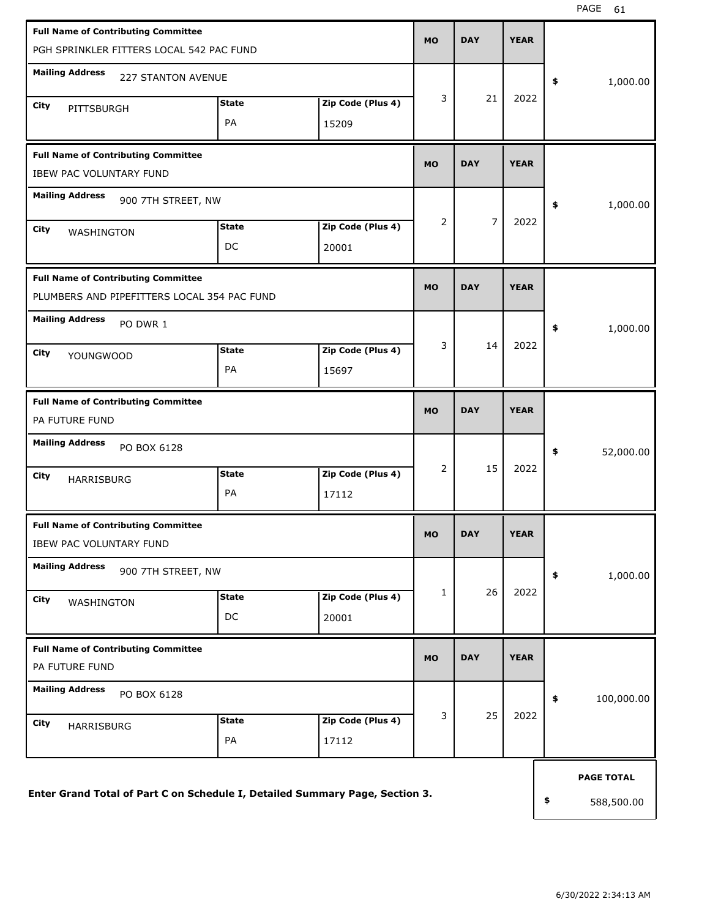| Full Name of Contributing Committee | Mailing Address | City | State | Zip Code (Plus 4) | MO | DAY | YEAR | Amount |
|---|---|---|---|---|---|---|---|---|
| PGH SPRINKLER FITTERS LOCAL 542 PAC FUND | 227 STANTON AVENUE | PITTSBURGH | PA | 15209 | 3 | 21 | 2022 | $ 1,000.00 |
| IBEW PAC VOLUNTARY FUND | 900 7TH STREET, NW | WASHINGTON | DC | 20001 | 2 | 7 | 2022 | $ 1,000.00 |
| PLUMBERS AND PIPEFITTERS LOCAL 354 PAC FUND | PO DWR 1 | YOUNGWOOD | PA | 15697 | 3 | 14 | 2022 | $ 1,000.00 |
| PA FUTURE FUND | PO BOX 6128 | HARRISBURG | PA | 17112 | 2 | 15 | 2022 | $ 52,000.00 |
| IBEW PAC VOLUNTARY FUND | 900 7TH STREET, NW | WASHINGTON | DC | 20001 | 1 | 26 | 2022 | $ 1,000.00 |
| PA FUTURE FUND | PO BOX 6128 | HARRISBURG | PA | 17112 | 3 | 25 | 2022 | $ 100,000.00 |

**Enter Grand Total of Part C on Schedule I, Detailed Summary Page, Section 3.**

**PAGE TOTAL** $ 588,500.00

6/30/2022 2:34:13 AM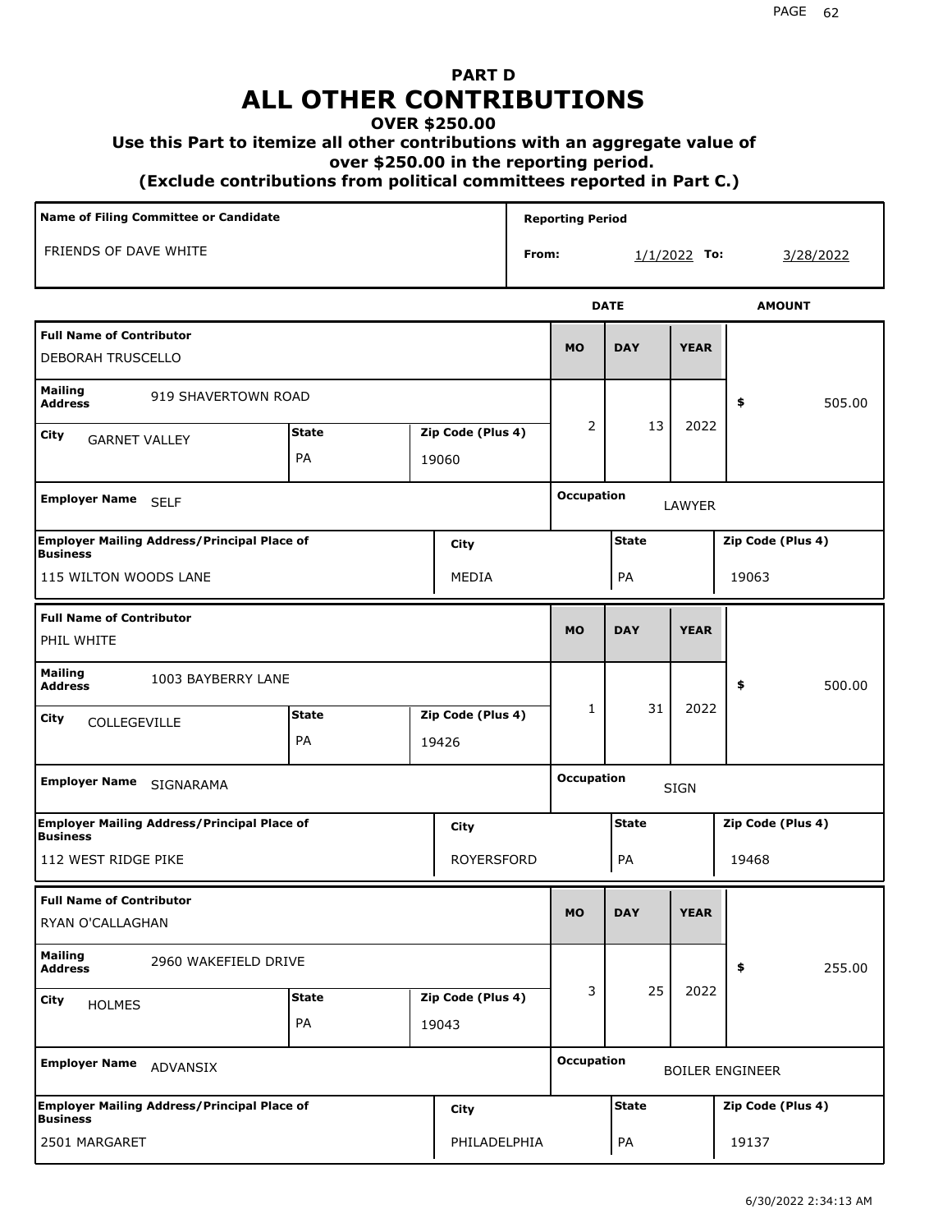# PART D
# ALL OTHER CONTRIBUTIONS
### OVER $250.00
### Use this Part to itemize all other contributions with an aggregate value of over $250.00 in the reporting period.
### (Exclude contributions from political committees reported in Part C.)

| Name of Filing Committee or Candidate | Reporting Period |
|---|---|
| FRIENDS OF DAVE WHITE | From: 1/1/2022 To: 3/28/2022 |

| Full Name of Contributor | Mailing Address | City | State | Zip Code (Plus 4) | MO | DAY | YEAR | AMOUNT | Employer Name | Occupation | Employer Mailing Address/Principal Place of Business | City | State | Zip Code (Plus 4) |
|---|---|---|---|---|---|---|---|---|---|---|---|---|---|---|
| DEBORAH TRUSCELLO | 919 SHAVERTOWN ROAD | GARNET VALLEY | PA | 19060 | 2 | 13 | 2022 | $ 505.00 | SELF | LAWYER | 115 WILTON WOODS LANE | MEDIA | PA | 19063 |
| PHIL WHITE | 1003 BAYBERRY LANE | COLLEGEVILLE | PA | 19426 | 1 | 31 | 2022 | $ 500.00 | SIGNARAMA | SIGN | 112 WEST RIDGE PIKE | ROYERSFORD | PA | 19468 |
| RYAN O'CALLAGHAN | 2960 WAKEFIELD DRIVE | HOLMES | PA | 19043 | 3 | 25 | 2022 | $ 255.00 | ADVANSIX | BOILER ENGINEER | 2501 MARGARET | PHILADELPHIA | PA | 19137 |

6/30/2022 2:34:13 AM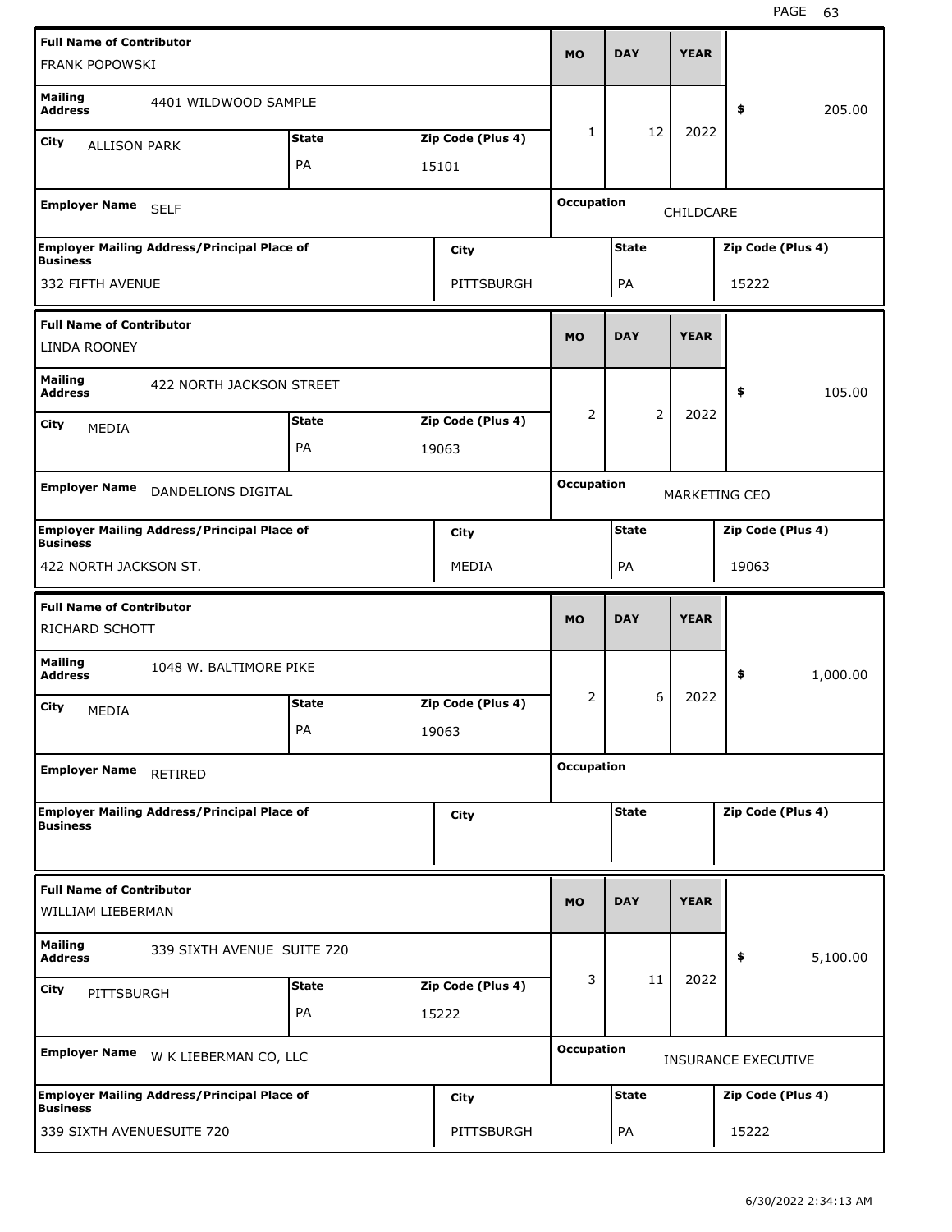| Full Name of Contributor | | | MO | DAY | YEAR | |
|---|---|---|---|---|---|---|
| FRANK POPOWSKI | | | | | | |
| Mailing Address: 4401 WILDWOOD SAMPLE | | | 1 | 12 | 2022 | $ 205.00 |
| City: ALLISON PARK | State: PA | Zip Code (Plus 4): 15101 | | | | |
| Employer Name: SELF | | | Occupation: CHILDCARE | | | |
| Employer Mailing Address/Principal Place of Business: 332 FIFTH AVENUE | City: PITTSBURGH | | State: PA | | Zip Code (Plus 4): 15222 | |

| Full Name of Contributor | | | MO | DAY | YEAR | |
|---|---|---|---|---|---|---|
| LINDA ROONEY | | | | | | |
| Mailing Address: 422 NORTH JACKSON STREET | | | 2 | 2 | 2022 | $ 105.00 |
| City: MEDIA | State: PA | Zip Code (Plus 4): 19063 | | | | |
| Employer Name: DANDELIONS DIGITAL | | | Occupation: MARKETING CEO | | | |
| Employer Mailing Address/Principal Place of Business: 422 NORTH JACKSON ST. | City: MEDIA | | State: PA | | Zip Code (Plus 4): 19063 | |

| Full Name of Contributor | | | MO | DAY | YEAR | |
|---|---|---|---|---|---|---|
| RICHARD SCHOTT | | | | | | |
| Mailing Address: 1048 W. BALTIMORE PIKE | | | 2 | 6 | 2022 | $ 1,000.00 |
| City: MEDIA | State: PA | Zip Code (Plus 4): 19063 | | | | |
| Employer Name: RETIRED | | | Occupation: | | | |
| Employer Mailing Address/Principal Place of Business: | City: | | State: | | Zip Code (Plus 4): | |

| Full Name of Contributor | | | MO | DAY | YEAR | |
|---|---|---|---|---|---|---|
| WILLIAM LIEBERMAN | | | | | | |
| Mailing Address: 339 SIXTH AVENUE SUITE 720 | | | 3 | 11 | 2022 | $ 5,100.00 |
| City: PITTSBURGH | State: PA | Zip Code (Plus 4): 15222 | | | | |
| Employer Name: W K LIEBERMAN CO, LLC | | | Occupation: INSURANCE EXECUTIVE | | | |
| Employer Mailing Address/Principal Place of Business: 339 SIXTH AVENUESUITE 720 | City: PITTSBURGH | | State: PA | | Zip Code (Plus 4): 15222 | |

6/30/2022 2:34:13 AM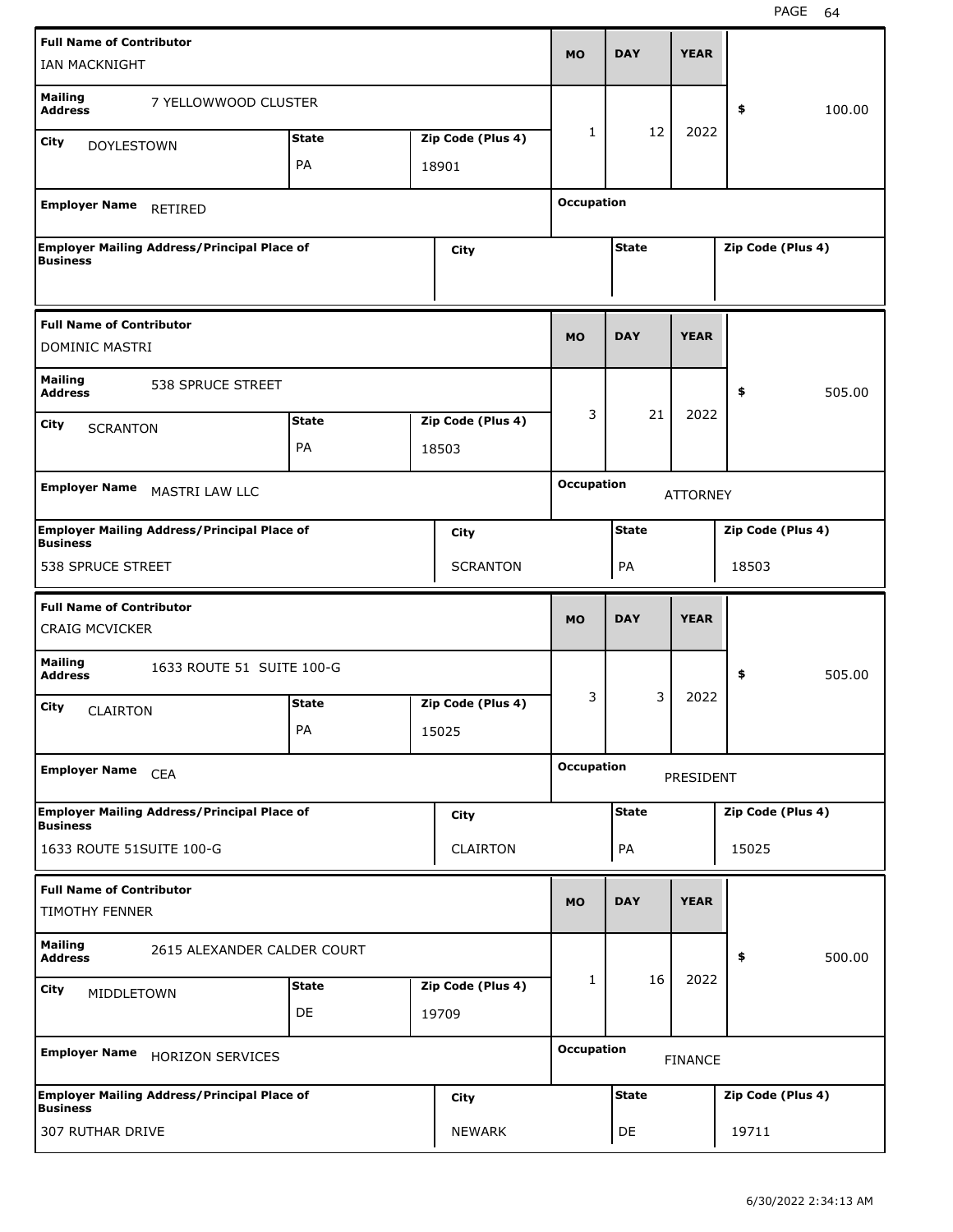**Full Name of Contributor** IAN MACKNIGHT

| | |
|---|---|
| **Mailing Address** | 7 YELLOWWOOD CLUSTER |
| **City** | DOYLESTOWN |
| **State** | PA |
| **Zip Code (Plus 4)** | 18901 |
| **MO** | 1 |
| **DAY** | 12 |
| **YEAR** | 2022 |
| **$** | 100.00 |
| **Employer Name** | RETIRED |
| **Occupation** | |
| **Employer Mailing Address/Principal Place of Business** | |
| **City** | |
| **State** | |
| **Zip Code (Plus 4)** | |

**Full Name of Contributor** DOMINIC MASTRI

| | |
|---|---|
| **Mailing Address** | 538 SPRUCE STREET |
| **City** | SCRANTON |
| **State** | PA |
| **Zip Code (Plus 4)** | 18503 |
| **MO** | 3 |
| **DAY** | 21 |
| **YEAR** | 2022 |
| **$** | 505.00 |
| **Employer Name** | MASTRI LAW LLC |
| **Occupation** | ATTORNEY |
| **Employer Mailing Address/Principal Place of Business** | 538 SPRUCE STREET |
| **City** | SCRANTON |
| **State** | PA |
| **Zip Code (Plus 4)** | 18503 |

**Full Name of Contributor** CRAIG MCVICKER

| | |
|---|---|
| **Mailing Address** | 1633 ROUTE 51 SUITE 100-G |
| **City** | CLAIRTON |
| **State** | PA |
| **Zip Code (Plus 4)** | 15025 |
| **MO** | 3 |
| **DAY** | 3 |
| **YEAR** | 2022 |
| **$** | 505.00 |
| **Employer Name** | CEA |
| **Occupation** | PRESIDENT |
| **Employer Mailing Address/Principal Place of Business** | 1633 ROUTE 51SUITE 100-G |
| **City** | CLAIRTON |
| **State** | PA |
| **Zip Code (Plus 4)** | 15025 |

**Full Name of Contributor** TIMOTHY FENNER

| | |
|---|---|
| **Mailing Address** | 2615 ALEXANDER CALDER COURT |
| **City** | MIDDLETOWN |
| **State** | DE |
| **Zip Code (Plus 4)** | 19709 |
| **MO** | 1 |
| **DAY** | 16 |
| **YEAR** | 2022 |
| **$** | 500.00 |
| **Employer Name** | HORIZON SERVICES |
| **Occupation** | FINANCE |
| **Employer Mailing Address/Principal Place of Business** | 307 RUTHAR DRIVE |
| **City** | NEWARK |
| **State** | DE |
| **Zip Code (Plus 4)** | 19711 |

6/30/2022 2:34:13 AM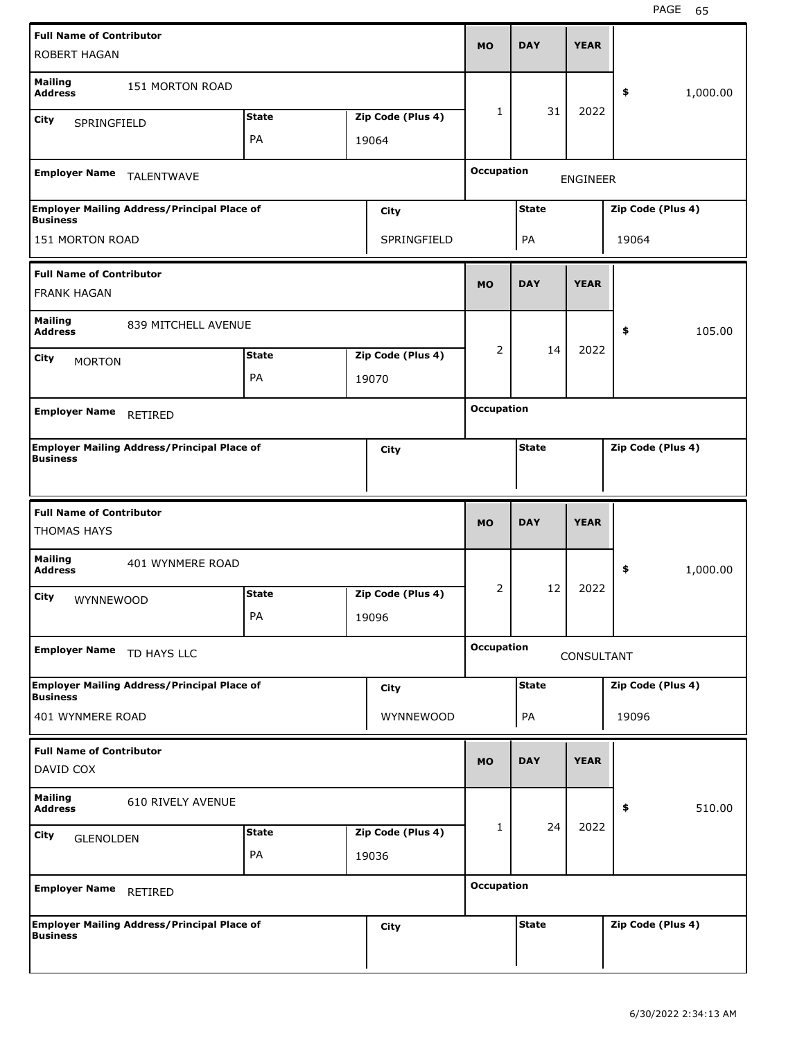| Full Name of Contributor | | | MO | DAY | YEAR | |
|---|---|---|---|---|---|---|
| ROBERT HAGAN | | | | | | |
| Mailing Address: 151 MORTON ROAD | | | 1 | 31 | 2022 | $ 1,000.00 |
| City: SPRINGFIELD | State: PA | Zip Code (Plus 4): 19064 | | | | |
| Employer Name: TALENTWAVE | | | Occupation: ENGINEER | | | |
| Employer Mailing Address/Principal Place of Business: 151 MORTON ROAD | City: SPRINGFIELD | | State: PA | | Zip Code (Plus 4): 19064 | |

| Full Name of Contributor | | | MO | DAY | YEAR | |
|---|---|---|---|---|---|---|
| FRANK HAGAN | | | | | | |
| Mailing Address: 839 MITCHELL AVENUE | | | 2 | 14 | 2022 | $ 105.00 |
| City: MORTON | State: PA | Zip Code (Plus 4): 19070 | | | | |
| Employer Name: RETIRED | | | Occupation: | | | |
| Employer Mailing Address/Principal Place of Business: | City: | | State: | | Zip Code (Plus 4): | |

| Full Name of Contributor | | | MO | DAY | YEAR | |
|---|---|---|---|---|---|---|
| THOMAS HAYS | | | | | | |
| Mailing Address: 401 WYNMERE ROAD | | | 2 | 12 | 2022 | $ 1,000.00 |
| City: WYNNEWOOD | State: PA | Zip Code (Plus 4): 19096 | | | | |
| Employer Name: TD HAYS LLC | | | Occupation: CONSULTANT | | | |
| Employer Mailing Address/Principal Place of Business: 401 WYNMERE ROAD | City: WYNNEWOOD | | State: PA | | Zip Code (Plus 4): 19096 | |

| Full Name of Contributor | | | MO | DAY | YEAR | |
|---|---|---|---|---|---|---|
| DAVID COX | | | | | | |
| Mailing Address: 610 RIVELY AVENUE | | | 1 | 24 | 2022 | $ 510.00 |
| City: GLENOLDEN | State: PA | Zip Code (Plus 4): 19036 | | | | |
| Employer Name: RETIRED | | | Occupation: | | | |
| Employer Mailing Address/Principal Place of Business: | City: | | State: | | Zip Code (Plus 4): | |

6/30/2022 2:34:13 AM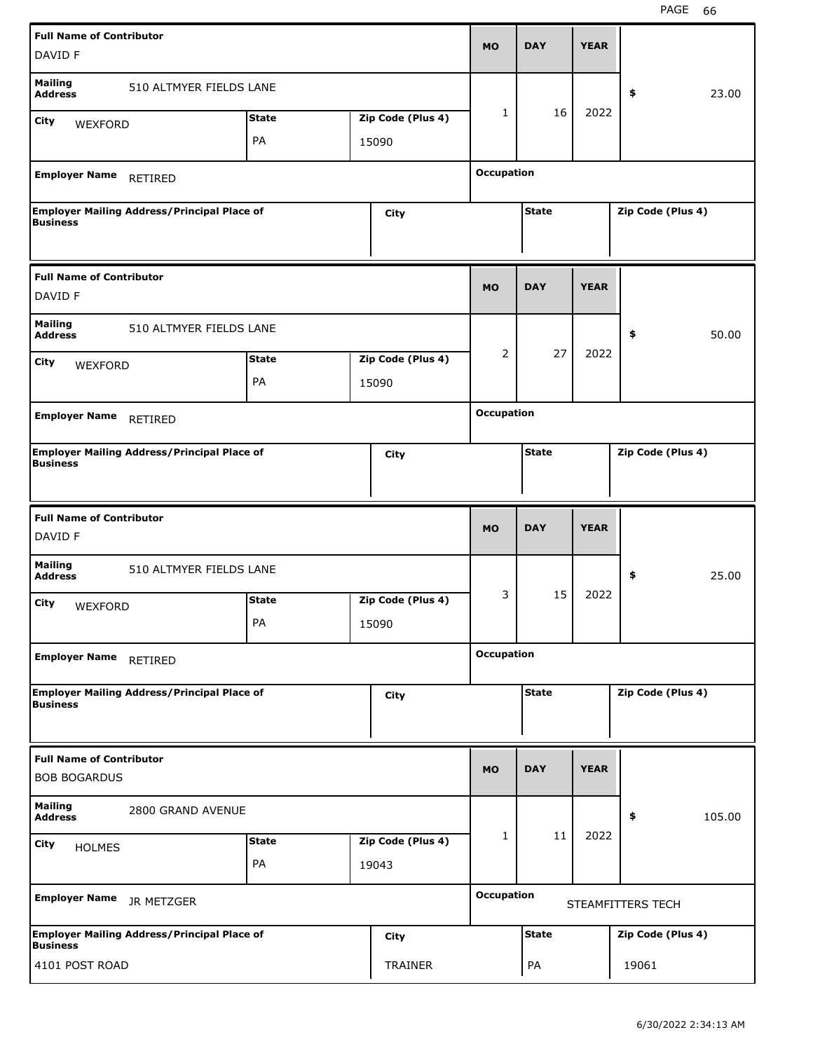| Full Name of Contributor | | | MO | DAY | YEAR | |
|---|---|---|---|---|---|---|
| DAVID F | | | | | | |
| Mailing Address | 510 ALTMYER FIELDS LANE | | 1 | 16 | 2022 | $ 23.00 |
| City: WEXFORD | State: PA | Zip Code (Plus 4): 15090 | | | | |
| Employer Name: RETIRED | | | Occupation | | | |
| Employer Mailing Address/Principal Place of Business | | City | | State | | Zip Code (Plus 4) |

| Full Name of Contributor | | | MO | DAY | YEAR | |
|---|---|---|---|---|---|---|
| DAVID F | | | | | | |
| Mailing Address | 510 ALTMYER FIELDS LANE | | 2 | 27 | 2022 | $ 50.00 |
| City: WEXFORD | State: PA | Zip Code (Plus 4): 15090 | | | | |
| Employer Name: RETIRED | | | Occupation | | | |
| Employer Mailing Address/Principal Place of Business | | City | | State | | Zip Code (Plus 4) |

| Full Name of Contributor | | | MO | DAY | YEAR | |
|---|---|---|---|---|---|---|
| DAVID F | | | | | | |
| Mailing Address | 510 ALTMYER FIELDS LANE | | 3 | 15 | 2022 | $ 25.00 |
| City: WEXFORD | State: PA | Zip Code (Plus 4): 15090 | | | | |
| Employer Name: RETIRED | | | Occupation | | | |
| Employer Mailing Address/Principal Place of Business | | City | | State | | Zip Code (Plus 4) |

| Full Name of Contributor | | | MO | DAY | YEAR | |
|---|---|---|---|---|---|---|
| BOB BOGARDUS | | | | | | |
| Mailing Address | 2800 GRAND AVENUE | | 1 | 11 | 2022 | $ 105.00 |
| City: HOLMES | State: PA | Zip Code (Plus 4): 19043 | | | | |
| Employer Name: JR METZGER | | | Occupation: STEAMFITTERS TECH | | | |
| Employer Mailing Address/Principal Place of Business: 4101 POST ROAD | | City: TRAINER | | State: PA | | Zip Code (Plus 4): 19061 |

6/30/2022 2:34:13 AM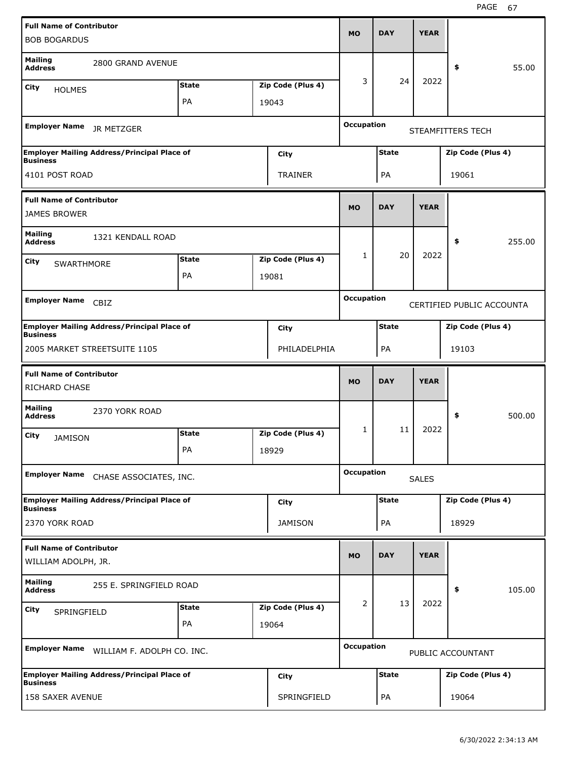| Full Name of Contributor | | | MO | DAY | YEAR | |
|---|---|---|---|---|---|---|
| BOB BOGARDUS | | | | | | |
| Mailing Address: 2800 GRAND AVENUE | | | 3 | 24 | 2022 | $ 55.00 |
| City: HOLMES | State: PA | Zip Code (Plus 4): 19043 | | | | |
| Employer Name: JR METZGER | | | Occupation: STEAMFITTERS TECH | | | |
| Employer Mailing Address/Principal Place of Business: 4101 POST ROAD | | City: TRAINER | State: PA | | Zip Code (Plus 4): 19061 | |

| Full Name of Contributor | | | MO | DAY | YEAR | |
|---|---|---|---|---|---|---|
| JAMES BROWER | | | | | | |
| Mailing Address: 1321 KENDALL ROAD | | | 1 | 20 | 2022 | $ 255.00 |
| City: SWARTHMORE | State: PA | Zip Code (Plus 4): 19081 | | | | |
| Employer Name: CBIZ | | | Occupation: CERTIFIED PUBLIC ACCOUNTA | | | |
| Employer Mailing Address/Principal Place of Business: 2005 MARKET STREETSUITE 1105 | | City: PHILADELPHIA | State: PA | | Zip Code (Plus 4): 19103 | |

| Full Name of Contributor | | | MO | DAY | YEAR | |
|---|---|---|---|---|---|---|
| RICHARD CHASE | | | | | | |
| Mailing Address: 2370 YORK ROAD | | | 1 | 11 | 2022 | $ 500.00 |
| City: JAMISON | State: PA | Zip Code (Plus 4): 18929 | | | | |
| Employer Name: CHASE ASSOCIATES, INC. | | | Occupation: SALES | | | |
| Employer Mailing Address/Principal Place of Business: 2370 YORK ROAD | | City: JAMISON | State: PA | | Zip Code (Plus 4): 18929 | |

| Full Name of Contributor | | | MO | DAY | YEAR | |
|---|---|---|---|---|---|---|
| WILLIAM ADOLPH, JR. | | | | | | |
| Mailing Address: 255 E. SPRINGFIELD ROAD | | | 2 | 13 | 2022 | $ 105.00 |
| City: SPRINGFIELD | State: PA | Zip Code (Plus 4): 19064 | | | | |
| Employer Name: WILLIAM F. ADOLPH CO. INC. | | | Occupation: PUBLIC ACCOUNTANT | | | |
| Employer Mailing Address/Principal Place of Business: 158 SAXER AVENUE | | City: SPRINGFIELD | State: PA | | Zip Code (Plus 4): 19064 | |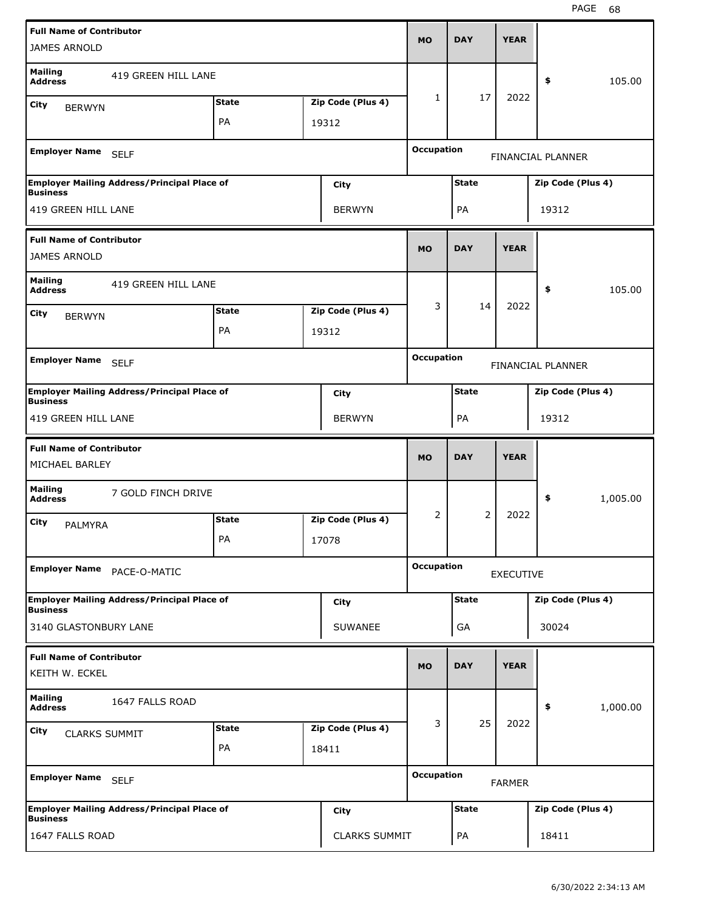| Full Name of Contributor | | | MO | DAY | YEAR | |
|---|---|---|---|---|---|---|
| JAMES ARNOLD | | | | | | |
| Mailing Address: 419 GREEN HILL LANE | | | 1 | 17 | 2022 | $ 105.00 |
| City: BERWYN | State: PA | Zip Code (Plus 4): 19312 | | | | |
| Employer Name: SELF | | | Occupation: FINANCIAL PLANNER | | | |
| Employer Mailing Address/Principal Place of Business: 419 GREEN HILL LANE | | City: BERWYN | State: PA | | Zip Code (Plus 4): 19312 | |

| Full Name of Contributor | | | MO | DAY | YEAR | |
|---|---|---|---|---|---|---|
| JAMES ARNOLD | | | | | | |
| Mailing Address: 419 GREEN HILL LANE | | | 3 | 14 | 2022 | $ 105.00 |
| City: BERWYN | State: PA | Zip Code (Plus 4): 19312 | | | | |
| Employer Name: SELF | | | Occupation: FINANCIAL PLANNER | | | |
| Employer Mailing Address/Principal Place of Business: 419 GREEN HILL LANE | | City: BERWYN | State: PA | | Zip Code (Plus 4): 19312 | |

| Full Name of Contributor | | | MO | DAY | YEAR | |
|---|---|---|---|---|---|---|
| MICHAEL BARLEY | | | | | | |
| Mailing Address: 7 GOLD FINCH DRIVE | | | 2 | 2 | 2022 | $ 1,005.00 |
| City: PALMYRA | State: PA | Zip Code (Plus 4): 17078 | | | | |
| Employer Name: PACE-O-MATIC | | | Occupation: EXECUTIVE | | | |
| Employer Mailing Address/Principal Place of Business: 3140 GLASTONBURY LANE | | City: SUWANEE | State: GA | | Zip Code (Plus 4): 30024 | |

| Full Name of Contributor | | | MO | DAY | YEAR | |
|---|---|---|---|---|---|---|
| KEITH W. ECKEL | | | | | | |
| Mailing Address: 1647 FALLS ROAD | | | 3 | 25 | 2022 | $ 1,000.00 |
| City: CLARKS SUMMIT | State: PA | Zip Code (Plus 4): 18411 | | | | |
| Employer Name: SELF | | | Occupation: FARMER | | | |
| Employer Mailing Address/Principal Place of Business: 1647 FALLS ROAD | | City: CLARKS SUMMIT | State: PA | | Zip Code (Plus 4): 18411 | |

6/30/2022 2:34:13 AM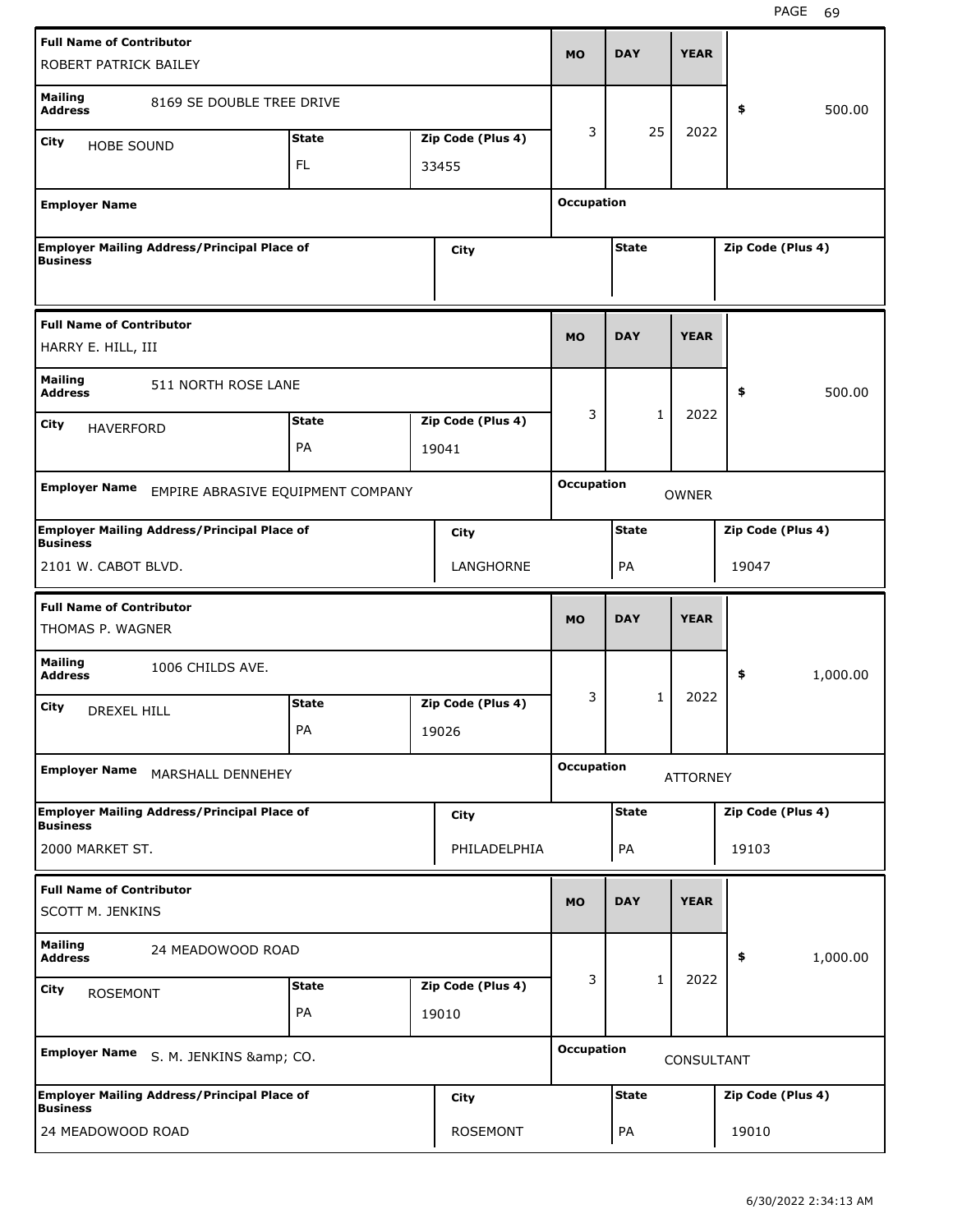| Full Name of Contributor | | | MO | DAY | YEAR | |
|---|---|---|---|---|---|---|
| ROBERT PATRICK BAILEY | | | | | | |
| Mailing Address: 8169 SE DOUBLE TREE DRIVE | | | 3 | 25 | 2022 | $ 500.00 |
| City: HOBE SOUND | State: FL | Zip Code (Plus 4): 33455 | | | | |
| Employer Name: | | | Occupation: | | | |
| Employer Mailing Address/Principal Place of Business: | | City: | State: | | Zip Code (Plus 4): | |

| Full Name of Contributor | | | MO | DAY | YEAR | |
|---|---|---|---|---|---|---|
| HARRY E. HILL, III | | | | | | |
| Mailing Address: 511 NORTH ROSE LANE | | | 3 | 1 | 2022 | $ 500.00 |
| City: HAVERFORD | State: PA | Zip Code (Plus 4): 19041 | | | | |
| Employer Name: EMPIRE ABRASIVE EQUIPMENT COMPANY | | | Occupation: OWNER | | | |
| Employer Mailing Address/Principal Place of Business: 2101 W. CABOT BLVD. | | City: LANGHORNE | State: PA | | Zip Code (Plus 4): 19047 | |

| Full Name of Contributor | | | MO | DAY | YEAR | |
|---|---|---|---|---|---|---|
| THOMAS P. WAGNER | | | | | | |
| Mailing Address: 1006 CHILDS AVE. | | | 3 | 1 | 2022 | $ 1,000.00 |
| City: DREXEL HILL | State: PA | Zip Code (Plus 4): 19026 | | | | |
| Employer Name: MARSHALL DENNEHEY | | | Occupation: ATTORNEY | | | |
| Employer Mailing Address/Principal Place of Business: 2000 MARKET ST. | | City: PHILADELPHIA | State: PA | | Zip Code (Plus 4): 19103 | |

| Full Name of Contributor | | | MO | DAY | YEAR | |
|---|---|---|---|---|---|---|
| SCOTT M. JENKINS | | | | | | |
| Mailing Address: 24 MEADOWOOD ROAD | | | 3 | 1 | 2022 | $ 1,000.00 |
| City: ROSEMONT | State: PA | Zip Code (Plus 4): 19010 | | | | |
| Employer Name: S. M. JENKINS &amp; CO. | | | Occupation: CONSULTANT | | | |
| Employer Mailing Address/Principal Place of Business: 24 MEADOWOOD ROAD | | City: ROSEMONT | State: PA | | Zip Code (Plus 4): 19010 | |

6/30/2022 2:34:13 AM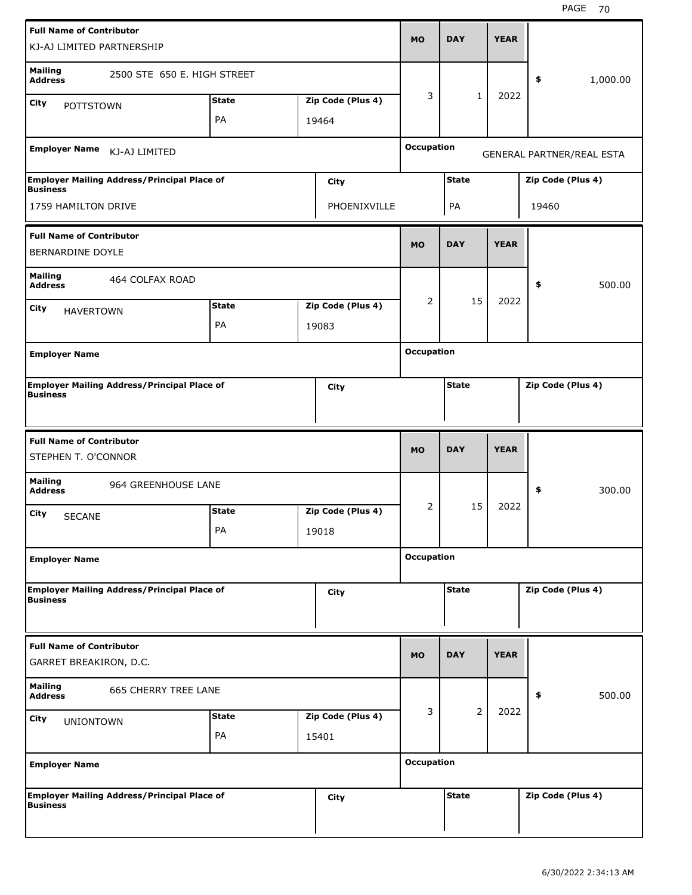| Full Name of Contributor | | | MO | DAY | YEAR | |
|---|---|---|---|---|---|---|
| KJ-AJ LIMITED PARTNERSHIP | | | | | | |
| **Mailing Address** 2500 STE 650 E. HIGH STREET | | | 3 | 1 | 2022 | $ 1,000.00 |
| **City** POTTSTOWN | **State** PA | **Zip Code (Plus 4)** 19464 | | | | |
| **Employer Name** KJ-AJ LIMITED | | | **Occupation** GENERAL PARTNER/REAL ESTA | | | |
| **Employer Mailing Address/Principal Place of Business** 1759 HAMILTON DRIVE | | **City** PHOENIXVILLE | | **State** PA | | **Zip Code (Plus 4)** 19460 |

| Full Name of Contributor | | | MO | DAY | YEAR | |
|---|---|---|---|---|---|---|
| BERNARDINE DOYLE | | | | | | |
| **Mailing Address** 464 COLFAX ROAD | | | 2 | 15 | 2022 | $ 500.00 |
| **City** HAVERTOWN | **State** PA | **Zip Code (Plus 4)** 19083 | | | | |
| **Employer Name** | | | **Occupation** | | | |
| **Employer Mailing Address/Principal Place of Business** | | **City** | | **State** | | **Zip Code (Plus 4)** |

| Full Name of Contributor | | | MO | DAY | YEAR | |
|---|---|---|---|---|---|---|
| STEPHEN T. O'CONNOR | | | | | | |
| **Mailing Address** 964 GREENHOUSE LANE | | | 2 | 15 | 2022 | $ 300.00 |
| **City** SECANE | **State** PA | **Zip Code (Plus 4)** 19018 | | | | |
| **Employer Name** | | | **Occupation** | | | |
| **Employer Mailing Address/Principal Place of Business** | | **City** | | **State** | | **Zip Code (Plus 4)** |

| Full Name of Contributor | | | MO | DAY | YEAR | |
|---|---|---|---|---|---|---|
| GARRET BREAKIRON, D.C. | | | | | | |
| **Mailing Address** 665 CHERRY TREE LANE | | | 3 | 2 | 2022 | $ 500.00 |
| **City** UNIONTOWN | **State** PA | **Zip Code (Plus 4)** 15401 | | | | |
| **Employer Name** | | | **Occupation** | | | |
| **Employer Mailing Address/Principal Place of Business** | | **City** | | **State** | | **Zip Code (Plus 4)** |

6/30/2022 2:34:13 AM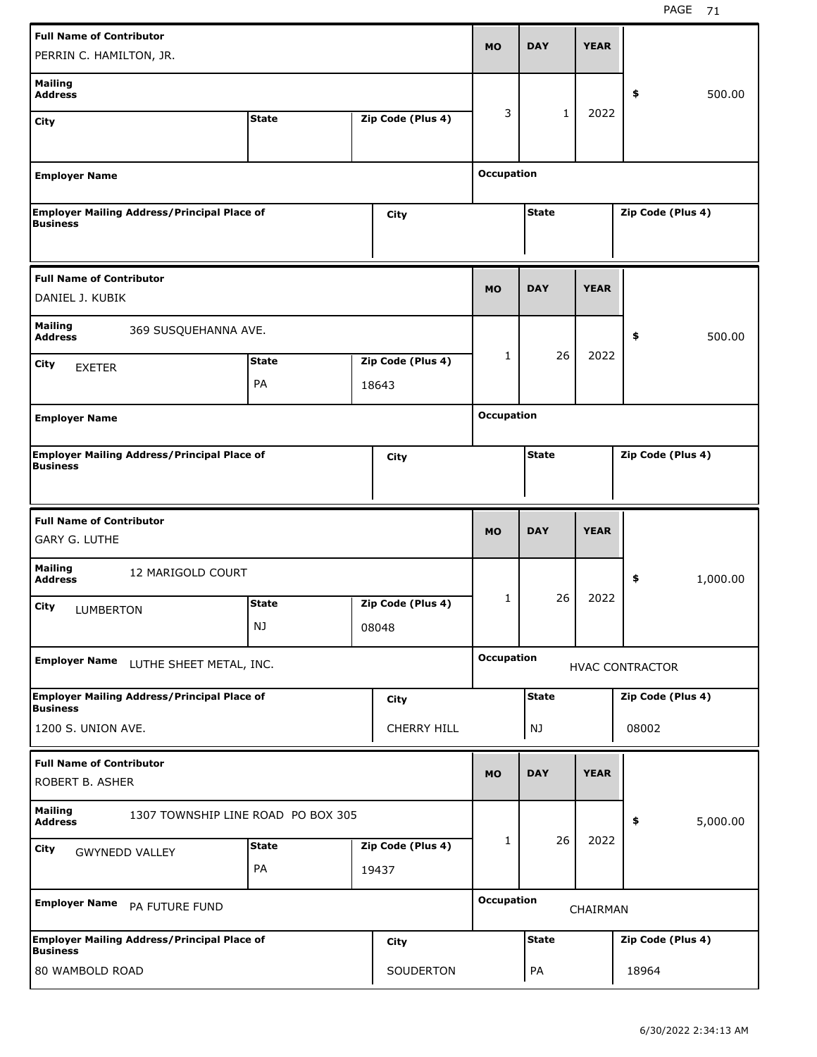| Full Name of Contributor | | | MO | DAY | YEAR | |
|---|---|---|---|---|---|---|
| PERRIN C. HAMILTON, JR. | | | | | | |
| Mailing Address | | | 3 | 1 | 2022 | $ 500.00 |
| City | State | Zip Code (Plus 4) | | | | |
| Employer Name | | | Occupation | | | |
| Employer Mailing Address/Principal Place of Business | City | | State | | Zip Code (Plus 4) | |

| Full Name of Contributor | | | MO | DAY | YEAR | |
|---|---|---|---|---|---|---|
| DANIEL J. KUBIK | | | | | | |
| Mailing Address: 369 SUSQUEHANNA AVE. | | | 1 | 26 | 2022 | $ 500.00 |
| City: EXETER | State: PA | Zip Code (Plus 4): 18643 | | | | |
| Employer Name | | | Occupation | | | |
| Employer Mailing Address/Principal Place of Business | City | | State | | Zip Code (Plus 4) | |

| Full Name of Contributor | | | MO | DAY | YEAR | |
|---|---|---|---|---|---|---|
| GARY G. LUTHE | | | | | | |
| Mailing Address: 12 MARIGOLD COURT | | | 1 | 26 | 2022 | $ 1,000.00 |
| City: LUMBERTON | State: NJ | Zip Code (Plus 4): 08048 | | | | |
| Employer Name: LUTHE SHEET METAL, INC. | | | Occupation: HVAC CONTRACTOR | | | |
| Employer Mailing Address/Principal Place of Business: 1200 S. UNION AVE. | City: CHERRY HILL | | State: NJ | | Zip Code (Plus 4): 08002 | |

| Full Name of Contributor | | | MO | DAY | YEAR | |
|---|---|---|---|---|---|---|
| ROBERT B. ASHER | | | | | | |
| Mailing Address: 1307 TOWNSHIP LINE ROAD PO BOX 305 | | | 1 | 26 | 2022 | $ 5,000.00 |
| City: GWYNEDD VALLEY | State: PA | Zip Code (Plus 4): 19437 | | | | |
| Employer Name: PA FUTURE FUND | | | Occupation: CHAIRMAN | | | |
| Employer Mailing Address/Principal Place of Business: 80 WAMBOLD ROAD | City: SOUDERTON | | State: PA | | Zip Code (Plus 4): 18964 | |

6/30/2022 2:34:13 AM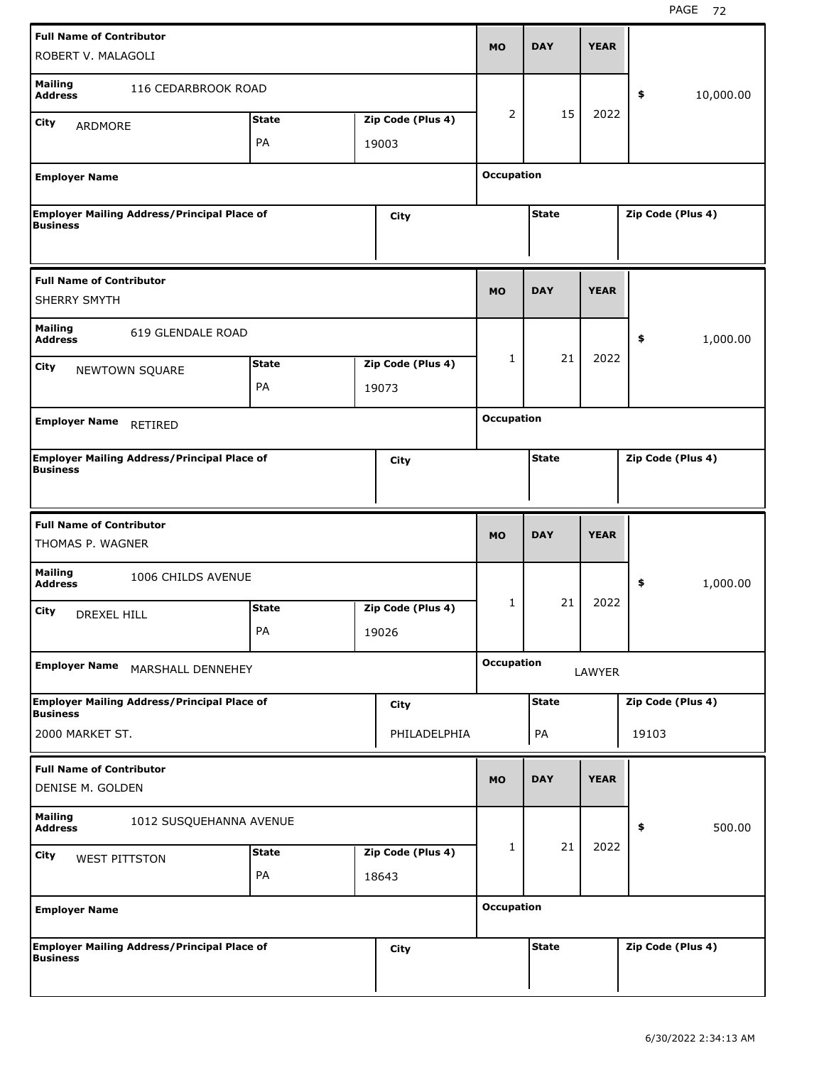| Full Name of Contributor | | | MO | DAY | YEAR | |
|---|---|---|---|---|---|---|
| ROBERT V. MALAGOLI | | | 2 | 15 | 2022 | $ 10,000.00 |
| **Mailing Address** 116 CEDARBROOK ROAD | | | | | | |
| **City** ARDMORE | **State** PA | **Zip Code (Plus 4)** 19003 | | | | |
| **Employer Name** | | | **Occupation** | | | |
| **Employer Mailing Address/Principal Place of Business** | | **City** | | **State** | | **Zip Code (Plus 4)** |

| Full Name of Contributor | | | MO | DAY | YEAR | |
|---|---|---|---|---|---|---|
| SHERRY SMYTH | | | 1 | 21 | 2022 | $ 1,000.00 |
| **Mailing Address** 619 GLENDALE ROAD | | | | | | |
| **City** NEWTOWN SQUARE | **State** PA | **Zip Code (Plus 4)** 19073 | | | | |
| **Employer Name** RETIRED | | | **Occupation** | | | |
| **Employer Mailing Address/Principal Place of Business** | | **City** | | **State** | | **Zip Code (Plus 4)** |

| Full Name of Contributor | | | MO | DAY | YEAR | |
|---|---|---|---|---|---|---|
| THOMAS P. WAGNER | | | 1 | 21 | 2022 | $ 1,000.00 |
| **Mailing Address** 1006 CHILDS AVENUE | | | | | | |
| **City** DREXEL HILL | **State** PA | **Zip Code (Plus 4)** 19026 | | | | |
| **Employer Name** MARSHALL DENNEHEY | | | **Occupation** LAWYER | | | |
| **Employer Mailing Address/Principal Place of Business** 2000 MARKET ST. | | **City** PHILADELPHIA | | **State** PA | | **Zip Code (Plus 4)** 19103 |

| Full Name of Contributor | | | MO | DAY | YEAR | |
|---|---|---|---|---|---|---|
| DENISE M. GOLDEN | | | 1 | 21 | 2022 | $ 500.00 |
| **Mailing Address** 1012 SUSQUEHANNA AVENUE | | | | | | |
| **City** WEST PITTSTON | **State** PA | **Zip Code (Plus 4)** 18643 | | | | |
| **Employer Name** | | | **Occupation** | | | |
| **Employer Mailing Address/Principal Place of Business** | | **City** | | **State** | | **Zip Code (Plus 4)** |

6/30/2022 2:34:13 AM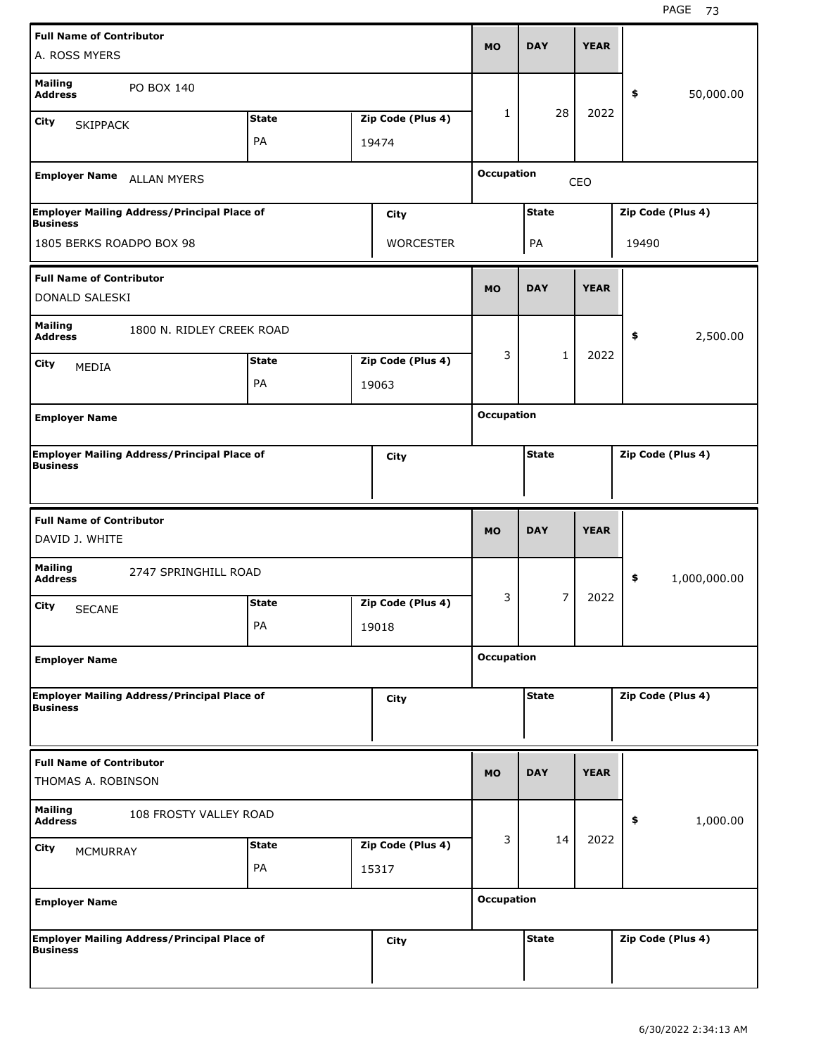| Full Name of Contributor | | | MO | DAY | YEAR | |
|---|---|---|---|---|---|---|
| A. ROSS MYERS | | | 1 | 28 | 2022 | $ 50,000.00 |
| **Mailing Address** PO BOX 140 | | | | | | |
| **City** SKIPPACK | **State** PA | **Zip Code (Plus 4)** 19474 | | | | |
| **Employer Name** ALLAN MYERS | | | **Occupation** CEO | | | |
| **Employer Mailing Address/Principal Place of Business** 1805 BERKS ROADPO BOX 98 | **City** WORCESTER | | **State** PA | | **Zip Code (Plus 4)** 19490 | |

| Full Name of Contributor | | | MO | DAY | YEAR | |
|---|---|---|---|---|---|---|
| DONALD SALESKI | | | 3 | 1 | 2022 | $ 2,500.00 |
| **Mailing Address** 1800 N. RIDLEY CREEK ROAD | | | | | | |
| **City** MEDIA | **State** PA | **Zip Code (Plus 4)** 19063 | | | | |
| **Employer Name** | | | **Occupation** | | | |
| **Employer Mailing Address/Principal Place of Business** | **City** | | **State** | | **Zip Code (Plus 4)** | |

| Full Name of Contributor | | | MO | DAY | YEAR | |
|---|---|---|---|---|---|---|
| DAVID J. WHITE | | | 3 | 7 | 2022 | $ 1,000,000.00 |
| **Mailing Address** 2747 SPRINGHILL ROAD | | | | | | |
| **City** SECANE | **State** PA | **Zip Code (Plus 4)** 19018 | | | | |
| **Employer Name** | | | **Occupation** | | | |
| **Employer Mailing Address/Principal Place of Business** | **City** | | **State** | | **Zip Code (Plus 4)** | |

| Full Name of Contributor | | | MO | DAY | YEAR | |
|---|---|---|---|---|---|---|
| THOMAS A. ROBINSON | | | 3 | 14 | 2022 | $ 1,000.00 |
| **Mailing Address** 108 FROSTY VALLEY ROAD | | | | | | |
| **City** MCMURRAY | **State** PA | **Zip Code (Plus 4)** 15317 | | | | |
| **Employer Name** | | | **Occupation** | | | |
| **Employer Mailing Address/Principal Place of Business** | **City** | | **State** | | **Zip Code (Plus 4)** | |

6/30/2022 2:34:13 AM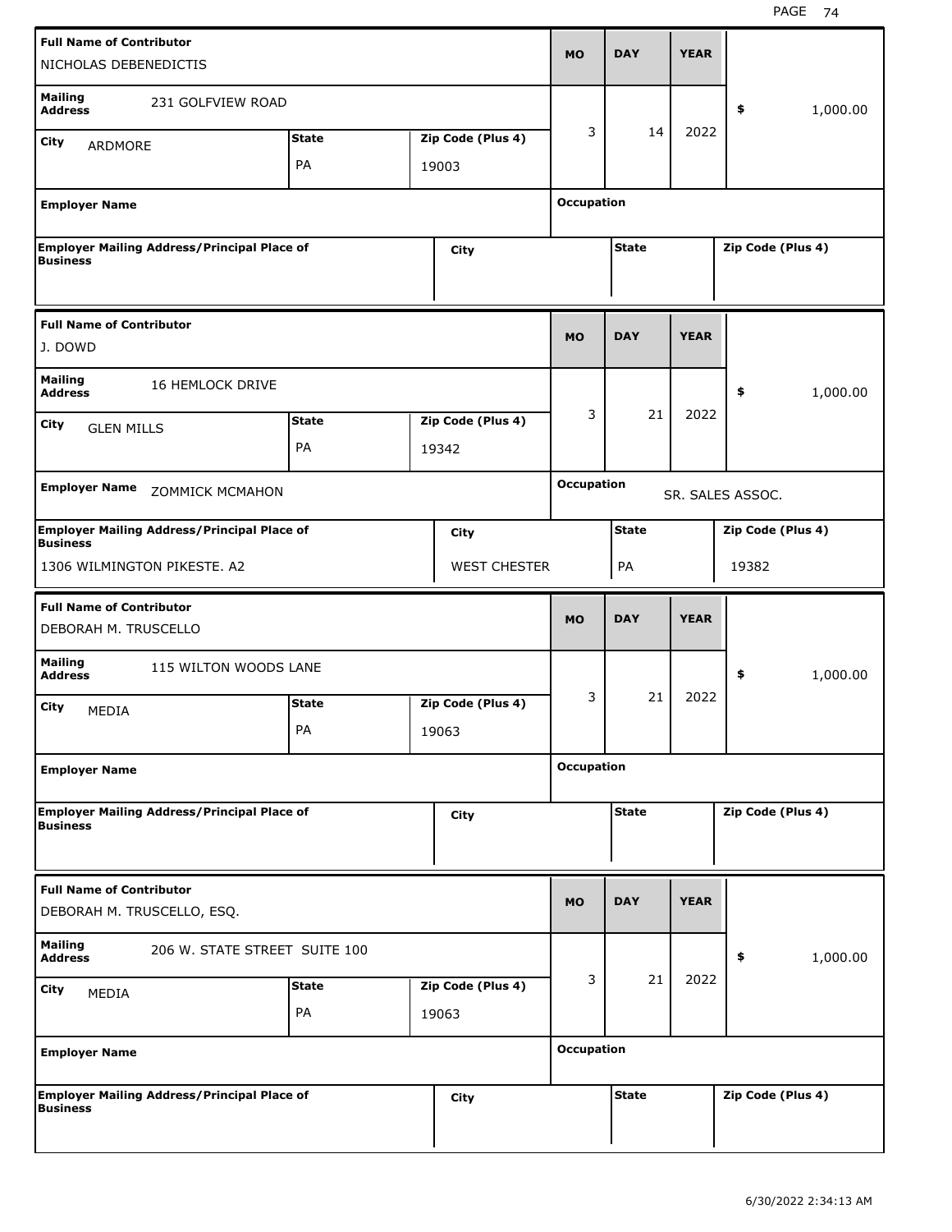| Full Name of Contributor | | | MO | DAY | YEAR | |
|---|---|---|---|---|---|---|
| NICHOLAS DEBENEDICTIS | | | | | | |
| Mailing Address: 231 GOLFVIEW ROAD | | | 3 | 14 | 2022 | $ 1,000.00 |
| City: ARDMORE | State: PA | Zip Code (Plus 4): 19003 | | | | |
| Employer Name: | | | Occupation: | | | |
| Employer Mailing Address/Principal Place of Business: | City: | | State: | | Zip Code (Plus 4): | |

| Full Name of Contributor | | | MO | DAY | YEAR | |
|---|---|---|---|---|---|---|
| J. DOWD | | | | | | |
| Mailing Address: 16 HEMLOCK DRIVE | | | 3 | 21 | 2022 | $ 1,000.00 |
| City: GLEN MILLS | State: PA | Zip Code (Plus 4): 19342 | | | | |
| Employer Name: ZOMMICK MCMAHON | | | Occupation: SR. SALES ASSOC. | | | |
| Employer Mailing Address/Principal Place of Business: 1306 WILMINGTON PIKESTE. A2 | City: WEST CHESTER | | State: PA | | Zip Code (Plus 4): 19382 | |

| Full Name of Contributor | | | MO | DAY | YEAR | |
|---|---|---|---|---|---|---|
| DEBORAH M. TRUSCELLO | | | | | | |
| Mailing Address: 115 WILTON WOODS LANE | | | 3 | 21 | 2022 | $ 1,000.00 |
| City: MEDIA | State: PA | Zip Code (Plus 4): 19063 | | | | |
| Employer Name: | | | Occupation: | | | |
| Employer Mailing Address/Principal Place of Business: | City: | | State: | | Zip Code (Plus 4): | |

| Full Name of Contributor | | | MO | DAY | YEAR | |
|---|---|---|---|---|---|---|
| DEBORAH M. TRUSCELLO, ESQ. | | | | | | |
| Mailing Address: 206 W. STATE STREET SUITE 100 | | | 3 | 21 | 2022 | $ 1,000.00 |
| City: MEDIA | State: PA | Zip Code (Plus 4): 19063 | | | | |
| Employer Name: | | | Occupation: | | | |
| Employer Mailing Address/Principal Place of Business: | City: | | State: | | Zip Code (Plus 4): | |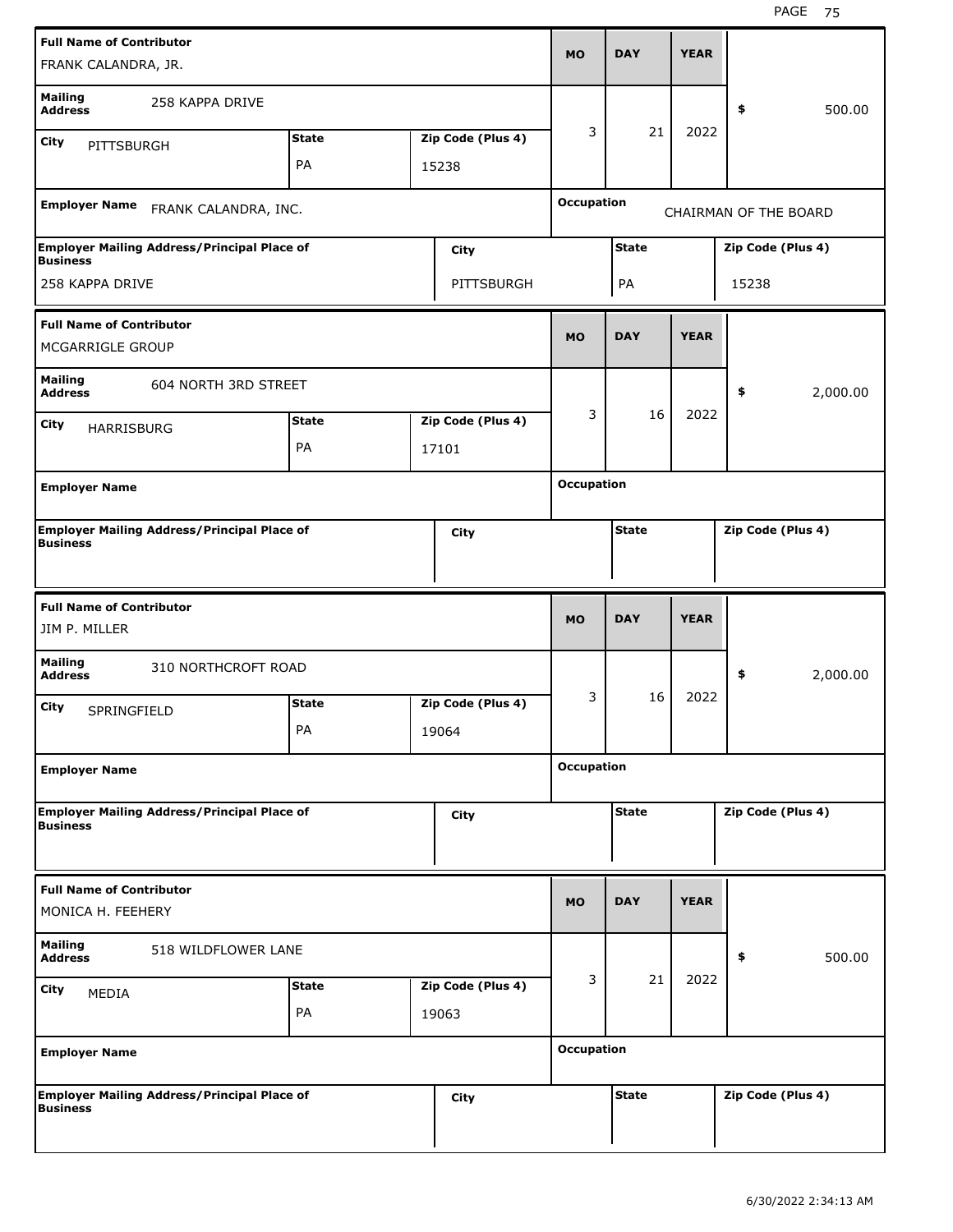| Full Name of Contributor | | | MO | DAY | YEAR | |
|---|---|---|---|---|---|---|
| FRANK CALANDRA, JR. | | | | | | |
| Mailing Address: 258 KAPPA DRIVE | | | 3 | 21 | 2022 | $ 500.00 |
| City: PITTSBURGH | State: PA | Zip Code (Plus 4): 15238 | | | | |
| Employer Name: FRANK CALANDRA, INC. | | | Occupation: CHAIRMAN OF THE BOARD | | | |
| Employer Mailing Address/Principal Place of Business: 258 KAPPA DRIVE | City: PITTSBURGH | | State: PA | | Zip Code (Plus 4): 15238 | |

| Full Name of Contributor | | | MO | DAY | YEAR | |
|---|---|---|---|---|---|---|
| MCGARRIGLE GROUP | | | | | | |
| Mailing Address: 604 NORTH 3RD STREET | | | 3 | 16 | 2022 | $ 2,000.00 |
| City: HARRISBURG | State: PA | Zip Code (Plus 4): 17101 | | | | |
| Employer Name: | | | Occupation: | | | |
| Employer Mailing Address/Principal Place of Business: | City: | | State: | | Zip Code (Plus 4): | |

| Full Name of Contributor | | | MO | DAY | YEAR | |
|---|---|---|---|---|---|---|
| JIM P. MILLER | | | | | | |
| Mailing Address: 310 NORTHCROFT ROAD | | | 3 | 16 | 2022 | $ 2,000.00 |
| City: SPRINGFIELD | State: PA | Zip Code (Plus 4): 19064 | | | | |
| Employer Name: | | | Occupation: | | | |
| Employer Mailing Address/Principal Place of Business: | City: | | State: | | Zip Code (Plus 4): | |

| Full Name of Contributor | | | MO | DAY | YEAR | |
|---|---|---|---|---|---|---|
| MONICA H. FEEHERY | | | | | | |
| Mailing Address: 518 WILDFLOWER LANE | | | 3 | 21 | 2022 | $ 500.00 |
| City: MEDIA | State: PA | Zip Code (Plus 4): 19063 | | | | |
| Employer Name: | | | Occupation: | | | |
| Employer Mailing Address/Principal Place of Business: | City: | | State: | | Zip Code (Plus 4): | |

6/30/2022 2:34:13 AM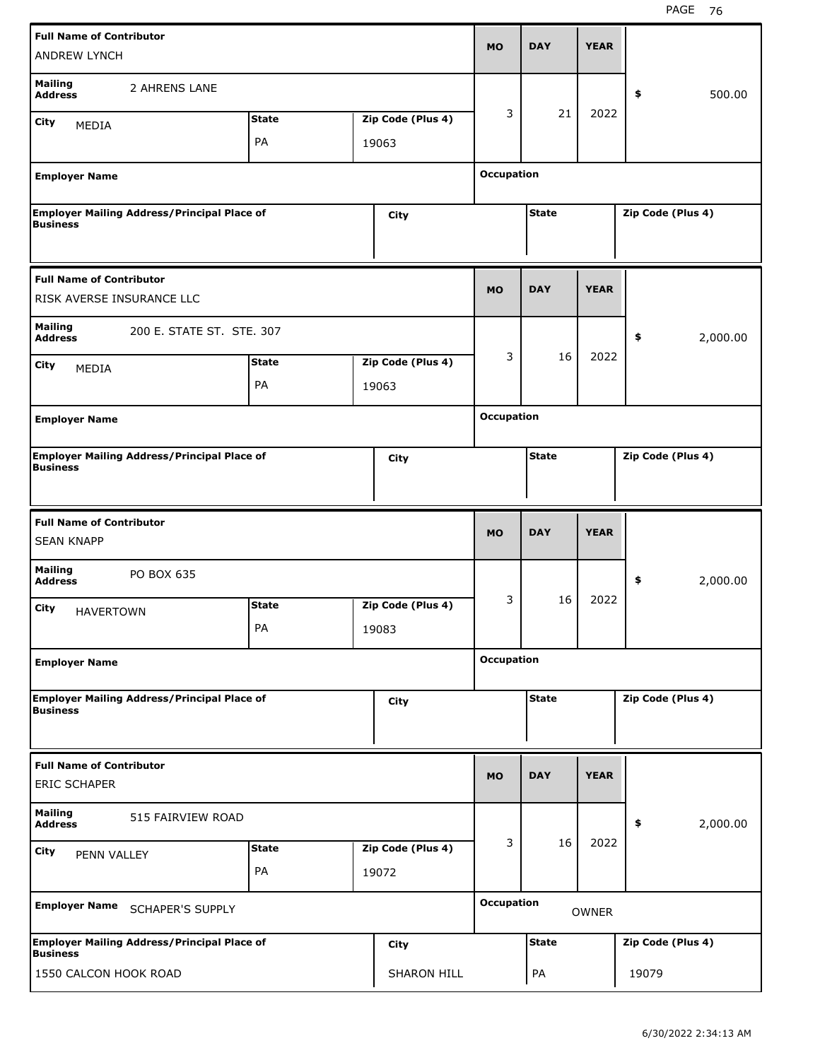| Full Name of Contributor | Mailing Address | City | State | Zip Code (Plus 4) | MO | DAY | YEAR | $ | Employer Name | Occupation | Employer Mailing Address/Principal Place of Business | City | State | Zip Code (Plus 4) |
|---|---|---|---|---|---|---|---|---|---|---|---|---|---|---|
| ANDREW LYNCH | 2 AHRENS LANE | MEDIA | PA | 19063 | 3 | 21 | 2022 | 500.00 | | | | | | |
| RISK AVERSE INSURANCE LLC | 200 E. STATE ST. STE. 307 | MEDIA | PA | 19063 | 3 | 16 | 2022 | 2,000.00 | | | | | | |
| SEAN KNAPP | PO BOX 635 | HAVERTOWN | PA | 19083 | 3 | 16 | 2022 | 2,000.00 | | | | | | |
| ERIC SCHAPER | 515 FAIRVIEW ROAD | PENN VALLEY | PA | 19072 | 3 | 16 | 2022 | 2,000.00 | SCHAPER'S SUPPLY | OWNER | 1550 CALCON HOOK ROAD | SHARON HILL | PA | 19079 |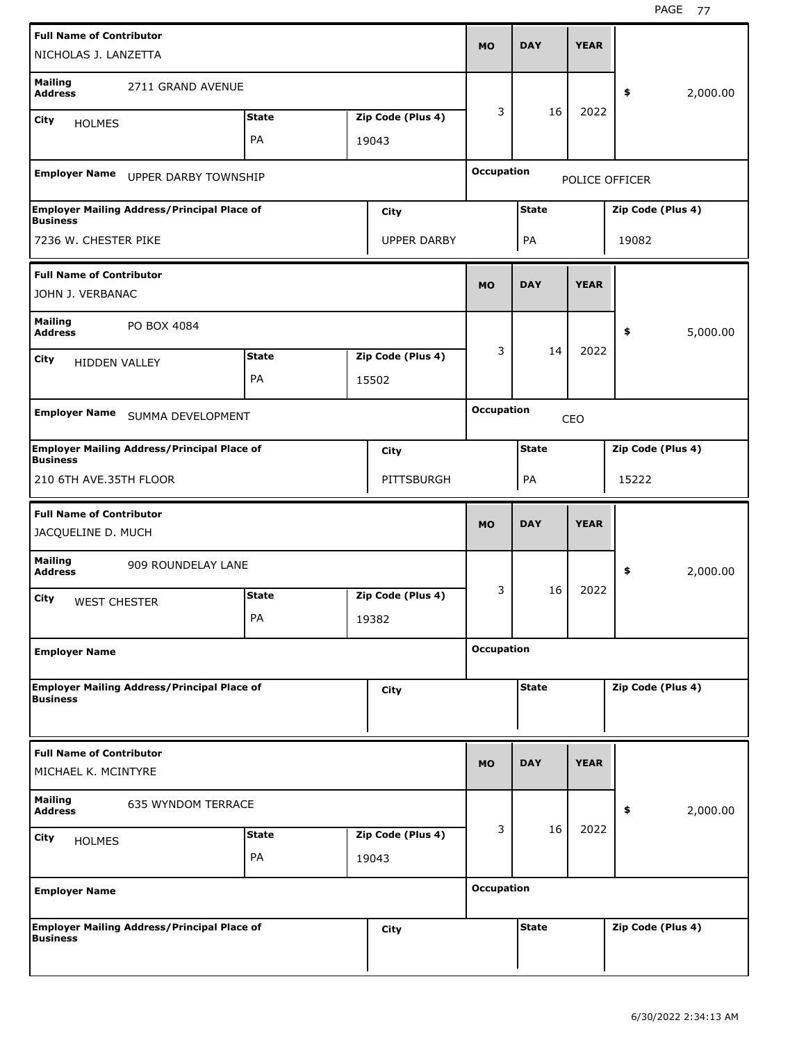| Full Name of Contributor | Mailing Address | City | State | Zip Code (Plus 4) | MO | DAY | YEAR | $ | Employer Name | Occupation | Employer Mailing Address/Principal Place of Business | City | State | Zip Code (Plus 4) |
|---|---|---|---|---|---|---|---|---|---|---|---|---|---|---|
| NICHOLAS J. LANZETTA | 2711 GRAND AVENUE | HOLMES | PA | 19043 | 3 | 16 | 2022 | 2,000.00 | UPPER DARBY TOWNSHIP | POLICE OFFICER | 7236 W. CHESTER PIKE | UPPER DARBY | PA | 19082 |
| JOHN J. VERBANAC | PO BOX 4084 | HIDDEN VALLEY | PA | 15502 | 3 | 14 | 2022 | 5,000.00 | SUMMA DEVELOPMENT | CEO | 210 6TH AVE.35TH FLOOR | PITTSBURGH | PA | 15222 |
| JACQUELINE D. MUCH | 909 ROUNDELAY LANE | WEST CHESTER | PA | 19382 | 3 | 16 | 2022 | 2,000.00 | | | | | | |
| MICHAEL K. MCINTYRE | 635 WYNDOM TERRACE | HOLMES | PA | 19043 | 3 | 16 | 2022 | 2,000.00 | | | | | | |

6/30/2022 2:34:13 AM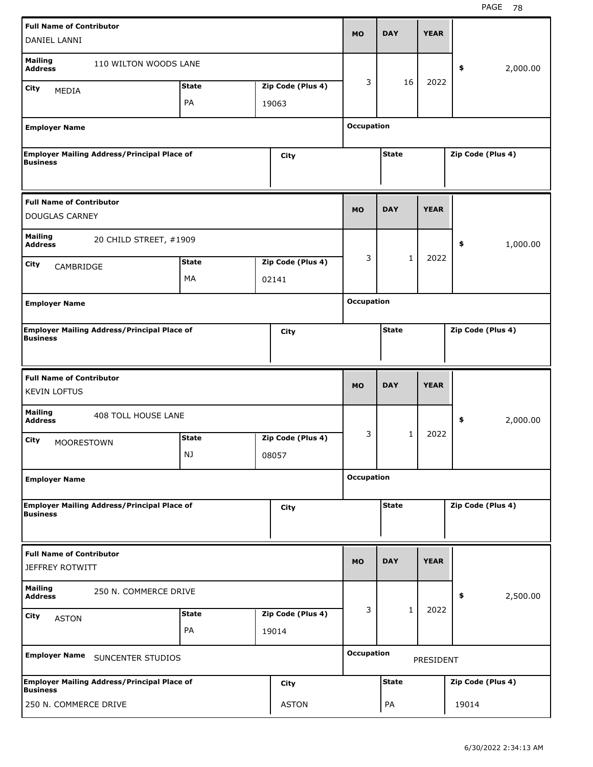| Full Name of Contributor | Mailing Address | City | State | Zip Code (Plus 4) | MO | DAY | YEAR | Amount |
|---|---|---|---|---|---|---|---|---|
| DANIEL LANNI | 110 WILTON WOODS LANE | MEDIA | PA | 19063 | 3 | 16 | 2022 | $ 2,000.00 |

| Employer Name | Occupation |
|---|---|
| | |

| Employer Mailing Address/Principal Place of Business | City | State | Zip Code (Plus 4) |
|---|---|---|---|
| | | | |

| Full Name of Contributor | Mailing Address | City | State | Zip Code (Plus 4) | MO | DAY | YEAR | Amount |
|---|---|---|---|---|---|---|---|---|
| DOUGLAS CARNEY | 20 CHILD STREET, #1909 | CAMBRIDGE | MA | 02141 | 3 | 1 | 2022 | $ 1,000.00 |

| Employer Name | Occupation |
|---|---|
| | |

| Employer Mailing Address/Principal Place of Business | City | State | Zip Code (Plus 4) |
|---|---|---|---|
| | | | |

| Full Name of Contributor | Mailing Address | City | State | Zip Code (Plus 4) | MO | DAY | YEAR | Amount |
|---|---|---|---|---|---|---|---|---|
| KEVIN LOFTUS | 408 TOLL HOUSE LANE | MOORESTOWN | NJ | 08057 | 3 | 1 | 2022 | $ 2,000.00 |

| Employer Name | Occupation |
|---|---|
| | |

| Employer Mailing Address/Principal Place of Business | City | State | Zip Code (Plus 4) |
|---|---|---|---|
| | | | |

| Full Name of Contributor | Mailing Address | City | State | Zip Code (Plus 4) | MO | DAY | YEAR | Amount |
|---|---|---|---|---|---|---|---|---|
| JEFFREY ROTWITT | 250 N. COMMERCE DRIVE | ASTON | PA | 19014 | 3 | 1 | 2022 | $ 2,500.00 |

| Employer Name | Occupation |
|---|---|
| SUNCENTER STUDIOS | PRESIDENT |

| Employer Mailing Address/Principal Place of Business | City | State | Zip Code (Plus 4) |
|---|---|---|---|
| 250 N. COMMERCE DRIVE | ASTON | PA | 19014 |

6/30/2022 2:34:13 AM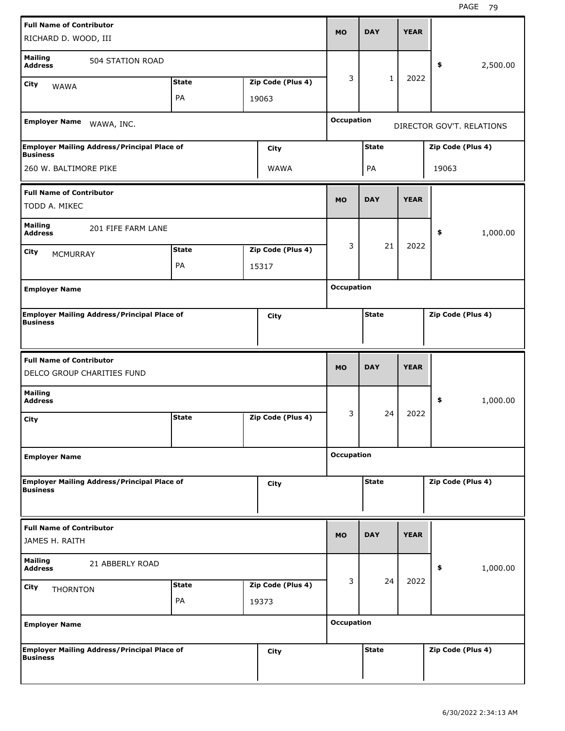| Full Name of Contributor | | | MO | DAY | YEAR | $ |
|---|---|---|---|---|---|---|
| RICHARD D. WOOD, III | | | | | | |
| Mailing Address: 504 STATION ROAD | | | 3 | 1 | 2022 | $ 2,500.00 |
| City: WAWA | State: PA | Zip Code (Plus 4): 19063 | | | | |
| Employer Name: WAWA, INC. | | | Occupation: DIRECTOR GOV'T. RELATIONS | | | |
| Employer Mailing Address/Principal Place of Business: 260 W. BALTIMORE PIKE | City: WAWA | | State: PA | | Zip Code (Plus 4): 19063 | |

| Full Name of Contributor | | | MO | DAY | YEAR | $ |
|---|---|---|---|---|---|---|
| TODD A. MIKEC | | | | | | |
| Mailing Address: 201 FIFE FARM LANE | | | 3 | 21 | 2022 | $ 1,000.00 |
| City: MCMURRAY | State: PA | Zip Code (Plus 4): 15317 | | | | |
| Employer Name: | | | Occupation: | | | |
| Employer Mailing Address/Principal Place of Business: | City: | | State: | | Zip Code (Plus 4): | |

| Full Name of Contributor | | | MO | DAY | YEAR | $ |
|---|---|---|---|---|---|---|
| DELCO GROUP CHARITIES FUND | | | | | | |
| Mailing Address: | | | 3 | 24 | 2022 | $ 1,000.00 |
| City: | State: | Zip Code (Plus 4): | | | | |
| Employer Name: | | | Occupation: | | | |
| Employer Mailing Address/Principal Place of Business: | City: | | State: | | Zip Code (Plus 4): | |

| Full Name of Contributor | | | MO | DAY | YEAR | $ |
|---|---|---|---|---|---|---|
| JAMES H. RAITH | | | | | | |
| Mailing Address: 21 ABBERLY ROAD | | | 3 | 24 | 2022 | $ 1,000.00 |
| City: THORNTON | State: PA | Zip Code (Plus 4): 19373 | | | | |
| Employer Name: | | | Occupation: | | | |
| Employer Mailing Address/Principal Place of Business: | City: | | State: | | Zip Code (Plus 4): | |

6/30/2022 2:34:13 AM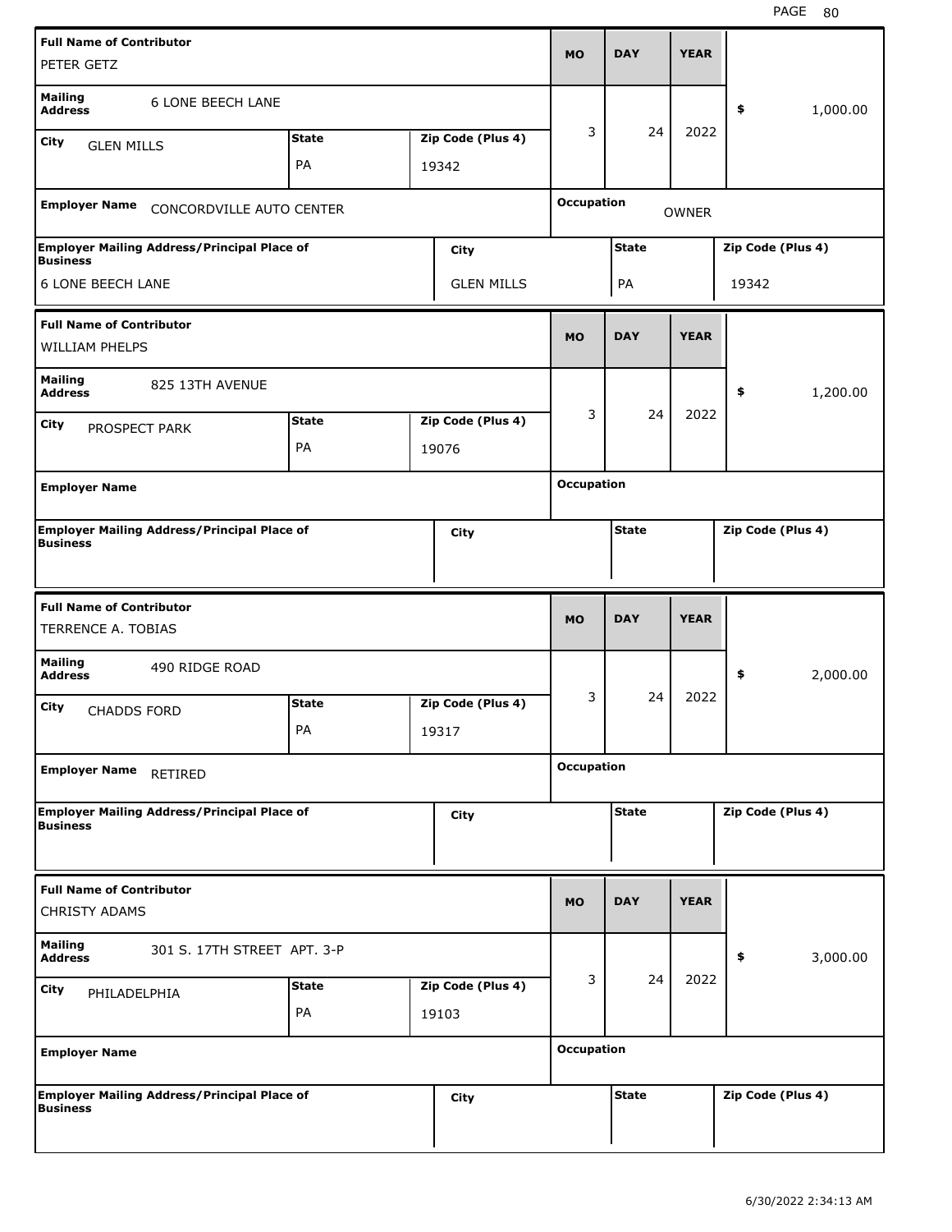| Full Name of Contributor | | | MO | DAY | YEAR | |
|---|---|---|---|---|---|---|
| PETER GETZ | | | | | | |
| Mailing Address: 6 LONE BEECH LANE | | | 3 | 24 | 2022 | $ 1,000.00 |
| City: GLEN MILLS | State: PA | Zip Code (Plus 4): 19342 | | | | |
| Employer Name: CONCORDVILLE AUTO CENTER | | | Occupation: OWNER | | | |
| Employer Mailing Address/Principal Place of Business: 6 LONE BEECH LANE | City: GLEN MILLS | | State: PA | | Zip Code (Plus 4): 19342 | |

| Full Name of Contributor | | | MO | DAY | YEAR | |
|---|---|---|---|---|---|---|
| WILLIAM PHELPS | | | | | | |
| Mailing Address: 825 13TH AVENUE | | | 3 | 24 | 2022 | $ 1,200.00 |
| City: PROSPECT PARK | State: PA | Zip Code (Plus 4): 19076 | | | | |
| Employer Name: | | | Occupation: | | | |
| Employer Mailing Address/Principal Place of Business: | City: | | State: | | Zip Code (Plus 4): | |

| Full Name of Contributor | | | MO | DAY | YEAR | |
|---|---|---|---|---|---|---|
| TERRENCE A. TOBIAS | | | | | | |
| Mailing Address: 490 RIDGE ROAD | | | 3 | 24 | 2022 | $ 2,000.00 |
| City: CHADDS FORD | State: PA | Zip Code (Plus 4): 19317 | | | | |
| Employer Name: RETIRED | | | Occupation: | | | |
| Employer Mailing Address/Principal Place of Business: | City: | | State: | | Zip Code (Plus 4): | |

| Full Name of Contributor | | | MO | DAY | YEAR | |
|---|---|---|---|---|---|---|
| CHRISTY ADAMS | | | | | | |
| Mailing Address: 301 S. 17TH STREET APT. 3-P | | | 3 | 24 | 2022 | $ 3,000.00 |
| City: PHILADELPHIA | State: PA | Zip Code (Plus 4): 19103 | | | | |
| Employer Name: | | | Occupation: | | | |
| Employer Mailing Address/Principal Place of Business: | City: | | State: | | Zip Code (Plus 4): | |

6/30/2022 2:34:13 AM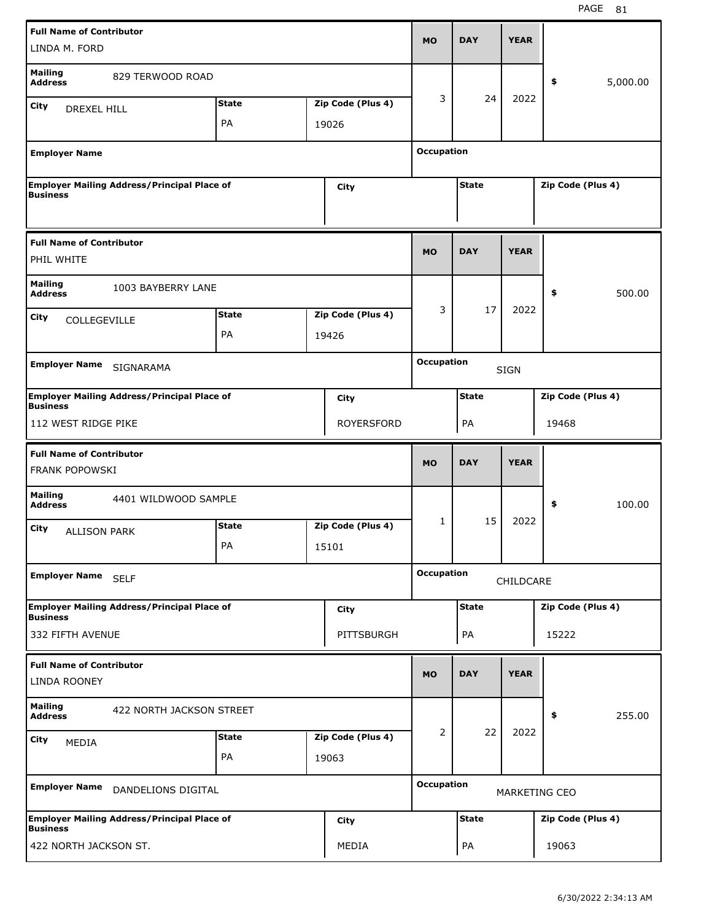| Full Name of Contributor | Mailing Address | City | State | Zip Code (Plus 4) | MO | DAY | YEAR | Amount | Employer Name | Occupation | Employer Mailing Address/Principal Place of Business | City | State | Zip Code (Plus 4) |
|---|---|---|---|---|---|---|---|---|---|---|---|---|---|---|
| LINDA M. FORD | 829 TERWOOD ROAD | DREXEL HILL | PA | 19026 | 3 | 24 | 2022 | $ 5,000.00 | | | | | | |
| PHIL WHITE | 1003 BAYBERRY LANE | COLLEGEVILLE | PA | 19426 | 3 | 17 | 2022 | $ 500.00 | SIGNARAMA | SIGN | 112 WEST RIDGE PIKE | ROYERSFORD | PA | 19468 |
| FRANK POPOWSKI | 4401 WILDWOOD SAMPLE | ALLISON PARK | PA | 15101 | 1 | 15 | 2022 | $ 100.00 | SELF | CHILDCARE | 332 FIFTH AVENUE | PITTSBURGH | PA | 15222 |
| LINDA ROONEY | 422 NORTH JACKSON STREET | MEDIA | PA | 19063 | 2 | 22 | 2022 | $ 255.00 | DANDELIONS DIGITAL | MARKETING CEO | 422 NORTH JACKSON ST. | MEDIA | PA | 19063 |

6/30/2022 2:34:13 AM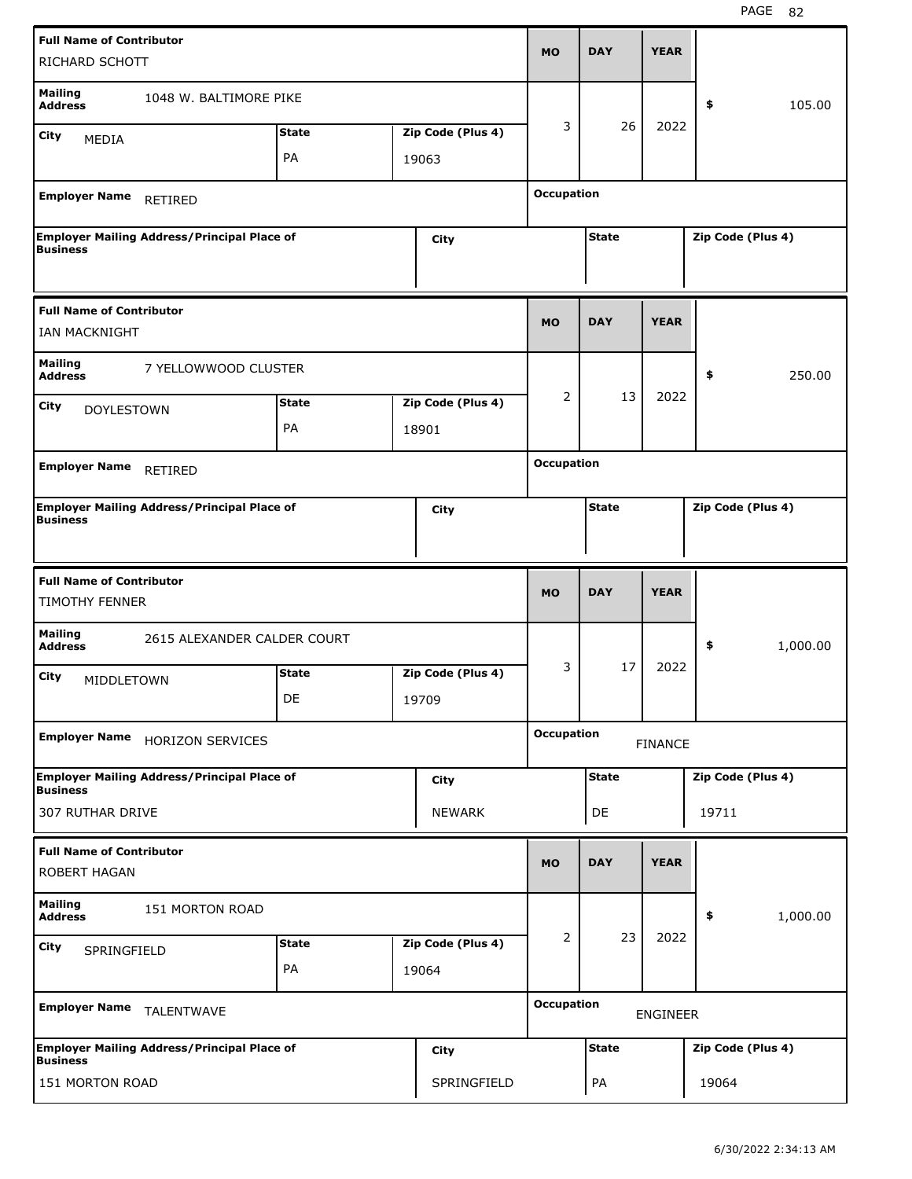| Full Name of Contributor | MO | DAY | YEAR | Amount |
|---|---|---|---|---|
| RICHARD SCHOTT | 3 | 26 | 2022 | $ 105.00 |

| Mailing Address | City | State | Zip Code (Plus 4) |
|---|---|---|---|
| 1048 W. BALTIMORE PIKE | MEDIA | PA | 19063 |

| Employer Name | Occupation |
|---|---|
| RETIRED | |

| Employer Mailing Address/Principal Place of Business | City | State | Zip Code (Plus 4) |
|---|---|---|---|
| | | | |

| Full Name of Contributor | MO | DAY | YEAR | Amount |
|---|---|---|---|---|
| IAN MACKNIGHT | 2 | 13 | 2022 | $ 250.00 |

| Mailing Address | City | State | Zip Code (Plus 4) |
|---|---|---|---|
| 7 YELLOWWOOD CLUSTER | DOYLESTOWN | PA | 18901 |

| Employer Name | Occupation |
|---|---|
| RETIRED | |

| Employer Mailing Address/Principal Place of Business | City | State | Zip Code (Plus 4) |
|---|---|---|---|
| | | | |

| Full Name of Contributor | MO | DAY | YEAR | Amount |
|---|---|---|---|---|
| TIMOTHY FENNER | 3 | 17 | 2022 | $ 1,000.00 |

| Mailing Address | City | State | Zip Code (Plus 4) |
|---|---|---|---|
| 2615 ALEXANDER CALDER COURT | MIDDLETOWN | DE | 19709 |

| Employer Name | Occupation |
|---|---|
| HORIZON SERVICES | FINANCE |

| Employer Mailing Address/Principal Place of Business | City | State | Zip Code (Plus 4) |
|---|---|---|---|
| 307 RUTHAR DRIVE | NEWARK | DE | 19711 |

| Full Name of Contributor | MO | DAY | YEAR | Amount |
|---|---|---|---|---|
| ROBERT HAGAN | 2 | 23 | 2022 | $ 1,000.00 |

| Mailing Address | City | State | Zip Code (Plus 4) |
|---|---|---|---|
| 151 MORTON ROAD | SPRINGFIELD | PA | 19064 |

| Employer Name | Occupation |
|---|---|
| TALENTWAVE | ENGINEER |

| Employer Mailing Address/Principal Place of Business | City | State | Zip Code (Plus 4) |
|---|---|---|---|
| 151 MORTON ROAD | SPRINGFIELD | PA | 19064 |

6/30/2022 2:34:13 AM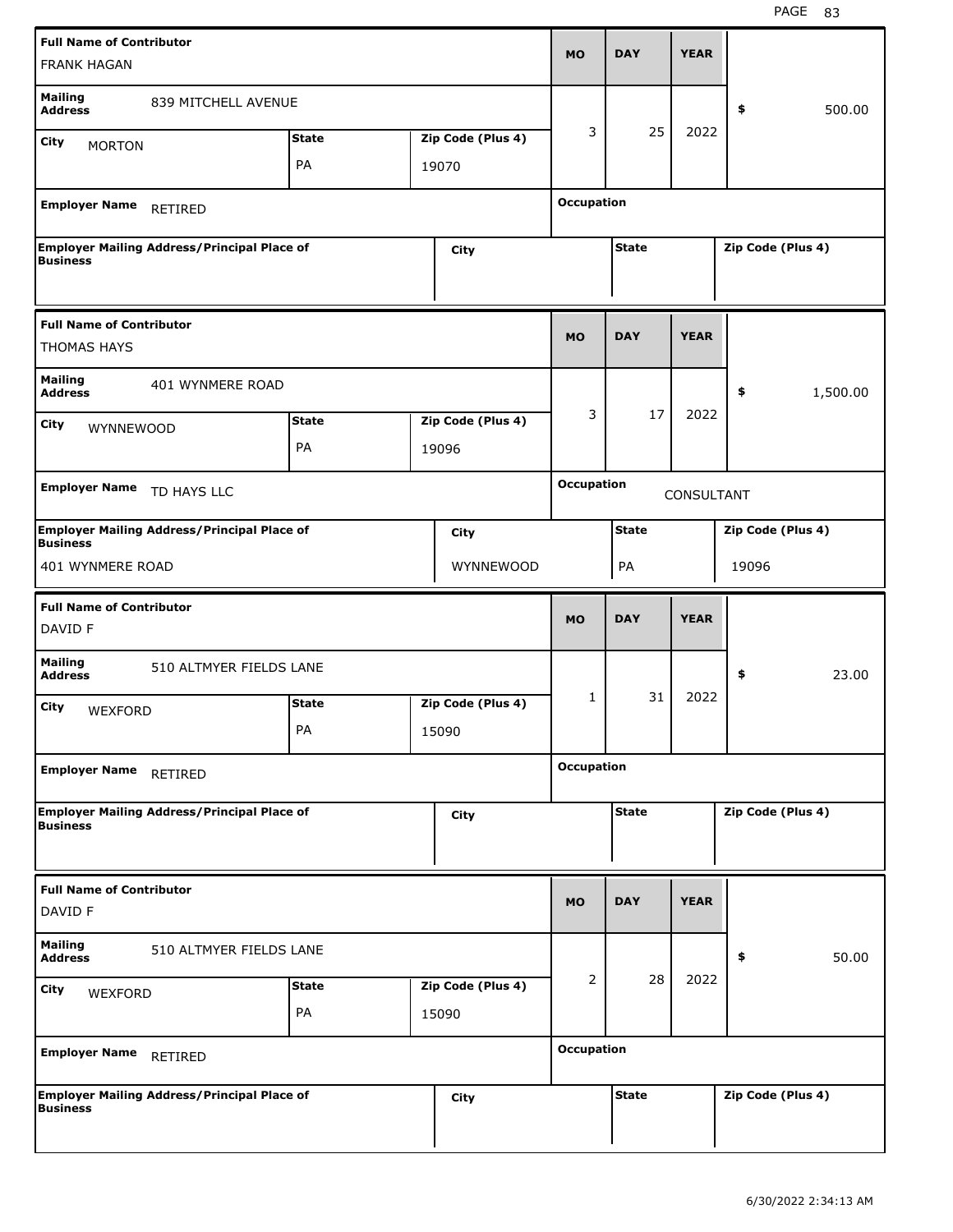| Full Name of Contributor | | | MO | DAY | YEAR | |
|---|---|---|---|---|---|---|
| FRANK HAGAN | | | | | | |
| Mailing Address | 839 MITCHELL AVENUE | | 3 | 25 | 2022 | $ 500.00 |
| City: MORTON | State: PA | Zip Code (Plus 4): 19070 | | | | |
| Employer Name: RETIRED | | | Occupation: | | | |
| Employer Mailing Address/Principal Place of Business: | City: | | State: | | | Zip Code (Plus 4): |

| Full Name of Contributor | | | MO | DAY | YEAR | |
|---|---|---|---|---|---|---|
| THOMAS HAYS | | | | | | |
| Mailing Address | 401 WYNMERE ROAD | | 3 | 17 | 2022 | $ 1,500.00 |
| City: WYNNEWOOD | State: PA | Zip Code (Plus 4): 19096 | | | | |
| Employer Name: TD HAYS LLC | | | Occupation: CONSULTANT | | | |
| Employer Mailing Address/Principal Place of Business: 401 WYNMERE ROAD | City: WYNNEWOOD | | State: PA | | | Zip Code (Plus 4): 19096 |

| Full Name of Contributor | | | MO | DAY | YEAR | |
|---|---|---|---|---|---|---|
| DAVID F | | | | | | |
| Mailing Address | 510 ALTMYER FIELDS LANE | | 1 | 31 | 2022 | $ 23.00 |
| City: WEXFORD | State: PA | Zip Code (Plus 4): 15090 | | | | |
| Employer Name: RETIRED | | | Occupation: | | | |
| Employer Mailing Address/Principal Place of Business: | City: | | State: | | | Zip Code (Plus 4): |

| Full Name of Contributor | | | MO | DAY | YEAR | |
|---|---|---|---|---|---|---|
| DAVID F | | | | | | |
| Mailing Address | 510 ALTMYER FIELDS LANE | | 2 | 28 | 2022 | $ 50.00 |
| City: WEXFORD | State: PA | Zip Code (Plus 4): 15090 | | | | |
| Employer Name: RETIRED | | | Occupation: | | | |
| Employer Mailing Address/Principal Place of Business: | City: | | State: | | | Zip Code (Plus 4): |

6/30/2022 2:34:13 AM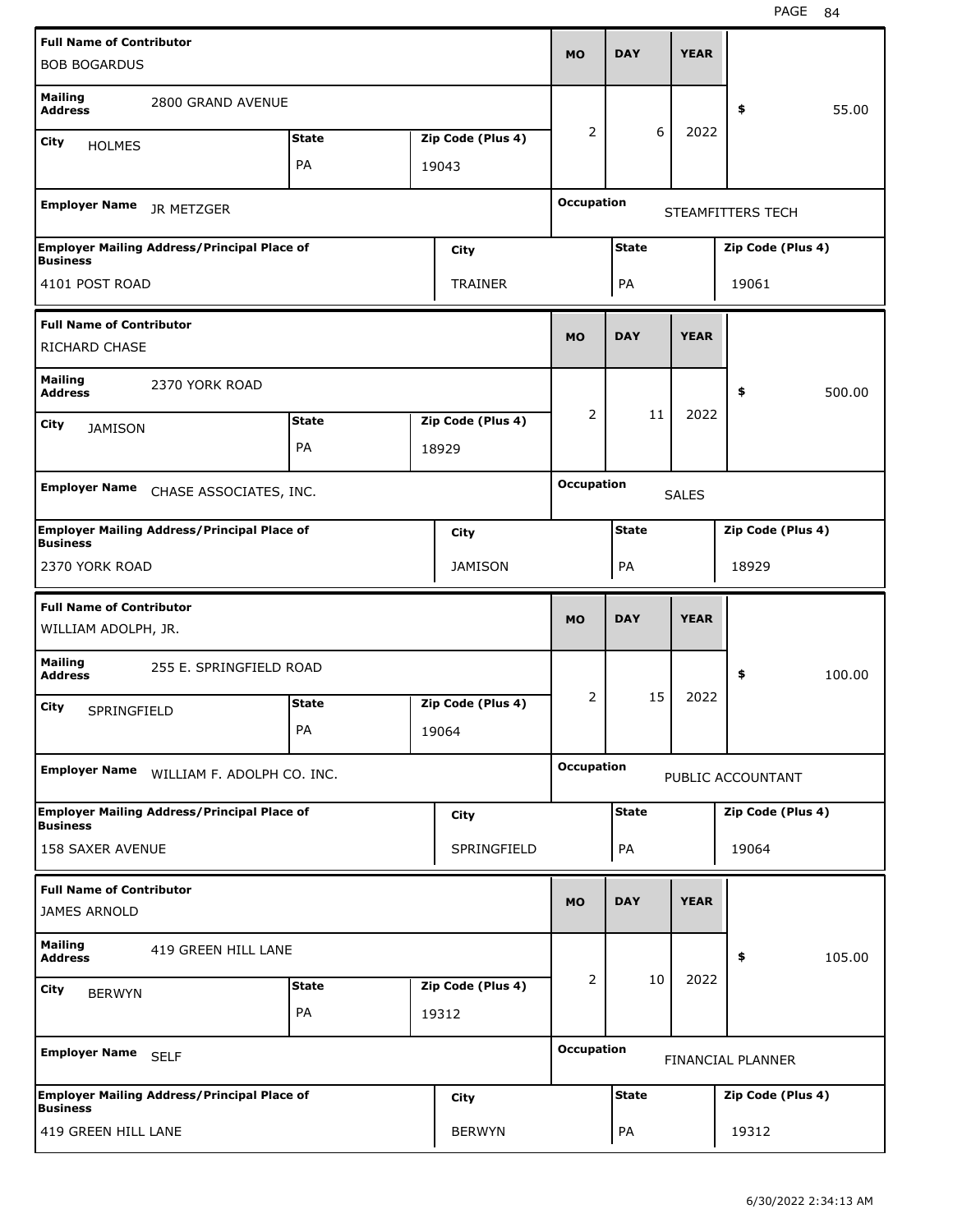| Full Name of Contributor | | | MO | DAY | YEAR | |
|---|---|---|---|---|---|---|
| BOB BOGARDUS | | | | | | |
| Mailing Address | 2800 GRAND AVENUE | | 2 | 6 | 2022 | $ 55.00 |
| City: HOLMES | State: PA | Zip Code (Plus 4): 19043 | | | | |
| Employer Name | JR METZGER | | Occupation | STEAMFITTERS TECH | | |
| Employer Mailing Address/Principal Place of Business | City | State | Zip Code (Plus 4) | | | |
| 4101 POST ROAD | TRAINER | PA | 19061 | | | |

| Full Name of Contributor | | | MO | DAY | YEAR | |
|---|---|---|---|---|---|---|
| RICHARD CHASE | | | | | | |
| Mailing Address | 2370 YORK ROAD | | 2 | 11 | 2022 | $ 500.00 |
| City: JAMISON | State: PA | Zip Code (Plus 4): 18929 | | | | |
| Employer Name | CHASE ASSOCIATES, INC. | | Occupation | SALES | | |
| Employer Mailing Address/Principal Place of Business | City | State | Zip Code (Plus 4) | | | |
| 2370 YORK ROAD | JAMISON | PA | 18929 | | | |

| Full Name of Contributor | | | MO | DAY | YEAR | |
|---|---|---|---|---|---|---|
| WILLIAM ADOLPH, JR. | | | | | | |
| Mailing Address | 255 E. SPRINGFIELD ROAD | | 2 | 15 | 2022 | $ 100.00 |
| City: SPRINGFIELD | State: PA | Zip Code (Plus 4): 19064 | | | | |
| Employer Name | WILLIAM F. ADOLPH CO. INC. | | Occupation | PUBLIC ACCOUNTANT | | |
| Employer Mailing Address/Principal Place of Business | City | State | Zip Code (Plus 4) | | | |
| 158 SAXER AVENUE | SPRINGFIELD | PA | 19064 | | | |

| Full Name of Contributor | | | MO | DAY | YEAR | |
|---|---|---|---|---|---|---|
| JAMES ARNOLD | | | | | | |
| Mailing Address | 419 GREEN HILL LANE | | 2 | 10 | 2022 | $ 105.00 |
| City: BERWYN | State: PA | Zip Code (Plus 4): 19312 | | | | |
| Employer Name | SELF | | Occupation | FINANCIAL PLANNER | | |
| Employer Mailing Address/Principal Place of Business | City | State | Zip Code (Plus 4) | | | |
| 419 GREEN HILL LANE | BERWYN | PA | 19312 | | | |

6/30/2022 2:34:13 AM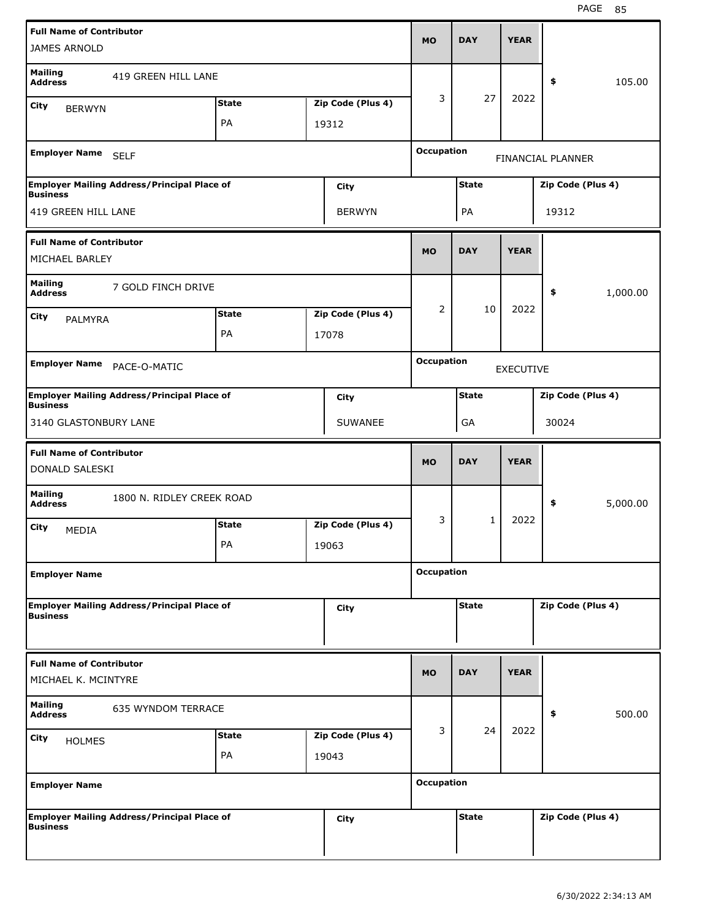| Full Name of Contributor | | | MO | DAY | YEAR | |
|---|---|---|---|---|---|---|
| JAMES ARNOLD | | | | | | |
| Mailing Address: 419 GREEN HILL LANE | | | 3 | 27 | 2022 | $ 105.00 |
| City: BERWYN | State: PA | Zip Code (Plus 4): 19312 | | | | |
| Employer Name: SELF | | | Occupation: FINANCIAL PLANNER | | | |
| Employer Mailing Address/Principal Place of Business: 419 GREEN HILL LANE | City: BERWYN | | State: PA | | Zip Code (Plus 4): 19312 | |

| Full Name of Contributor | | | MO | DAY | YEAR | |
|---|---|---|---|---|---|---|
| MICHAEL BARLEY | | | | | | |
| Mailing Address: 7 GOLD FINCH DRIVE | | | 2 | 10 | 2022 | $ 1,000.00 |
| City: PALMYRA | State: PA | Zip Code (Plus 4): 17078 | | | | |
| Employer Name: PACE-O-MATIC | | | Occupation: EXECUTIVE | | | |
| Employer Mailing Address/Principal Place of Business: 3140 GLASTONBURY LANE | City: SUWANEE | | State: GA | | Zip Code (Plus 4): 30024 | |

| Full Name of Contributor | | | MO | DAY | YEAR | |
|---|---|---|---|---|---|---|
| DONALD SALESKI | | | | | | |
| Mailing Address: 1800 N. RIDLEY CREEK ROAD | | | 3 | 1 | 2022 | $ 5,000.00 |
| City: MEDIA | State: PA | Zip Code (Plus 4): 19063 | | | | |
| Employer Name: | | | Occupation: | | | |
| Employer Mailing Address/Principal Place of Business: | City: | | State: | | Zip Code (Plus 4): | |

| Full Name of Contributor | | | MO | DAY | YEAR | |
|---|---|---|---|---|---|---|
| MICHAEL K. MCINTYRE | | | | | | |
| Mailing Address: 635 WYNDOM TERRACE | | | 3 | 24 | 2022 | $ 500.00 |
| City: HOLMES | State: PA | Zip Code (Plus 4): 19043 | | | | |
| Employer Name: | | | Occupation: | | | |
| Employer Mailing Address/Principal Place of Business: | City: | | State: | | Zip Code (Plus 4): | |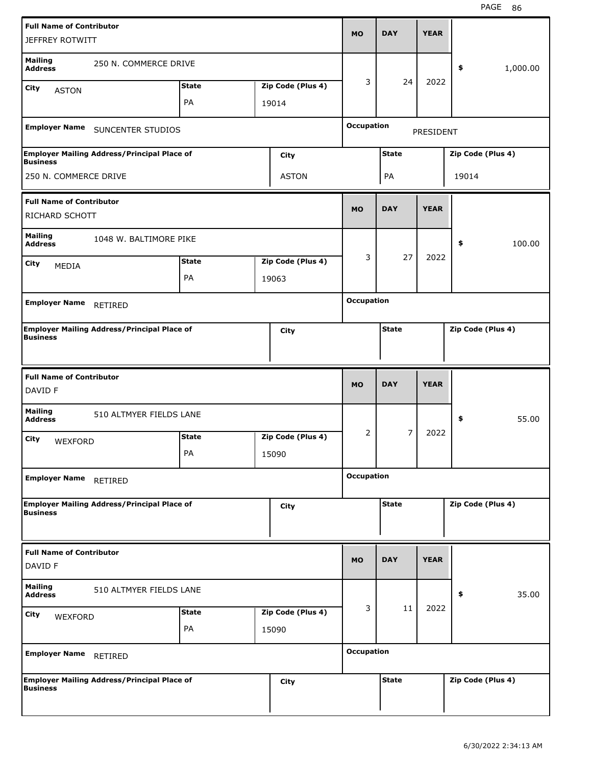| Full Name of Contributor | | | MO | DAY | YEAR | |
|---|---|---|---|---|---|---|
| JEFFREY ROTWITT | | | | | | |
| Mailing Address | 250 N. COMMERCE DRIVE | | 3 | 24 | 2022 | $ 1,000.00 |
| City: ASTON | State: PA | Zip Code (Plus 4): 19014 | | | | |
| Employer Name | SUNCENTER STUDIOS | | Occupation | PRESIDENT | | |
| Employer Mailing Address/Principal Place of Business | City | | State | | Zip Code (Plus 4) | |
| 250 N. COMMERCE DRIVE | ASTON | | PA | | 19014 | |

| Full Name of Contributor | | | MO | DAY | YEAR | |
|---|---|---|---|---|---|---|
| RICHARD SCHOTT | | | | | | |
| Mailing Address | 1048 W. BALTIMORE PIKE | | 3 | 27 | 2022 | $ 100.00 |
| City: MEDIA | State: PA | Zip Code (Plus 4): 19063 | | | | |
| Employer Name | RETIRED | | Occupation | | | |
| Employer Mailing Address/Principal Place of Business | City | | State | | Zip Code (Plus 4) | |
| | | | | | | |

| Full Name of Contributor | | | MO | DAY | YEAR | |
|---|---|---|---|---|---|---|
| DAVID F | | | | | | |
| Mailing Address | 510 ALTMYER FIELDS LANE | | 2 | 7 | 2022 | $ 55.00 |
| City: WEXFORD | State: PA | Zip Code (Plus 4): 15090 | | | | |
| Employer Name | RETIRED | | Occupation | | | |
| Employer Mailing Address/Principal Place of Business | City | | State | | Zip Code (Plus 4) | |
| | | | | | | |

| Full Name of Contributor | | | MO | DAY | YEAR | |
|---|---|---|---|---|---|---|
| DAVID F | | | | | | |
| Mailing Address | 510 ALTMYER FIELDS LANE | | 3 | 11 | 2022 | $ 35.00 |
| City: WEXFORD | State: PA | Zip Code (Plus 4): 15090 | | | | |
| Employer Name | RETIRED | | Occupation | | | |
| Employer Mailing Address/Principal Place of Business | City | | State | | Zip Code (Plus 4) | |
| | | | | | | |

6/30/2022 2:34:13 AM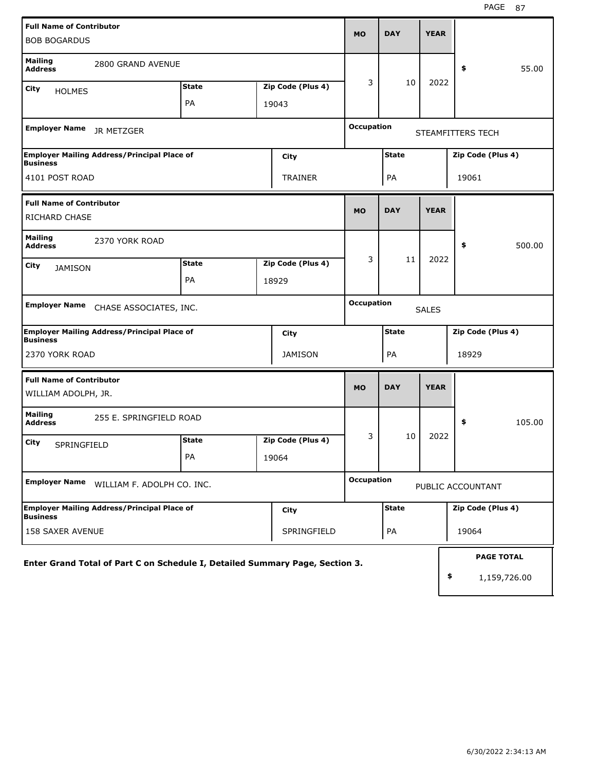| Full Name of Contributor | | | MO | DAY | YEAR | |
|---|---|---|---|---|---|---|
| BOB BOGARDUS | | | | | | |
| **Mailing Address** 2800 GRAND AVENUE | | | 3 | 10 | 2022 | $ 55.00 |
| **City** HOLMES | **State** PA | **Zip Code (Plus 4)** 19043 | | | | |
| **Employer Name** JR METZGER | | | **Occupation** STEAMFITTERS TECH | | | |
| **Employer Mailing Address/Principal Place of Business** 4101 POST ROAD | | **City** TRAINER | **State** PA | | **Zip Code (Plus 4)** 19061 | |

| Full Name of Contributor | | | MO | DAY | YEAR | |
|---|---|---|---|---|---|---|
| RICHARD CHASE | | | | | | |
| **Mailing Address** 2370 YORK ROAD | | | 3 | 11 | 2022 | $ 500.00 |
| **City** JAMISON | **State** PA | **Zip Code (Plus 4)** 18929 | | | | |
| **Employer Name** CHASE ASSOCIATES, INC. | | | **Occupation** SALES | | | |
| **Employer Mailing Address/Principal Place of Business** 2370 YORK ROAD | | **City** JAMISON | **State** PA | | **Zip Code (Plus 4)** 18929 | |

| Full Name of Contributor | | | MO | DAY | YEAR | |
|---|---|---|---|---|---|---|
| WILLIAM ADOLPH, JR. | | | | | | |
| **Mailing Address** 255 E. SPRINGFIELD ROAD | | | 3 | 10 | 2022 | $ 105.00 |
| **City** SPRINGFIELD | **State** PA | **Zip Code (Plus 4)** 19064 | | | | |
| **Employer Name** WILLIAM F. ADOLPH CO. INC. | | | **Occupation** PUBLIC ACCOUNTANT | | | |
| **Employer Mailing Address/Principal Place of Business** 158 SAXER AVENUE | | **City** SPRINGFIELD | **State** PA | | **Zip Code (Plus 4)** 19064 | |

**Enter Grand Total of Part C on Schedule I, Detailed Summary Page, Section 3.**

**PAGE TOTAL**

$ 1,159,726.00

6/30/2022 2:34:13 AM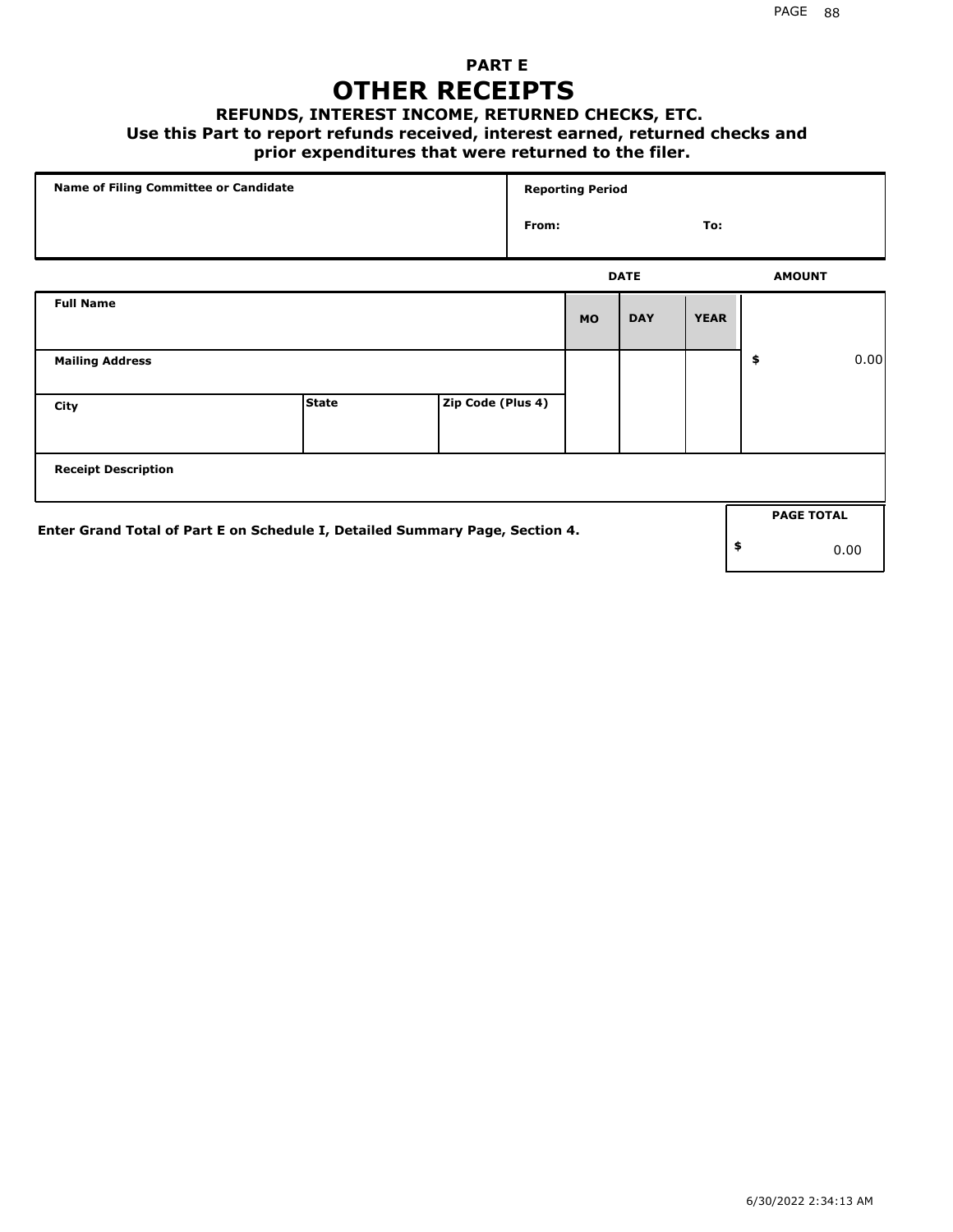# PART E
# OTHER RECEIPTS

### REFUNDS, INTEREST INCOME, RETURNED CHECKS, ETC.

**Use this Part to report refunds received, interest earned, returned checks and prior expenditures that were returned to the filer.**

| Name of Filing Committee or Candidate | Reporting Period |
|---|---|
| | From: To: |

| Full Name | | | DATE | | | AMOUNT |
|---|---|---|---|---|---|---|
| | | | MO | DAY | YEAR | |
| Mailing Address | | | | | | $ 0.00 |
| City | State | Zip Code (Plus 4) | | | | |
| Receipt Description | | | | | | |

Enter Grand Total of Part E on Schedule I, Detailed Summary Page, Section 4.

| PAGE TOTAL |
|---|
| $ 0.00 |

6/30/2022 2:34:13 AM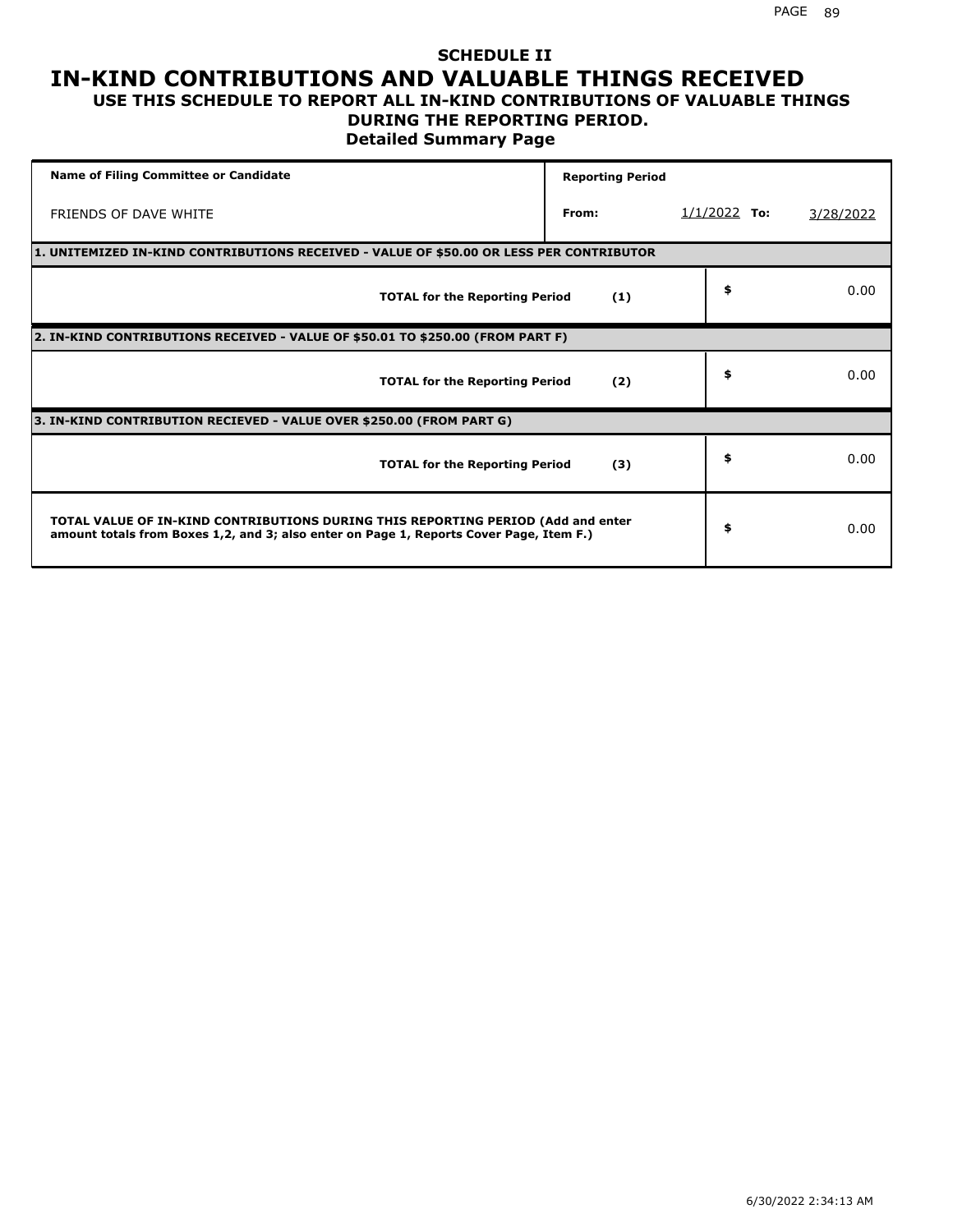# SCHEDULE II
# IN-KIND CONTRIBUTIONS AND VALUABLE THINGS RECEIVED
### USE THIS SCHEDULE TO REPORT ALL IN-KIND CONTRIBUTIONS OF VALUABLE THINGS DURING THE REPORTING PERIOD.
### Detailed Summary Page

| Name of Filing Committee or Candidate | Reporting Period | | | |
|---|---|---|---|---|
| FRIENDS OF DAVE WHITE | From: | 1/1/2022 | To: | 3/28/2022 |

**1. UNITEMIZED IN-KIND CONTRIBUTIONS RECEIVED - VALUE OF $50.00 OR LESS PER CONTRIBUTOR**

| | | |
|---|---|---|
| **TOTAL for the Reporting Period** | **(1)** | $ 0.00 |

**2. IN-KIND CONTRIBUTIONS RECEIVED - VALUE OF $50.01 TO $250.00 (FROM PART F)**

| | | |
|---|---|---|
| **TOTAL for the Reporting Period** | **(2)** | $ 0.00 |

**3. IN-KIND CONTRIBUTION RECIEVED - VALUE OVER $250.00 (FROM PART G)**

| | | |
|---|---|---|
| **TOTAL for the Reporting Period** | **(3)** | $ 0.00 |

| | |
|---|---|
| **TOTAL VALUE OF IN-KIND CONTRIBUTIONS DURING THIS REPORTING PERIOD (Add and enter amount totals from Boxes 1,2, and 3; also enter on Page 1, Reports Cover Page, Item F.)** | $ 0.00 |

6/30/2022 2:34:13 AM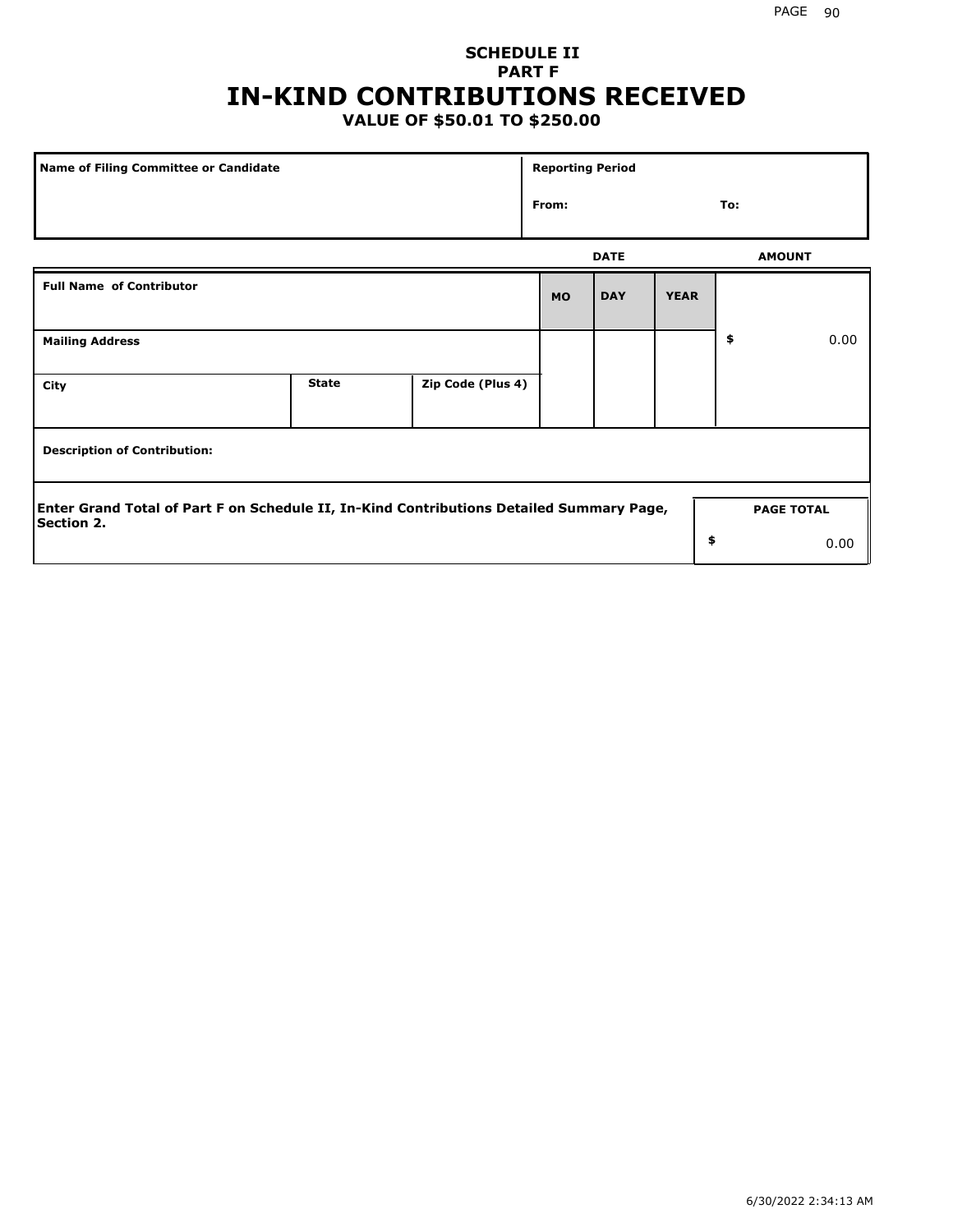## SCHEDULE II
## PART F
# IN-KIND CONTRIBUTIONS RECEIVED
### VALUE OF $50.01 TO $250.00

| Name of Filing Committee or Candidate | Reporting Period | |
|---|---|---|
| | From: | To: |

| Full Name of Contributor | | | DATE MO | DAY | YEAR | AMOUNT |
|---|---|---|---|---|---|---|
| Mailing Address | | | | | | $ 0.00 |
| City | State | Zip Code (Plus 4) | | | | |
| Description of Contribution: | | | | | | |

| Enter Grand Total of Part F on Schedule II, In-Kind Contributions Detailed Summary Page, Section 2. | PAGE TOTAL |
|---|---|
| | $ 0.00 |

6/30/2022 2:34:13 AM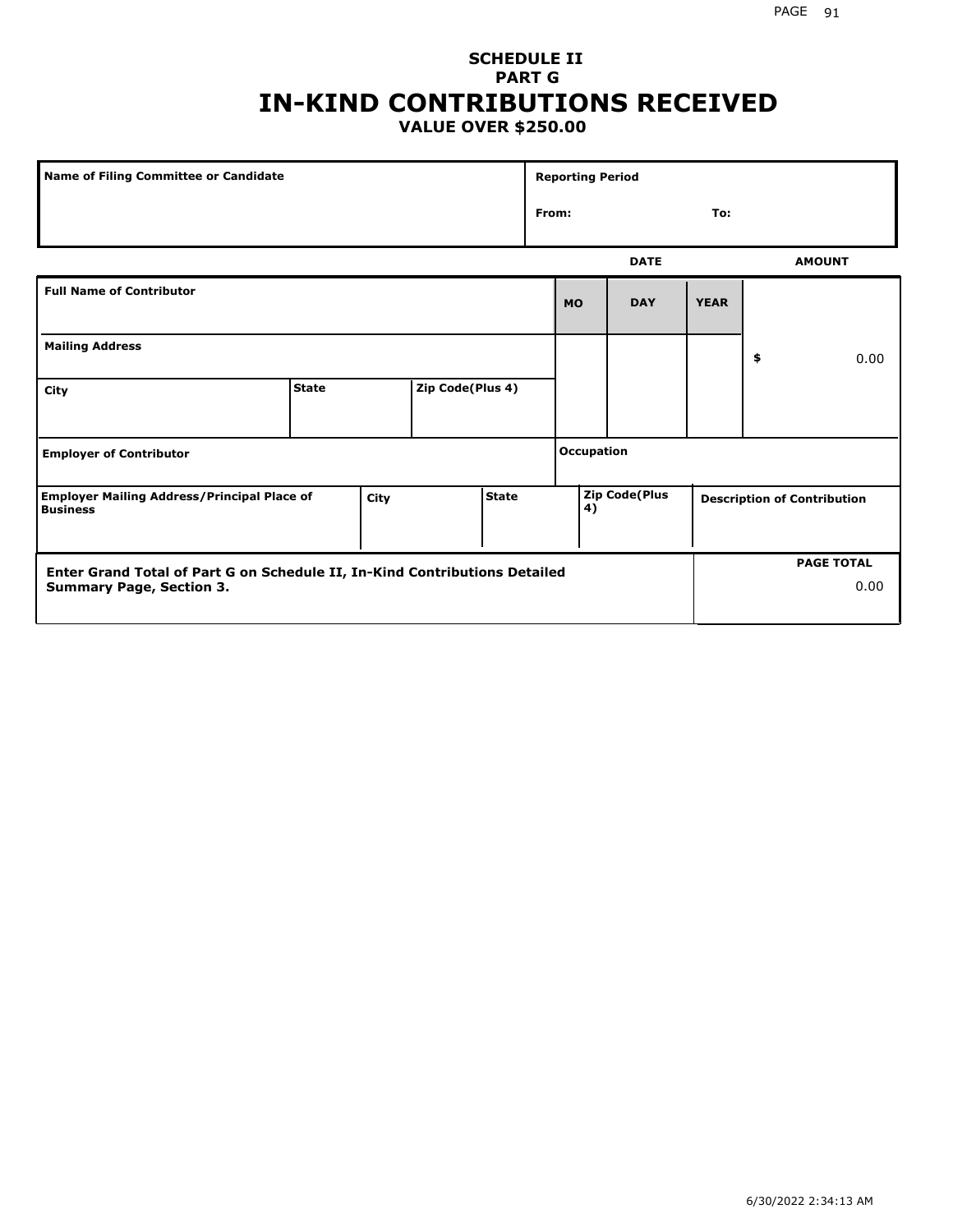## SCHEDULE II
## PART G
# IN-KIND CONTRIBUTIONS RECEIVED
### VALUE OVER $250.00

| Name of Filing Committee or Candidate | Reporting Period |
|---|---|
| | From: To: |

| Full Name of Contributor | | | MO | DAY | YEAR | AMOUNT |
|---|---|---|---|---|---|---|
| Mailing Address | | | | | | $ 0.00 |
| City | State | Zip Code(Plus 4) | | | | |
| Employer of Contributor | | | Occupation | | | |

| Employer Mailing Address/Principal Place of Business | City | State | Zip Code(Plus 4) | Description of Contribution |
|---|---|---|---|---|
| | | | | |

| Enter Grand Total of Part G on Schedule II, In-Kind Contributions Detailed Summary Page, Section 3. | PAGE TOTAL |
|---|---|
| | 0.00 |

6/30/2022 2:34:13 AM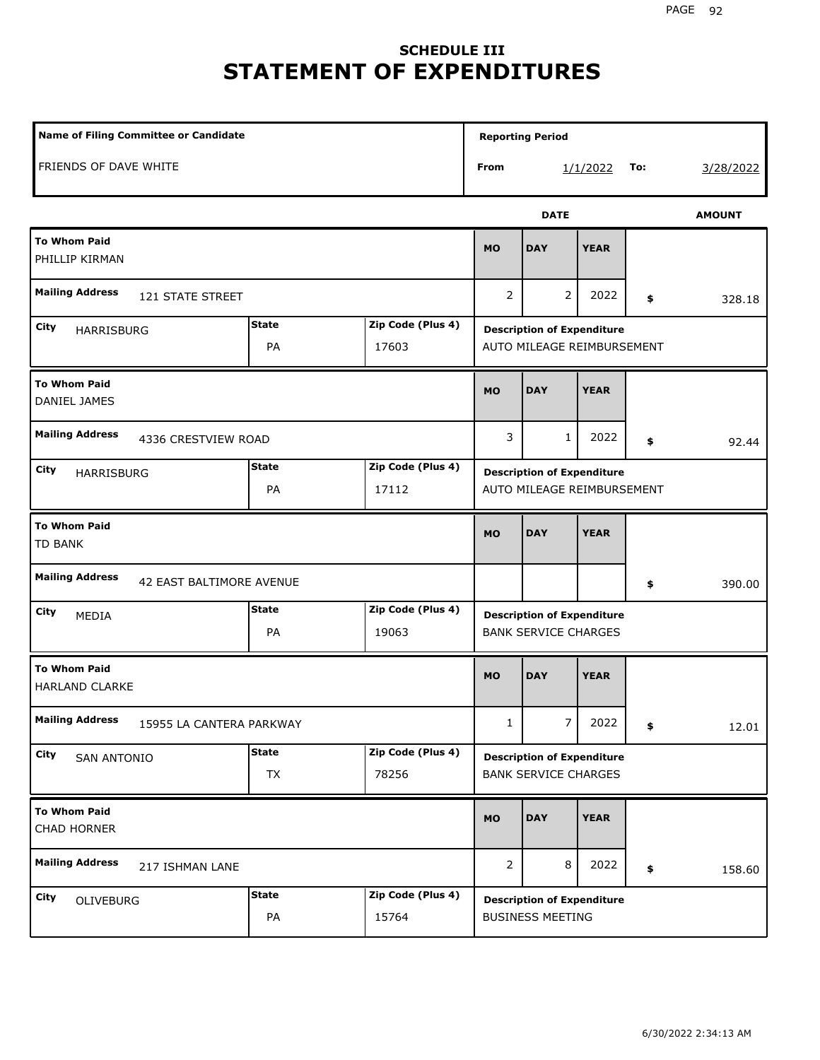# SCHEDULE III
# STATEMENT OF EXPENDITURES

| Name of Filing Committee or Candidate | Reporting Period |
|---|---|
| FRIENDS OF DAVE WHITE | From 1/1/2022 To: 3/28/2022 |

| To Whom Paid | Mailing Address | City | State | Zip Code (Plus 4) | MO | DAY | YEAR | AMOUNT | Description of Expenditure |
|---|---|---|---|---|---|---|---|---|---|
| PHILLIP KIRMAN | 121 STATE STREET | HARRISBURG | PA | 17603 | 2 | 2 | 2022 | $ 328.18 | AUTO MILEAGE REIMBURSEMENT |
| DANIEL JAMES | 4336 CRESTVIEW ROAD | HARRISBURG | PA | 17112 | 3 | 1 | 2022 | $ 92.44 | AUTO MILEAGE REIMBURSEMENT |
| TD BANK | 42 EAST BALTIMORE AVENUE | MEDIA | PA | 19063 | | | | $ 390.00 | BANK SERVICE CHARGES |
| HARLAND CLARKE | 15955 LA CANTERA PARKWAY | SAN ANTONIO | TX | 78256 | 1 | 7 | 2022 | $ 12.01 | BANK SERVICE CHARGES |
| CHAD HORNER | 217 ISHMAN LANE | OLIVEBURG | PA | 15764 | 2 | 8 | 2022 | $ 158.60 | BUSINESS MEETING |

6/30/2022 2:34:13 AM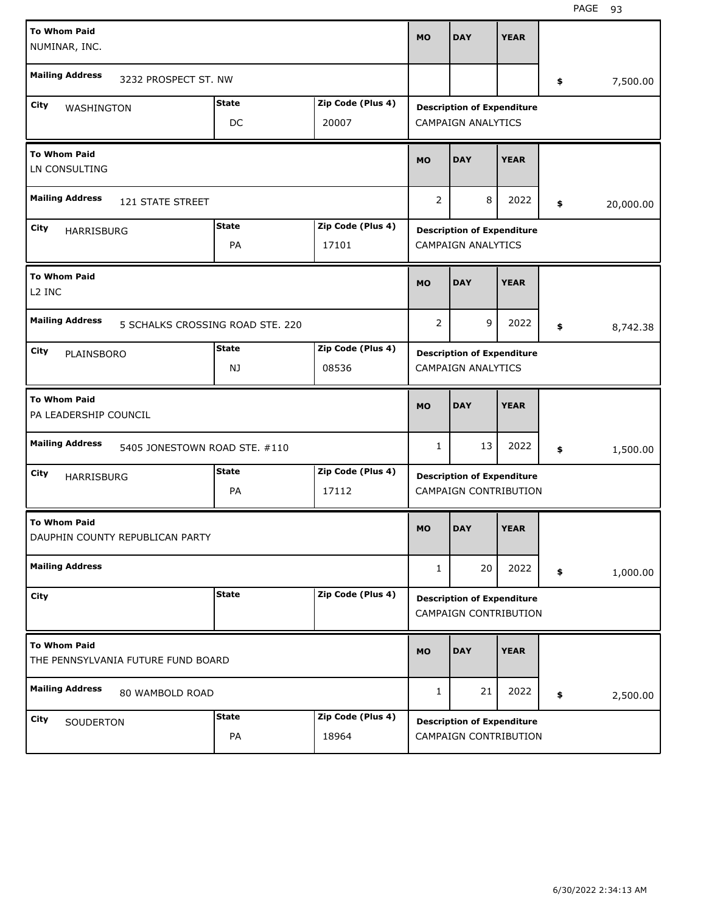| To Whom Paid | Mailing Address | City | State | Zip Code (Plus 4) | MO | DAY | YEAR | Amount | Description of Expenditure |
|---|---|---|---|---|---|---|---|---|---|
| NUMINAR, INC. | 3232 PROSPECT ST. NW | WASHINGTON | DC | 20007 | | | | $ 7,500.00 | CAMPAIGN ANALYTICS |
| LN CONSULTING | 121 STATE STREET | HARRISBURG | PA | 17101 | 2 | 8 | 2022 | $ 20,000.00 | CAMPAIGN ANALYTICS |
| L2 INC | 5 SCHALKS CROSSING ROAD STE. 220 | PLAINSBORO | NJ | 08536 | 2 | 9 | 2022 | $ 8,742.38 | CAMPAIGN ANALYTICS |
| PA LEADERSHIP COUNCIL | 5405 JONESTOWN ROAD STE. #110 | HARRISBURG | PA | 17112 | 1 | 13 | 2022 | $ 1,500.00 | CAMPAIGN CONTRIBUTION |
| DAUPHIN COUNTY REPUBLICAN PARTY | | | | | 1 | 20 | 2022 | $ 1,000.00 | CAMPAIGN CONTRIBUTION |
| THE PENNSYLVANIA FUTURE FUND BOARD | 80 WAMBOLD ROAD | SOUDERTON | PA | 18964 | 1 | 21 | 2022 | $ 2,500.00 | CAMPAIGN CONTRIBUTION |

6/30/2022 2:34:13 AM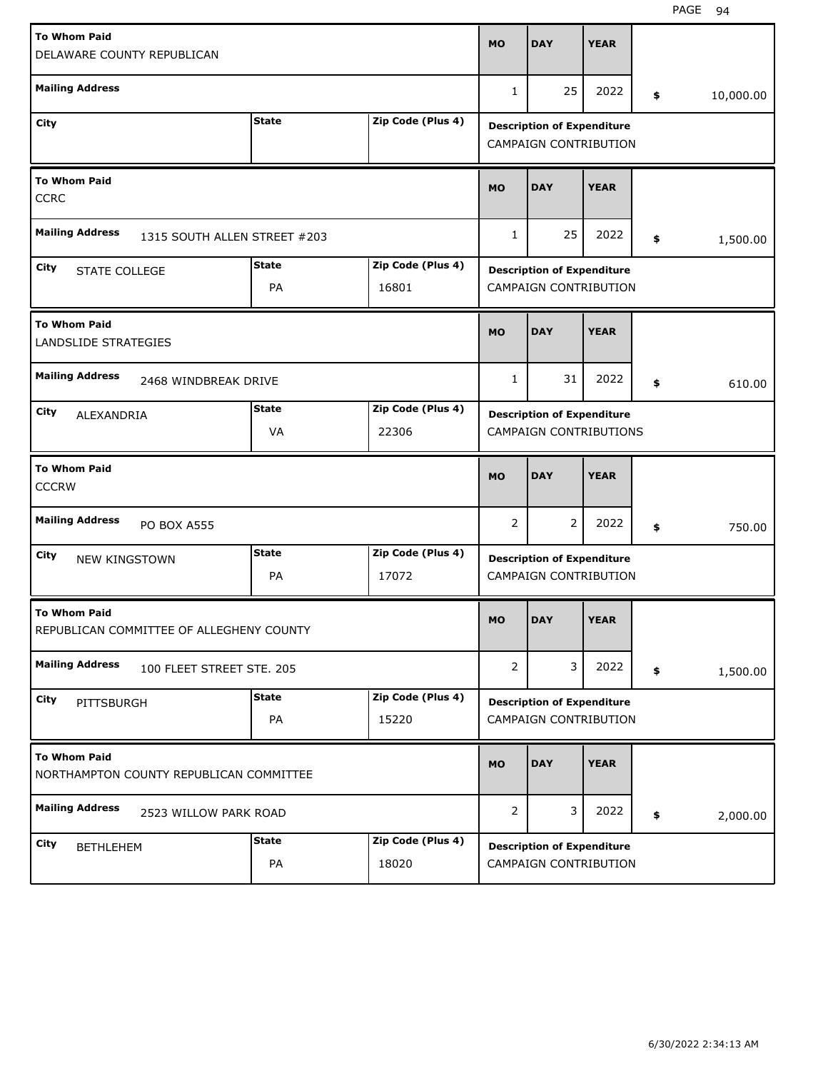| To Whom Paid | Mailing Address | City | State | Zip Code (Plus 4) | MO | DAY | YEAR | Amount | Description of Expenditure |
|---|---|---|---|---|---|---|---|---|---|
| DELAWARE COUNTY REPUBLICAN | | | | | 1 | 25 | 2022 | $ 10,000.00 | CAMPAIGN CONTRIBUTION |
| CCRC | 1315 SOUTH ALLEN STREET #203 | STATE COLLEGE | PA | 16801 | 1 | 25 | 2022 | $ 1,500.00 | CAMPAIGN CONTRIBUTION |
| LANDSLIDE STRATEGIES | 2468 WINDBREAK DRIVE | ALEXANDRIA | VA | 22306 | 1 | 31 | 2022 | $ 610.00 | CAMPAIGN CONTRIBUTIONS |
| CCCRW | PO BOX A555 | NEW KINGSTOWN | PA | 17072 | 2 | 2 | 2022 | $ 750.00 | CAMPAIGN CONTRIBUTION |
| REPUBLICAN COMMITTEE OF ALLEGHENY COUNTY | 100 FLEET STREET STE. 205 | PITTSBURGH | PA | 15220 | 2 | 3 | 2022 | $ 1,500.00 | CAMPAIGN CONTRIBUTION |
| NORTHAMPTON COUNTY REPUBLICAN COMMITTEE | 2523 WILLOW PARK ROAD | BETHLEHEM | PA | 18020 | 2 | 3 | 2022 | $ 2,000.00 | CAMPAIGN CONTRIBUTION |

6/30/2022 2:34:13 AM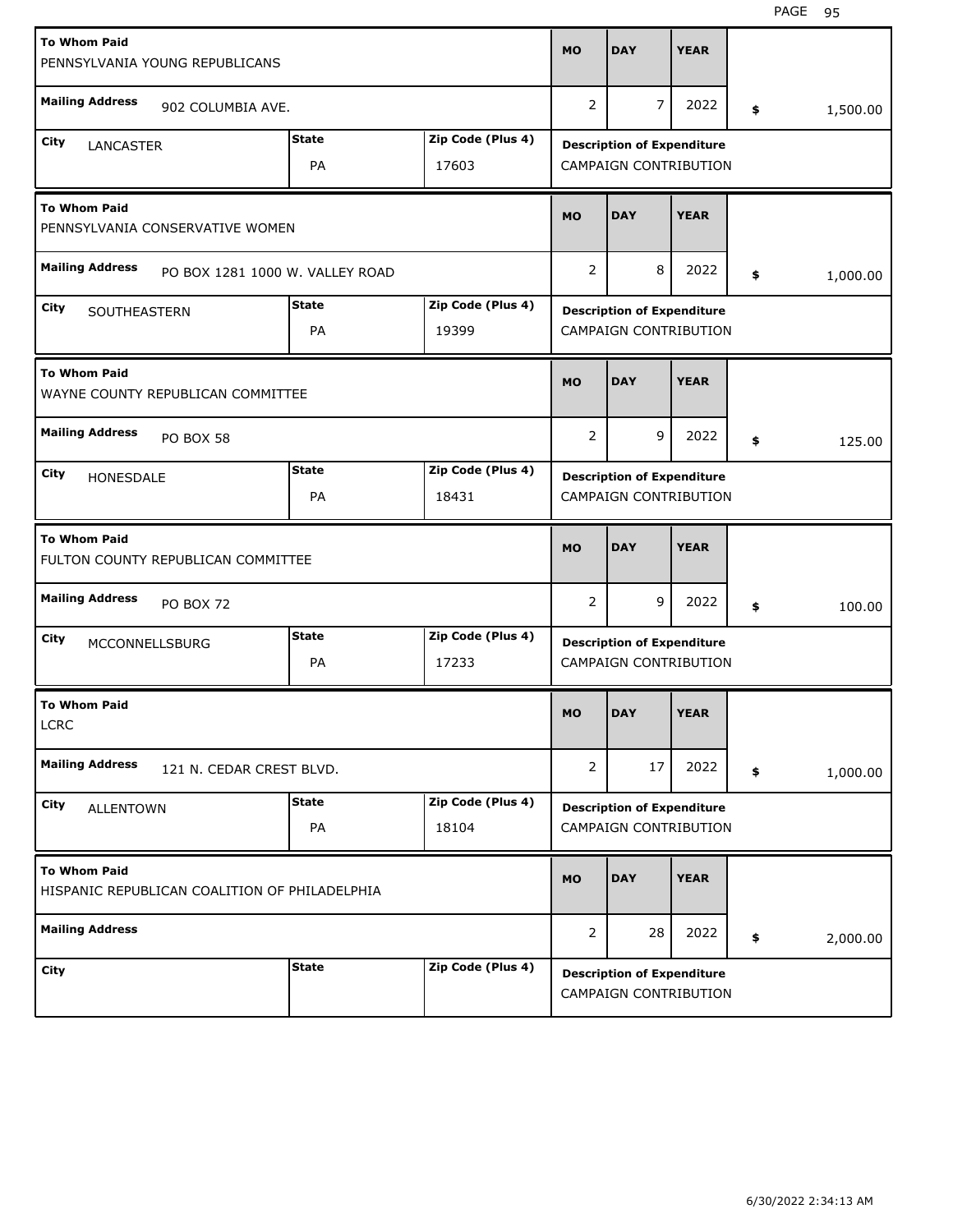| To Whom Paid | Mailing Address | City | State | Zip Code (Plus 4) | MO | DAY | YEAR | Amount | Description of Expenditure |
|---|---|---|---|---|---|---|---|---|---|
| PENNSYLVANIA YOUNG REPUBLICANS | 902 COLUMBIA AVE. | LANCASTER | PA | 17603 | 2 | 7 | 2022 | $ 1,500.00 | CAMPAIGN CONTRIBUTION |
| PENNSYLVANIA CONSERVATIVE WOMEN | PO BOX 1281 1000 W. VALLEY ROAD | SOUTHEASTERN | PA | 19399 | 2 | 8 | 2022 | $ 1,000.00 | CAMPAIGN CONTRIBUTION |
| WAYNE COUNTY REPUBLICAN COMMITTEE | PO BOX 58 | HONESDALE | PA | 18431 | 2 | 9 | 2022 | $ 125.00 | CAMPAIGN CONTRIBUTION |
| FULTON COUNTY REPUBLICAN COMMITTEE | PO BOX 72 | MCCONNELLSBURG | PA | 17233 | 2 | 9 | 2022 | $ 100.00 | CAMPAIGN CONTRIBUTION |
| LCRC | 121 N. CEDAR CREST BLVD. | ALLENTOWN | PA | 18104 | 2 | 17 | 2022 | $ 1,000.00 | CAMPAIGN CONTRIBUTION |
| HISPANIC REPUBLICAN COALITION OF PHILADELPHIA | | | | | 2 | 28 | 2022 | $ 2,000.00 | CAMPAIGN CONTRIBUTION |

6/30/2022 2:34:13 AM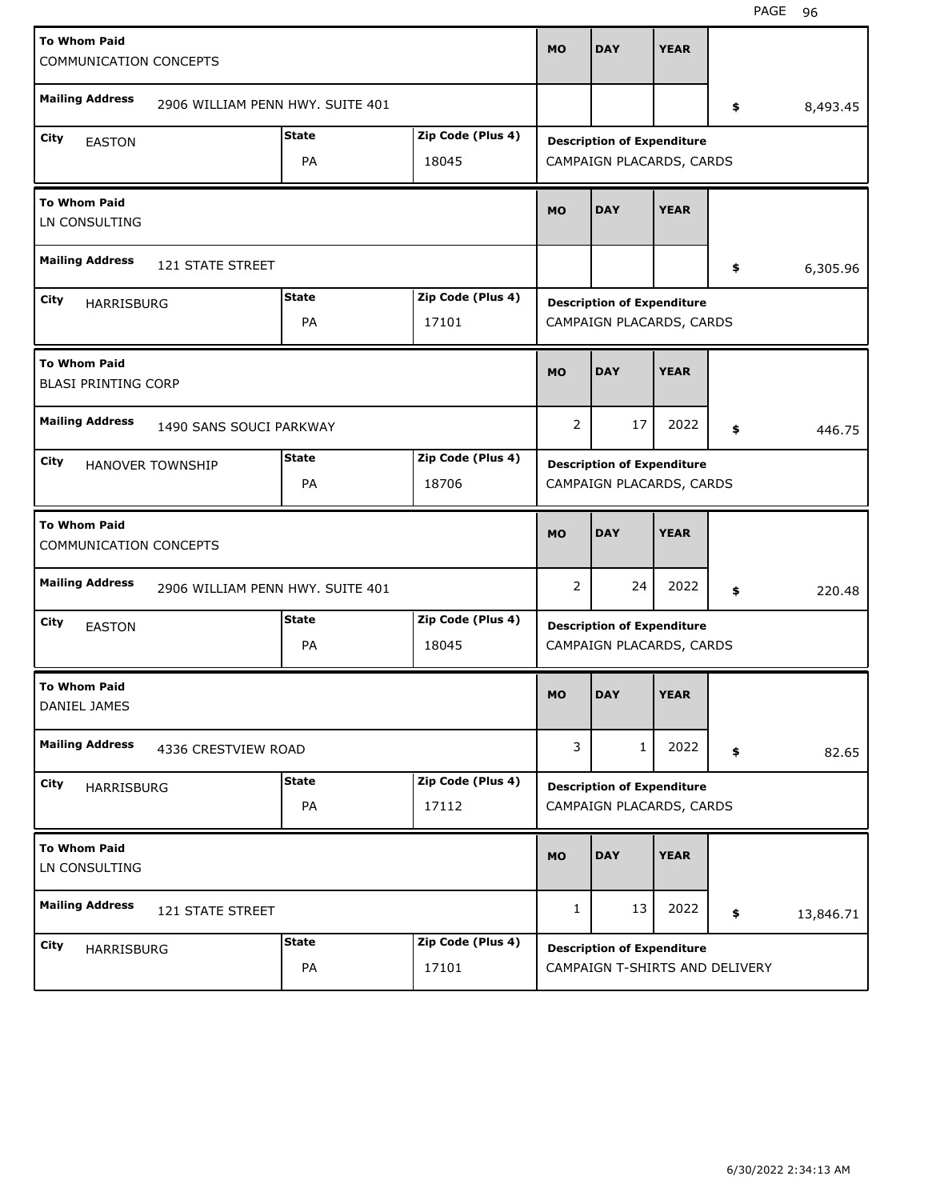| To Whom Paid | Mailing Address | City | State | Zip Code (Plus 4) | MO | DAY | YEAR | Amount | Description of Expenditure |
|---|---|---|---|---|---|---|---|---|---|
| COMMUNICATION CONCEPTS | 2906 WILLIAM PENN HWY. SUITE 401 | EASTON | PA | 18045 | | | | $ 8,493.45 | CAMPAIGN PLACARDS, CARDS |
| LN CONSULTING | 121 STATE STREET | HARRISBURG | PA | 17101 | | | | $ 6,305.96 | CAMPAIGN PLACARDS, CARDS |
| BLASI PRINTING CORP | 1490 SANS SOUCI PARKWAY | HANOVER TOWNSHIP | PA | 18706 | 2 | 17 | 2022 | $ 446.75 | CAMPAIGN PLACARDS, CARDS |
| COMMUNICATION CONCEPTS | 2906 WILLIAM PENN HWY. SUITE 401 | EASTON | PA | 18045 | 2 | 24 | 2022 | $ 220.48 | CAMPAIGN PLACARDS, CARDS |
| DANIEL JAMES | 4336 CRESTVIEW ROAD | HARRISBURG | PA | 17112 | 3 | 1 | 2022 | $ 82.65 | CAMPAIGN PLACARDS, CARDS |
| LN CONSULTING | 121 STATE STREET | HARRISBURG | PA | 17101 | 1 | 13 | 2022 | $ 13,846.71 | CAMPAIGN T-SHIRTS AND DELIVERY |

6/30/2022 2:34:13 AM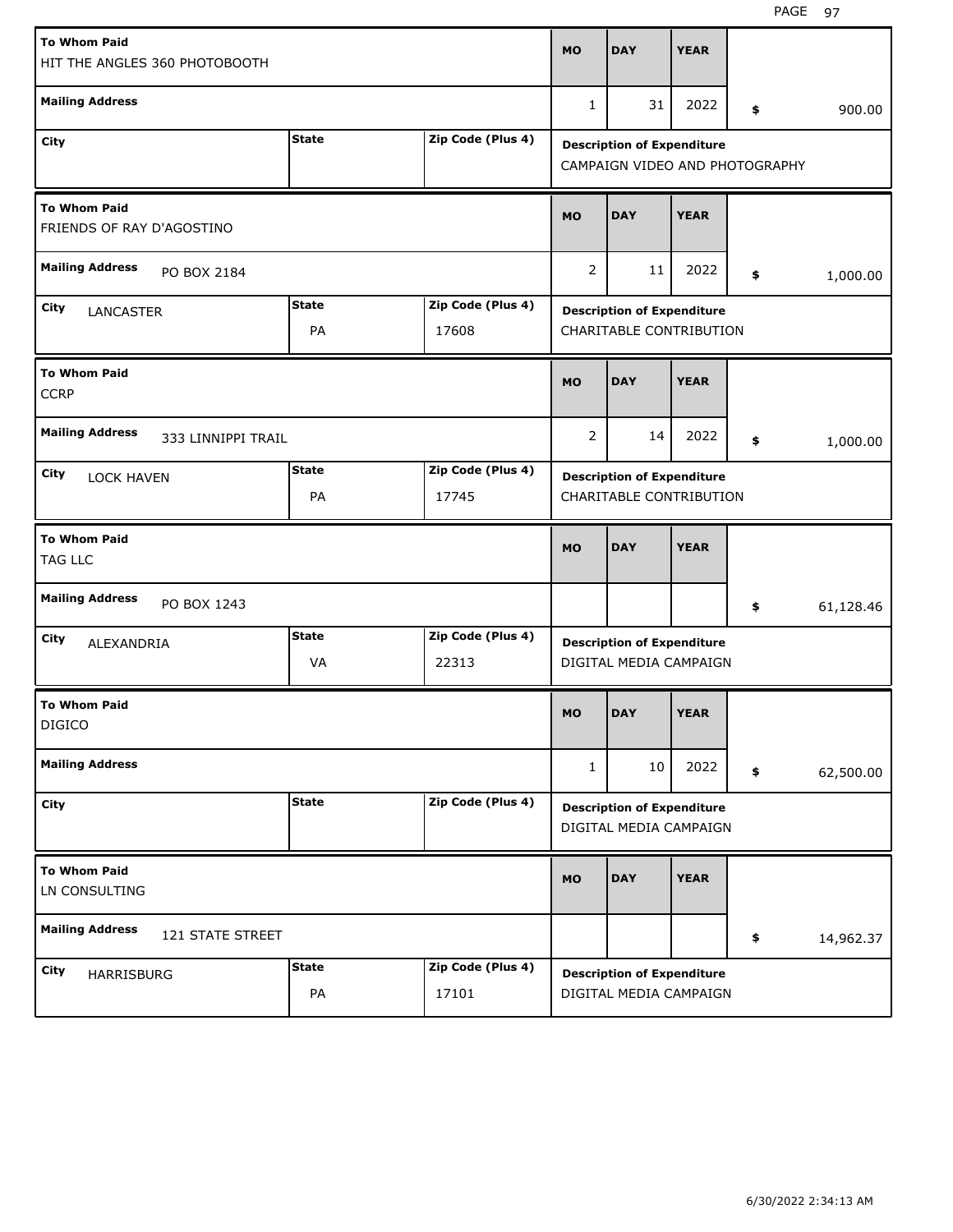| To Whom Paid | Mailing Address | City | State | Zip Code (Plus 4) | MO | DAY | YEAR | Amount | Description of Expenditure |
|---|---|---|---|---|---|---|---|---|---|
| HIT THE ANGLES 360 PHOTOBOOTH | | | | | 1 | 31 | 2022 | $ 900.00 | CAMPAIGN VIDEO AND PHOTOGRAPHY |
| FRIENDS OF RAY D'AGOSTINO | PO BOX 2184 | LANCASTER | PA | 17608 | 2 | 11 | 2022 | $ 1,000.00 | CHARITABLE CONTRIBUTION |
| CCRP | 333 LINNIPPI TRAIL | LOCK HAVEN | PA | 17745 | 2 | 14 | 2022 | $ 1,000.00 | CHARITABLE CONTRIBUTION |
| TAG LLC | PO BOX 1243 | ALEXANDRIA | VA | 22313 | | | | $ 61,128.46 | DIGITAL MEDIA CAMPAIGN |
| DIGICO | | | | | 1 | 10 | 2022 | $ 62,500.00 | DIGITAL MEDIA CAMPAIGN |
| LN CONSULTING | 121 STATE STREET | HARRISBURG | PA | 17101 | | | | $ 14,962.37 | DIGITAL MEDIA CAMPAIGN |

6/30/2022 2:34:13 AM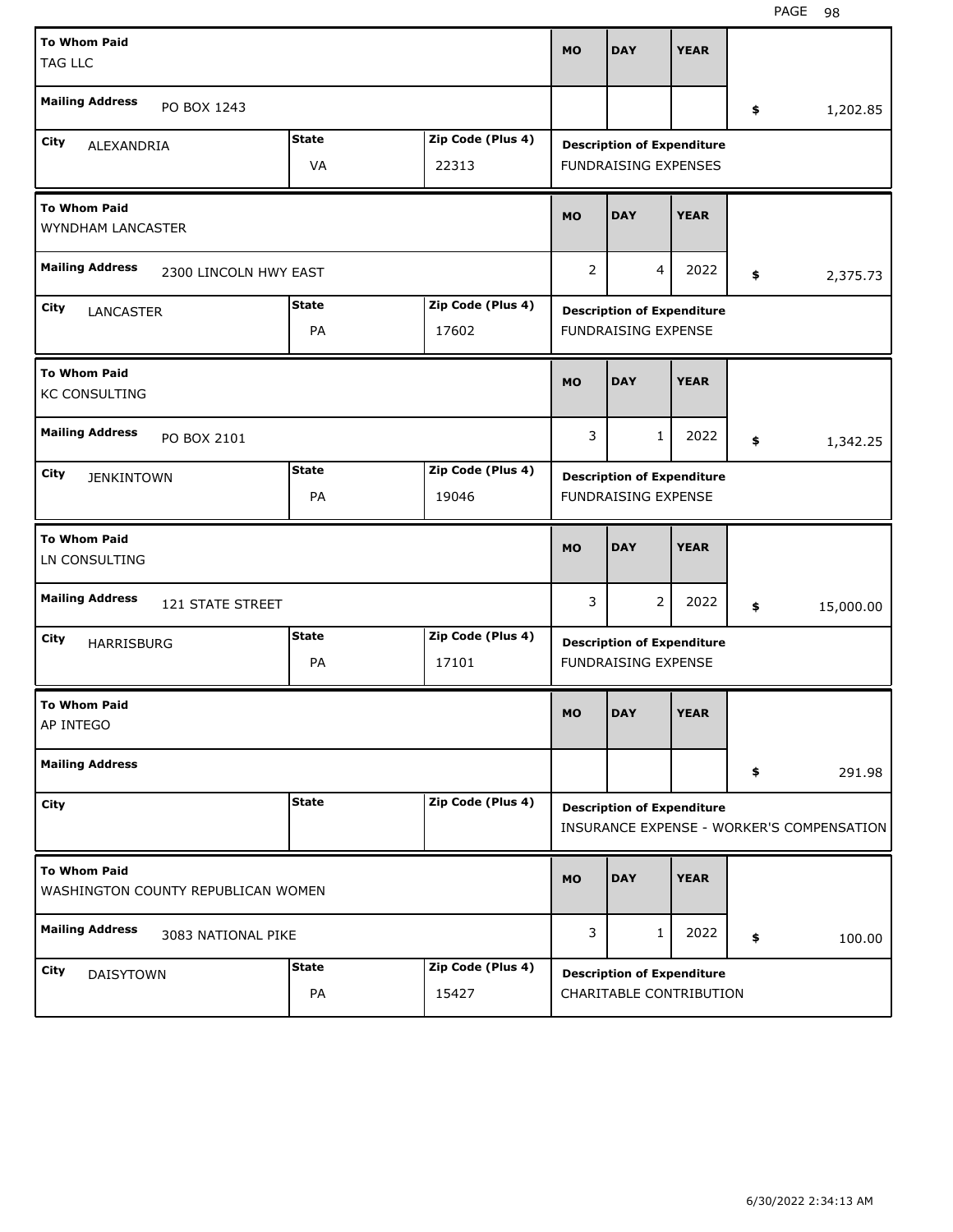| To Whom Paid | Mailing Address | City | State | Zip Code (Plus 4) | MO | DAY | YEAR | Amount | Description of Expenditure |
|---|---|---|---|---|---|---|---|---|---|
| TAG LLC | PO BOX 1243 | ALEXANDRIA | VA | 22313 | | | | $ 1,202.85 | FUNDRAISING EXPENSES |
| WYNDHAM LANCASTER | 2300 LINCOLN HWY EAST | LANCASTER | PA | 17602 | 2 | 4 | 2022 | $ 2,375.73 | FUNDRAISING EXPENSE |
| KC CONSULTING | PO BOX 2101 | JENKINTOWN | PA | 19046 | 3 | 1 | 2022 | $ 1,342.25 | FUNDRAISING EXPENSE |
| LN CONSULTING | 121 STATE STREET | HARRISBURG | PA | 17101 | 3 | 2 | 2022 | $ 15,000.00 | FUNDRAISING EXPENSE |
| AP INTEGO | | | | | | | | $ 291.98 | INSURANCE EXPENSE - WORKER'S COMPENSATION |
| WASHINGTON COUNTY REPUBLICAN WOMEN | 3083 NATIONAL PIKE | DAISYTOWN | PA | 15427 | 3 | 1 | 2022 | $ 100.00 | CHARITABLE CONTRIBUTION |

6/30/2022 2:34:13 AM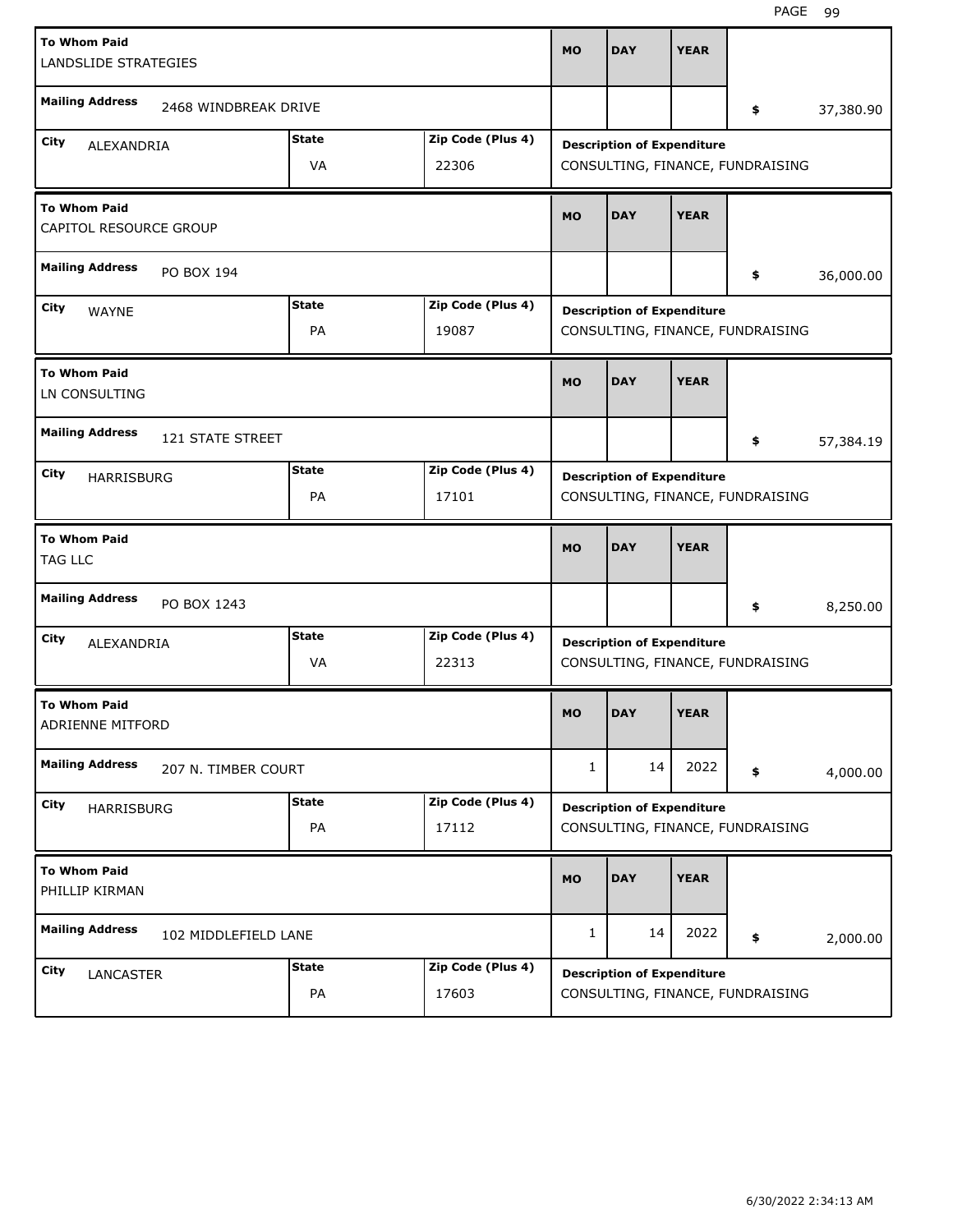| To Whom Paid | Mailing Address | City | State | Zip Code (Plus 4) | MO | DAY | YEAR | Amount | Description of Expenditure |
|---|---|---|---|---|---|---|---|---|---|
| LANDSLIDE STRATEGIES | 2468 WINDBREAK DRIVE | ALEXANDRIA | VA | 22306 | | | | $ 37,380.90 | CONSULTING, FINANCE, FUNDRAISING |
| CAPITOL RESOURCE GROUP | PO BOX 194 | WAYNE | PA | 19087 | | | | $ 36,000.00 | CONSULTING, FINANCE, FUNDRAISING |
| LN CONSULTING | 121 STATE STREET | HARRISBURG | PA | 17101 | | | | $ 57,384.19 | CONSULTING, FINANCE, FUNDRAISING |
| TAG LLC | PO BOX 1243 | ALEXANDRIA | VA | 22313 | | | | $ 8,250.00 | CONSULTING, FINANCE, FUNDRAISING |
| ADRIENNE MITFORD | 207 N. TIMBER COURT | HARRISBURG | PA | 17112 | 1 | 14 | 2022 | $ 4,000.00 | CONSULTING, FINANCE, FUNDRAISING |
| PHILLIP KIRMAN | 102 MIDDLEFIELD LANE | LANCASTER | PA | 17603 | 1 | 14 | 2022 | $ 2,000.00 | CONSULTING, FINANCE, FUNDRAISING |

6/30/2022 2:34:13 AM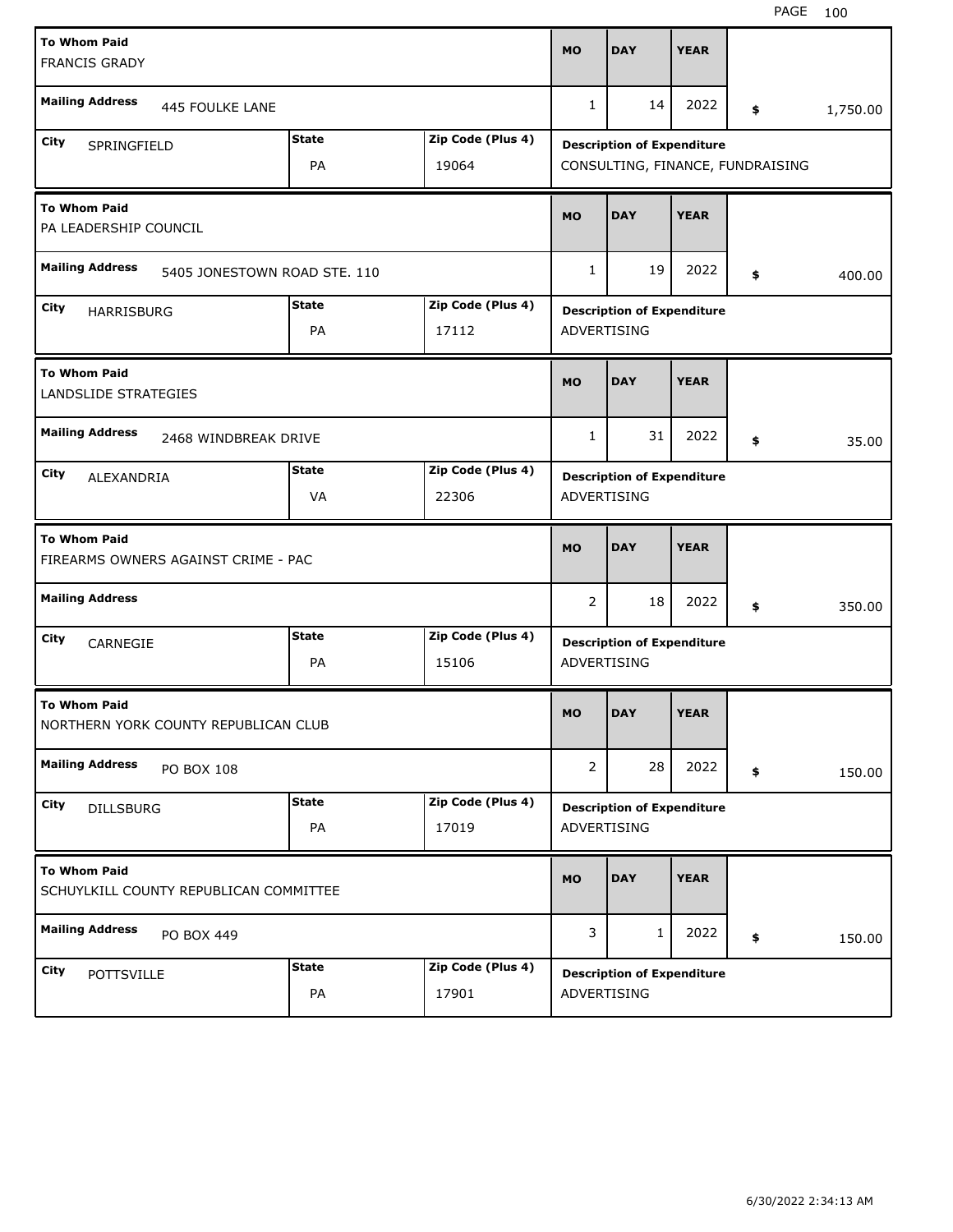| To Whom Paid | Mailing Address | City | State | Zip Code (Plus 4) | MO | DAY | YEAR | Amount | Description of Expenditure |
| --- | --- | --- | --- | --- | --- | --- | --- | --- | --- |
| FRANCIS GRADY | 445 FOULKE LANE | SPRINGFIELD | PA | 19064 | 1 | 14 | 2022 | $ 1,750.00 | CONSULTING, FINANCE, FUNDRAISING |
| PA LEADERSHIP COUNCIL | 5405 JONESTOWN ROAD STE. 110 | HARRISBURG | PA | 17112 | 1 | 19 | 2022 | $ 400.00 | ADVERTISING |
| LANDSLIDE STRATEGIES | 2468 WINDBREAK DRIVE | ALEXANDRIA | VA | 22306 | 1 | 31 | 2022 | $ 35.00 | ADVERTISING |
| FIREARMS OWNERS AGAINST CRIME - PAC | | CARNEGIE | PA | 15106 | 2 | 18 | 2022 | $ 350.00 | ADVERTISING |
| NORTHERN YORK COUNTY REPUBLICAN CLUB | PO BOX 108 | DILLSBURG | PA | 17019 | 2 | 28 | 2022 | $ 150.00 | ADVERTISING |
| SCHUYLKILL COUNTY REPUBLICAN COMMITTEE | PO BOX 449 | POTTSVILLE | PA | 17901 | 3 | 1 | 2022 | $ 150.00 | ADVERTISING |

6/30/2022 2:34:13 AM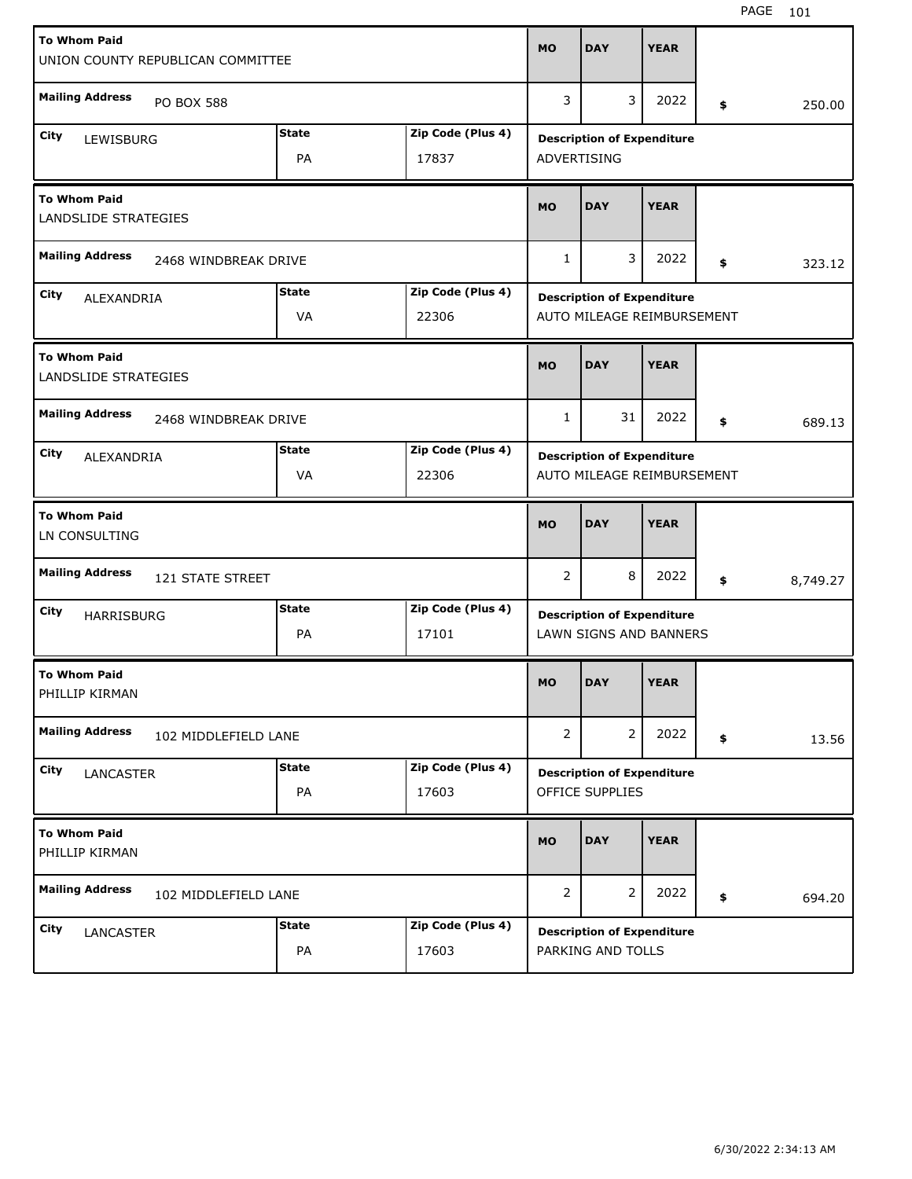| To Whom Paid | Mailing Address | City | State | Zip Code (Plus 4) | MO | DAY | YEAR | Amount | Description of Expenditure |
|---|---|---|---|---|---|---|---|---|---|
| UNION COUNTY REPUBLICAN COMMITTEE | PO BOX 588 | LEWISBURG | PA | 17837 | 3 | 3 | 2022 | $ 250.00 | ADVERTISING |
| LANDSLIDE STRATEGIES | 2468 WINDBREAK DRIVE | ALEXANDRIA | VA | 22306 | 1 | 3 | 2022 | $ 323.12 | AUTO MILEAGE REIMBURSEMENT |
| LANDSLIDE STRATEGIES | 2468 WINDBREAK DRIVE | ALEXANDRIA | VA | 22306 | 1 | 31 | 2022 | $ 689.13 | AUTO MILEAGE REIMBURSEMENT |
| LN CONSULTING | 121 STATE STREET | HARRISBURG | PA | 17101 | 2 | 8 | 2022 | $ 8,749.27 | LAWN SIGNS AND BANNERS |
| PHILLIP KIRMAN | 102 MIDDLEFIELD LANE | LANCASTER | PA | 17603 | 2 | 2 | 2022 | $ 13.56 | OFFICE SUPPLIES |
| PHILLIP KIRMAN | 102 MIDDLEFIELD LANE | LANCASTER | PA | 17603 | 2 | 2 | 2022 | $ 694.20 | PARKING AND TOLLS |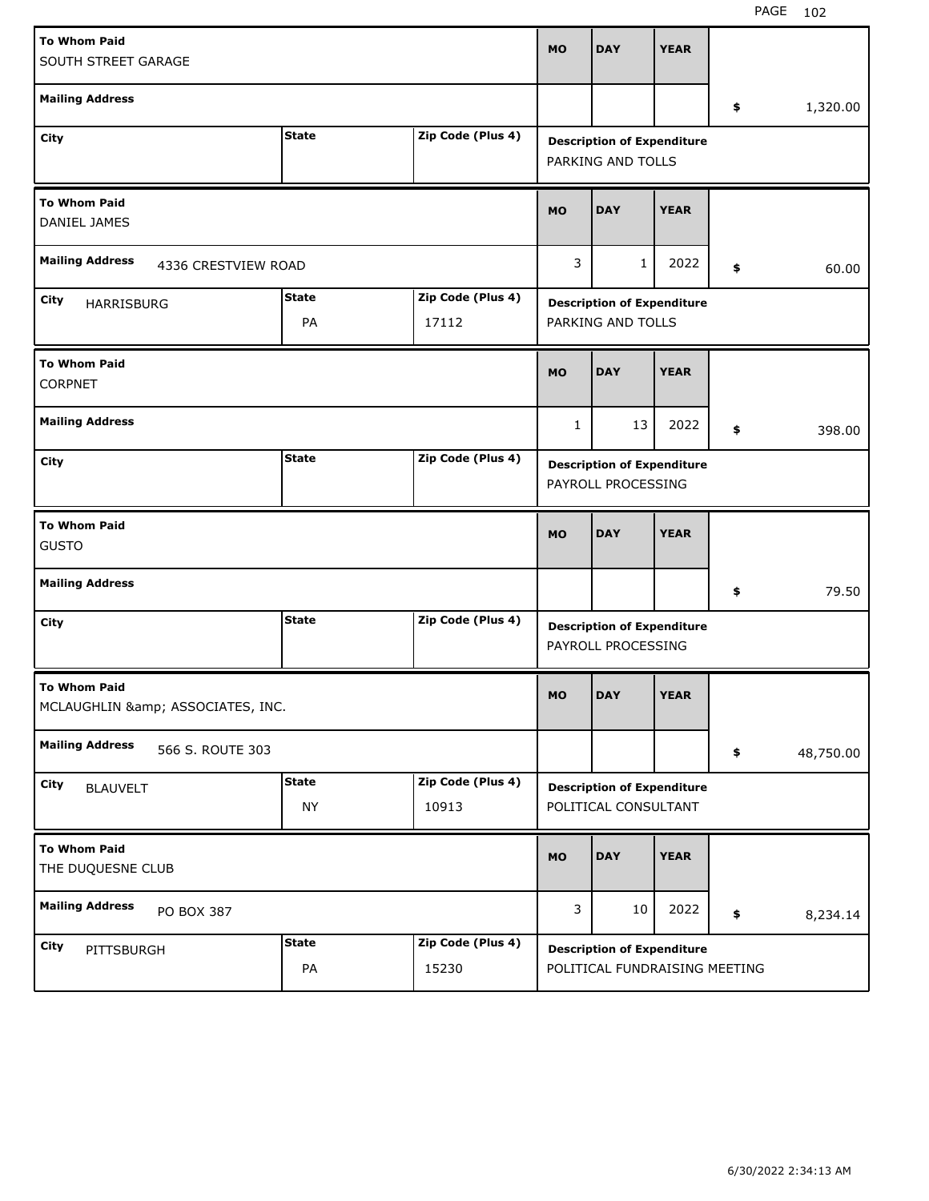| To Whom Paid | Mailing Address | City | State | Zip Code (Plus 4) | MO | DAY | YEAR | Amount | Description of Expenditure |
|---|---|---|---|---|---|---|---|---|---|
| SOUTH STREET GARAGE | | | | | | | | $ 1,320.00 | PARKING AND TOLLS |
| DANIEL JAMES | 4336 CRESTVIEW ROAD | HARRISBURG | PA | 17112 | 3 | 1 | 2022 | $ 60.00 | PARKING AND TOLLS |
| CORPNET | | | | | 1 | 13 | 2022 | $ 398.00 | PAYROLL PROCESSING |
| GUSTO | | | | | | | | $ 79.50 | PAYROLL PROCESSING |
| MCLAUGHLIN &amp; ASSOCIATES, INC. | 566 S. ROUTE 303 | BLAUVELT | NY | 10913 | | | | $ 48,750.00 | POLITICAL CONSULTANT |
| THE DUQUESNE CLUB | PO BOX 387 | PITTSBURGH | PA | 15230 | 3 | 10 | 2022 | $ 8,234.14 | POLITICAL FUNDRAISING MEETING |

6/30/2022 2:34:13 AM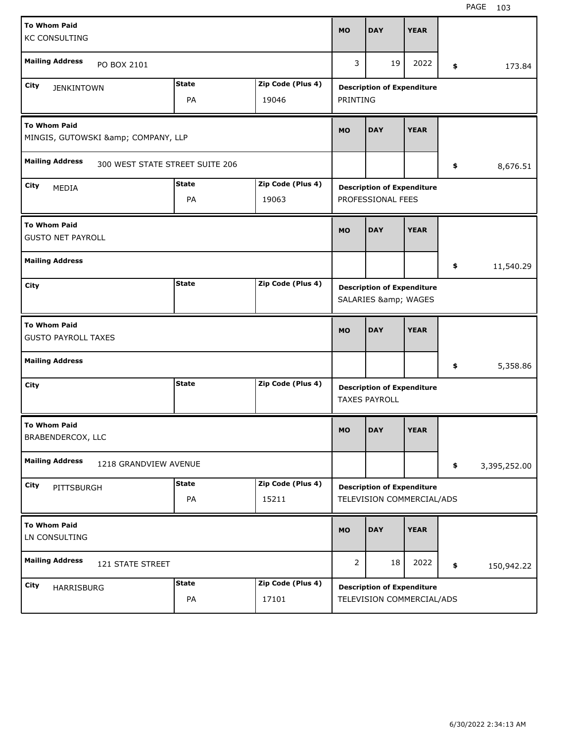| To Whom Paid | Mailing Address | City | State | Zip Code (Plus 4) | MO | DAY | YEAR | Amount | Description of Expenditure |
|---|---|---|---|---|---|---|---|---|---|
| KC CONSULTING | PO BOX 2101 | JENKINTOWN | PA | 19046 | 3 | 19 | 2022 | $ 173.84 | PRINTING |
| MINGIS, GUTOWSKI &amp; COMPANY, LLP | 300 WEST STATE STREET SUITE 206 | MEDIA | PA | 19063 | | | | $ 8,676.51 | PROFESSIONAL FEES |
| GUSTO NET PAYROLL | | | | | | | | $ 11,540.29 | SALARIES &amp; WAGES |
| GUSTO PAYROLL TAXES | | | | | | | | $ 5,358.86 | TAXES PAYROLL |
| BRABENDERCOX, LLC | 1218 GRANDVIEW AVENUE | PITTSBURGH | PA | 15211 | | | | $ 3,395,252.00 | TELEVISION COMMERCIAL/ADS |
| LN CONSULTING | 121 STATE STREET | HARRISBURG | PA | 17101 | 2 | 18 | 2022 | $ 150,942.22 | TELEVISION COMMERCIAL/ADS |

6/30/2022 2:34:13 AM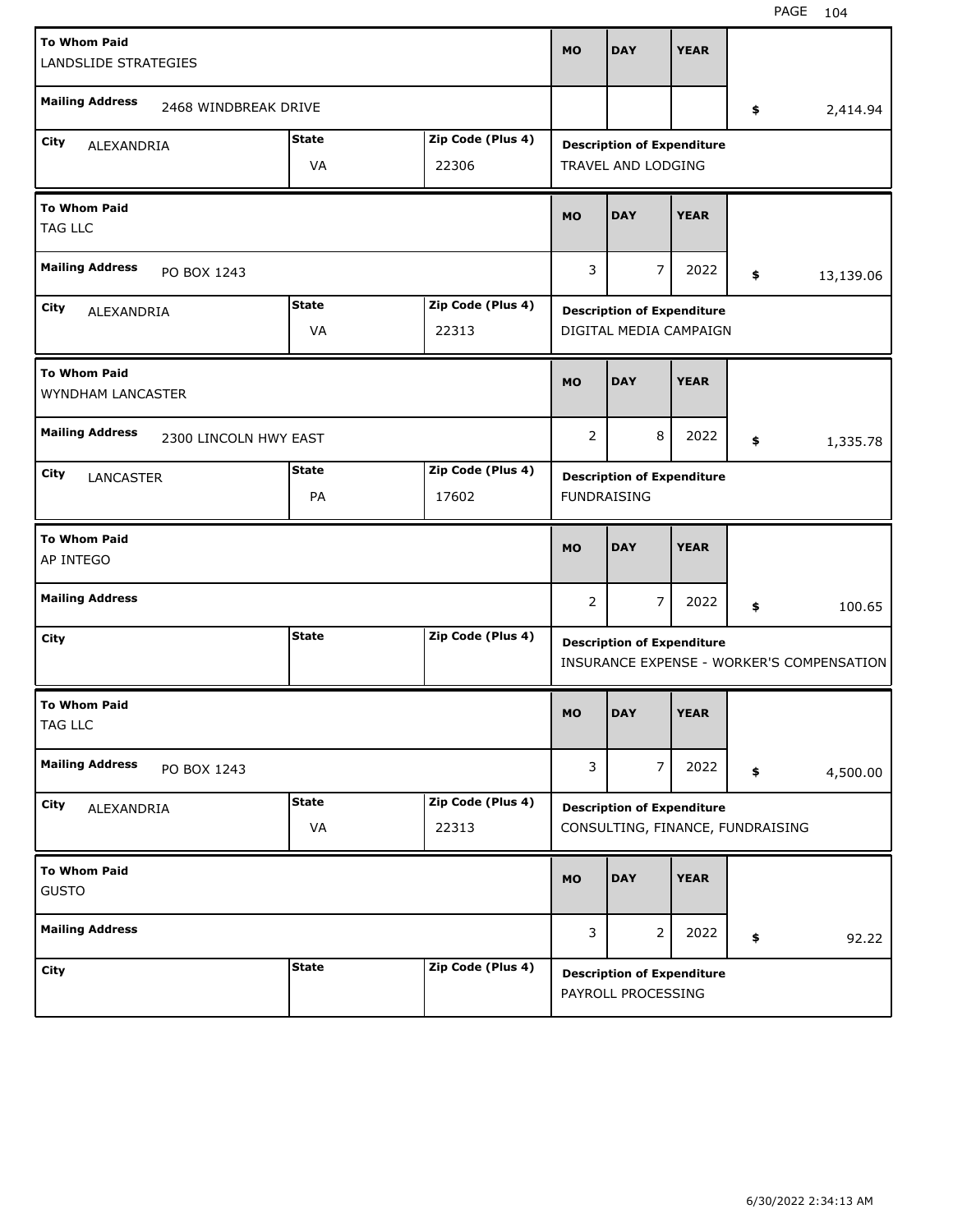| To Whom Paid | Mailing Address | City | State | Zip Code (Plus 4) | MO | DAY | YEAR | Amount | Description of Expenditure |
|---|---|---|---|---|---|---|---|---|---|
| LANDSLIDE STRATEGIES | 2468 WINDBREAK DRIVE | ALEXANDRIA | VA | 22306 | | | | $ 2,414.94 | TRAVEL AND LODGING |
| TAG LLC | PO BOX 1243 | ALEXANDRIA | VA | 22313 | 3 | 7 | 2022 | $ 13,139.06 | DIGITAL MEDIA CAMPAIGN |
| WYNDHAM LANCASTER | 2300 LINCOLN HWY EAST | LANCASTER | PA | 17602 | 2 | 8 | 2022 | $ 1,335.78 | FUNDRAISING |
| AP INTEGO | | | | | 2 | 7 | 2022 | $ 100.65 | INSURANCE EXPENSE - WORKER'S COMPENSATION |
| TAG LLC | PO BOX 1243 | ALEXANDRIA | VA | 22313 | 3 | 7 | 2022 | $ 4,500.00 | CONSULTING, FINANCE, FUNDRAISING |
| GUSTO | | | | | 3 | 2 | 2022 | $ 92.22 | PAYROLL PROCESSING |

6/30/2022 2:34:13 AM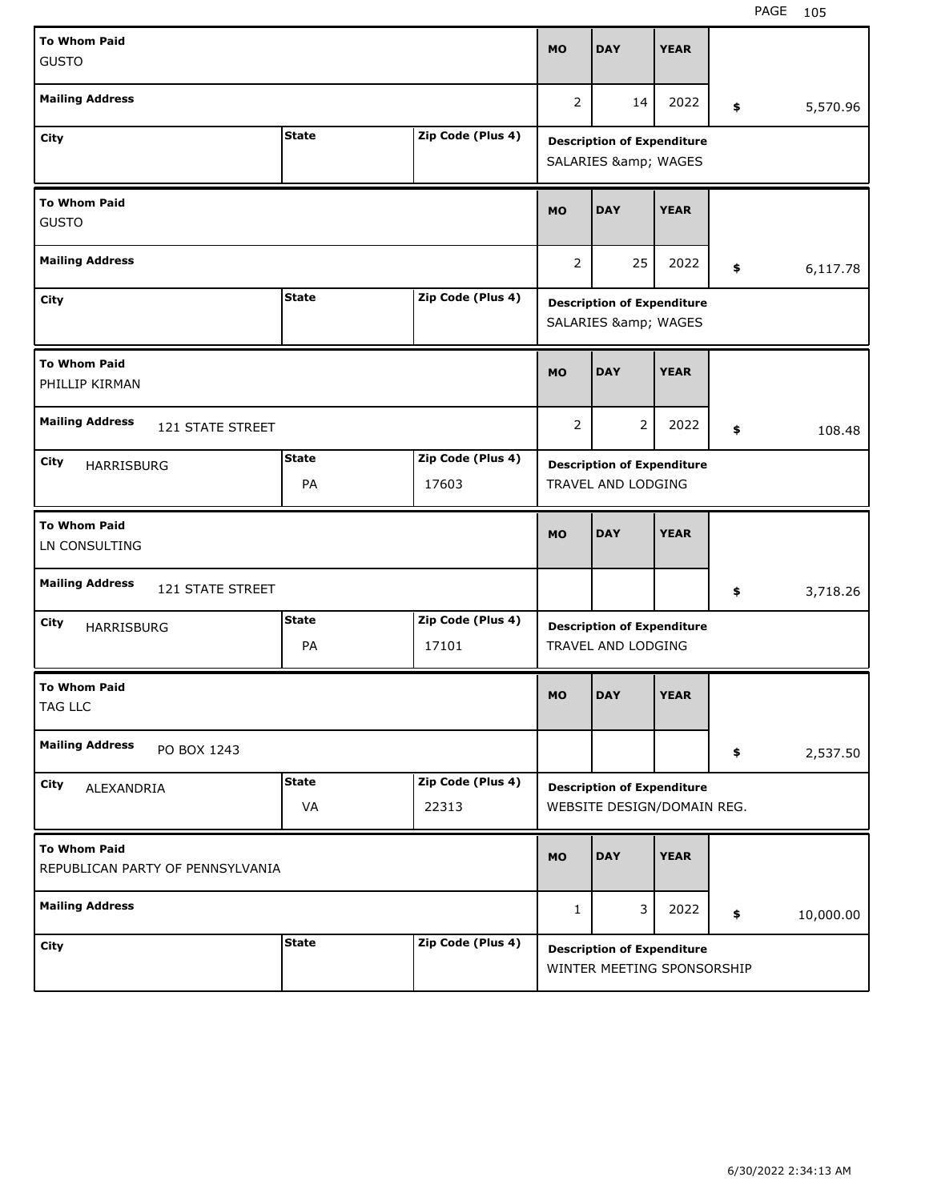| To Whom Paid | Mailing Address | City | State | Zip Code (Plus 4) | MO | DAY | YEAR | Amount | Description of Expenditure |
|---|---|---|---|---|---|---|---|---|---|
| GUSTO | | | | | 2 | 14 | 2022 | $ 5,570.96 | SALARIES &amp; WAGES |
| GUSTO | | | | | 2 | 25 | 2022 | $ 6,117.78 | SALARIES &amp; WAGES |
| PHILLIP KIRMAN | 121 STATE STREET | HARRISBURG | PA | 17603 | 2 | 2 | 2022 | $ 108.48 | TRAVEL AND LODGING |
| LN CONSULTING | 121 STATE STREET | HARRISBURG | PA | 17101 | | | | $ 3,718.26 | TRAVEL AND LODGING |
| TAG LLC | PO BOX 1243 | ALEXANDRIA | VA | 22313 | | | | $ 2,537.50 | WEBSITE DESIGN/DOMAIN REG. |
| REPUBLICAN PARTY OF PENNSYLVANIA | | | | | 1 | 3 | 2022 | $ 10,000.00 | WINTER MEETING SPONSORSHIP |

6/30/2022 2:34:13 AM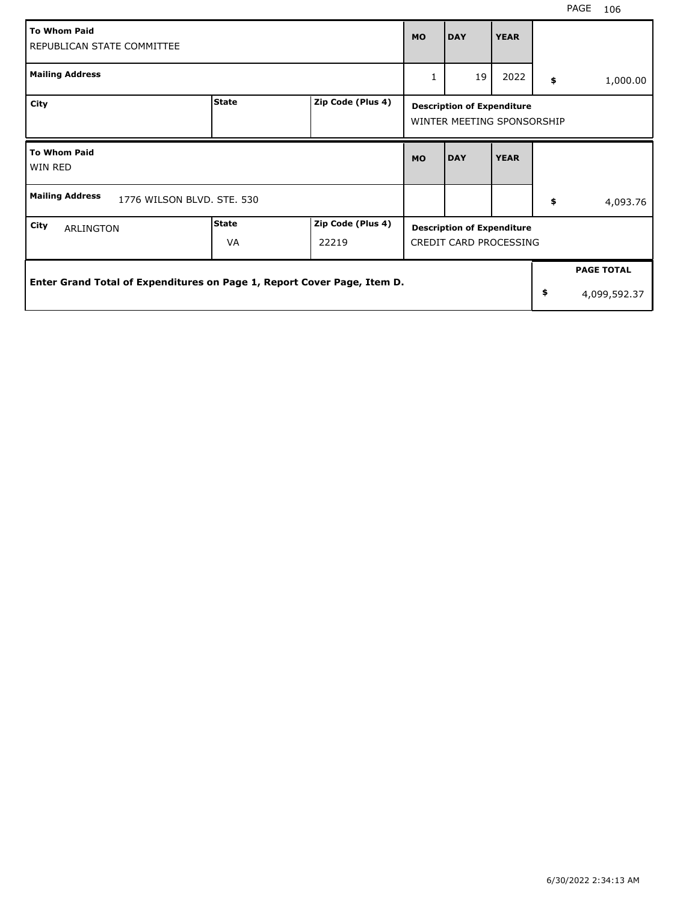| To Whom Paid | | | MO | DAY | YEAR | |
|---|---|---|---|---|---|---|
| REPUBLICAN STATE COMMITTEE | | | | | | |
| **Mailing Address** | | | 1 | 19 | 2022 | $ 1,000.00 |
| **City** | **State** | **Zip Code (Plus 4)** | **Description of Expenditure** | | | |
| | | | WINTER MEETING SPONSORSHIP | | | |

| To Whom Paid | | | MO | DAY | YEAR | |
|---|---|---|---|---|---|---|
| WIN RED | | | | | | |
| **Mailing Address** 1776 WILSON BLVD. STE. 530 | | | | | | $ 4,093.76 |
| **City** ARLINGTON | **State** VA | **Zip Code (Plus 4)** 22219 | **Description of Expenditure** | | | |
| | | | CREDIT CARD PROCESSING | | | |

| Enter Grand Total of Expenditures on Page 1, Report Cover Page, Item D. | PAGE TOTAL |
|---|---|
| | $ 4,099,592.37 |

6/30/2022 2:34:13 AM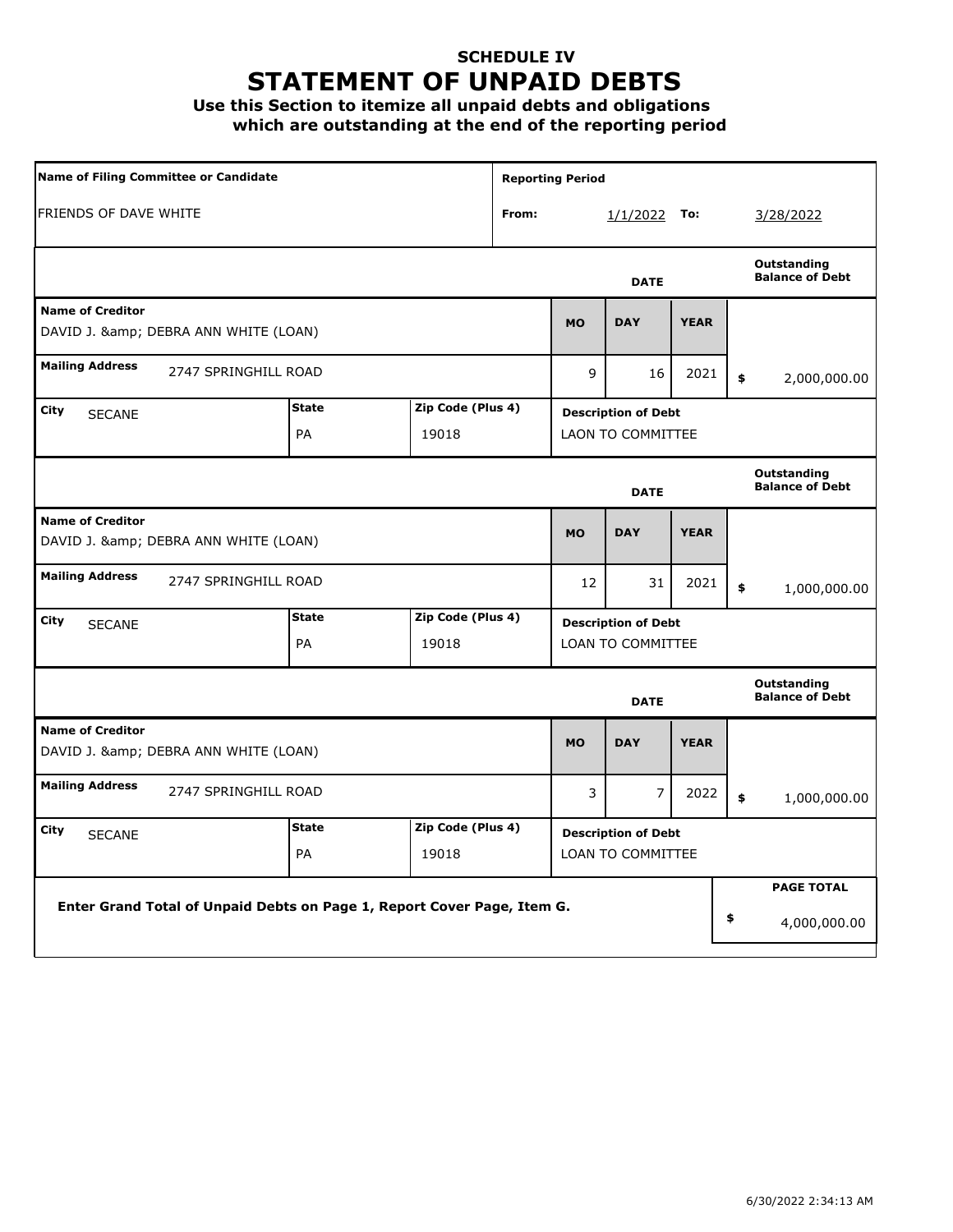# SCHEDULE IV
# STATEMENT OF UNPAID DEBTS
**Use this Section to itemize all unpaid debts and obligations which are outstanding at the end of the reporting period**

| Name of Filing Committee or Candidate | Reporting Period |
|---|---|
| FRIENDS OF DAVE WHITE | From: 1/1/2022 To: 3/28/2022 |

| Name of Creditor | Mailing Address | City | State | Zip Code (Plus 4) | Date (MO) | Date (DAY) | Date (YEAR) | Outstanding Balance of Debt | Description of Debt |
|---|---|---|---|---|---|---|---|---|---|
| DAVID J. &amp; DEBRA ANN WHITE (LOAN) | 2747 SPRINGHILL ROAD | SECANE | PA | 19018 | 9 | 16 | 2021 | $ 2,000,000.00 | LAON TO COMMITTEE |
| DAVID J. &amp; DEBRA ANN WHITE (LOAN) | 2747 SPRINGHILL ROAD | SECANE | PA | 19018 | 12 | 31 | 2021 | $ 1,000,000.00 | LOAN TO COMMITTEE |
| DAVID J. &amp; DEBRA ANN WHITE (LOAN) | 2747 SPRINGHILL ROAD | SECANE | PA | 19018 | 3 | 7 | 2022 | $ 1,000,000.00 | LOAN TO COMMITTEE |

**Enter Grand Total of Unpaid Debts on Page 1, Report Cover Page, Item G.**

**PAGE TOTAL** $ 4,000,000.00

6/30/2022 2:34:13 AM